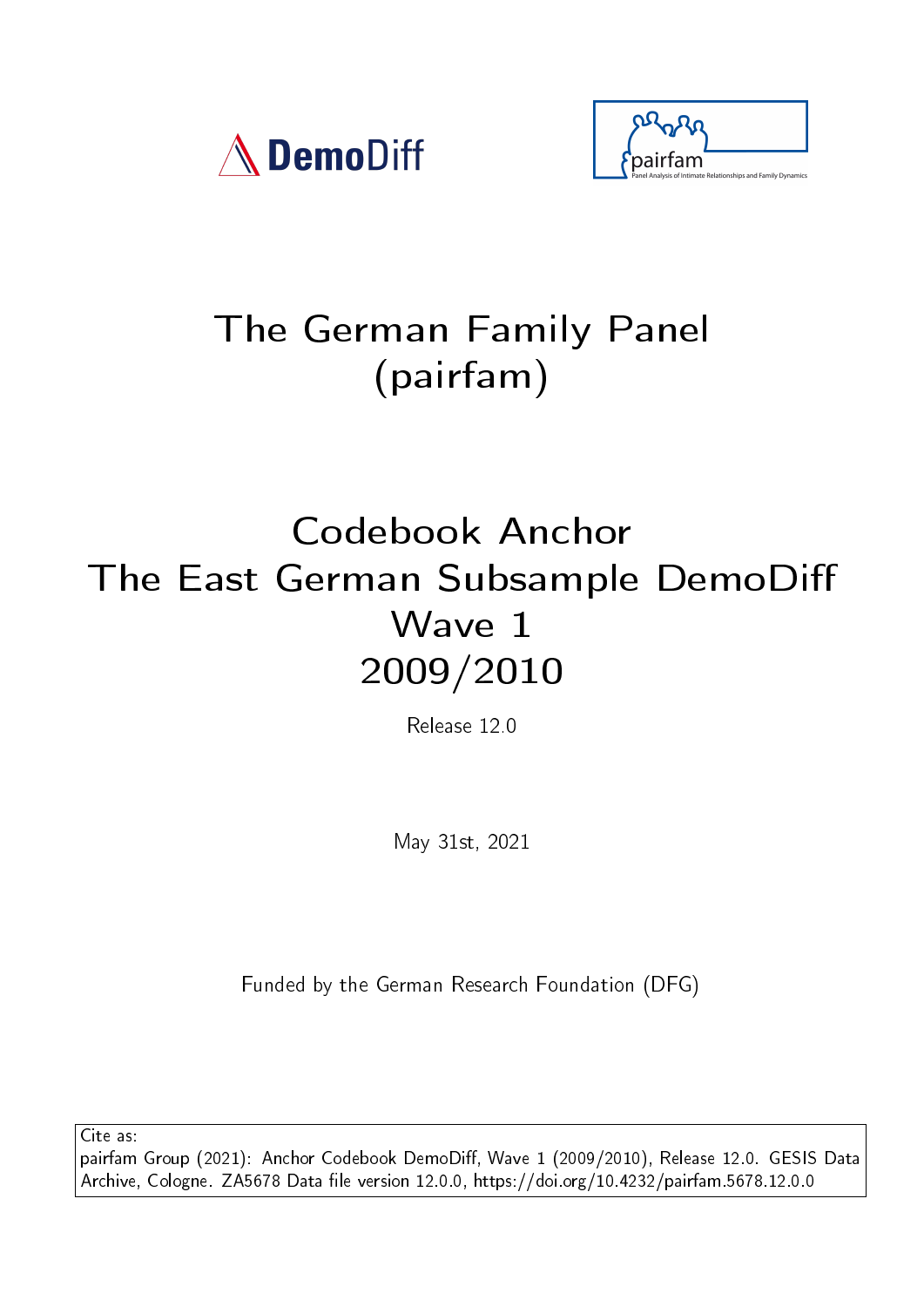DemoDiff

pairfam
Panel Analysis of Intimate Relationships and Family Dynamics

# The German Family Panel (pairfam)

# Codebook Anchor
# The East German Subsample DemoDiff
# Wave 1
# 2009/2010

Release 12.0

May 31st, 2021

Funded by the German Research Foundation (DFG)

Cite as:
pairfam Group (2021): Anchor Codebook DemoDiff, Wave 1 (2009/2010), Release 12.0. GESIS Data Archive, Cologne. ZA5678 Data file version 12.0.0, https://doi.org/10.4232/pairfam.5678.12.0.0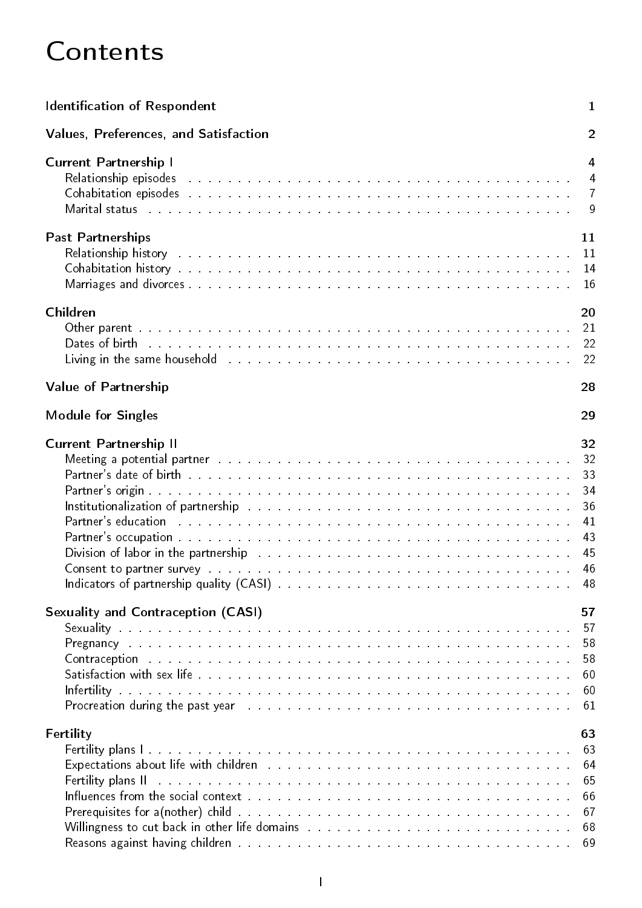# Contents

**Identification of Respondent** 1

**Values, Preferences, and Satisfaction** 2

**Current Partnership I** 4
- Relationship episodes 4
- Cohabitation episodes 7
- Marital status 9

**Past Partnerships** 11
- Relationship history 11
- Cohabitation history 14
- Marriages and divorces 16

**Children** 20
- Other parent 21
- Dates of birth 22
- Living in the same household 22

**Value of Partnership** 28

**Module for Singles** 29

**Current Partnership II** 32
- Meeting a potential partner 32
- Partner's date of birth 33
- Partner's origin 34
- Institutionalization of partnership 36
- Partner's education 41
- Partner's occupation 43
- Division of labor in the partnership 45
- Consent to partner survey 46
- Indicators of partnership quality (CASI) 48

**Sexuality and Contraception (CASI)** 57
- Sexuality 57
- Pregnancy 58
- Contraception 58
- Satisfaction with sex life 60
- Infertility 60
- Procreation during the past year 61

**Fertility** 63
- Fertility plans I 63
- Expectations about life with children 64
- Fertility plans II 65
- Influences from the social context 66
- Prerequisites for a(nother) child 67
- Willingness to cut back in other life domains 68
- Reasons against having children 69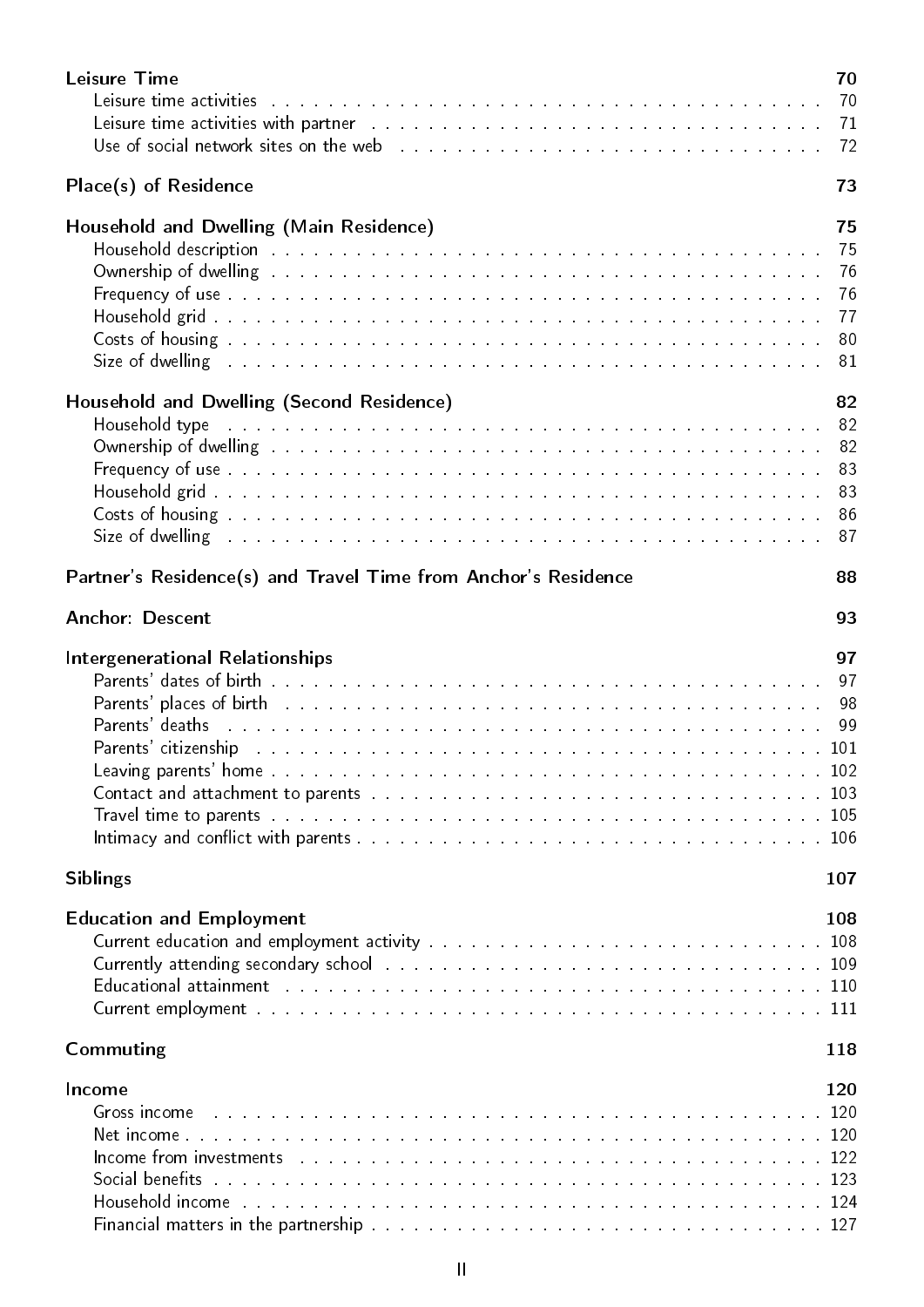**Leisure Time** 70

- Leisure time activities . . . . . . . . . . . . . . . . . . . . . . . . . . . . . . . . . . . . 70
- Leisure time activities with partner . . . . . . . . . . . . . . . . . . . . . . . . . . . . 71
- Use of social network sites on the web . . . . . . . . . . . . . . . . . . . . . . . . . . 72

**Place(s) of Residence** 73

**Household and Dwelling (Main Residence)** 75

- Household description . . . . . . . . . . . . . . . . . . . . . . . . . . . . . . . . . . . 75
- Ownership of dwelling . . . . . . . . . . . . . . . . . . . . . . . . . . . . . . . . . . . 76
- Frequency of use . . . . . . . . . . . . . . . . . . . . . . . . . . . . . . . . . . . . . . 76
- Household grid . . . . . . . . . . . . . . . . . . . . . . . . . . . . . . . . . . . . . . . 77
- Costs of housing . . . . . . . . . . . . . . . . . . . . . . . . . . . . . . . . . . . . . . 80
- Size of dwelling . . . . . . . . . . . . . . . . . . . . . . . . . . . . . . . . . . . . . . 81

**Household and Dwelling (Second Residence)** 82

- Household type . . . . . . . . . . . . . . . . . . . . . . . . . . . . . . . . . . . . . . 82
- Ownership of dwelling . . . . . . . . . . . . . . . . . . . . . . . . . . . . . . . . . . . 82
- Frequency of use . . . . . . . . . . . . . . . . . . . . . . . . . . . . . . . . . . . . . . 83
- Household grid . . . . . . . . . . . . . . . . . . . . . . . . . . . . . . . . . . . . . . . 83
- Costs of housing . . . . . . . . . . . . . . . . . . . . . . . . . . . . . . . . . . . . . . 86
- Size of dwelling . . . . . . . . . . . . . . . . . . . . . . . . . . . . . . . . . . . . . . 87

**Partner's Residence(s) and Travel Time from Anchor's Residence** 88

**Anchor: Descent** 93

**Intergenerational Relationships** 97

- Parents' dates of birth . . . . . . . . . . . . . . . . . . . . . . . . . . . . . . . . . . 97
- Parents' places of birth . . . . . . . . . . . . . . . . . . . . . . . . . . . . . . . . . . 98
- Parents' deaths . . . . . . . . . . . . . . . . . . . . . . . . . . . . . . . . . . . . . . 99
- Parents' citizenship . . . . . . . . . . . . . . . . . . . . . . . . . . . . . . . . . . . . 101
- Leaving parents' home . . . . . . . . . . . . . . . . . . . . . . . . . . . . . . . . . . . 102
- Contact and attachment to parents . . . . . . . . . . . . . . . . . . . . . . . . . . . . 103
- Travel time to parents . . . . . . . . . . . . . . . . . . . . . . . . . . . . . . . . . . . 105
- Intimacy and conflict with parents . . . . . . . . . . . . . . . . . . . . . . . . . . . . 106

**Siblings** 107

**Education and Employment** 108

- Current education and employment activity . . . . . . . . . . . . . . . . . . . . . . . 108
- Currently attending secondary school . . . . . . . . . . . . . . . . . . . . . . . . . . . 109
- Educational attainment . . . . . . . . . . . . . . . . . . . . . . . . . . . . . . . . . . 110
- Current employment . . . . . . . . . . . . . . . . . . . . . . . . . . . . . . . . . . . . 111

**Commuting** 118

**Income** 120

- Gross income . . . . . . . . . . . . . . . . . . . . . . . . . . . . . . . . . . . . . . . 120
- Net income . . . . . . . . . . . . . . . . . . . . . . . . . . . . . . . . . . . . . . . . 120
- Income from investments . . . . . . . . . . . . . . . . . . . . . . . . . . . . . . . . . 122
- Social benefits . . . . . . . . . . . . . . . . . . . . . . . . . . . . . . . . . . . . . . 123
- Household income . . . . . . . . . . . . . . . . . . . . . . . . . . . . . . . . . . . . . 124
- Financial matters in the partnership . . . . . . . . . . . . . . . . . . . . . . . . . . . 127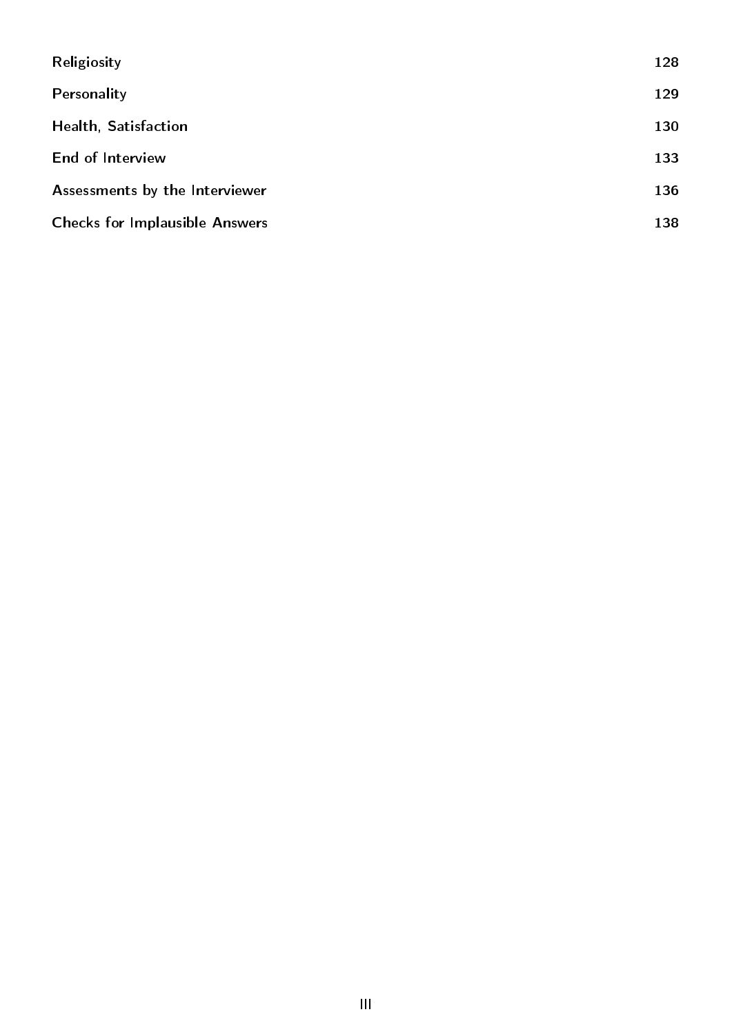| | |
|---|---|
| **Religiosity** | **128** |
| **Personality** | **129** |
| **Health, Satisfaction** | **130** |
| **End of Interview** | **133** |
| **Assessments by the Interviewer** | **136** |
| **Checks for Implausible Answers** | **138** |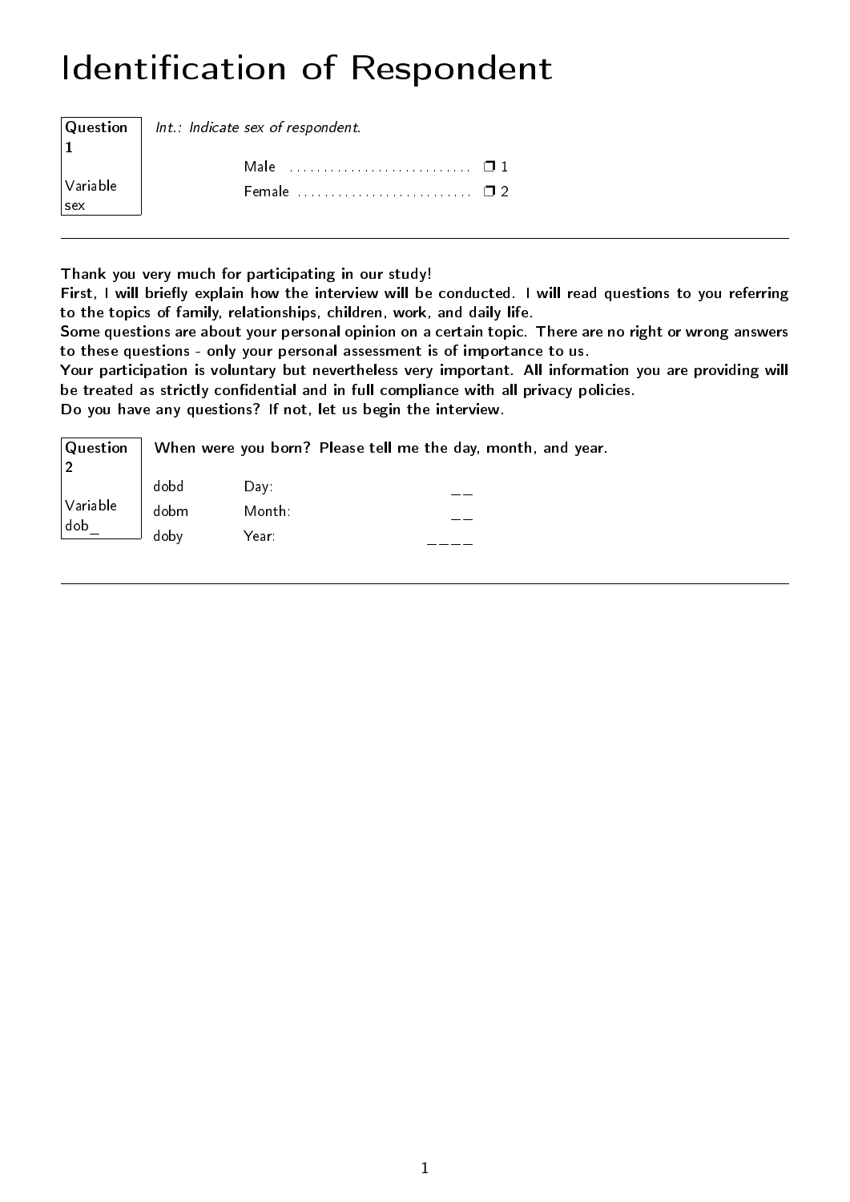# Identification of Respondent

| Question 1 | *Int.: Indicate sex of respondent.* | |
|---|---|---|
| Variable sex | Male ........................... | ❐ 1 |
| | Female .......................... | ❐ 2 |

---

**Thank you very much for participating in our study!**
**First, I will briefly explain how the interview will be conducted. I will read questions to you referring to the topics of family, relationships, children, work, and daily life.**
**Some questions are about your personal opinion on a certain topic. There are no right or wrong answers to these questions - only your personal assessment is of importance to us.**
**Your participation is voluntary but nevertheless very important. All information you are providing will be treated as strictly confidential and in full compliance with all privacy policies.**
**Do you have any questions? If not, let us begin the interview.**

**Question 2** — **When were you born? Please tell me the day, month, and year.**

Variable dob_

| | | |
|---|---|---|
| dobd | Day: | __ |
| dobm | Month: | __ |
| doby | Year: | ____ |

---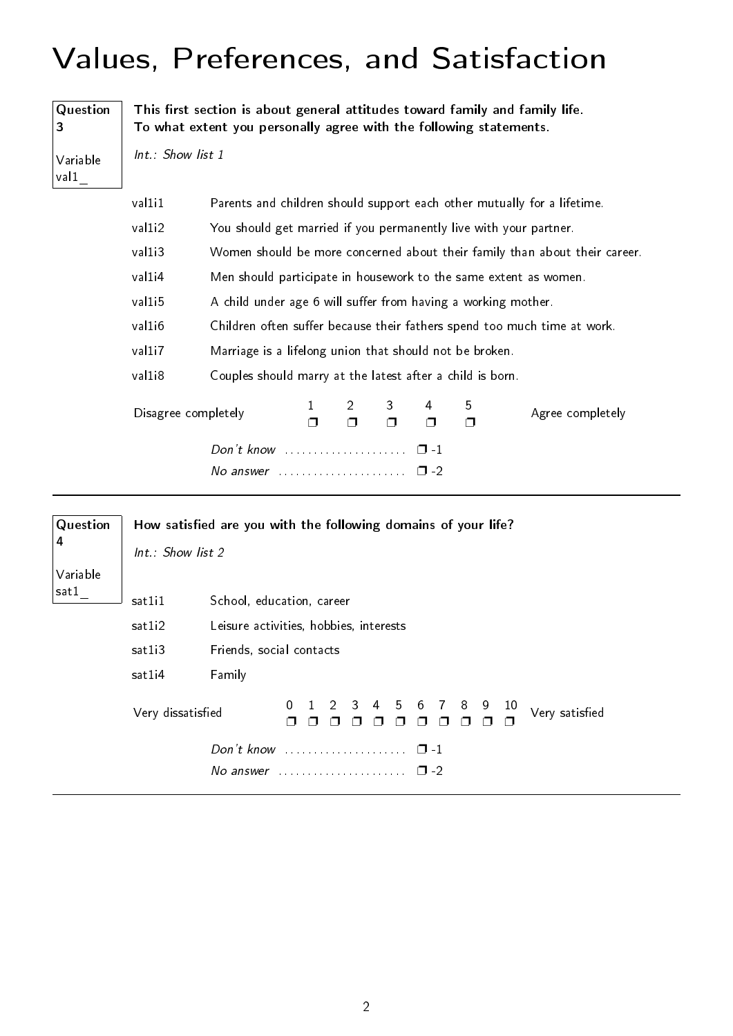# Values, Preferences, and Satisfaction

**Question 3**

Variable val1_

**This first section is about general attitudes toward family and family life. To what extent you personally agree with the following statements.**

*Int.: Show list 1*

| | |
|---|---|
| val1i1 | Parents and children should support each other mutually for a lifetime. |
| val1i2 | You should get married if you permanently live with your partner. |
| val1i3 | Women should be more concerned about their family than about their career. |
| val1i4 | Men should participate in housework to the same extent as women. |
| val1i5 | A child under age 6 will suffer from having a working mother. |
| val1i6 | Children often suffer because their fathers spend too much time at work. |
| val1i7 | Marriage is a lifelong union that should not be broken. |
| val1i8 | Couples should marry at the latest after a child is born. |

| Disagree completely | 1 | 2 | 3 | 4 | 5 | Agree completely |
|---|---|---|---|---|---|---|
| | ❐ | ❐ | ❐ | ❐ | ❐ | |

*Don't know* .................... ❐ -1

*No answer* .................... ❐ -2

---

**Question 4**

Variable sat1_

**How satisfied are you with the following domains of your life?**

*Int.: Show list 2*

| | |
|---|---|
| sat1i1 | School, education, career |
| sat1i2 | Leisure activities, hobbies, interests |
| sat1i3 | Friends, social contacts |
| sat1i4 | Family |

| Very dissatisfied | 0 | 1 | 2 | 3 | 4 | 5 | 6 | 7 | 8 | 9 | 10 | Very satisfied |
|---|---|---|---|---|---|---|---|---|---|---|---|---|
| | ❐ | ❐ | ❐ | ❐ | ❐ | ❐ | ❐ | ❐ | ❐ | ❐ | ❐ | |

*Don't know* .................... ❐ -1

*No answer* .................... ❐ -2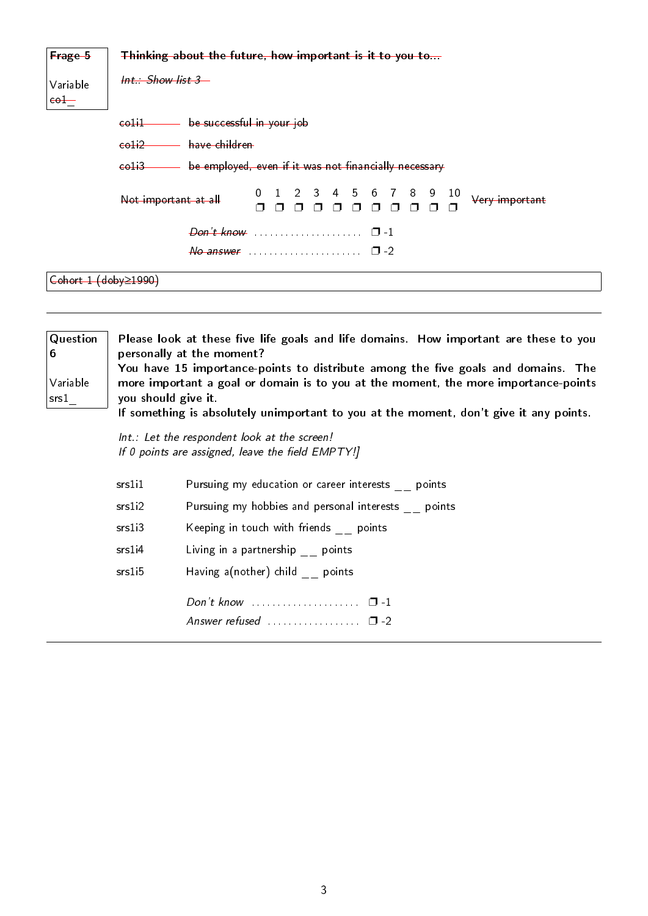~~**Frage 5**~~

Variable ~~co1_~~

~~**Thinking about the future, how important is it to you to...**~~

~~*Int.: Show list 3*~~

~~co1i1~~ ~~be successful in your job~~

~~co1i2~~ ~~have children~~

~~co1i3~~ ~~be employed, even if it was not financially necessary~~

| ~~Not important at all~~ | 0 | 1 | 2 | 3 | 4 | 5 | 6 | 7 | 8 | 9 | 10 | ~~Very important~~ |
|---|---|---|---|---|---|---|---|---|---|---|---|---|
| | ❐ | ❐ | ❐ | ❐ | ❐ | ❐ | ❐ | ❐ | ❐ | ❐ | ❐ | |

~~*Don't know*~~ .................... ❐ -1

~~*No answer*~~ .................... ❐ -2

~~Cohort 1 (doby≥1990)~~

---

**Question 6**

Variable srs1_

**Please look at these five life goals and life domains. How important are these to you personally at the moment?**
**You have 15 importance-points to distribute among the five goals and domains. The more important a goal or domain is to you at the moment, the more importance-points you should give it.**
**If something is absolutely unimportant to you at the moment, don't give it any points.**

*Int.: Let the respondent look at the screen!*
*If 0 points are assigned, leave the field EMPTY!]*

srs1i1 Pursuing my education or career interests __ points

srs1i2 Pursuing my hobbies and personal interests __ points

srs1i3 Keeping in touch with friends __ points

srs1i4 Living in a partnership __ points

srs1i5 Having a(nother) child __ points

*Don't know* .................... ❐ -1

*Answer refused* .................... ❐ -2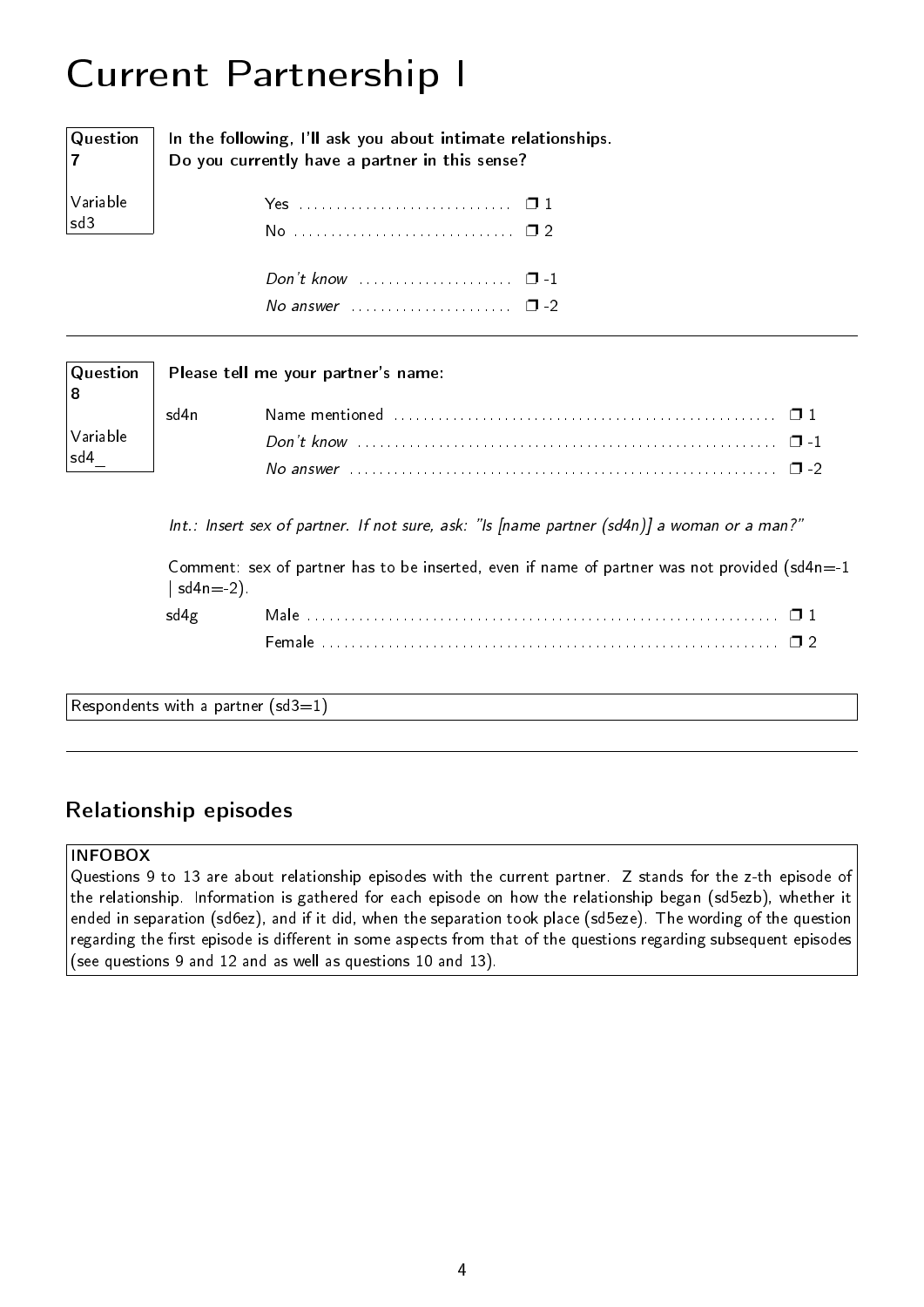# Current Partnership I

**Question 7**

**Variable sd3**

**In the following, I'll ask you about intimate relationships.**
**Do you currently have a partner in this sense?**

| | |
|---|---|
| Yes | ❒ 1 |
| No | ❒ 2 |
| *Don't know* | ❒ -1 |
| *No answer* | ❒ -2 |

---

**Question 8**

**Variable sd4_**

**Please tell me your partner's name:**

| | | |
|---|---|---|
| sd4n | Name mentioned | ❒ 1 |
| | *Don't know* | ❒ -1 |
| | *No answer* | ❒ -2 |

*Int.: Insert sex of partner. If not sure, ask: "Is [name partner (sd4n)] a woman or a man?"*

Comment: sex of partner has to be inserted, even if name of partner was not provided (sd4n=-1 | sd4n=-2).

| | | |
|---|---|---|
| sd4g | Male | ❒ 1 |
| | Female | ❒ 2 |

Respondents with a partner (sd3=1)

---

## Relationship episodes

**INFOBOX**

Questions 9 to 13 are about relationship episodes with the current partner. Z stands for the z-th episode of the relationship. Information is gathered for each episode on how the relationship began (sd5ezb), whether it ended in separation (sd6ez), and if it did, when the separation took place (sd5eze). The wording of the question regarding the first episode is different in some aspects from that of the questions regarding subsequent episodes (see questions 9 and 12 and as well as questions 10 and 13).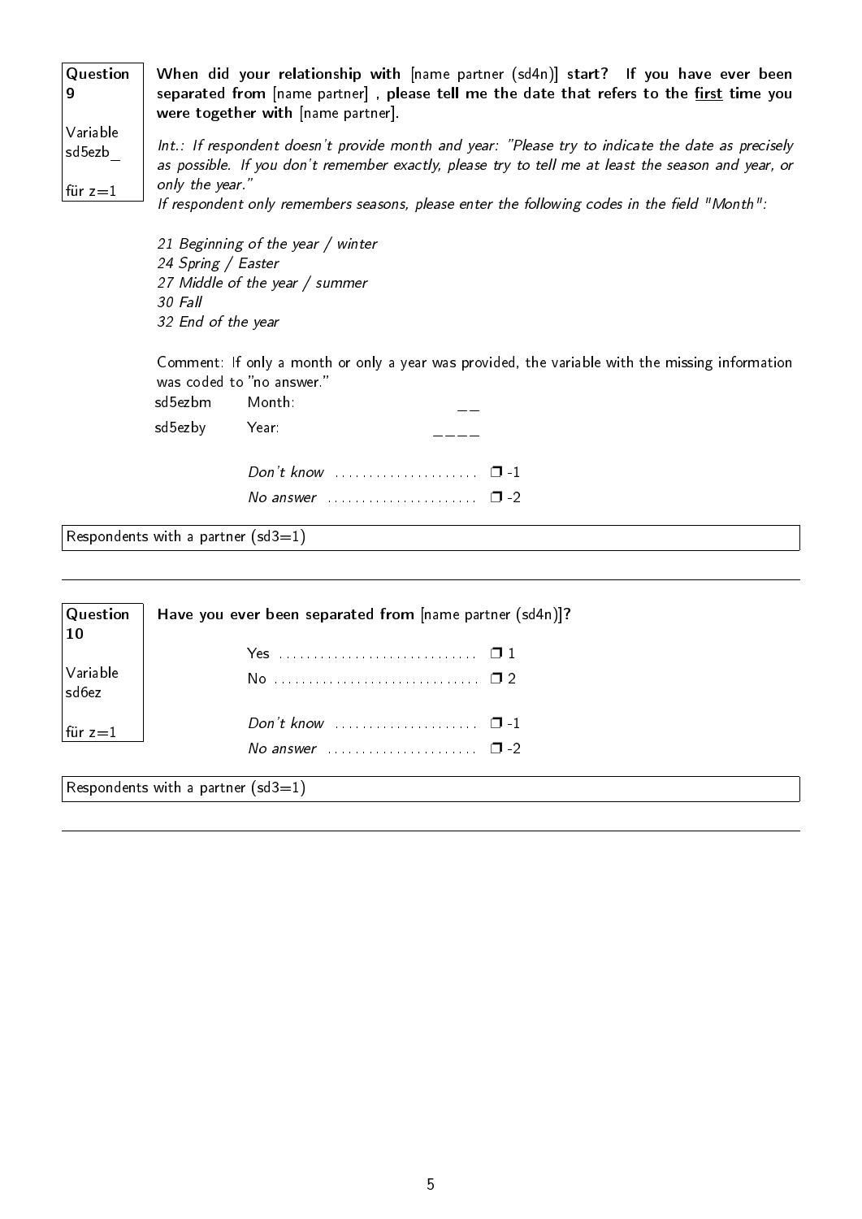**Question 9**

Variable sd5ezb_

für z=1

**When did your relationship with** [name partner (sd4n)] **start? If you have ever been separated from** [name partner] **, please tell me the date that refers to the first time you were together with** [name partner].

*Int.: If respondent doesn't provide month and year: "Please try to indicate the date as precisely as possible. If you don't remember exactly, please try to tell me at least the season and year, or only the year."*
*If respondent only remembers seasons, please enter the following codes in the field "Month":*

*21 Beginning of the year / winter*
*24 Spring / Easter*
*27 Middle of the year / summer*
*30 Fall*
*32 End of the year*

Comment: If only a month or only a year was provided, the variable with the missing information was coded to "no answer."

| | | |
|---|---|---|
| sd5ezbm | Month: | __ |
| sd5ezby | Year: | ____ |
| | *Don't know* | ❒ -1 |
| | *No answer* | ❒ -2 |

Respondents with a partner (sd3=1)

---

**Question 10**

Variable sd6ez

für z=1

**Have you ever been separated from** [name partner (sd4n)]**?**

| | |
|---|---|
| Yes | ❒ 1 |
| No | ❒ 2 |
| *Don't know* | ❒ -1 |
| *No answer* | ❒ -2 |

Respondents with a partner (sd3=1)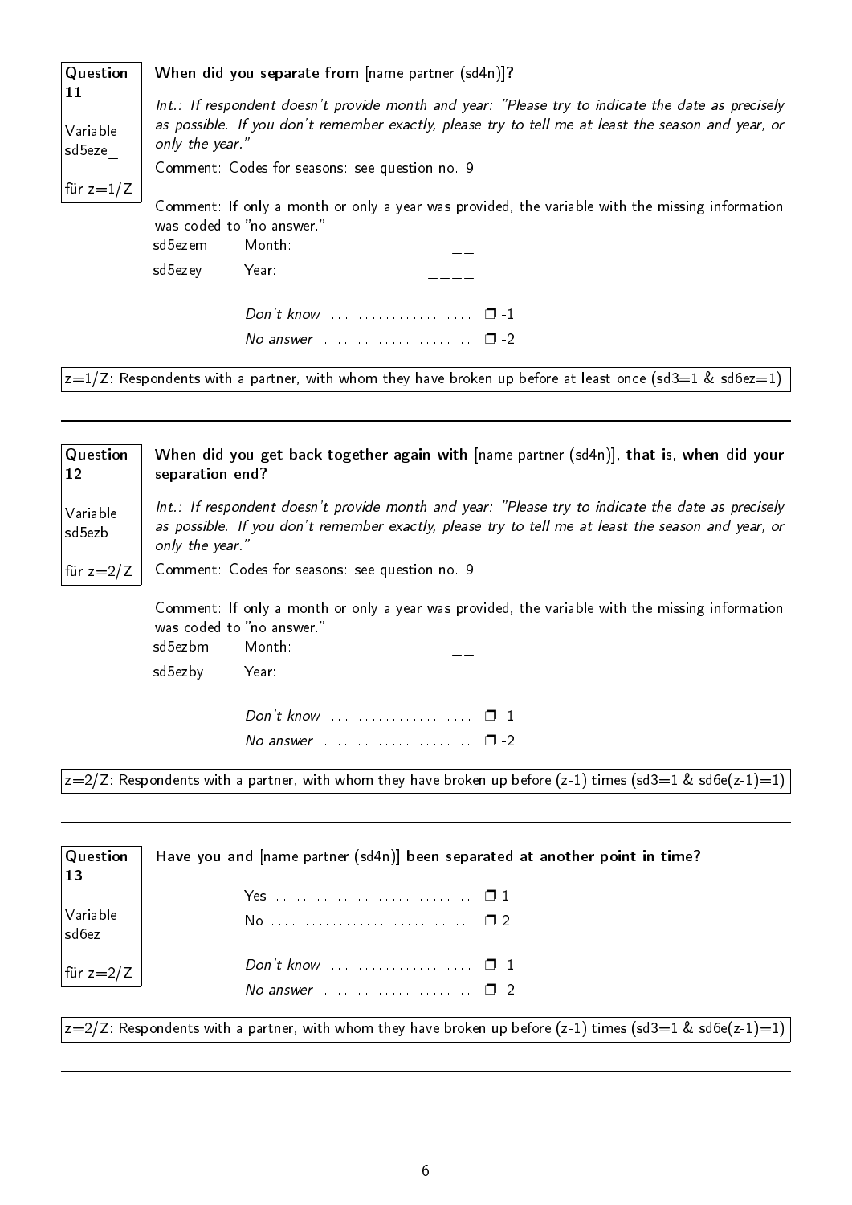**Question 11**

Variable sd5eze_

für z=1/Z

**When did you separate from** [name partner (sd4n)]**?**

*Int.: If respondent doesn't provide month and year: "Please try to indicate the date as precisely as possible. If you don't remember exactly, please try to tell me at least the season and year, or only the year."*

Comment: Codes for seasons: see question no. 9.

Comment: If only a month or only a year was provided, the variable with the missing information was coded to "no answer."

sd5ezem Month: __

sd5ezey Year: ____

*Don't know* ..................... ❒ -1

*No answer* ...................... ❒ -2

z=1/Z: Respondents with a partner, with whom they have broken up before at least once (sd3=1 & sd6ez=1)

---

**Question 12**

Variable sd5ezb_

für z=2/Z

**When did you get back together again with** [name partner (sd4n)]**, that is, when did your separation end?**

*Int.: If respondent doesn't provide month and year: "Please try to indicate the date as precisely as possible. If you don't remember exactly, please try to tell me at least the season and year, or only the year."*

Comment: Codes for seasons: see question no. 9.

Comment: If only a month or only a year was provided, the variable with the missing information was coded to "no answer."

sd5ezbm Month: __

sd5ezby Year: ____

*Don't know* ..................... ❒ -1

*No answer* ...................... ❒ -2

z=2/Z: Respondents with a partner, with whom they have broken up before (z-1) times (sd3=1 & sd6e(z-1)=1)

---

**Question 13**

Variable sd6ez

für z=2/Z

**Have you and** [name partner (sd4n)] **been separated at another point in time?**

Yes ............................. ❒ 1

No .............................. ❒ 2

*Don't know* ..................... ❒ -1

*No answer* ...................... ❒ -2

z=2/Z: Respondents with a partner, with whom they have broken up before (z-1) times (sd3=1 & sd6e(z-1)=1)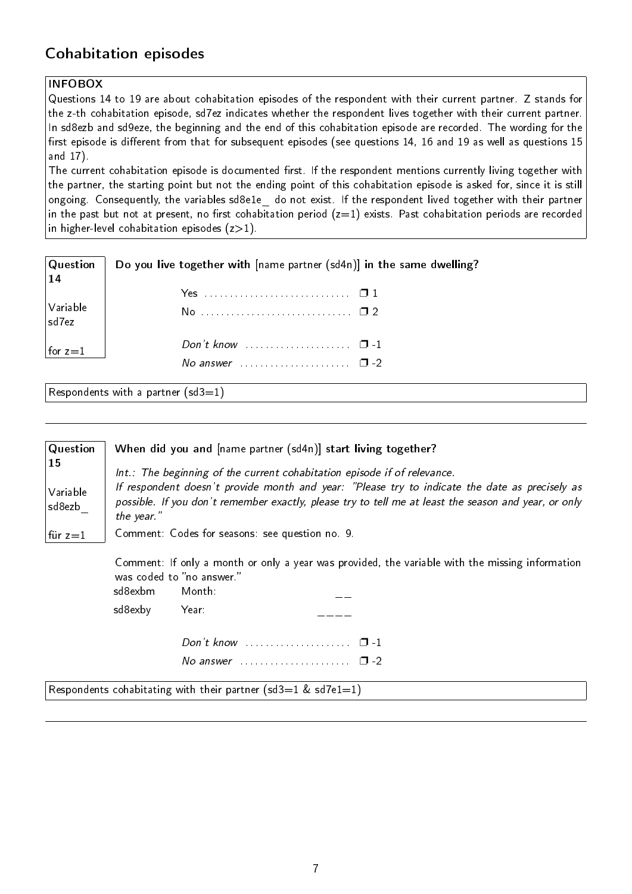## Cohabitation episodes

**INFOBOX**
Questions 14 to 19 are about cohabitation episodes of the respondent with their current partner. Z stands for the z-th cohabitation episode, sd7ez indicates whether the respondent lives together with their current partner. In sd8ezb and sd9eze, the beginning and the end of this cohabitation episode are recorded. The wording for the first episode is different from that for subsequent episodes (see questions 14, 16 and 19 as well as questions 15 and 17).
The current cohabitation episode is documented first. If the respondent mentions currently living together with the partner, the starting point but not the ending point of this cohabitation episode is asked for, since it is still ongoing. Consequently, the variables sd8e1e_ do not exist. If the respondent lived together with their partner in the past but not at present, no first cohabitation period (z=1) exists. Past cohabitation periods are recorded in higher-level cohabitation episodes (z>1).

---

**Question 14**
Variable sd7ez
for z=1

**Do you live together with** [name partner (sd4n)] **in the same dwelling?**

- Yes ❐ 1
- No ❐ 2
- *Don't know* ❐ -1
- *No answer* ❐ -2

Respondents with a partner (sd3=1)

---

**Question 15**
Variable sd8ezb_
für z=1

**When did you and** [name partner (sd4n)] **start living together?**

*Int.: The beginning of the current cohabitation episode if of relevance.*
*If respondent doesn't provide month and year: "Please try to indicate the date as precisely as possible. If you don't remember exactly, please try to tell me at least the season and year, or only the year."*

Comment: Codes for seasons: see question no. 9.

Comment: If only a month or only a year was provided, the variable with the missing information was coded to "no answer."

- sd8exbm Month: __
- sd8exby Year: ____
- *Don't know* ❐ -1
- *No answer* ❐ -2

Respondents cohabitating with their partner (sd3=1 & sd7e1=1)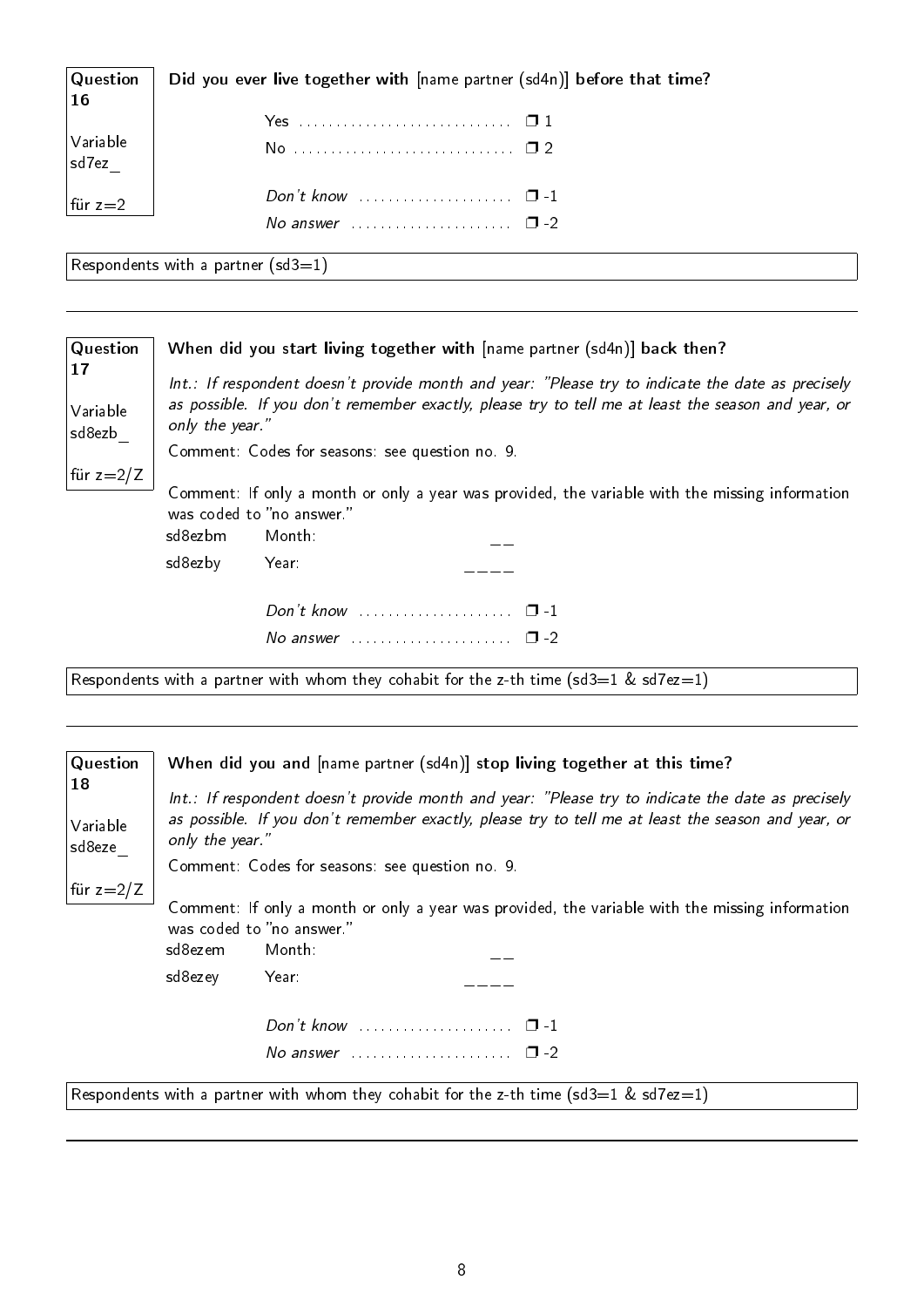| Question 16 | **Did you ever live together with** [name partner (sd4n)] **before that time?** |
|---|---|
| Variable sd7ez_ | Yes ............................. ❒ 1 |
| | No ............................. ❒ 2 |
| für z=2 | *Don't know* ..................... ❒ -1 |
| | *No answer* ...................... ❒ -2 |

Respondents with a partner (sd3=1)

---

| Question 17 | **When did you start living together with** [name partner (sd4n)] **back then?** |
|---|---|
| Variable sd8ezb_ | *Int.: If respondent doesn't provide month and year: "Please try to indicate the date as precisely as possible. If you don't remember exactly, please try to tell me at least the season and year, or only the year."* |
| für z=2/Z | Comment: Codes for seasons: see question no. 9. |

Comment: If only a month or only a year was provided, the variable with the missing information was coded to "no answer."

sd8ezbm Month: __

sd8ezby Year: ____

*Don't know* ..................... ❒ -1

*No answer* ...................... ❒ -2

Respondents with a partner with whom they cohabit for the z-th time (sd3=1 & sd7ez=1)

---

| Question 18 | **When did you and** [name partner (sd4n)] **stop living together at this time?** |
|---|---|
| Variable sd8eze_ | *Int.: If respondent doesn't provide month and year: "Please try to indicate the date as precisely as possible. If you don't remember exactly, please try to tell me at least the season and year, or only the year."* |
| für z=2/Z | Comment: Codes for seasons: see question no. 9. |

Comment: If only a month or only a year was provided, the variable with the missing information was coded to "no answer."

sd8ezem Month: __

sd8ezey Year: ____

*Don't know* ..................... ❒ -1

*No answer* ...................... ❒ -2

Respondents with a partner with whom they cohabit for the z-th time (sd3=1 & sd7ez=1)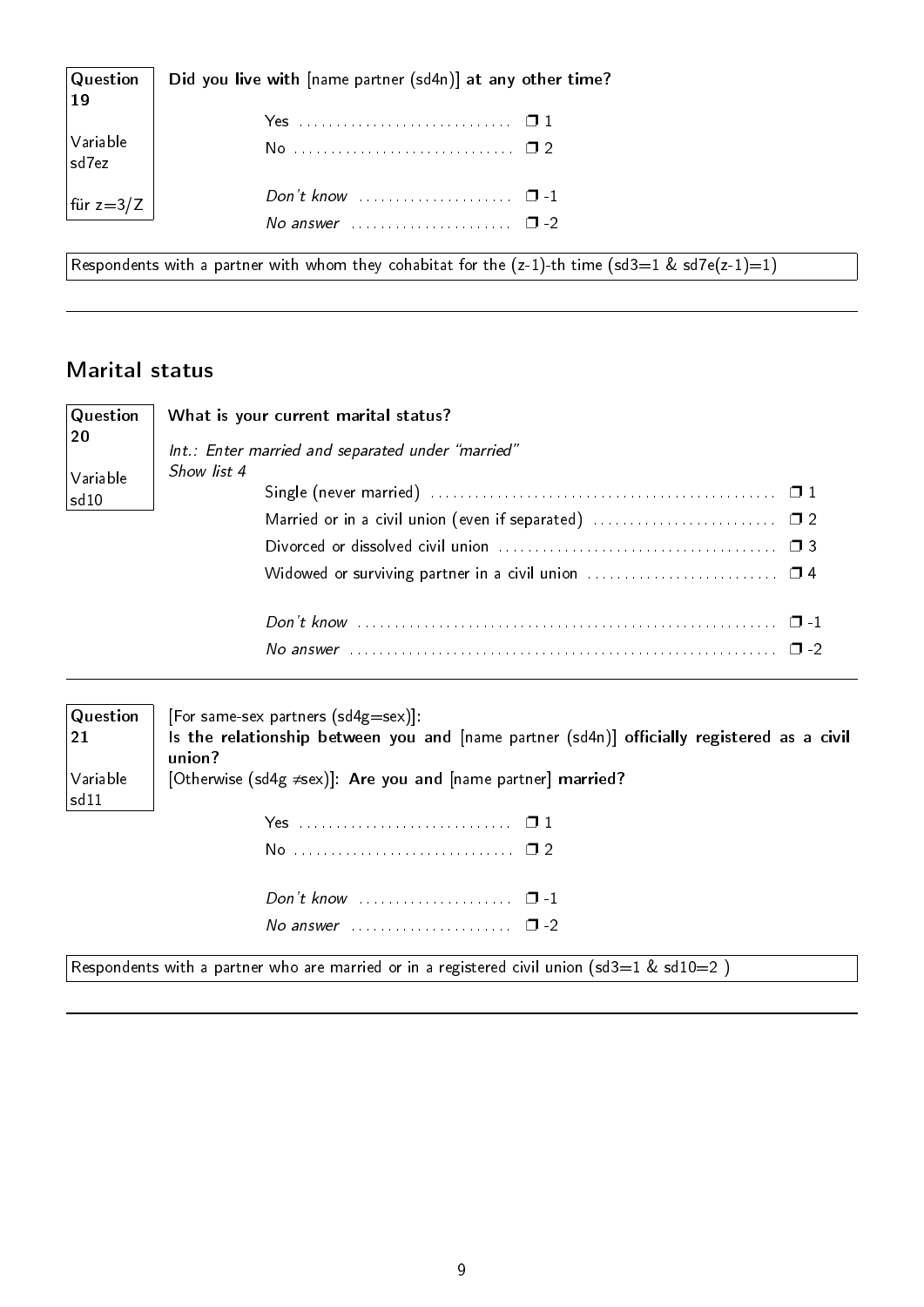| Question 19 | **Did you live with** [name partner (sd4n)] **at any other time?** |
|---|---|
| Variable sd7ez | Yes ............................ ❒ 1 |
| | No ............................ ❒ 2 |
| für z=3/Z | *Don't know* .................... ❒ -1 |
| | *No answer* .................... ❒ -2 |

Respondents with a partner with whom they cohabitat for the (z-1)-th time (sd3=1 & sd7e(z-1)=1)

---

## Marital status

| Question 20 | **What is your current marital status?** |
|---|---|
| Variable sd10 | *Int.: Enter married and separated under "married"* |
| | *Show list 4* |
| | Single (never married) ............................ ❒ 1 |
| | Married or in a civil union (even if separated) ............................ ❒ 2 |
| | Divorced or dissolved civil union ............................ ❒ 3 |
| | Widowed or surviving partner in a civil union ............................ ❒ 4 |
| | *Don't know* ............................ ❒ -1 |
| | *No answer* ............................ ❒ -2 |

---

| Question 21 | [For same-sex partners (sd4g=sex)]: |
|---|---|
| | **Is the relationship between you and** [name partner (sd4n)] **officially registered as a civil union?** |
| Variable sd11 | [Otherwise (sd4g ≠sex)]: **Are you and** [name partner] **married?** |
| | Yes ............................ ❒ 1 |
| | No ............................ ❒ 2 |
| | *Don't know* .................... ❒ -1 |
| | *No answer* .................... ❒ -2 |

Respondents with a partner who are married or in a registered civil union (sd3=1 & sd10=2 )

---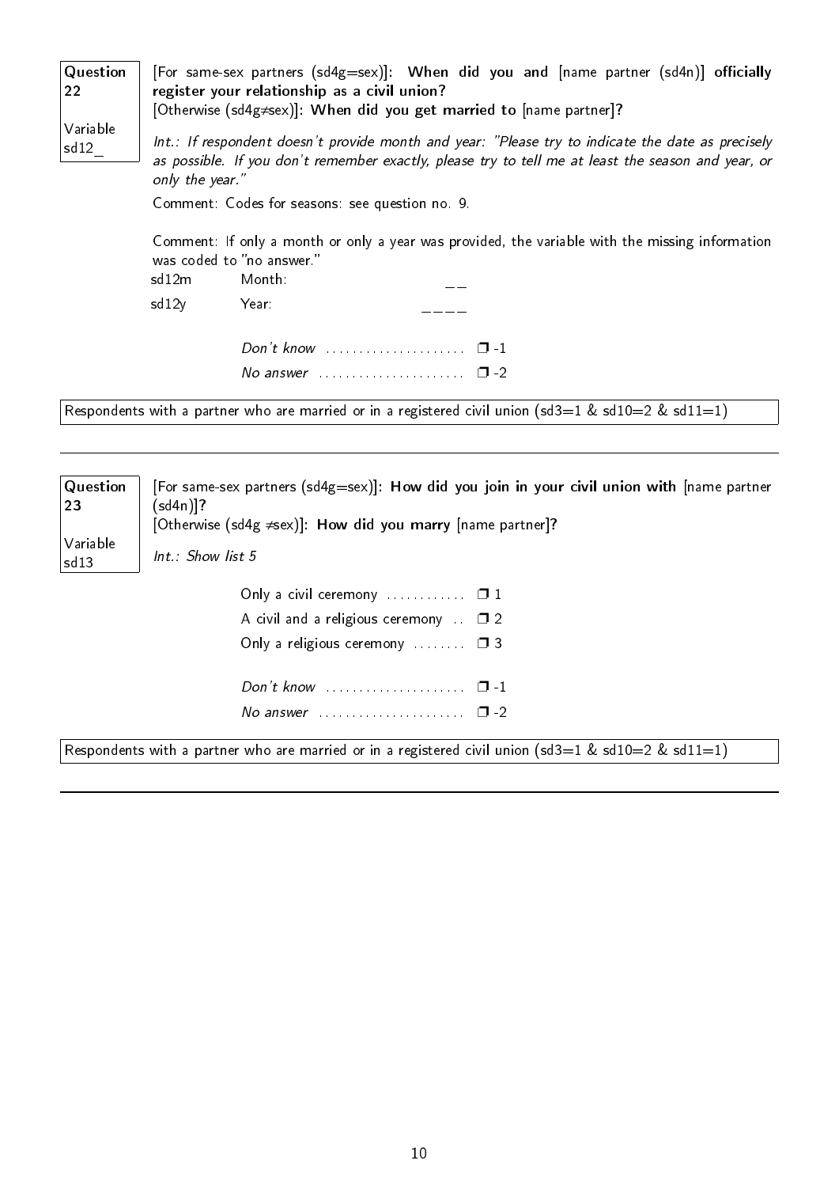**Question 22**

Variable sd12_

[For same-sex partners (sd4g=sex)]: **When did you and** [name partner (sd4n)] **officially register your relationship as a civil union?**
[Otherwise (sd4g≠sex)]: **When did you get married to** [name partner]**?**

*Int.: If respondent doesn't provide month and year: "Please try to indicate the date as precisely as possible. If you don't remember exactly, please try to tell me at least the season and year, or only the year."*

Comment: Codes for seasons: see question no. 9.

Comment: If only a month or only a year was provided, the variable with the missing information was coded to "no answer."

| | | |
|---|---|---|
| sd12m | Month: | __ |
| sd12y | Year: | ____ |

*Don't know* ..................... ❒ -1
*No answer* ...................... ❒ -2

Respondents with a partner who are married or in a registered civil union (sd3=1 & sd10=2 & sd11=1)

---

**Question 23**

Variable sd13

[For same-sex partners (sd4g=sex)]: **How did you join in your civil union with** [name partner (sd4n)]**?**
[Otherwise (sd4g ≠sex)]: **How did you marry** [name partner]**?**

*Int.: Show list 5*

Only a civil ceremony ............ ❒ 1
A civil and a religious ceremony .. ❒ 2
Only a religious ceremony ........ ❒ 3

*Don't know* ..................... ❒ -1
*No answer* ...................... ❒ -2

Respondents with a partner who are married or in a registered civil union (sd3=1 & sd10=2 & sd11=1)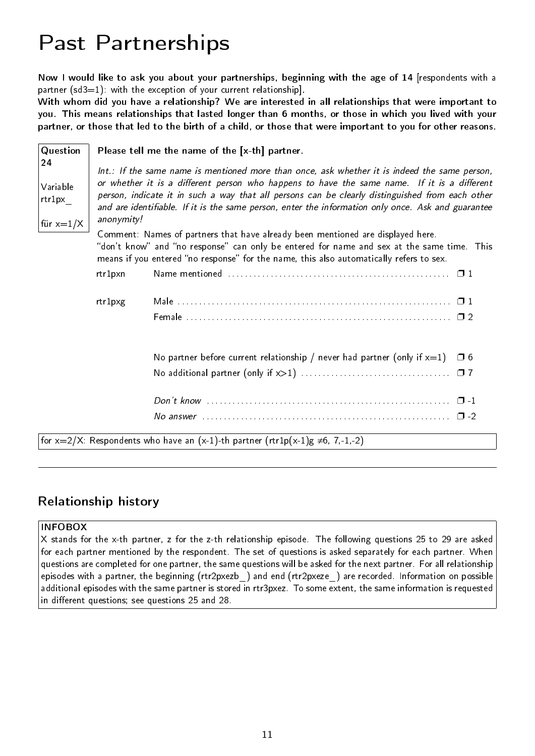# Past Partnerships

**Now I would like to ask you about your partnerships, beginning with the age of 14** [respondents with a partner (sd3=1): with the exception of your current relationship].
**With whom did you have a relationship? We are interested in all relationships that were important to you. This means relationships that lasted longer than 6 months, or those in which you lived with your partner, or those that led to the birth of a child, or those that were important to you for other reasons.**

| Question 24<br><br>Variable rtr1px_<br><br>für x=1/X | **Please tell me the name of the [x-th] partner.** |
|---|---|

*Int.: If the same name is mentioned more than once, ask whether it is indeed the same person, or whether it is a different person who happens to have the same name. If it is a different person, indicate it in such a way that all persons can be clearly distinguished from each other and are identifiable. If it is the same person, enter the information only once. Ask and guarantee anonymity!*

Comment: Names of partners that have already been mentioned are displayed here.
"don't know" and "no response" can only be entered for name and sex at the same time. This means if you entered "no response" for the name, this also automatically refers to sex.

| | | |
|---|---|---|
| rtr1pxn | Name mentioned | ❒ 1 |
| rtr1pxg | Male | ❒ 1 |
| | Female | ❒ 2 |
| | No partner before current relationship / never had partner (only if x=1) | ❒ 6 |
| | No additional partner (only if x>1) | ❒ 7 |
| | *Don't know* | ❒ -1 |
| | *No answer* | ❒ -2 |

for x=2/X: Respondents who have an (x-1)-th partner (rtr1p(x-1)g ≠6, 7,-1,-2)

---

## Relationship history

**INFOBOX**
X stands for the x-th partner, z for the z-th relationship episode. The following questions 25 to 29 are asked for each partner mentioned by the respondent. The set of questions is asked separately for each partner. When questions are completed for one partner, the same questions will be asked for the next partner. For all relationship episodes with a partner, the beginning (rtr2pxezb_) and end (rtr2pxeze_) are recorded. Information on possible additional episodes with the same partner is stored in rtr3pxez. To some extent, the same information is requested in different questions; see questions 25 and 28.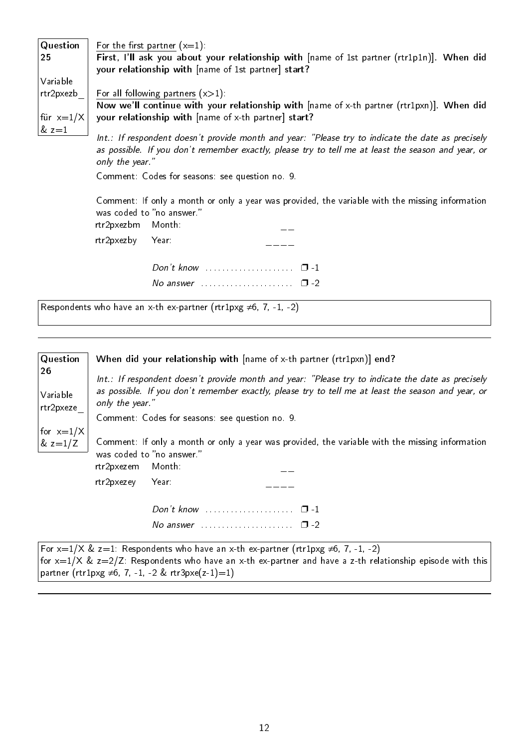**Question 25**

Variable rtr2pxezb_

für x=1/X & z=1

For the first partner (x=1):
**First, I'll ask you about your relationship with** [name of 1st partner (rtr1p1n)]. **When did your relationship with** [name of 1st partner] **start?**

For all following partners (x>1):
**Now we'll continue with your relationship with** [name of x-th partner (rtr1pxn)]. **When did your relationship with** [name of x-th partner] **start?**

*Int.: If respondent doesn't provide month and year: "Please try to indicate the date as precisely as possible. If you don't remember exactly, please try to tell me at least the season and year, or only the year."*

Comment: Codes for seasons: see question no. 9.

Comment: If only a month or only a year was provided, the variable with the missing information was coded to "no answer."

rtr2pxezbm Month: __

rtr2pxezby Year: ____

*Don't know* .................... ❒ -1

*No answer* .................... ❒ -2

Respondents who have an x-th ex-partner (rtr1pxg ≠6, 7, -1, -2)

---

**Question 26**

Variable rtr2pxeze_

for x=1/X & z=1/Z

**When did your relationship with** [name of x-th partner (rtr1pxn)] **end?**

*Int.: If respondent doesn't provide month and year: "Please try to indicate the date as precisely as possible. If you don't remember exactly, please try to tell me at least the season and year, or only the year."*

Comment: Codes for seasons: see question no. 9.

Comment: If only a month or only a year was provided, the variable with the missing information was coded to "no answer."

rtr2pxezem Month: __

rtr2pxezey Year: ____

*Don't know* .................... ❒ -1

*No answer* .................... ❒ -2

For x=1/X & z=1: Respondents who have an x-th ex-partner (rtr1pxg ≠6, 7, -1, -2)
for x=1/X & z=2/Z: Respondents who have an x-th ex-partner and have a z-th relationship episode with this partner (rtr1pxg ≠6, 7, -1, -2 & rtr3pxe(z-1)=1)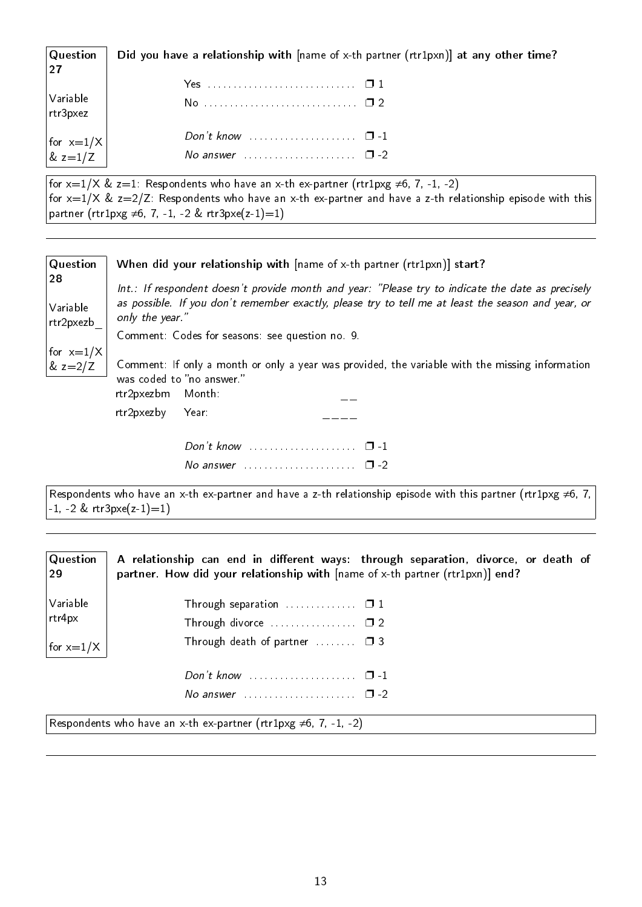**Question 27**

Variable rtr3pxez

for x=1/X & z=1/Z

**Did you have a relationship with** [name of x-th partner (rtr1pxn)] **at any other time?**

Yes ❐ 1
No ❐ 2

*Don't know* ❐ -1
*No answer* ❐ -2

for x=1/X & z=1: Respondents who have an x-th ex-partner (rtr1pxg ≠6, 7, -1, -2)
for x=1/X & z=2/Z: Respondents who have an x-th ex-partner and have a z-th relationship episode with this partner (rtr1pxg ≠6, 7, -1, -2 & rtr3pxe(z-1)=1)

---

**Question 28**

Variable rtr2pxezb_

for x=1/X & z=2/Z

**When did your relationship with** [name of x-th partner (rtr1pxn)] **start?**

*Int.: If respondent doesn't provide month and year: "Please try to indicate the date as precisely as possible. If you don't remember exactly, please try to tell me at least the season and year, or only the year."*

Comment: Codes for seasons: see question no. 9.

Comment: If only a month or only a year was provided, the variable with the missing information was coded to "no answer."

rtr2pxezbm Month: __
rtr2pxezby Year: ____

*Don't know* ❐ -1
*No answer* ❐ -2

Respondents who have an x-th ex-partner and have a z-th relationship episode with this partner (rtr1pxg ≠6, 7, -1, -2 & rtr3pxe(z-1)=1)

---

**Question 29**

Variable rtr4px

for x=1/X

**A relationship can end in different ways: through separation, divorce, or death of partner. How did your relationship with** [name of x-th partner (rtr1pxn)] **end?**

Through separation ❐ 1
Through divorce ❐ 2
Through death of partner ❐ 3

*Don't know* ❐ -1
*No answer* ❐ -2

Respondents who have an x-th ex-partner (rtr1pxg ≠6, 7, -1, -2)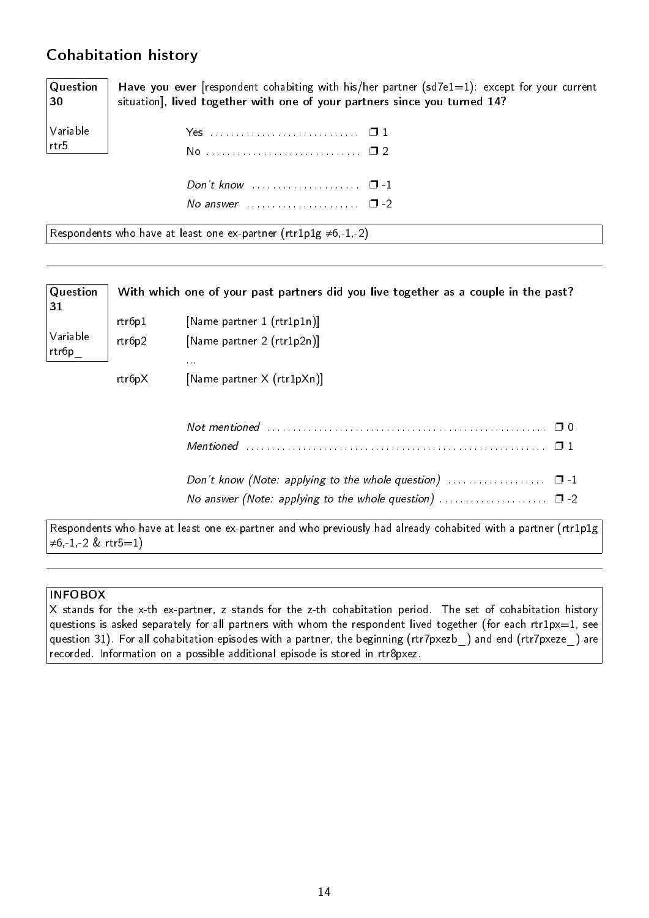## Cohabitation history

**Question 30**

Variable rtr5

**Have you ever** [respondent cohabiting with his/her partner (sd7e1=1): except for your current situation], **lived together with one of your partners since you turned 14?**

- Yes ❒ 1
- No ❒ 2
- *Don't know* ❒ -1
- *No answer* ❒ -2

Respondents who have at least one ex-partner (rtr1p1g ≠6,-1,-2)

---

**Question 31**

Variable rtr6p_

**With which one of your past partners did you live together as a couple in the past?**

| | |
|---|---|
| rtr6p1 | [Name partner 1 (rtr1p1n)] |
| rtr6p2 | [Name partner 2 (rtr1p2n)] |
| | ... |
| rtr6pX | [Name partner X (rtr1pXn)] |

- *Not mentioned* ❒ 0
- *Mentioned* ❒ 1
- *Don't know (Note: applying to the whole question)* ❒ -1
- *No answer (Note: applying to the whole question)* ❒ -2

Respondents who have at least one ex-partner and who previously had already cohabited with a partner (rtr1p1g ≠6,-1,-2 & rtr5=1)

---

**INFOBOX**

X stands for the x-th ex-partner, z stands for the z-th cohabitation period. The set of cohabitation history questions is asked separately for all partners with whom the respondent lived together (for each rtr1px=1, see question 31). For all cohabitation episodes with a partner, the beginning (rtr7pxezb_) and end (rtr7pxeze_) are recorded. Information on a possible additional episode is stored in rtr8pxez.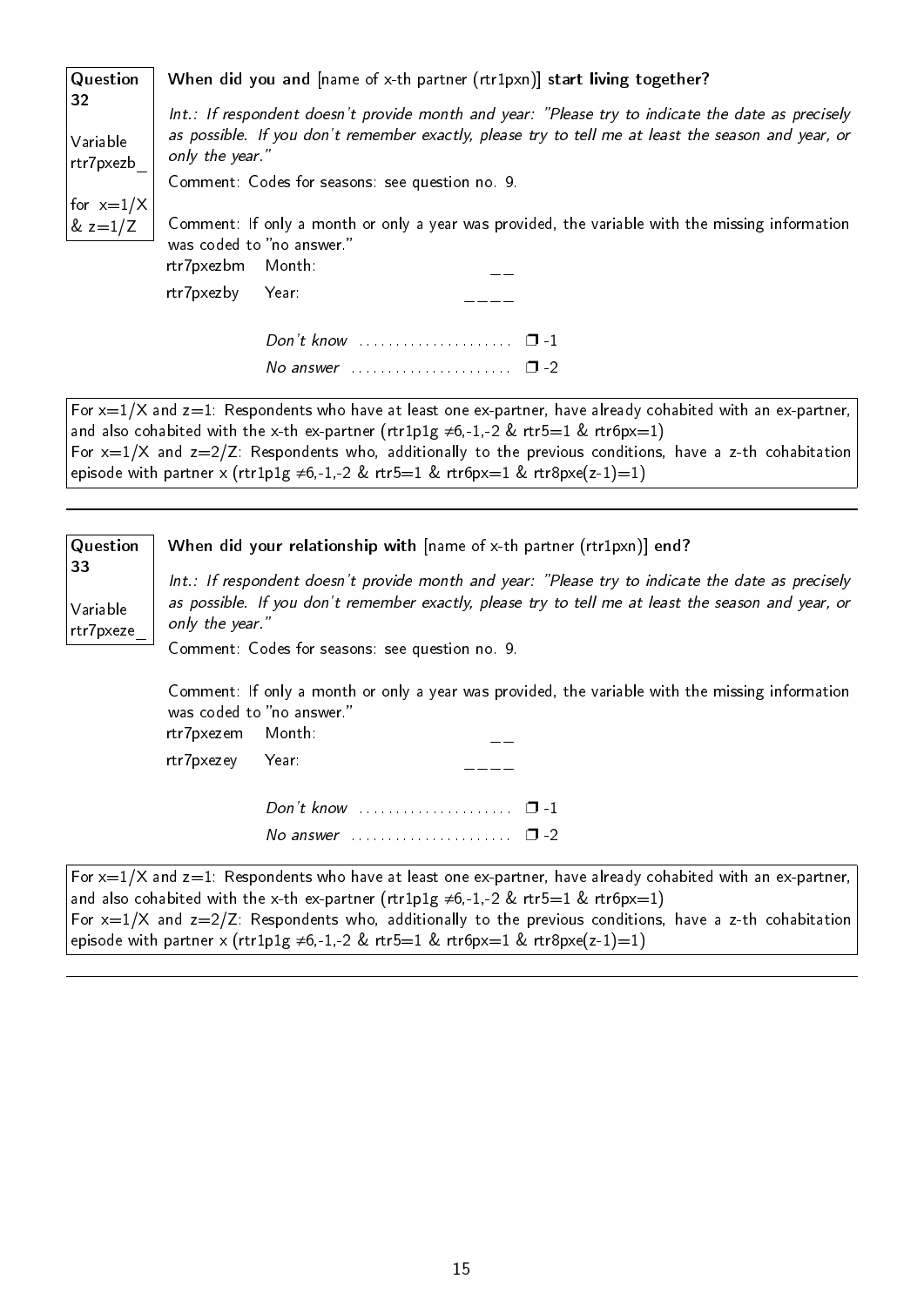**Question 32**

Variable rtr7pxezb_

for x=1/X & z=1/Z

**When did you and** [name of x-th partner (rtr1pxn)] **start living together?**

*Int.: If respondent doesn't provide month and year: "Please try to indicate the date as precisely as possible. If you don't remember exactly, please try to tell me at least the season and year, or only the year."*

Comment: Codes for seasons: see question no. 9.

Comment: If only a month or only a year was provided, the variable with the missing information was coded to "no answer."

rtr7pxezbm Month: __

rtr7pxezby Year: ____

*Don't know* ........................ ❒ -1

*No answer* ........................ ❒ -2

For x=1/X and z=1: Respondents who have at least one ex-partner, have already cohabited with an ex-partner, and also cohabited with the x-th ex-partner (rtr1p1g ≠6,-1,-2 & rtr5=1 & rtr6px=1)
For x=1/X and z=2/Z: Respondents who, additionally to the previous conditions, have a z-th cohabitation episode with partner x (rtr1p1g ≠6,-1,-2 & rtr5=1 & rtr6px=1 & rtr8pxe(z-1)=1)

---

**Question 33**

Variable rtr7pxeze_

**When did your relationship with** [name of x-th partner (rtr1pxn)] **end?**

*Int.: If respondent doesn't provide month and year: "Please try to indicate the date as precisely as possible. If you don't remember exactly, please try to tell me at least the season and year, or only the year."*

Comment: Codes for seasons: see question no. 9.

Comment: If only a month or only a year was provided, the variable with the missing information was coded to "no answer."

rtr7pxezem Month: __

rtr7pxezey Year: ____

*Don't know* ........................ ❒ -1

*No answer* ........................ ❒ -2

For x=1/X and z=1: Respondents who have at least one ex-partner, have already cohabited with an ex-partner, and also cohabited with the x-th ex-partner (rtr1p1g ≠6,-1,-2 & rtr5=1 & rtr6px=1)
For x=1/X and z=2/Z: Respondents who, additionally to the previous conditions, have a z-th cohabitation episode with partner x (rtr1p1g ≠6,-1,-2 & rtr5=1 & rtr6px=1 & rtr8pxe(z-1)=1)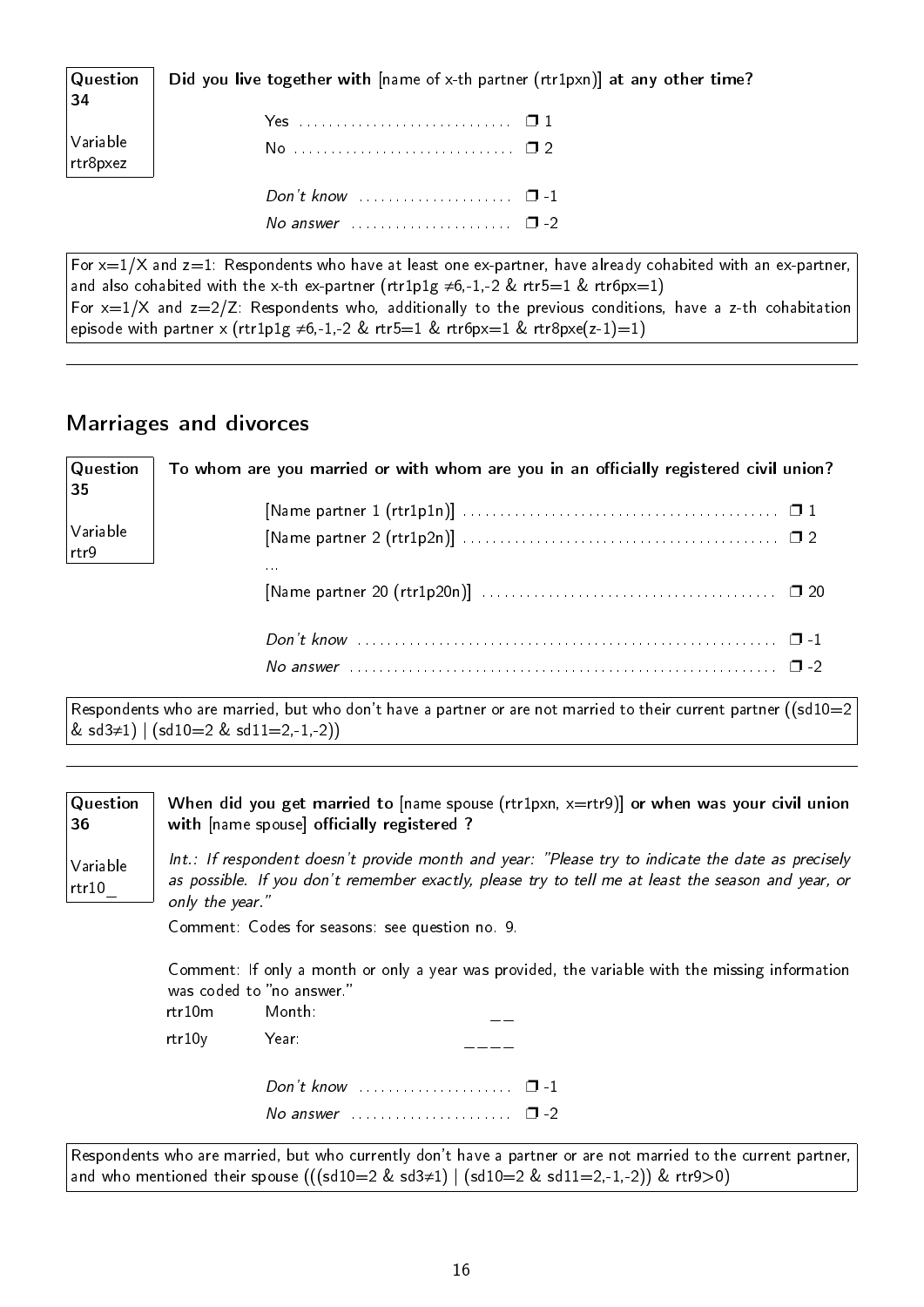**Question 34**

**Variable rtr8pxez**

**Did you live together with** [name of x-th partner (rtr1pxn)] **at any other time?**

Yes ............................ ❒ 1
No ............................ ❒ 2

*Don't know* .................... ❒ -1
*No answer* ..................... ❒ -2

For x=1/X and z=1: Respondents who have at least one ex-partner, have already cohabited with an ex-partner, and also cohabited with the x-th ex-partner (rtr1p1g ≠6,-1,-2 & rtr5=1 & rtr6px=1)
For x=1/X and z=2/Z: Respondents who, additionally to the previous conditions, have a z-th cohabitation episode with partner x (rtr1p1g ≠6,-1,-2 & rtr5=1 & rtr6px=1 & rtr8pxe(z-1)=1)

---

## Marriages and divorces

**Question 35**

**Variable rtr9**

**To whom are you married or with whom are you in an officially registered civil union?**

[Name partner 1 (rtr1p1n)] .......................................... ❒ 1
[Name partner 2 (rtr1p2n)] .......................................... ❒ 2
...
[Name partner 20 (rtr1p20n)] ....................................... ❒ 20

*Don't know* ....................................................... ❒ -1
*No answer* ........................................................ ❒ -2

Respondents who are married, but who don't have a partner or are not married to their current partner ((sd10=2 & sd3≠1) | (sd10=2 & sd11=2,-1,-2))

---

**Question 36**

**Variable rtr10_**

**When did you get married to** [name spouse (rtr1pxn, x=rtr9)] **or when was your civil union with** [name spouse] **officially registered ?**

*Int.: If respondent doesn't provide month and year: "Please try to indicate the date as precisely as possible. If you don't remember exactly, please try to tell me at least the season and year, or only the year."*

Comment: Codes for seasons: see question no. 9.

Comment: If only a month or only a year was provided, the variable with the missing information was coded to "no answer."

rtr10m Month: __
rtr10y Year: ____

*Don't know* .................... ❒ -1
*No answer* ..................... ❒ -2

Respondents who are married, but who currently don't have a partner or are not married to the current partner, and who mentioned their spouse (((sd10=2 & sd3≠1) | (sd10=2 & sd11=2,-1,-2)) & rtr9>0)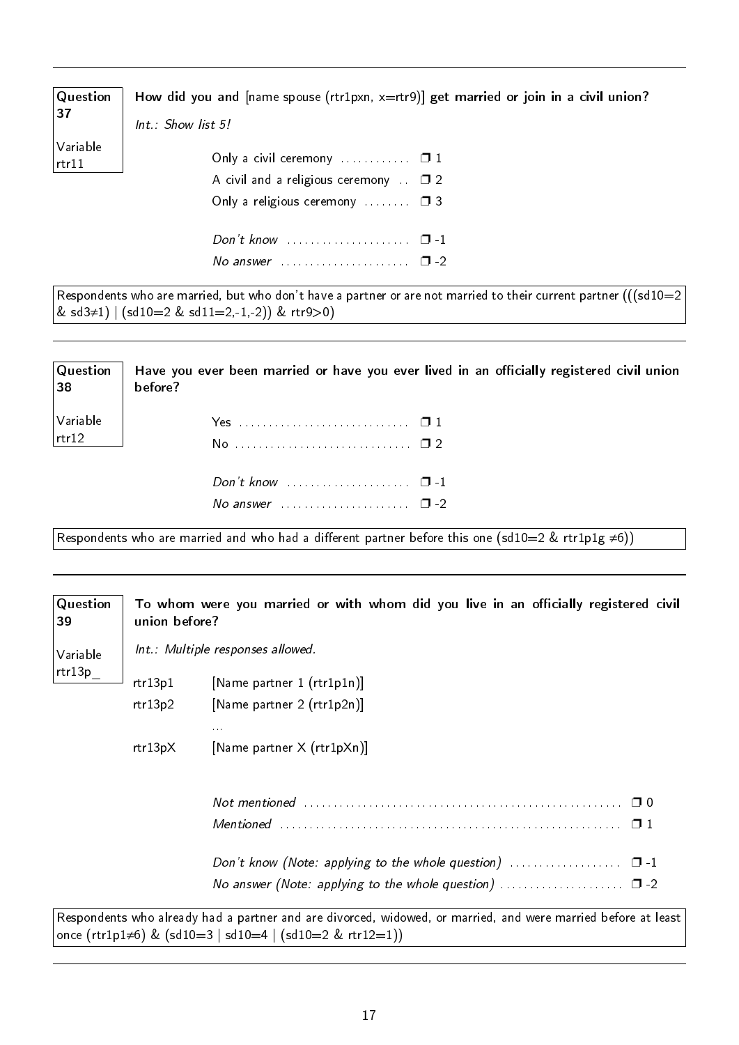---

**Question 37**

Variable rtr11

**How did you and [name spouse (rtr1pxn, x=rtr9)] get married or join in a civil union?**

*Int.: Show list 5!*

| | |
|---|---|
| Only a civil ceremony | ❒ 1 |
| A civil and a religious ceremony | ❒ 2 |
| Only a religious ceremony | ❒ 3 |
| *Don't know* | ❒ -1 |
| *No answer* | ❒ -2 |

Respondents who are married, but who don't have a partner or are not married to their current partner (((sd10=2 & sd3≠1) | (sd10=2 & sd11=2,-1,-2)) & rtr9>0)

---

**Question 38**

Variable rtr12

**Have you ever been married or have you ever lived in an officially registered civil union before?**

| | |
|---|---|
| Yes | ❒ 1 |
| No | ❒ 2 |
| *Don't know* | ❒ -1 |
| *No answer* | ❒ -2 |

Respondents who are married and who had a different partner before this one (sd10=2 & rtr1p1g ≠6))

---

**Question 39**

Variable rtr13p_

**To whom were you married or with whom did you live in an officially registered civil union before?**

*Int.: Multiple responses allowed.*

| | |
|---|---|
| rtr13p1 | [Name partner 1 (rtr1p1n)] |
| rtr13p2 | [Name partner 2 (rtr1p2n)] |
| | ... |
| rtr13pX | [Name partner X (rtr1pXn)] |

| | |
|---|---|
| *Not mentioned* | ❒ 0 |
| *Mentioned* | ❒ 1 |
| *Don't know (Note: applying to the whole question)* | ❒ -1 |
| *No answer (Note: applying to the whole question)* | ❒ -2 |

Respondents who already had a partner and are divorced, widowed, or married, and were married before at least once (rtr1p1≠6) & (sd10=3 | sd10=4 | (sd10=2 & rtr12=1))

---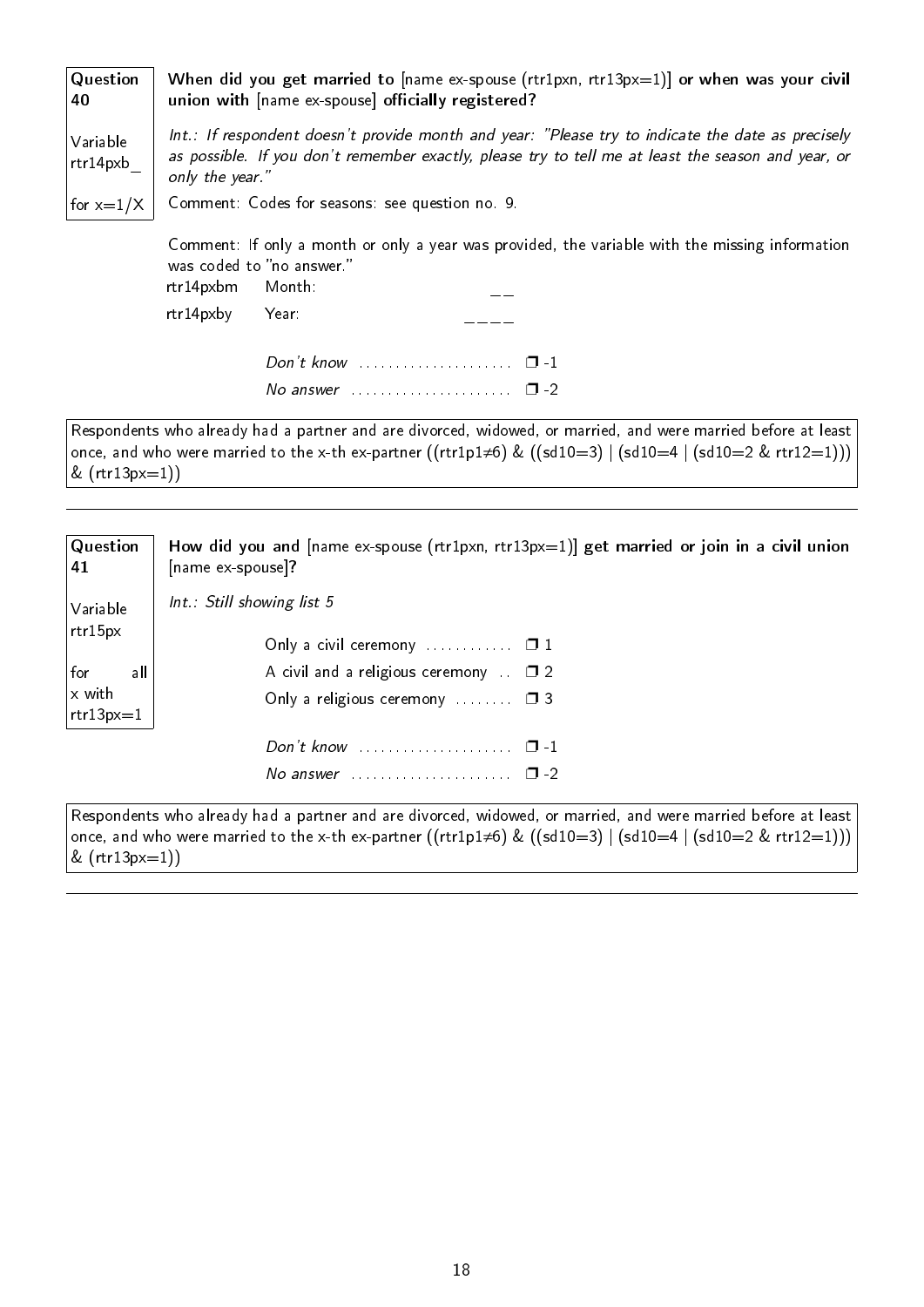**Question 40**

Variable rtr14pxb_

for x=1/X

**When did you get married to** [name ex-spouse (rtr1pxn, rtr13px=1)] **or when was your civil union with** [name ex-spouse] **officially registered?**

*Int.: If respondent doesn't provide month and year: "Please try to indicate the date as precisely as possible. If you don't remember exactly, please try to tell me at least the season and year, or only the year."*

Comment: Codes for seasons: see question no. 9.

Comment: If only a month or only a year was provided, the variable with the missing information was coded to "no answer."

rtr14pxbm Month: __

rtr14pxby Year: ____

*Don't know* ..................... ❐ -1
*No answer* ..................... ❐ -2

Respondents who already had a partner and are divorced, widowed, or married, and were married before at least once, and who were married to the x-th ex-partner ((rtr1p1≠6) & ((sd10=3) | (sd10=4 | (sd10=2 & rtr12=1))) & (rtr13px=1))

---

**Question 41**

Variable rtr15px

for all x with rtr13px=1

**How did you and** [name ex-spouse (rtr1pxn, rtr13px=1)] **get married or join in a civil union** [name ex-spouse]**?**

*Int.: Still showing list 5*

Only a civil ceremony ............ ❐ 1
A civil and a religious ceremony .. ❐ 2
Only a religious ceremony ........ ❐ 3

*Don't know* ..................... ❐ -1
*No answer* ..................... ❐ -2

Respondents who already had a partner and are divorced, widowed, or married, and were married before at least once, and who were married to the x-th ex-partner ((rtr1p1≠6) & ((sd10=3) | (sd10=4 | (sd10=2 & rtr12=1))) & (rtr13px=1))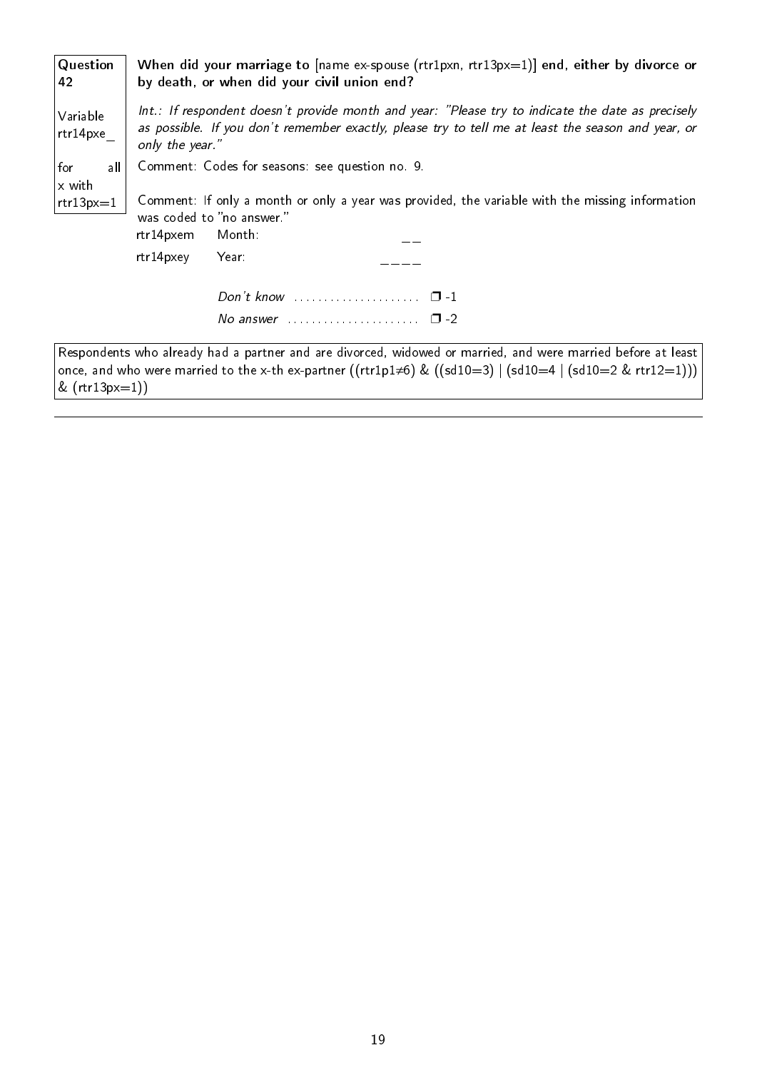| Question 42<br><br>Variable rtr14pxe_<br><br>for all x with rtr13px=1 | **When did your marriage to** [name ex-spouse (rtr1pxn, rtr13px=1)] **end, either by divorce or by death, or when did your civil union end?** |
|---|---|

*Int.: If respondent doesn't provide month and year: "Please try to indicate the date as precisely as possible. If you don't remember exactly, please try to tell me at least the season and year, or only the year."*

Comment: Codes for seasons: see question no. 9.

Comment: If only a month or only a year was provided, the variable with the missing information was coded to "no answer."

| | | |
|---|---|---|
| rtr14pxem | Month: | __ |
| rtr14pxey | Year: | ____ |
| | *Don't know* | ❒ -1 |
| | *No answer* | ❒ -2 |

Respondents who already had a partner and are divorced, widowed or married, and were married before at least once, and who were married to the x-th ex-partner ((rtr1p1≠6) & ((sd10=3) | (sd10=4 | (sd10=2 & rtr12=1))) & (rtr13px=1))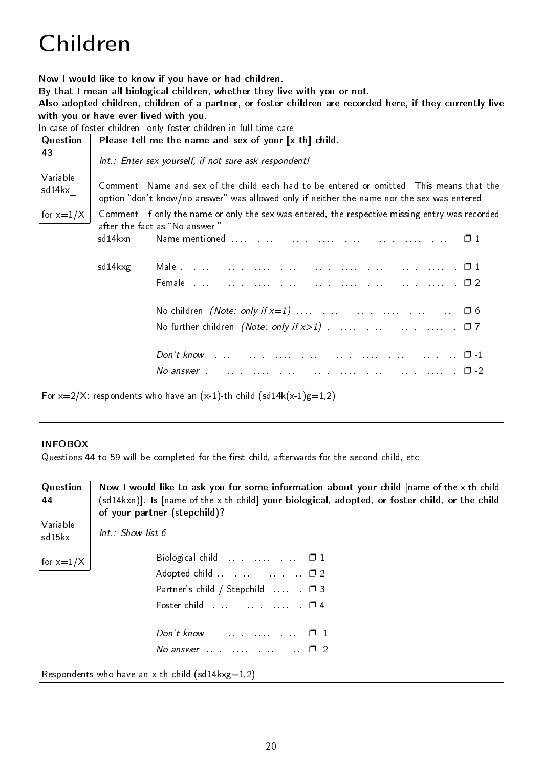# Children

**Now I would like to know if you have or had children.**
**By that I mean all biological children, whether they live with you or not.**
**Also adopted children, children of a partner, or foster children are recorded here, if they currently live with you or have ever lived with you.**
In case of foster children: only foster children in full-time care

**Question 43**

Variable sd14kx_

for x=1/X

**Please tell me the name and sex of your [x-th] child.**

*Int.: Enter sex yourself, if not sure ask respondent!*

Comment: Name and sex of the child each had to be entered or omitted. This means that the option "don't know/no answer" was allowed only if neither the name nor the sex was entered.

Comment: If only the name or only the sex was entered, the respective missing entry was recorded after the fact as "No answer."

| | | |
|---|---|---|
| sd14kxn | Name mentioned | ❐ 1 |
| sd14kxg | Male | ❐ 1 |
| | Female | ❐ 2 |
| | No children *(Note: only if x=1)* | ❐ 6 |
| | No further children *(Note: only if x>1)* | ❐ 7 |
| | *Don't know* | ❐ -1 |
| | *No answer* | ❐ -2 |

For x=2/X: respondents who have an (x-1)-th child (sd14k(x-1)g=1,2)

---

**INFOBOX**
Questions 44 to 59 will be completed for the first child, afterwards for the second child, etc.

**Question 44**

Variable sd15kx

for x=1/X

**Now I would like to ask you for some information about your child** [name of the x-th child (sd14kxn)]. **Is** [name of the x-th child] **your biological, adopted, or foster child, or the child of your partner (stepchild)?**

*Int.: Show list 6*

| | |
|---|---|
| Biological child | ❐ 1 |
| Adopted child | ❐ 2 |
| Partner's child / Stepchild | ❐ 3 |
| Foster child | ❐ 4 |
| *Don't know* | ❐ -1 |
| *No answer* | ❐ -2 |

Respondents who have an x-th child (sd14kxg=1,2)

---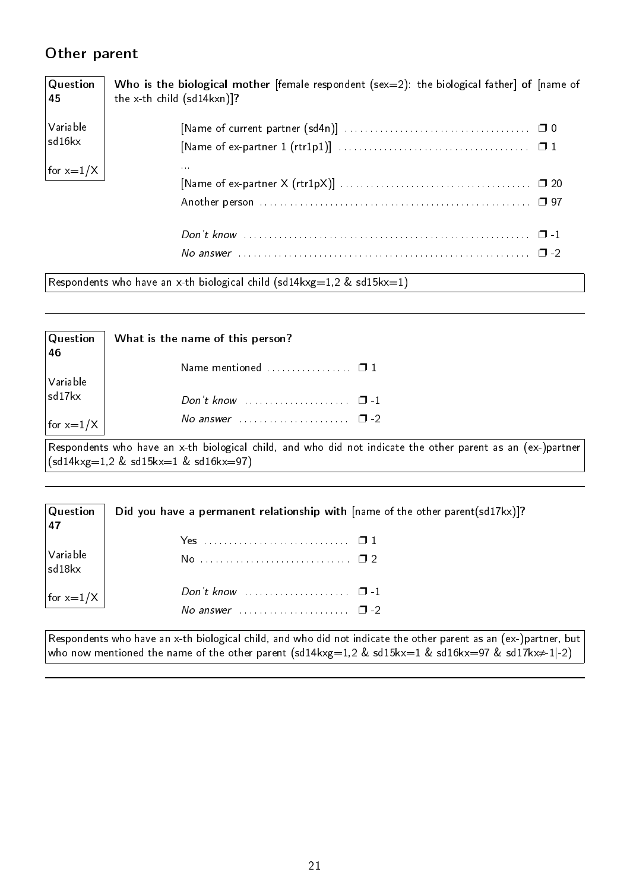## Other parent

**Question 45**

Variable sd16kx

for x=1/X

**Who is the biological mother** [female respondent (sex=2): the biological father] **of** [name of the x-th child (sd14kxn)]**?**

- [Name of current partner (sd4n)] ❒ 0
- [Name of ex-partner 1 (rtr1p1)] ❒ 1
- ...
- [Name of ex-partner X (rtr1pX)] ❒ 20
- Another person ❒ 97
- *Don't know* ❒ -1
- *No answer* ❒ -2

Respondents who have an x-th biological child (sd14kxg=1,2 & sd15kx=1)

---

**Question 46**

Variable sd17kx

for x=1/X

**What is the name of this person?**

- Name mentioned ❒ 1
- *Don't know* ❒ -1
- *No answer* ❒ -2

Respondents who have an x-th biological child, and who did not indicate the other parent as an (ex-)partner (sd14kxg=1,2 & sd15kx=1 & sd16kx=97)

---

**Question 47**

Variable sd18kx

for x=1/X

**Did you have a permanent relationship with** [name of the other parent(sd17kx)]**?**

- Yes ❒ 1
- No ❒ 2
- *Don't know* ❒ -1
- *No answer* ❒ -2

Respondents who have an x-th biological child, and who did not indicate the other parent as an (ex-)partner, but who now mentioned the name of the other parent (sd14kxg=1,2 & sd15kx=1 & sd16kx=97 & sd17kx≠-1|-2)

---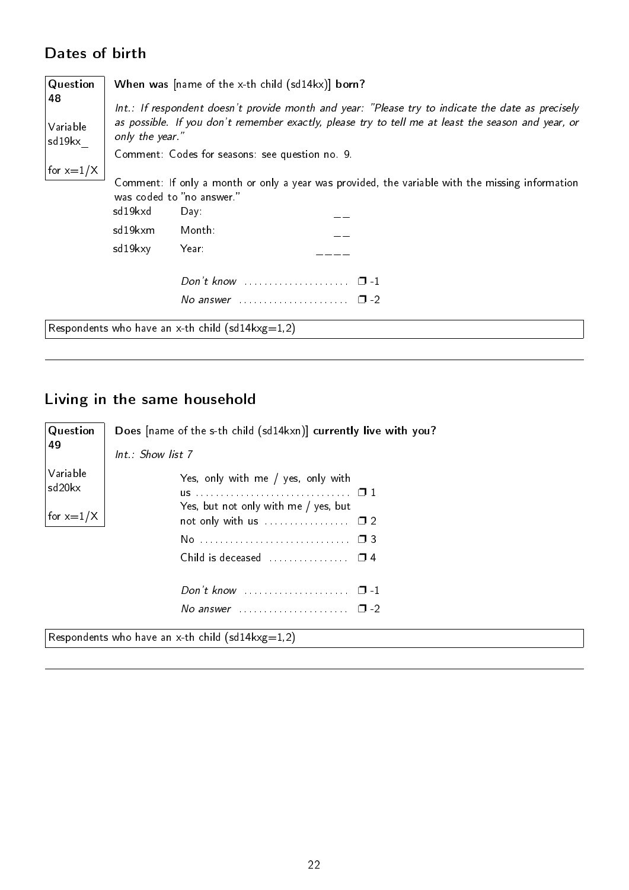## Dates of birth

**Question 48**

Variable sd19kx_

for x=1/X

**When was** [name of the x-th child (sd14kx)] **born?**

*Int.: If respondent doesn't provide month and year: "Please try to indicate the date as precisely as possible. If you don't remember exactly, please try to tell me at least the season and year, or only the year."*

Comment: Codes for seasons: see question no. 9.

Comment: If only a month or only a year was provided, the variable with the missing information was coded to "no answer."

| | | |
|---|---|---|
| sd19kxd | Day: | __ |
| sd19kxm | Month: | __ |
| sd19kxy | Year: | ____ |
| | *Don't know* | ❐ -1 |
| | *No answer* | ❐ -2 |

Respondents who have an x-th child (sd14kxg=1,2)

---

## Living in the same household

**Question 49**

Variable sd20kx

for x=1/X

**Does** [name of the s-th child (sd14kxn)] **currently live with you?**

*Int.: Show list 7*

- Yes, only with me / yes, only with us ❐ 1
- Yes, but not only with me / yes, but not only with us ❐ 2
- No ❐ 3
- Child is deceased ❐ 4
- *Don't know* ❐ -1
- *No answer* ❐ -2

Respondents who have an x-th child (sd14kxg=1,2)

---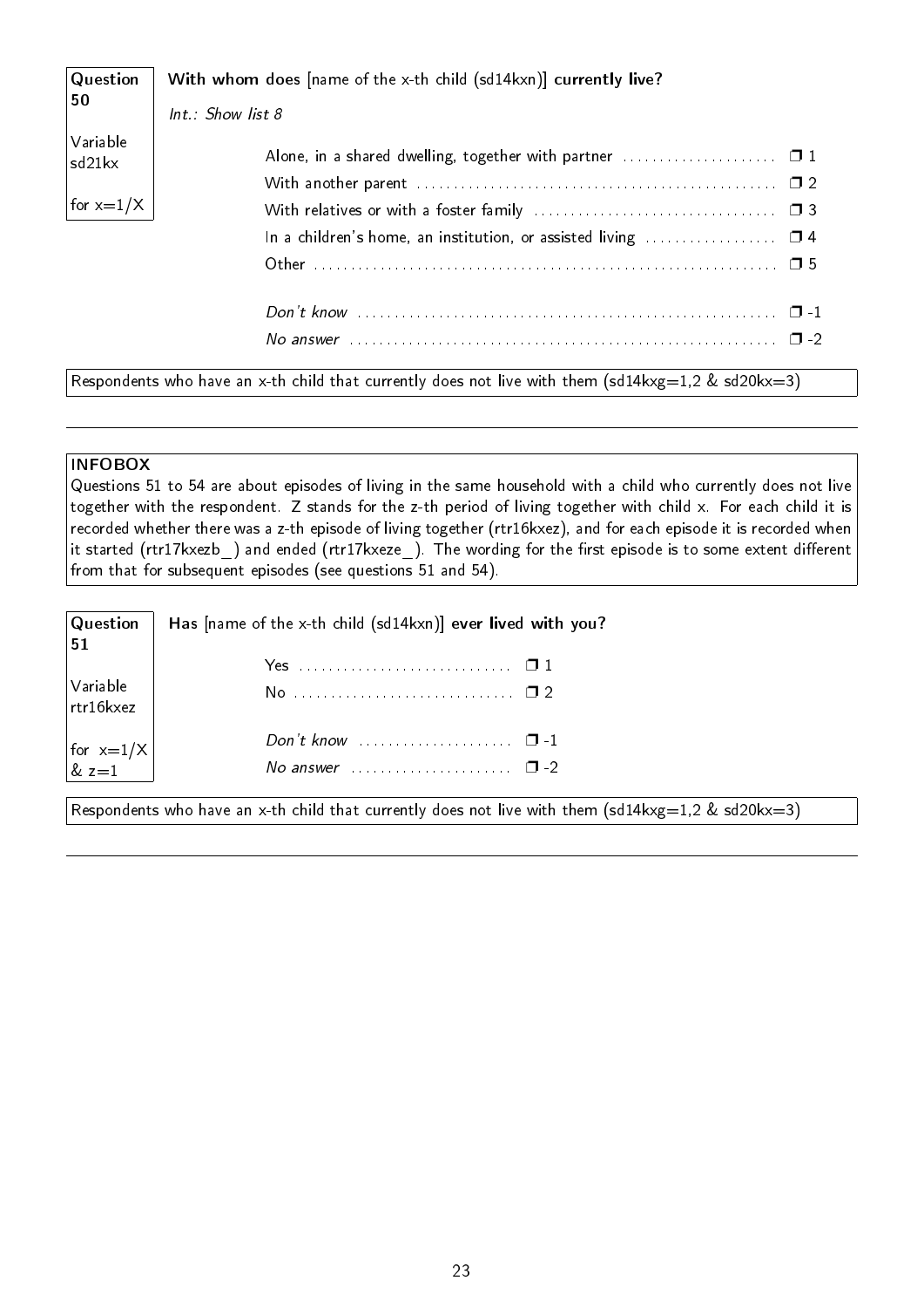**Question 50**

Variable sd21kx

for x=1/X

**With whom does** [name of the x-th child (sd14kxn)] **currently live?**

*Int.: Show list 8*

- Alone, in a shared dwelling, together with partner ❒ 1
- With another parent ❒ 2
- With relatives or with a foster family ❒ 3
- In a children's home, an institution, or assisted living ❒ 4
- Other ❒ 5

- *Don't know* ❒ -1
- *No answer* ❒ -2

Respondents who have an x-th child that currently does not live with them (sd14kxg=1,2 & sd20kx=3)

---

**INFOBOX**

Questions 51 to 54 are about episodes of living in the same household with a child who currently does not live together with the respondent. Z stands for the z-th period of living together with child x. For each child it is recorded whether there was a z-th episode of living together (rtr16kxez), and for each episode it is recorded when it started (rtr17kxezb_) and ended (rtr17kxeze_). The wording for the first episode is to some extent different from that for subsequent episodes (see questions 51 and 54).

**Question 51**

Variable rtr16kxez

for x=1/X & z=1

**Has** [name of the x-th child (sd14kxn)] **ever lived with you?**

- Yes ❒ 1
- No ❒ 2

- *Don't know* ❒ -1
- *No answer* ❒ -2

Respondents who have an x-th child that currently does not live with them (sd14kxg=1,2 & sd20kx=3)

---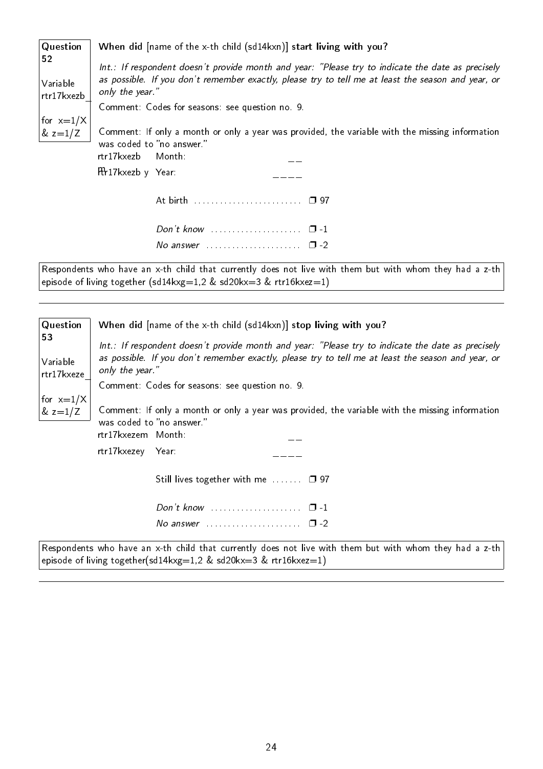**Question 52**

Variable rtr17kxezb_

for x=1/X & z=1/Z

**When did** [name of the x-th child (sd14kxn)] **start living with you?**

*Int.: If respondent doesn't provide month and year: "Please try to indicate the date as precisely as possible. If you don't remember exactly, please try to tell me at least the season and year, or only the year."*

Comment: Codes for seasons: see question no. 9.

Comment: If only a month or only a year was provided, the variable with the missing information was coded to "no answer."

rtr17kxezbm Month: __

rtr17kxezby Year: ____

At birth ........................ ❐ 97

*Don't know* .................... ❐ -1

*No answer* ..................... ❐ -2

Respondents who have an x-th child that currently does not live with them but with whom they had a z-th episode of living together (sd14kxg=1,2 & sd20kx=3 & rtr16kxez=1)

---

**Question 53**

Variable rtr17kxeze_

for x=1/X & z=1/Z

**When did** [name of the x-th child (sd14kxn)] **stop living with you?**

*Int.: If respondent doesn't provide month and year: "Please try to indicate the date as precisely as possible. If you don't remember exactly, please try to tell me at least the season and year, or only the year."*

Comment: Codes for seasons: see question no. 9.

Comment: If only a month or only a year was provided, the variable with the missing information was coded to "no answer."

rtr17kxezem Month: __

rtr17kxezey Year: ____

Still lives together with me ....... ❐ 97

*Don't know* .................... ❐ -1

*No answer* ..................... ❐ -2

Respondents who have an x-th child that currently does not live with them but with whom they had a z-th episode of living together(sd14kxg=1,2 & sd20kx=3 & rtr16kxez=1)

---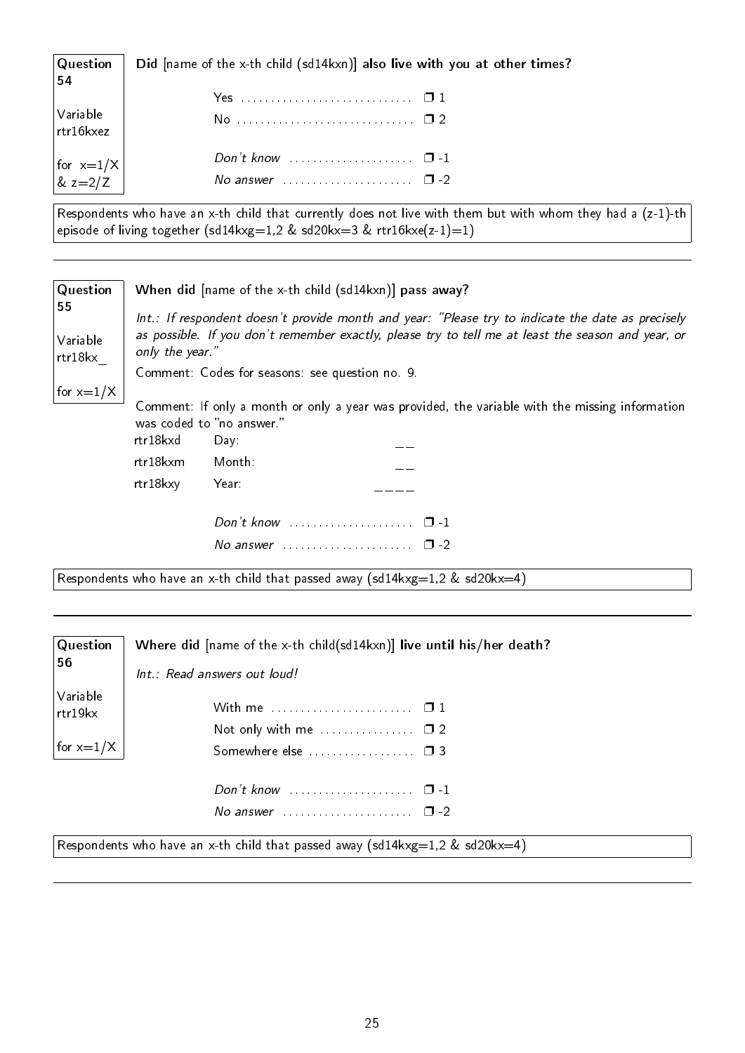**Question 54**

Variable rtr16kxez

for x=1/X & z=2/Z

**Did** [name of the x-th child (sd14kxn)] **also live with you at other times?**

Yes ............................ ❐ 1
No ............................. ❐ 2

*Don't know* .................... ❐ -1
*No answer* ..................... ❐ -2

Respondents who have an x-th child that currently does not live with them but with whom they had a (z-1)-th episode of living together (sd14kxg=1,2 & sd20kx=3 & rtr16kxe(z-1)=1)

---

**Question 55**

Variable rtr18kx_

for x=1/X

**When did** [name of the x-th child (sd14kxn)] **pass away?**

*Int.: If respondent doesn't provide month and year: "Please try to indicate the date as precisely as possible. If you don't remember exactly, please try to tell me at least the season and year, or only the year."*

Comment: Codes for seasons: see question no. 9.

Comment: If only a month or only a year was provided, the variable with the missing information was coded to "no answer."

rtr18kxd Day: __
rtr18kxm Month: __
rtr18kxy Year: ____

*Don't know* .................... ❐ -1
*No answer* ..................... ❐ -2

Respondents who have an x-th child that passed away (sd14kxg=1,2 & sd20kx=4)

---

**Question 56**

Variable rtr19kx

for x=1/X

**Where did** [name of the x-th child(sd14kxn)] **live until his/her death?**

*Int.: Read answers out loud!*

With me ....................... ❐ 1
Not only with me ............... ❐ 2
Somewhere else ................. ❐ 3

*Don't know* .................... ❐ -1
*No answer* ..................... ❐ -2

Respondents who have an x-th child that passed away (sd14kxg=1,2 & sd20kx=4)

---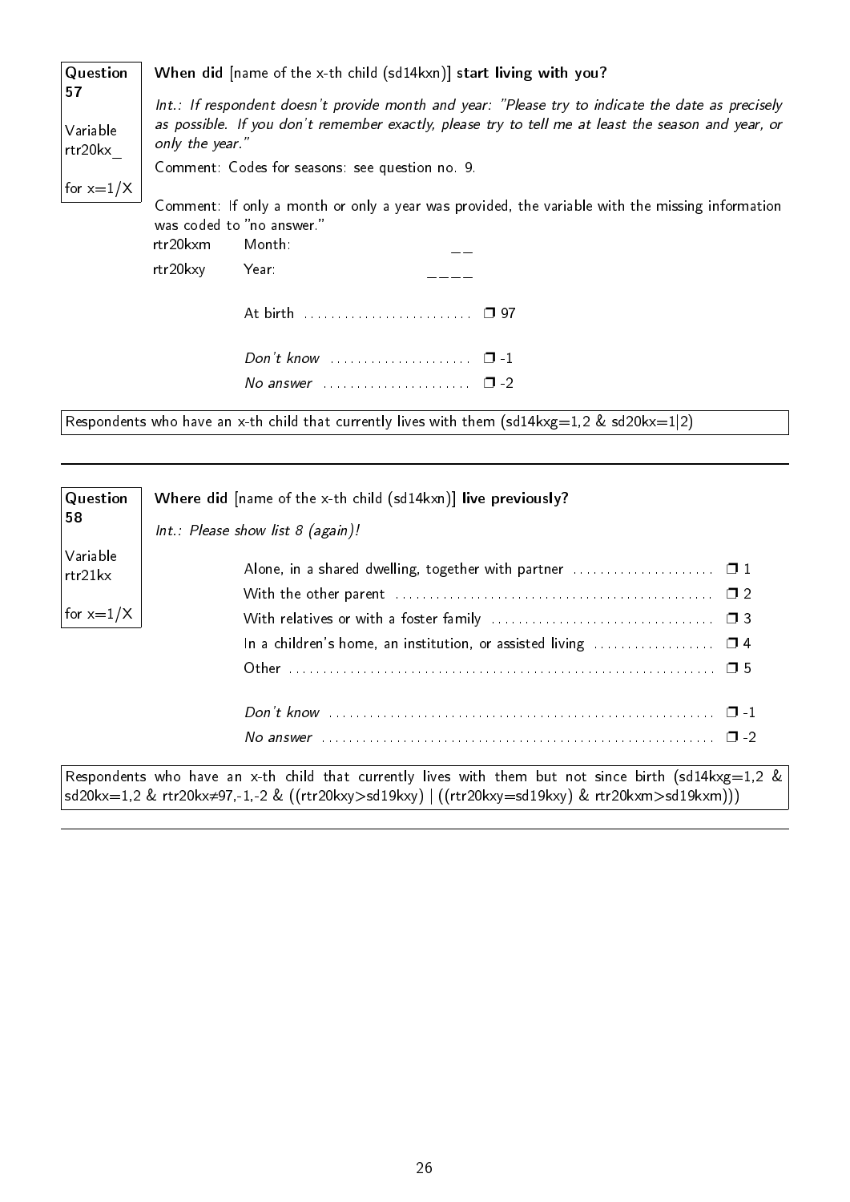**Question 57**

Variable rtr20kx_

for x=1/X

**When did** [name of the x-th child (sd14kxn)] **start living with you?**

*Int.: If respondent doesn't provide month and year: "Please try to indicate the date as precisely as possible. If you don't remember exactly, please try to tell me at least the season and year, or only the year."*

Comment: Codes for seasons: see question no. 9.

Comment: If only a month or only a year was provided, the variable with the missing information was coded to "no answer."

| | | |
|---|---|---|
| rtr20kxm | Month: | __ |
| rtr20kxy | Year: | ____ |
| | At birth | ❒ 97 |
| | *Don't know* | ❒ -1 |
| | *No answer* | ❒ -2 |

Respondents who have an x-th child that currently lives with them (sd14kxg=1,2 & sd20kx=1|2)

---

**Question 58**

Variable rtr21kx

for x=1/X

**Where did** [name of the x-th child (sd14kxn)] **live previously?**

*Int.: Please show list 8 (again)!*

| | |
|---|---|
| Alone, in a shared dwelling, together with partner | ❒ 1 |
| With the other parent | ❒ 2 |
| With relatives or with a foster family | ❒ 3 |
| In a children's home, an institution, or assisted living | ❒ 4 |
| Other | ❒ 5 |
| *Don't know* | ❒ -1 |
| *No answer* | ❒ -2 |

Respondents who have an x-th child that currently lives with them but not since birth (sd14kxg=1,2 & sd20kx=1,2 & rtr20kx≠97,-1,-2 & ((rtr20kxy>sd19kxy) | ((rtr20kxy=sd19kxy) & rtr20kxm>sd19kxm)))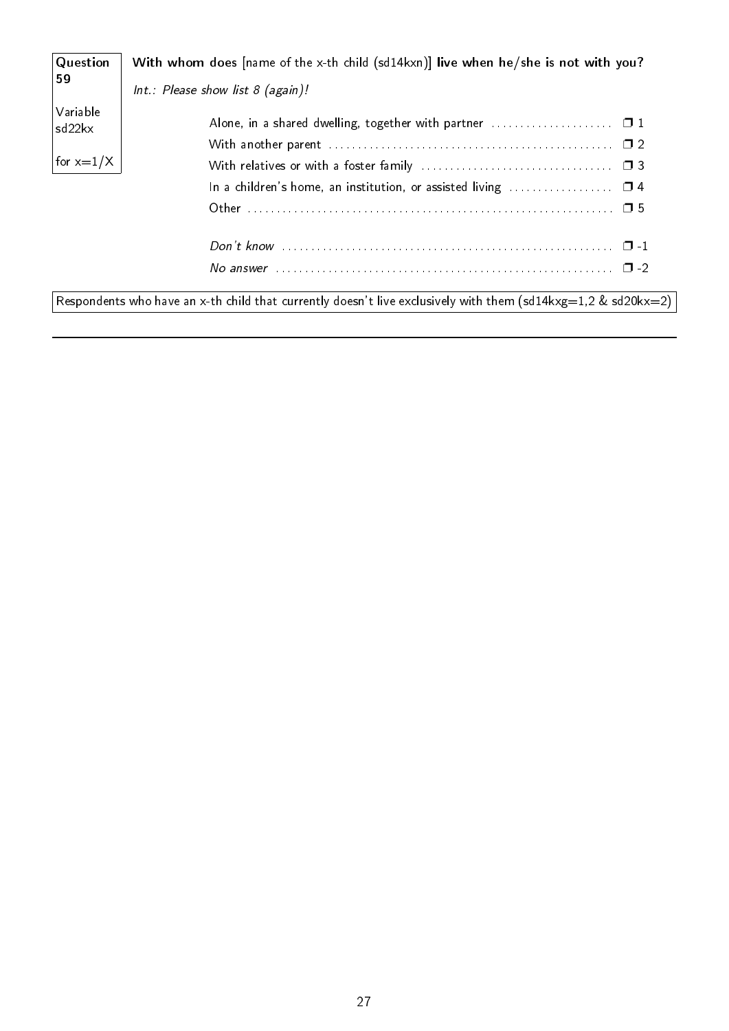**Question 59**

Variable sd22kx

for x=1/X

**With whom does** [name of the x-th child (sd14kxn)] **live when he/she is not with you?**

*Int.: Please show list 8 (again)!*

| | |
|---|---|
| Alone, in a shared dwelling, together with partner | ❒ 1 |
| With another parent | ❒ 2 |
| With relatives or with a foster family | ❒ 3 |
| In a children's home, an institution, or assisted living | ❒ 4 |
| Other | ❒ 5 |
| *Don't know* | ❒ -1 |
| *No answer* | ❒ -2 |

Respondents who have an x-th child that currently doesn't live exclusively with them (sd14kxg=1,2 & sd20kx=2)

---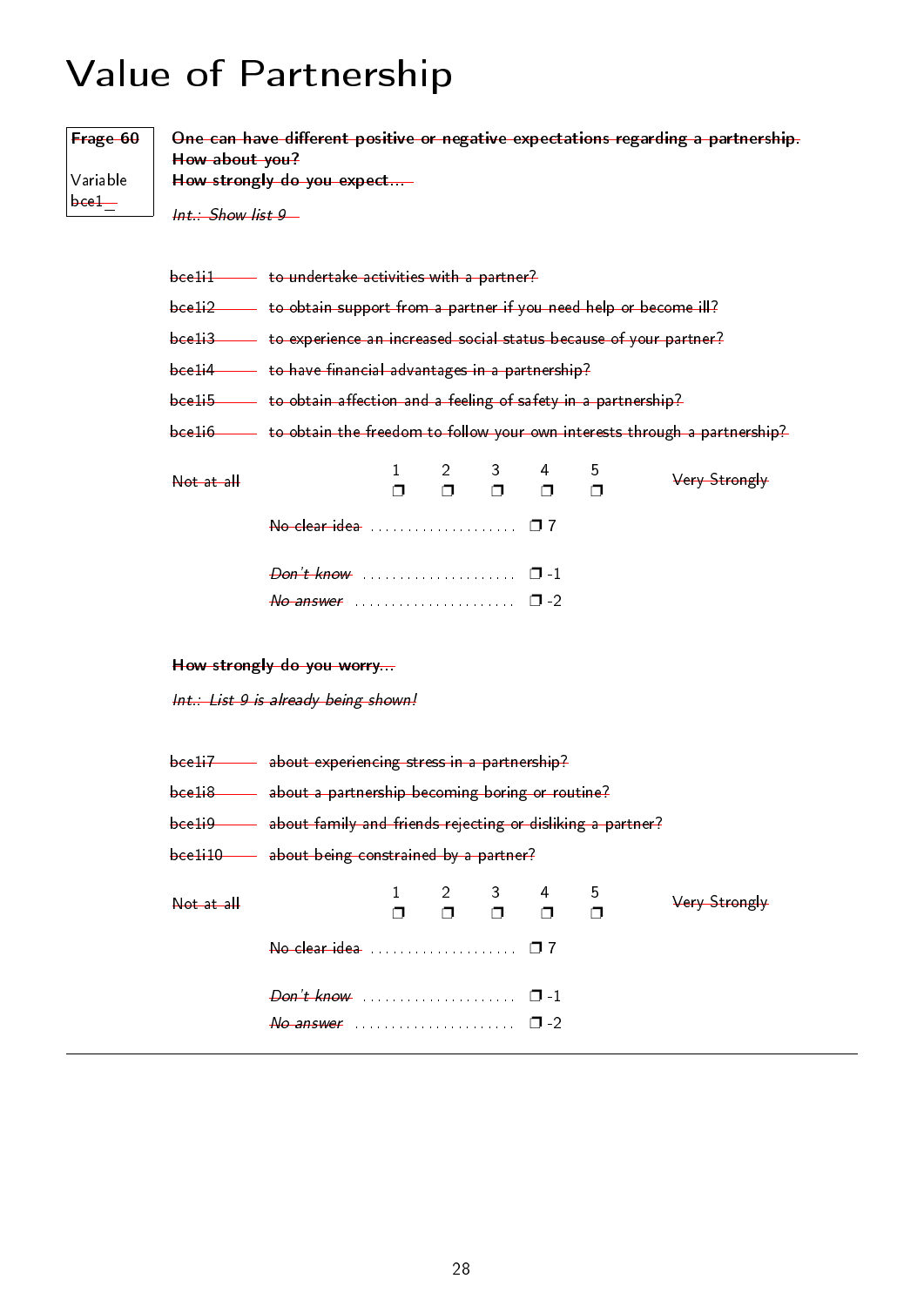# Value of Partnership

**Frage 60**

Variable bce1_

**One can have different positive or negative expectations regarding a partnership. How about you?**
**How strongly do you expect...**

*Int.: Show list 9*

bce1i1 — to undertake activities with a partner?

bce1i2 — to obtain support from a partner if you need help or become ill?

bce1i3 — to experience an increased social status because of your partner?

bce1i4 — to have financial advantages in a partnership?

bce1i5 — to obtain affection and a feeling of safety in a partnership?

bce1i6 — to obtain the freedom to follow your own interests through a partnership?

| Not at all | 1 | 2 | 3 | 4 | 5 | Very Strongly |
|---|---|---|---|---|---|---|
| | ❒ | ❒ | ❒ | ❒ | ❒ | |

No clear idea .................... ❒ 7

*Don't know* .................... ❒ -1

*No answer* .................... ❒ -2

**How strongly do you worry...**

*Int.: List 9 is already being shown!*

bce1i7 — about experiencing stress in a partnership?

bce1i8 — about a partnership becoming boring or routine?

bce1i9 — about family and friends rejecting or disliking a partner?

bce1i10 — about being constrained by a partner?

| Not at all | 1 | 2 | 3 | 4 | 5 | Very Strongly |
|---|---|---|---|---|---|---|
| | ❒ | ❒ | ❒ | ❒ | ❒ | |

No clear idea .................... ❒ 7

*Don't know* .................... ❒ -1

*No answer* .................... ❒ -2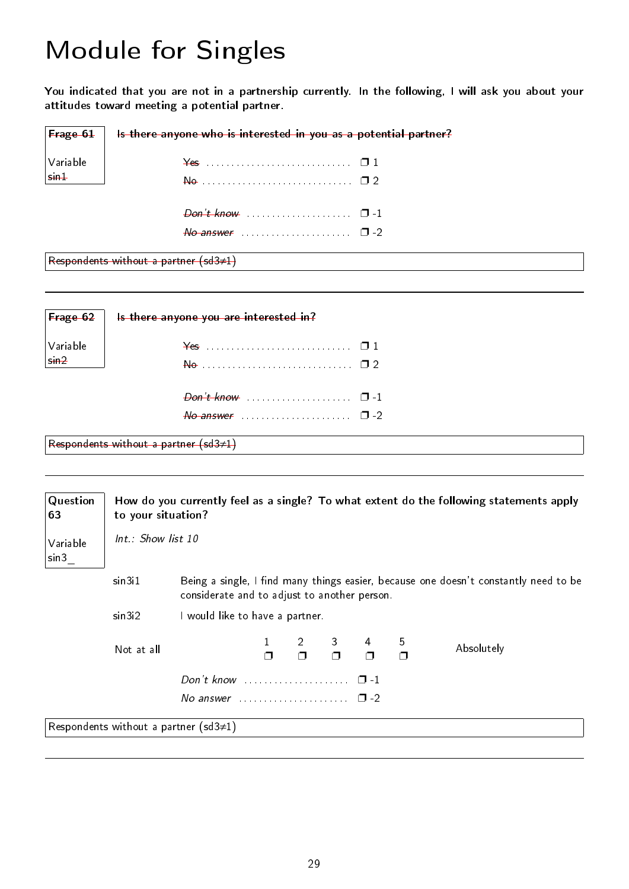# Module for Singles

**You indicated that you are not in a partnership currently. In the following, I will ask you about your attitudes toward meeting a potential partner.**

| ~~Frage 61~~<br>Variable<br>~~sin1~~ | **~~Is there anyone who is interested in you as a potential partner?~~** |
|---|---|

~~Yes~~ .............................. ❐ 1
~~No~~ .............................. ❐ 2

*~~Don't know~~* ..................... ❐ -1
*~~No answer~~* ...................... ❐ -2

~~Respondents without a partner (sd3≠1)~~

---

| ~~Frage 62~~<br>Variable<br>~~sin2~~ | **~~Is there anyone you are interested in?~~** |
|---|---|

~~Yes~~ .............................. ❐ 1
~~No~~ .............................. ❐ 2

*~~Don't know~~* ..................... ❐ -1
*~~No answer~~* ...................... ❐ -2

~~Respondents without a partner (sd3≠1)~~

---

| Question 63<br>Variable<br>sin3_ | **How do you currently feel as a single? To what extent do the following statements apply to your situation?**<br>*Int.: Show list 10* |
|---|---|

| | |
|---|---|
| sin3i1 | Being a single, I find many things easier, because one doesn't constantly need to be considerate and to adjust to another person. |
| sin3i2 | I would like to have a partner. |

| Not at all | 1 | 2 | 3 | 4 | 5 | Absolutely |
|---|---|---|---|---|---|---|
| | ❐ | ❐ | ❐ | ❐ | ❐ | |

*Don't know* ..................... ❐ -1
*No answer* ...................... ❐ -2

Respondents without a partner (sd3≠1)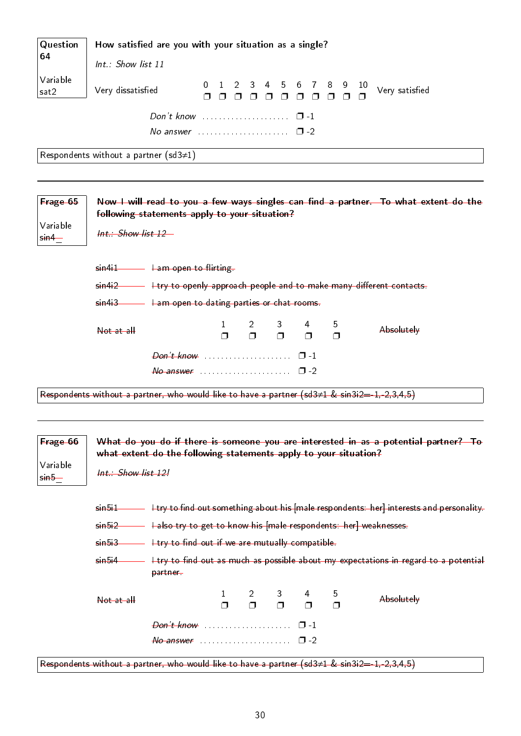**Question 64**

Variable sat2

**How satisfied are you with your situation as a single?**

*Int.: Show list 11*

| Very dissatisfied | 0 | 1 | 2 | 3 | 4 | 5 | 6 | 7 | 8 | 9 | 10 | Very satisfied |
|---|---|---|---|---|---|---|---|---|---|---|---|---|
| | ❐ | ❐ | ❐ | ❐ | ❐ | ❐ | ❐ | ❐ | ❐ | ❐ | ❐ | |

*Don't know* ..................... ❐ -1

*No answer* ..................... ❐ -2

Respondents without a partner (sd3≠1)

---

~~**Frage 65**~~

Variable ~~sin4_~~

~~**Now I will read to you a few ways singles can find a partner. To what extent do the following statements apply to your situation?**~~

~~*Int.: Show list 12*~~

~~sin4i1~~ ~~I am open to flirting.~~

~~sin4i2~~ ~~I try to openly approach people and to make many different contacts.~~

~~sin4i3~~ ~~I am open to dating parties or chat rooms.~~

| ~~Not at all~~ | 1 | 2 | 3 | 4 | 5 | ~~Absolutely~~ |
|---|---|---|---|---|---|---|
| | ❐ | ❐ | ❐ | ❐ | ❐ | |

~~*Don't know*~~ ..................... ❐ -1

~~*No answer*~~ ..................... ❐ -2

~~Respondents without a partner, who would like to have a partner (sd3≠1 & sin3i2=-1,-2,3,4,5)~~

---

~~**Frage 66**~~

Variable ~~sin5_~~

~~**What do you do if there is someone you are interested in as a potential partner? To what extent do the following statements apply to your situation?**~~

~~*Int.: Show list 12!*~~

~~sin5i1~~ ~~I try to find out something about his [male respondents: her] interests and personality.~~

~~sin5i2~~ ~~I also try to get to know his [male respondents: her] weaknesses.~~

~~sin5i3~~ ~~I try to find out if we are mutually compatible.~~

~~sin5i4~~ ~~I try to find out as much as possible about my expectations in regard to a potential partner.~~

| ~~Not at all~~ | 1 | 2 | 3 | 4 | 5 | ~~Absolutely~~ |
|---|---|---|---|---|---|---|
| | ❐ | ❐ | ❐ | ❐ | ❐ | |

~~*Don't know*~~ ..................... ❐ -1

~~*No answer*~~ ..................... ❐ -2

~~Respondents without a partner, who would like to have a partner (sd3≠1 & sin3i2=-1,-2,3,4,5)~~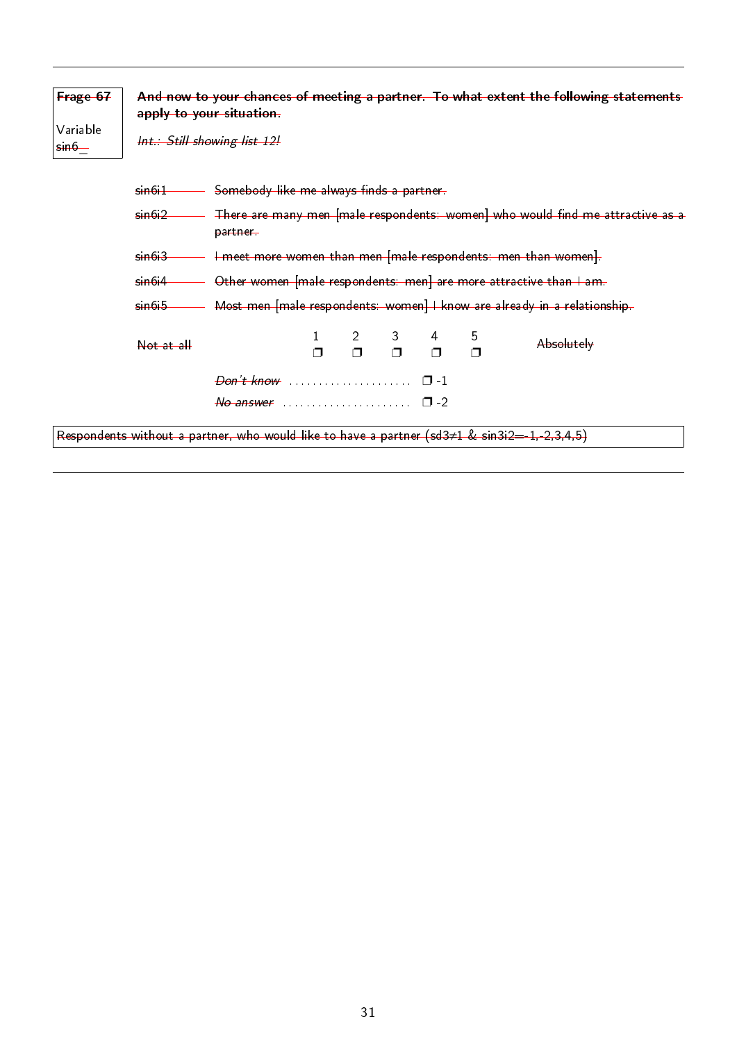**Frage 67**

Variable sin6_

**And now to your chances of meeting a partner. To what extent the following statements apply to your situation.**

*Int.: Still showing list 12!*

sin6i1 — Somebody like me always finds a partner.

sin6i2 — There are many men [male respondents: women] who would find me attractive as a partner.

sin6i3 — I meet more women than men [male respondents: men than women].

sin6i4 — Other women [male respondents: men] are more attractive than I am.

sin6i5 — Most men [male respondents: women] I know are already in a relationship.

| Not at all | 1 | 2 | 3 | 4 | 5 | Absolutely |
|---|---|---|---|---|---|---|
| | ❒ | ❒ | ❒ | ❒ | ❒ | |

*Don't know* ..................... ❒ -1

*No answer* ...................... ❒ -2

Respondents without a partner, who would like to have a partner ($sd3 \neq 1$ & $sin3i2 = -1,-2,3,4,5$)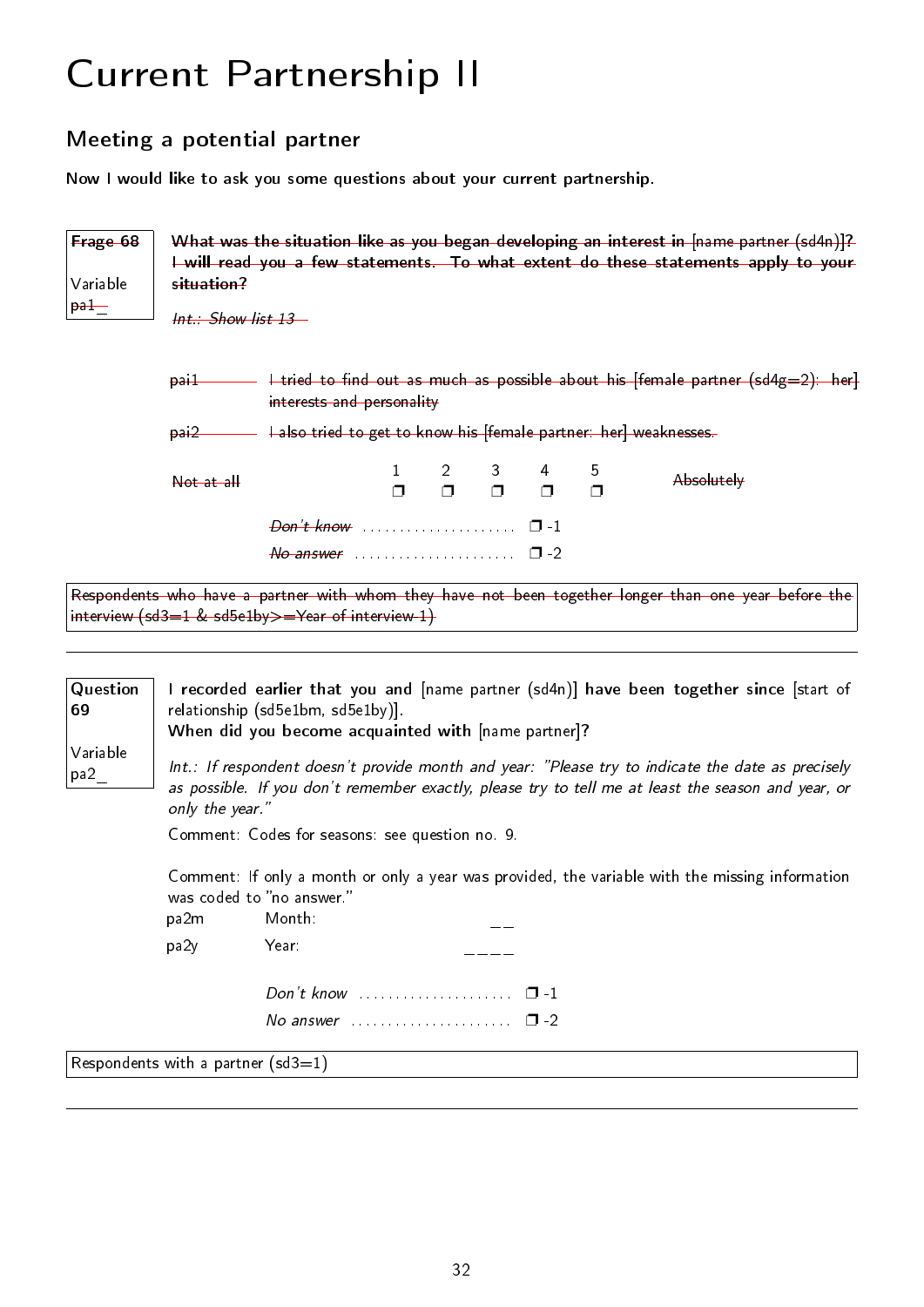# Current Partnership II

## Meeting a potential partner

**Now I would like to ask you some questions about your current partnership.**

| | |
|---|---|
| ~~**Frage 68**~~<br><br>Variable<br>~~pa1_~~ | ~~**What was the situation like as you began developing an interest in** [name partner (sd4n)]**? I will read you a few statements. To what extent do these statements apply to your situation?**~~<br><br>~~*Int.: Show list 13*~~ |

~~pai1~~ ~~I tried to find out as much as possible about his [female partner (sd4g=2): her] interests and personality~~

~~pai2~~ ~~I also tried to get to know his [female partner: her] weaknesses.~~

| ~~Not at all~~ | 1 | 2 | 3 | 4 | 5 | ~~Absolutely~~ |
|---|---|---|---|---|---|---|
| | ❒ | ❒ | ❒ | ❒ | ❒ | |

~~*Don't know*~~ ..................... ❒ -1

~~*No answer*~~ ..................... ❒ -2

~~Respondents who have a partner with whom they have not been together longer than one year before the interview (sd3=1 & sd5e1by>=Year of interview-1)~~

---

| | |
|---|---|
| **Question 69**<br><br>Variable<br>pa2_ | **I recorded earlier that you and** [name partner (sd4n)] **have been together since** [start of relationship (sd5e1bm, sd5e1by)].<br>**When did you become acquainted with** [name partner]**?**<br><br>*Int.: If respondent doesn't provide month and year: "Please try to indicate the date as precisely as possible. If you don't remember exactly, please try to tell me at least the season and year, or only the year."* |

Comment: Codes for seasons: see question no. 9.

Comment: If only a month or only a year was provided, the variable with the missing information was coded to "no answer."

pa2m Month: __

pa2y Year: ____

*Don't know* ..................... ❒ -1

*No answer* ..................... ❒ -2

Respondents with a partner (sd3=1)

---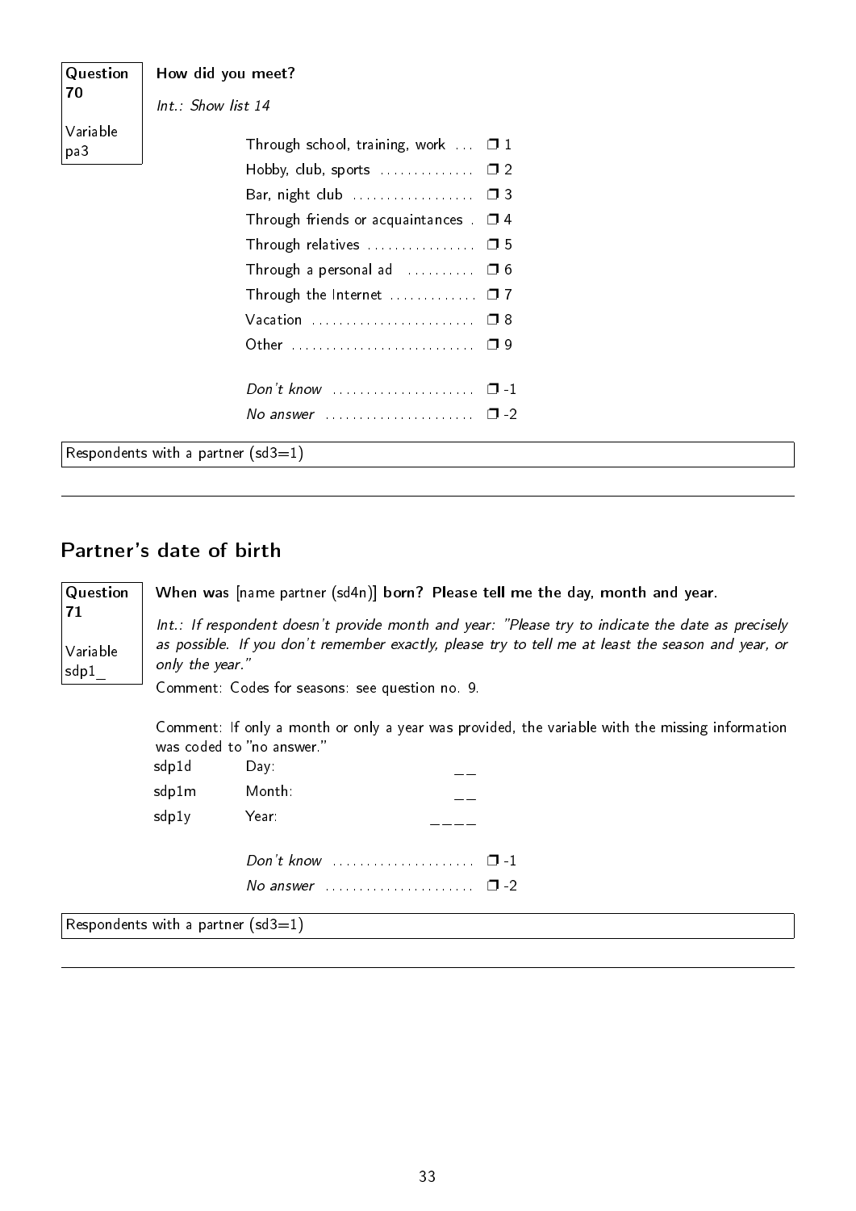**Question 70**

**Variable pa3**

**How did you meet?**

*Int.: Show list 14*

| | |
|---|---|
| Through school, training, work | ❐ 1 |
| Hobby, club, sports | ❐ 2 |
| Bar, night club | ❐ 3 |
| Through friends or acquaintances | ❐ 4 |
| Through relatives | ❐ 5 |
| Through a personal ad | ❐ 6 |
| Through the Internet | ❐ 7 |
| Vacation | ❐ 8 |
| Other | ❐ 9 |
| *Don't know* | ❐ -1 |
| *No answer* | ❐ -2 |

Respondents with a partner (sd3=1)

---

## Partner's date of birth

**Question 71**

**Variable sdp1_**

**When was** [name partner (sd4n)] **born? Please tell me the day, month and year.**

*Int.: If respondent doesn't provide month and year: "Please try to indicate the date as precisely as possible. If you don't remember exactly, please try to tell me at least the season and year, or only the year."*

Comment: Codes for seasons: see question no. 9.

Comment: If only a month or only a year was provided, the variable with the missing information was coded to "no answer."

| | | |
|---|---|---|
| sdp1d | Day: | __ |
| sdp1m | Month: | __ |
| sdp1y | Year: | ____ |

| | |
|---|---|
| *Don't know* | ❐ -1 |
| *No answer* | ❐ -2 |

Respondents with a partner (sd3=1)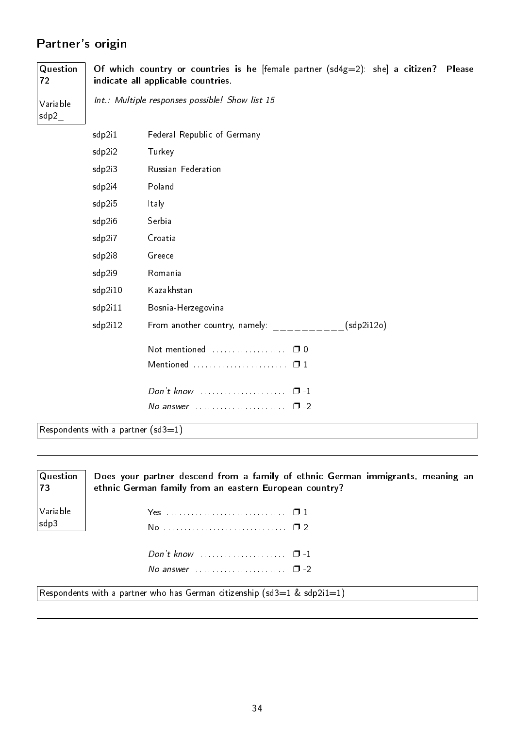## Partner's origin

**Question 72**

**Variable sdp2_**

**Of which country or countries is he** [female partner (sd4g=2): she] **a citizen? Please indicate all applicable countries.**

*Int.: Multiple responses possible! Show list 15*

| | |
|---|---|
| sdp2i1 | Federal Republic of Germany |
| sdp2i2 | Turkey |
| sdp2i3 | Russian Federation |
| sdp2i4 | Poland |
| sdp2i5 | Italy |
| sdp2i6 | Serbia |
| sdp2i7 | Croatia |
| sdp2i8 | Greece |
| sdp2i9 | Romania |
| sdp2i10 | Kazakhstan |
| sdp2i11 | Bosnia-Herzegovina |
| sdp2i12 | From another country, namely: __________(sdp2i12o) |

Not mentioned .................. ❐ 0
Mentioned ....................... ❐ 1

*Don't know* ..................... ❐ -1
*No answer* ...................... ❐ -2

Respondents with a partner (sd3=1)

---

**Question 73**

**Variable sdp3**

**Does your partner descend from a family of ethnic German immigrants, meaning an ethnic German family from an eastern European country?**

Yes ............................. ❐ 1
No .............................. ❐ 2

*Don't know* ..................... ❐ -1
*No answer* ...................... ❐ -2

Respondents with a partner who has German citizenship (sd3=1 & sdp2i1=1)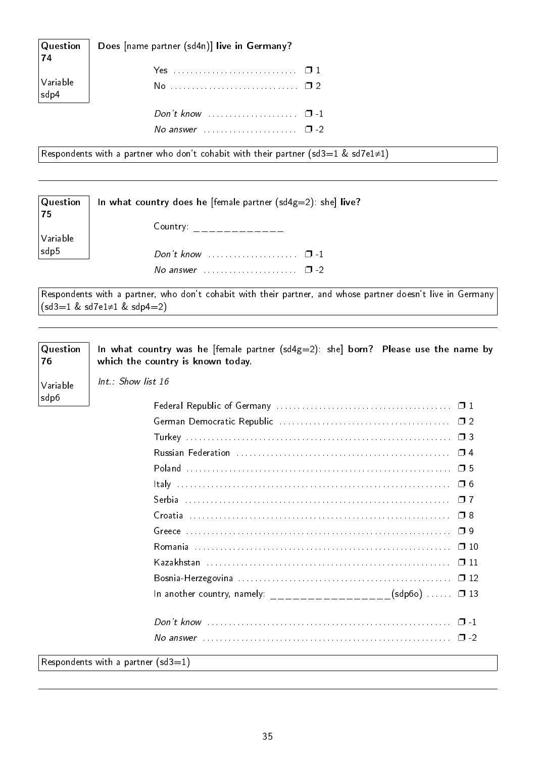**Question 74**

Variable sdp4

**Does** [name partner (sd4n)] **live in Germany?**

| | |
|---|---|
| Yes | ❒ 1 |
| No | ❒ 2 |
| *Don't know* | ❒ -1 |
| *No answer* | ❒ -2 |

Respondents with a partner who don't cohabit with their partner (sd3=1 & sd7e1≠1)

---

**Question 75**

Variable sdp5

**In what country does he** [female partner (sd4g=2): she] **live?**

Country: ____________

| | |
|---|---|
| *Don't know* | ❒ -1 |
| *No answer* | ❒ -2 |

Respondents with a partner, who don't cohabit with their partner, and whose partner doesn't live in Germany (sd3=1 & sd7e1≠1 & sdp4=2)

---

**Question 76**

Variable sdp6

**In what country was he** [female partner (sd4g=2): she] **born? Please use the name by which the country is known today.**

*Int.: Show list 16*

| | |
|---|---|
| Federal Republic of Germany | ❒ 1 |
| German Democratic Republic | ❒ 2 |
| Turkey | ❒ 3 |
| Russian Federation | ❒ 4 |
| Poland | ❒ 5 |
| Italy | ❒ 6 |
| Serbia | ❒ 7 |
| Croatia | ❒ 8 |
| Greece | ❒ 9 |
| Romania | ❒ 10 |
| Kazakhstan | ❒ 11 |
| Bosnia-Herzegovina | ❒ 12 |
| In another country, namely: ________________(sdp6o) | ❒ 13 |
| *Don't know* | ❒ -1 |
| *No answer* | ❒ -2 |

Respondents with a partner (sd3=1)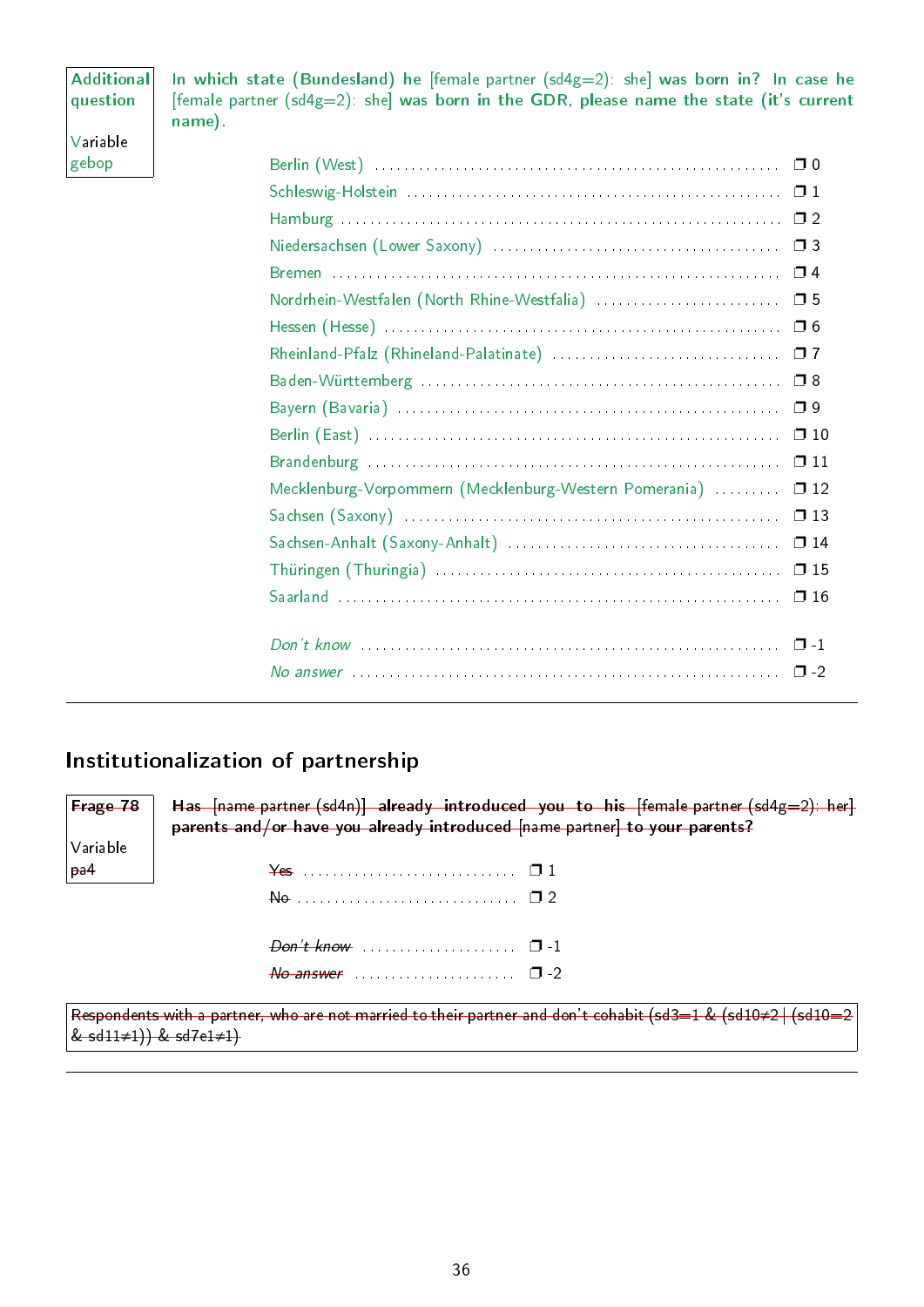**Additional question**

Variable gebop

**In which state (Bundesland) he** [female partner (sd4g=2): she] **was born in? In case he** [female partner (sd4g=2): she] **was born in the GDR, please name the state (it's current name).**

| | |
|---|---|
| Berlin (West) | ❒ 0 |
| Schleswig-Holstein | ❒ 1 |
| Hamburg | ❒ 2 |
| Niedersachsen (Lower Saxony) | ❒ 3 |
| Bremen | ❒ 4 |
| Nordrhein-Westfalen (North Rhine-Westfalia) | ❒ 5 |
| Hessen (Hesse) | ❒ 6 |
| Rheinland-Pfalz (Rhineland-Palatinate) | ❒ 7 |
| Baden-Württemberg | ❒ 8 |
| Bayern (Bavaria) | ❒ 9 |
| Berlin (East) | ❒ 10 |
| Brandenburg | ❒ 11 |
| Mecklenburg-Vorpommern (Mecklenburg-Western Pomerania) | ❒ 12 |
| Sachsen (Saxony) | ❒ 13 |
| Sachsen-Anhalt (Saxony-Anhalt) | ❒ 14 |
| Thüringen (Thuringia) | ❒ 15 |
| Saarland | ❒ 16 |
| *Don't know* | ❒ -1 |
| *No answer* | ❒ -2 |

---

## Institutionalization of partnership

~~**Frage 78**~~

Variable ~~pa4~~

~~**Has** [name partner (sd4n)] **already introduced you to his** [female partner (sd4g=2): her] **parents and/or have you already introduced** [name partner] **to your parents?**~~

| | |
|---|---|
| ~~Yes~~ | ❒ 1 |
| ~~No~~ | ❒ 2 |
| ~~*Don't know*~~ | ❒ -1 |
| ~~*No answer*~~ | ❒ -2 |

~~Respondents with a partner, who are not married to their partner and don't cohabit (sd3=1 & (sd10≠2 | (sd10=2 & sd11≠1)) & sd7e1≠1)~~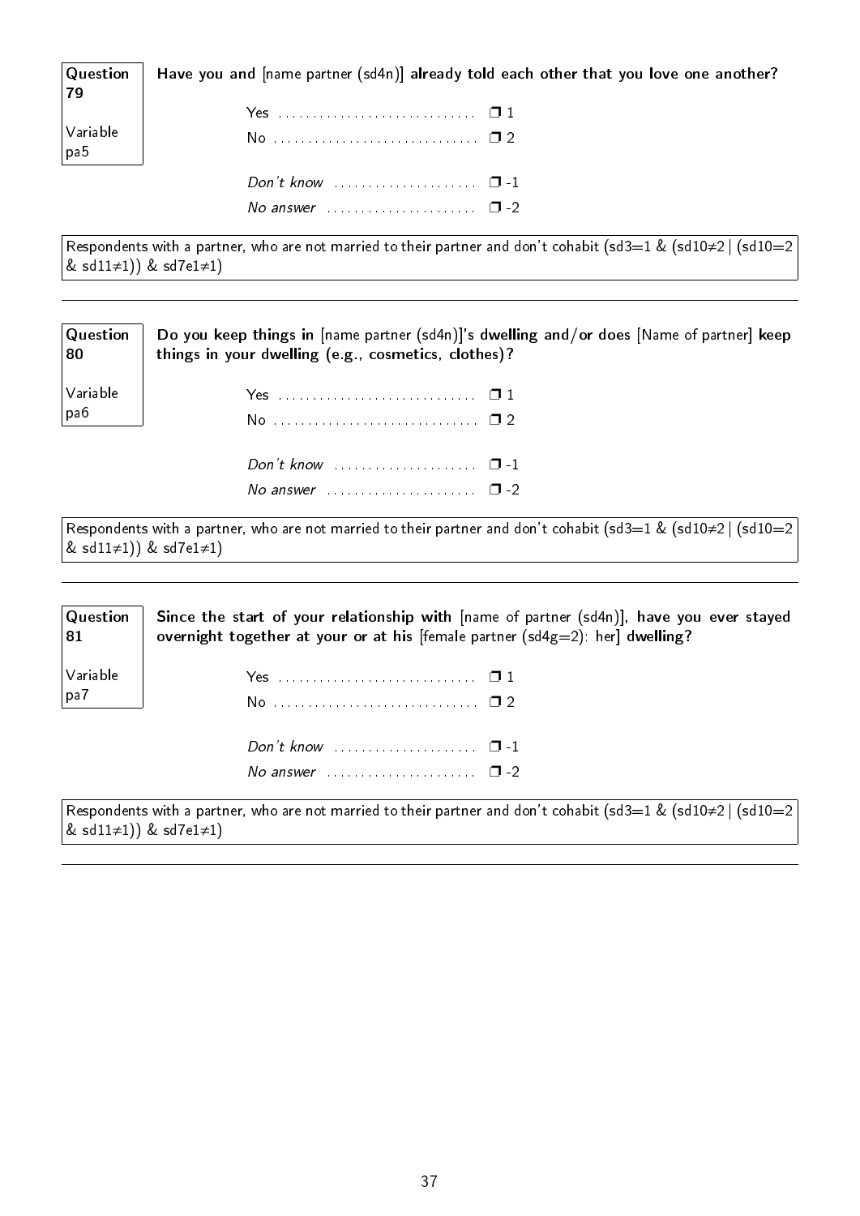**Question 79**

**Variable pa5**

**Have you and** [name partner (sd4n)] **already told each other that you love one another?**

Yes ............................. ❒ 1
No .............................. ❒ 2

*Don't know* ..................... ❒ -1
*No answer* ...................... ❒ -2

Respondents with a partner, who are not married to their partner and don't cohabit (sd3=1 & (sd10≠2 | (sd10=2 & sd11≠1)) & sd7e1≠1)

---

**Question 80**

**Variable pa6**

**Do you keep things in** [name partner (sd4n)]**'s dwelling and/or does** [Name of partner] **keep things in your dwelling (e.g., cosmetics, clothes)?**

Yes ............................. ❒ 1
No .............................. ❒ 2

*Don't know* ..................... ❒ -1
*No answer* ...................... ❒ -2

Respondents with a partner, who are not married to their partner and don't cohabit (sd3=1 & (sd10≠2 | (sd10=2 & sd11≠1)) & sd7e1≠1)

---

**Question 81**

**Variable pa7**

**Since the start of your relationship with** [name of partner (sd4n)]**, have you ever stayed overnight together at your or at his** [female partner (sd4g=2): her] **dwelling?**

Yes ............................. ❒ 1
No .............................. ❒ 2

*Don't know* ..................... ❒ -1
*No answer* ...................... ❒ -2

Respondents with a partner, who are not married to their partner and don't cohabit (sd3=1 & (sd10≠2 | (sd10=2 & sd11≠1)) & sd7e1≠1)

---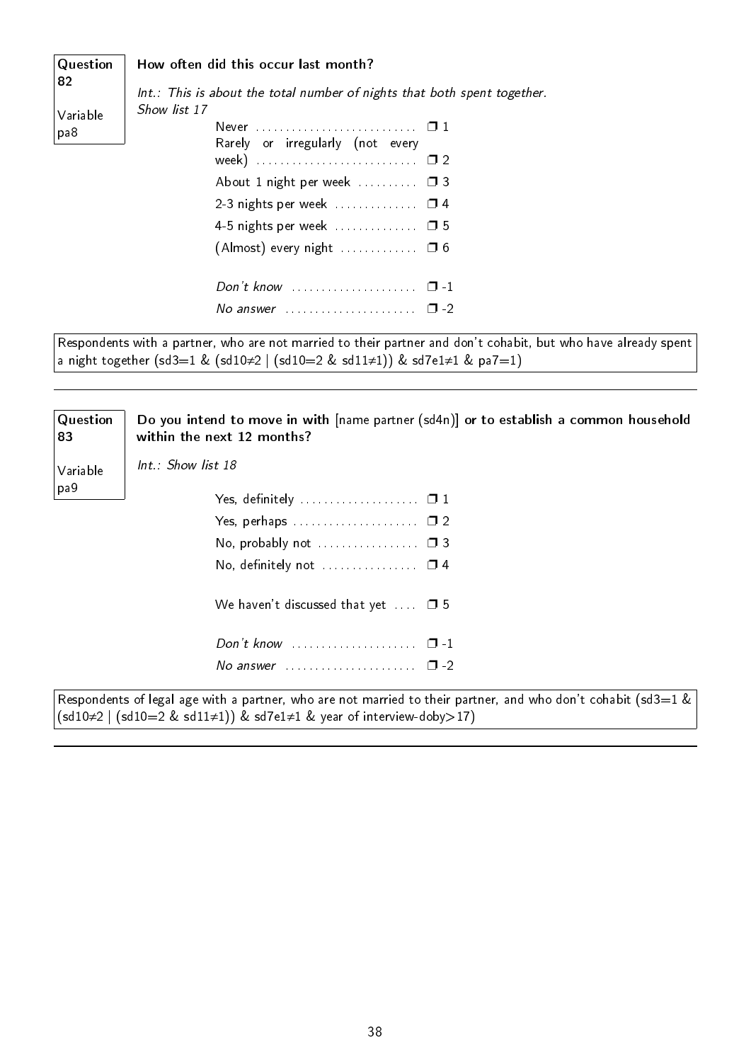**Question 82**

**Variable pa8**

**How often did this occur last month?**

*Int.: This is about the total number of nights that both spent together.*
*Show list 17*

- Never ........................... ❒ 1
- Rarely or irregularly (not every week) ........................... ❒ 2
- About 1 night per week .......... ❒ 3
- 2-3 nights per week .............. ❒ 4
- 4-5 nights per week .............. ❒ 5
- (Almost) every night ............. ❒ 6

- *Don't know* ..................... ❒ -1
- *No answer* ...................... ❒ -2

Respondents with a partner, who are not married to their partner and don't cohabit, but who have already spent a night together (sd3=1 & (sd10≠2 | (sd10=2 & sd11≠1)) & sd7e1≠1 & pa7=1)

---

**Question 83**

**Variable pa9**

**Do you intend to move in with** [name partner (sd4n)] **or to establish a common household within the next 12 months?**

*Int.: Show list 18*

- Yes, definitely .................... ❒ 1
- Yes, perhaps ..................... ❒ 2
- No, probably not ................. ❒ 3
- No, definitely not ................ ❒ 4

- We haven't discussed that yet .... ❒ 5

- *Don't know* ..................... ❒ -1
- *No answer* ...................... ❒ -2

Respondents of legal age with a partner, who are not married to their partner, and who don't cohabit (sd3=1 & (sd10≠2 | (sd10=2 & sd11≠1)) & sd7e1≠1 & year of interview-doby>17)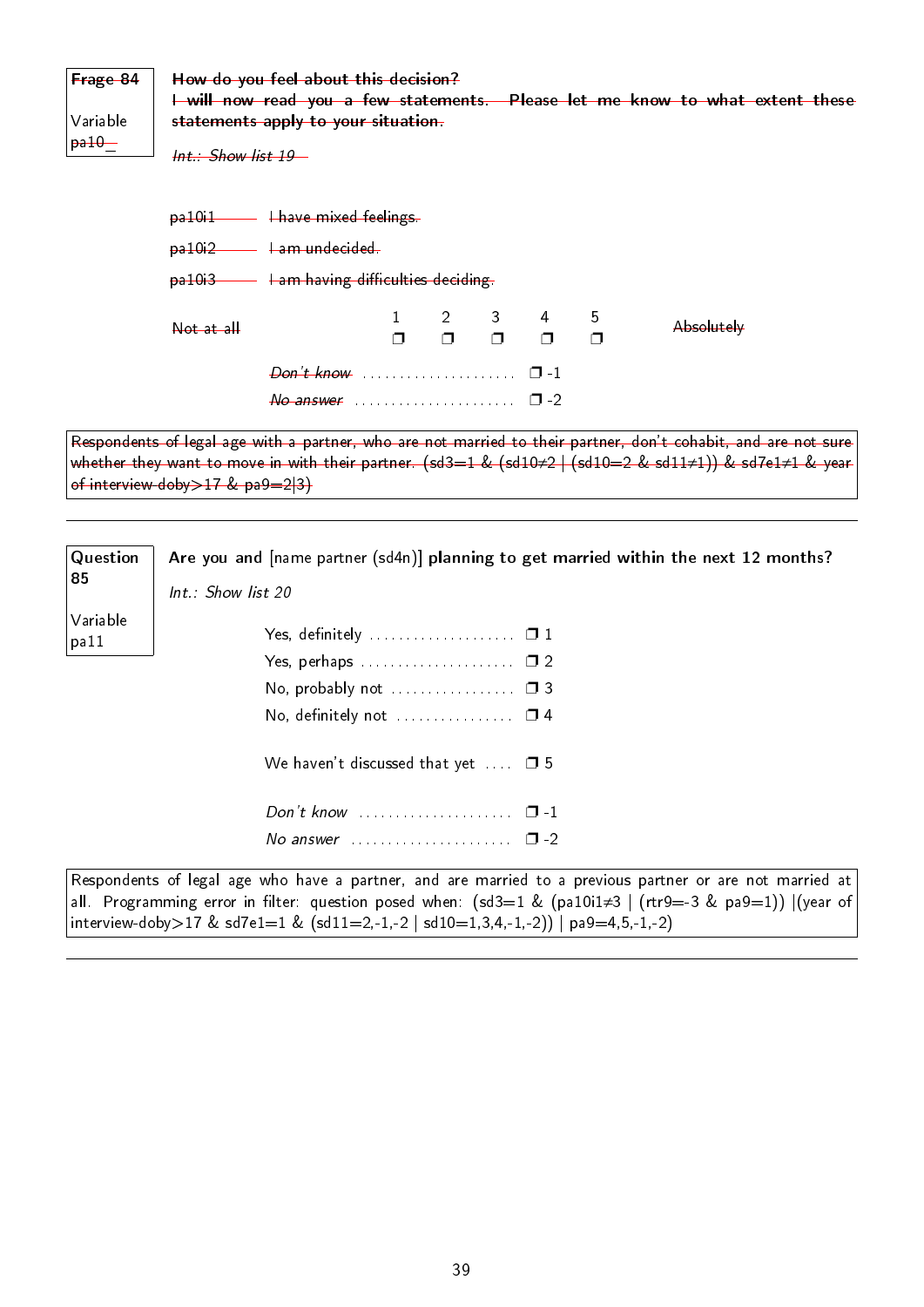~~**Frage 84**~~

~~Variable pa10_~~

~~**How do you feel about this decision?**~~
~~**I will now read you a few statements. Please let me know to what extent these statements apply to your situation.**~~

~~*Int.: Show list 19*~~

~~pa10i1 — I have mixed feelings.~~

~~pa10i2 — I am undecided.~~

~~pa10i3 — I am having difficulties deciding.~~

| ~~Not at all~~ | 1 | 2 | 3 | 4 | 5 | ~~Absolutely~~ |
|---|---|---|---|---|---|---|
| | ❒ | ❒ | ❒ | ❒ | ❒ | |

~~*Don't know*~~ .................... ❒ -1

~~*No answer*~~ .................... ❒ -2

~~Respondents of legal age with a partner, who are not married to their partner, don't cohabit, and are not sure whether they want to move in with their partner. (sd3=1 & (sd10≠2 | (sd10=2 & sd11≠1)) & sd7e1≠1 & year of interview-doby>17 & pa9=2|3)~~

---

**Question 85**

Variable pa11

**Are you and** [name partner (sd4n)] **planning to get married within the next 12 months?**

*Int.: Show list 20*

Yes, definitely .................... ❒ 1

Yes, perhaps .................... ❒ 2

No, probably not .................... ❒ 3

No, definitely not .................... ❒ 4

We haven't discussed that yet .... ❒ 5

*Don't know* .................... ❒ -1

*No answer* .................... ❒ -2

Respondents of legal age who have a partner, and are married to a previous partner or are not married at all. Programming error in filter: question posed when: (sd3=1 & (pa10i1≠3 | (rtr9=-3 & pa9=1)) |(year of interview-doby>17 & sd7e1=1 & (sd11=2,-1,-2 | sd10=1,3,4,-1,-2)) | pa9=4,5,-1,-2)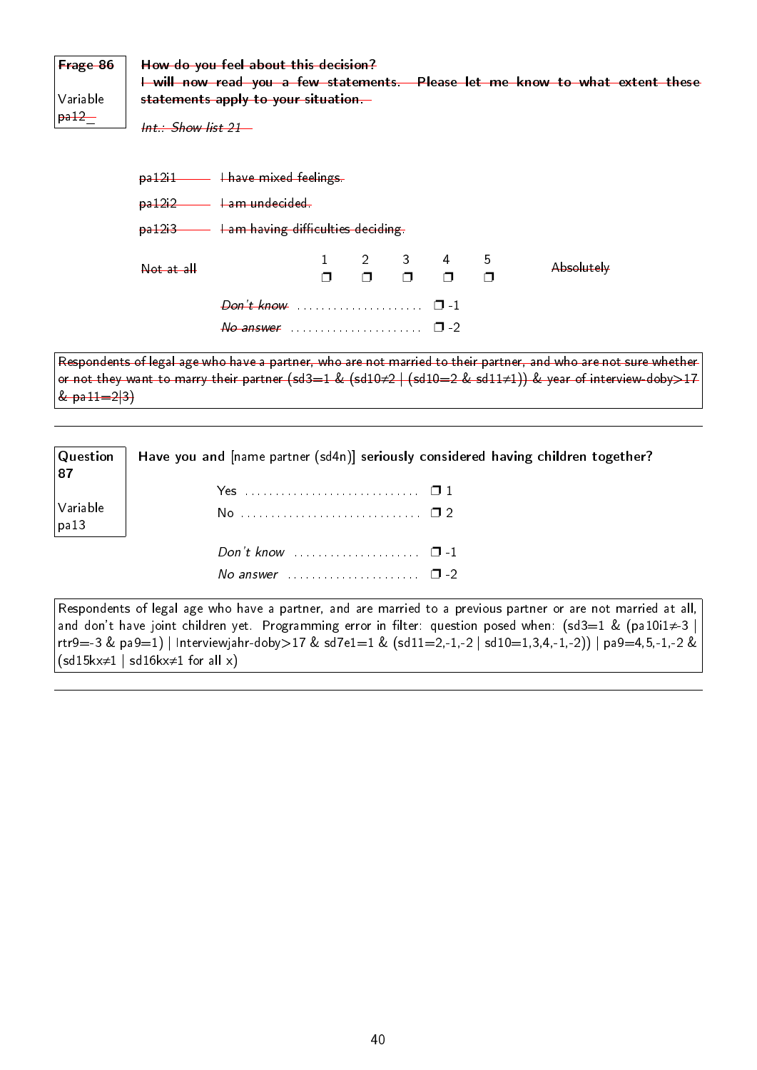~~**Frage 86**~~

Variable ~~pa12_~~

~~**How do you feel about this decision?**~~
~~**I will now read you a few statements. Please let me know to what extent these statements apply to your situation.**~~

~~*Int.: Show list 21*~~

~~pa12i1~~ — ~~I have mixed feelings.~~

~~pa12i2~~ — ~~I am undecided.~~

~~pa12i3~~ — ~~I am having difficulties deciding.~~

| ~~Not at all~~ | 1 | 2 | 3 | 4 | 5 | ~~Absolutely~~ |
|---|---|---|---|---|---|---|
| | ❒ | ❒ | ❒ | ❒ | ❒ | |

~~*Don't know*~~ ..................... ❒ -1

~~*No answer*~~ ..................... ❒ -2

~~Respondents of legal age who have a partner, who are not married to their partner, and who are not sure whether or not they want to marry their partner (sd3=1 & (sd10≠2 | (sd10=2 & sd11≠1)) & year of interview-doby>17 & pa11=2|3)~~

---

**Question 87**

Variable pa13

**Have you and** [name partner (sd4n)] **seriously considered having children together?**

Yes ............................. ❒ 1

No ............................. ❒ 2

*Don't know* ..................... ❒ -1

*No answer* ..................... ❒ -2

Respondents of legal age who have a partner, and are married to a previous partner or are not married at all, and don't have joint children yet. Programming error in filter: question posed when: (sd3=1 & (pa10i1≠-3 | rtr9=-3 & pa9=1) | Interviewjahr-doby>17 & sd7e1=1 & (sd11=2,-1,-2 | sd10=1,3,4,-1,-2)) | pa9=4,5,-1,-2 & (sd15kx≠1 | sd16kx≠1 for all x)

---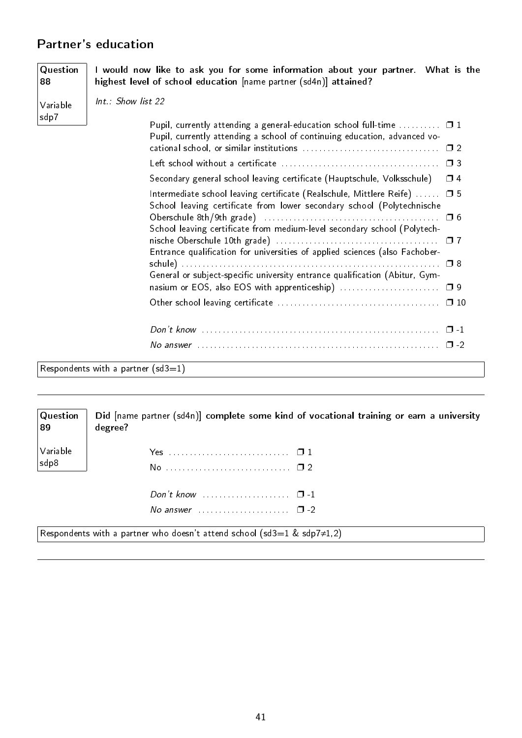## Partner's education

**Question 88**

Variable sdp7

**I would now like to ask you for some information about your partner. What is the highest level of school education** [name partner (sd4n)] **attained?**

*Int.: Show list 22*

| | |
|---|---|
| Pupil, currently attending a general-education school full-time | ❒ 1 |
| Pupil, currently attending a school of continuing education, advanced vocational school, or similar institutions | ❒ 2 |
| Left school without a certificate | ❒ 3 |
| Secondary general school leaving certificate (Hauptschule, Volksschule) | ❒ 4 |
| Intermediate school leaving certificate (Realschule, Mittlere Reife) | ❒ 5 |
| School leaving certificate from lower secondary school (Polytechnische Oberschule 8th/9th grade) | ❒ 6 |
| School leaving certificate from medium-level secondary school (Polytechnische Oberschule 10th grade) | ❒ 7 |
| Entrance qualification for universities of applied sciences (also Fachoberschule) | ❒ 8 |
| General or subject-specific university entrance qualification (Abitur, Gymnasium or EOS, also EOS with apprenticeship) | ❒ 9 |
| Other school leaving certificate | ❒ 10 |
| *Don't know* | ❒ -1 |
| *No answer* | ❒ -2 |

Respondents with a partner (sd3=1)

---

**Question 89**

Variable sdp8

**Did** [name partner (sd4n)] **complete some kind of vocational training or earn a university degree?**

| | |
|---|---|
| Yes | ❒ 1 |
| No | ❒ 2 |
| *Don't know* | ❒ -1 |
| *No answer* | ❒ -2 |

Respondents with a partner who doesn't attend school (sd3=1 & sdp7≠1,2)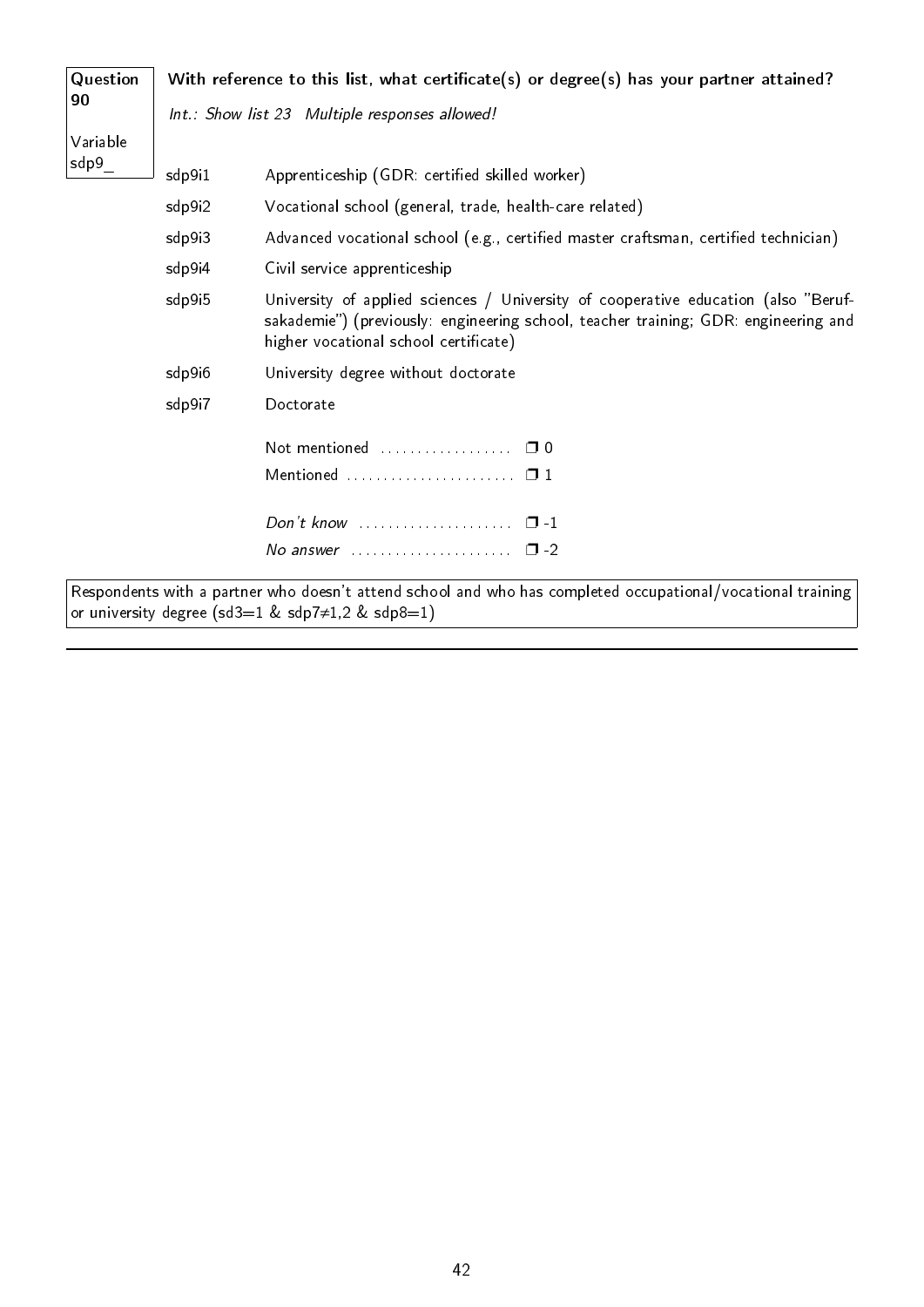**Question 90**

**Variable sdp9_**

**With reference to this list, what certificate(s) or degree(s) has your partner attained?**

*Int.: Show list 23 Multiple responses allowed!*

| | |
|---|---|
| sdp9i1 | Apprenticeship (GDR: certified skilled worker) |
| sdp9i2 | Vocational school (general, trade, health-care related) |
| sdp9i3 | Advanced vocational school (e.g., certified master craftsman, certified technician) |
| sdp9i4 | Civil service apprenticeship |
| sdp9i5 | University of applied sciences / University of cooperative education (also "Berufsakademie") (previously: engineering school, teacher training; GDR: engineering and higher vocational school certificate) |
| sdp9i6 | University degree without doctorate |
| sdp9i7 | Doctorate |

Not mentioned .................. ❒ 0
Mentioned ....................... ❒ 1

*Don't know* ..................... ❒ -1
*No answer* ...................... ❒ -2

Respondents with a partner who doesn't attend school and who has completed occupational/vocational training or university degree (sd3=1 & sdp7≠1,2 & sdp8=1)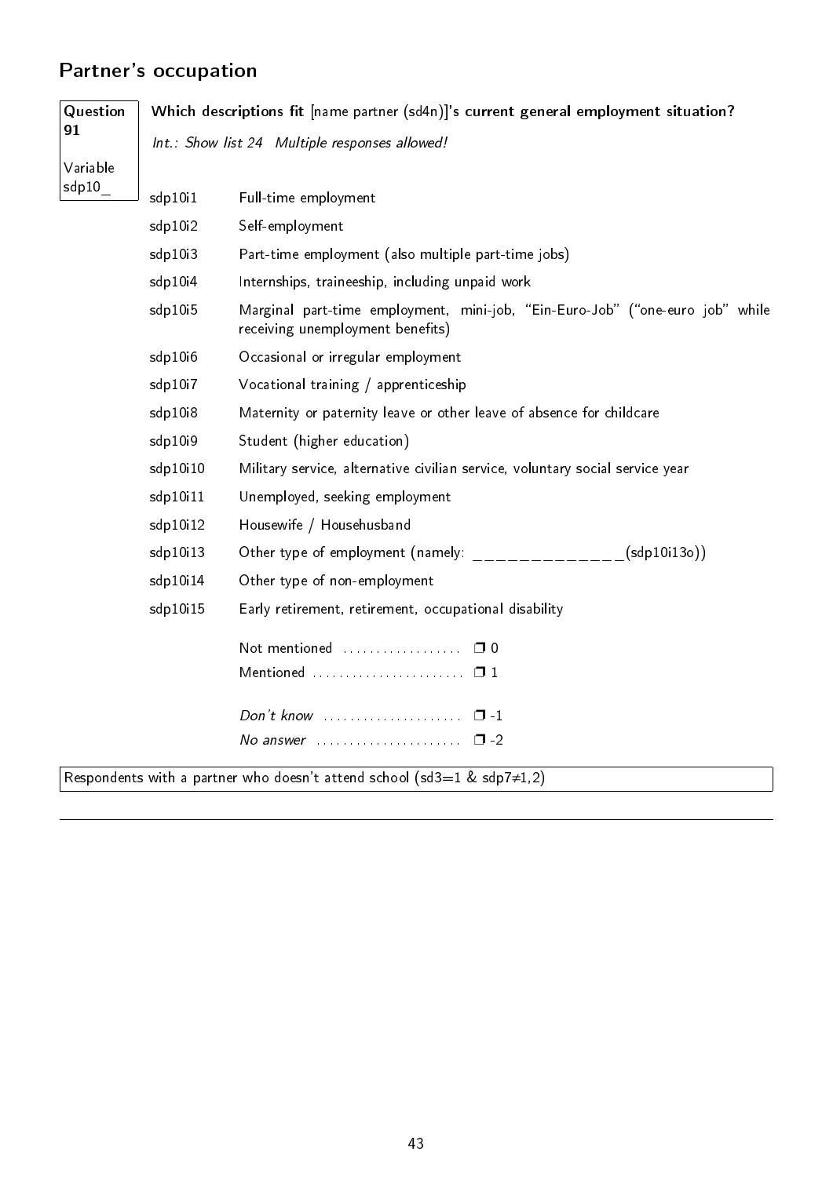## Partner's occupation

**Question 91**

Variable sdp10_

**Which descriptions fit** [name partner (sd4n)]**'s current general employment situation?**

*Int.: Show list 24  Multiple responses allowed!*

| | |
|---|---|
| sdp10i1 | Full-time employment |
| sdp10i2 | Self-employment |
| sdp10i3 | Part-time employment (also multiple part-time jobs) |
| sdp10i4 | Internships, traineeship, including unpaid work |
| sdp10i5 | Marginal part-time employment, mini-job, "Ein-Euro-Job" ("one-euro job" while receiving unemployment benefits) |
| sdp10i6 | Occasional or irregular employment |
| sdp10i7 | Vocational training / apprenticeship |
| sdp10i8 | Maternity or paternity leave or other leave of absence for childcare |
| sdp10i9 | Student (higher education) |
| sdp10i10 | Military service, alternative civilian service, voluntary social service year |
| sdp10i11 | Unemployed, seeking employment |
| sdp10i12 | Housewife / Househusband |
| sdp10i13 | Other type of employment (namely: _____________(sdp10i13o)) |
| sdp10i14 | Other type of non-employment |
| sdp10i15 | Early retirement, retirement, occupational disability |

Not mentioned .................. ❒ 0
Mentioned ...................... ❒ 1

*Don't know* .................... ❒ -1
*No answer* ..................... ❒ -2

Respondents with a partner who doesn't attend school (sd3=1 & sdp7≠1,2)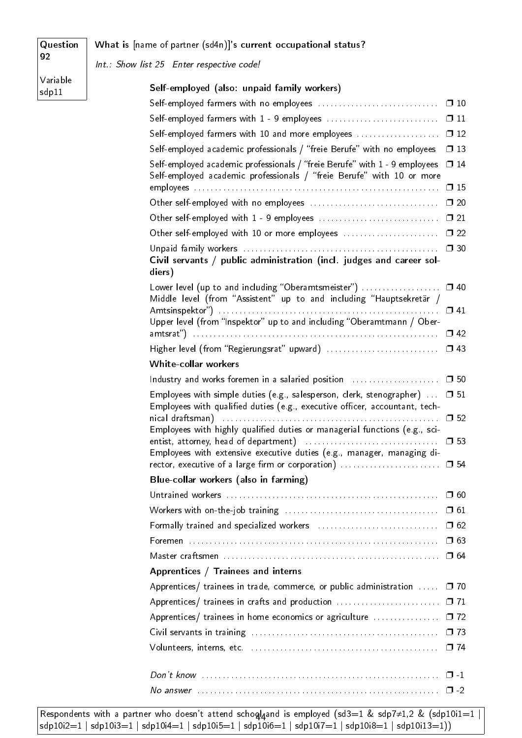**Question 92**

Variable sdp11

**What is** [name of partner (sd4n)]**'s current occupational status?**

*Int.: Show list 25 Enter respective code!*

**Self-employed (also: unpaid family workers)**

| | |
|---|---|
| Self-employed farmers with no employees | ❐ 10 |
| Self-employed farmers with 1 - 9 employees | ❐ 11 |
| Self-employed farmers with 10 and more employees | ❐ 12 |
| Self-employed academic professionals / "freie Berufe" with no employees | ❐ 13 |
| Self-employed academic professionals / "freie Berufe" with 1 - 9 employees | ❐ 14 |
| Self-employed academic professionals / "freie Berufe" with 10 or more employees | ❐ 15 |
| Other self-employed with no employees | ❐ 20 |
| Other self-employed with 1 - 9 employees | ❐ 21 |
| Other self-employed with 10 or more employees | ❐ 22 |
| Unpaid family workers | ❐ 30 |

**Civil servants / public administration (incl. judges and career soldiers)**

| | |
|---|---|
| Lower level (up to and including "Oberamtsmeister") | ❐ 40 |
| Middle level (from "Assistent" up to and including "Hauptsekretär / Amtsinspektor") | ❐ 41 |
| Upper level (from "Inspektor" up to and including "Oberamtmann / Oberamtsrat") | ❐ 42 |
| Higher level (from "Regierungsrat" upward) | ❐ 43 |

**White-collar workers**

| | |
|---|---|
| Industry and works foremen in a salaried position | ❐ 50 |
| Employees with simple duties (e.g., salesperson, clerk, stenographer) | ❐ 51 |
| Employees with qualified duties (e.g., executive officer, accountant, technical draftsman) | ❐ 52 |
| Employees with highly qualified duties or managerial functions (e.g., scientist, attorney, head of department) | ❐ 53 |
| Employees with extensive executive duties (e.g., manager, managing director, executive of a large firm or corporation) | ❐ 54 |

**Blue-collar workers (also in farming)**

| | |
|---|---|
| Untrained workers | ❐ 60 |
| Workers with on-the-job training | ❐ 61 |
| Formally trained and specialized workers | ❐ 62 |
| Foremen | ❐ 63 |
| Master craftsmen | ❐ 64 |

**Apprentices / Trainees and interns**

| | |
|---|---|
| Apprentices/ trainees in trade, commerce, or public administration | ❐ 70 |
| Apprentices/ trainees in crafts and production | ❐ 71 |
| Apprentices/ trainees in home economics or agriculture | ❐ 72 |
| Civil servants in training | ❐ 73 |
| Volunteers, interns, etc. | ❐ 74 |

| | |
|---|---|
| *Don't know* | ❐ -1 |
| *No answer* | ❐ -2 |

Respondents with a partner who doesn't attend school and is employed (sd3=1 & sdp7≠1,2 & (sdp10i1=1 | sdp10i2=1 | sdp10i3=1 | sdp10i4=1 | sdp10i5=1 | sdp10i6=1 | sdp10i7=1 | sdp10i8=1 | sdp10i13=1))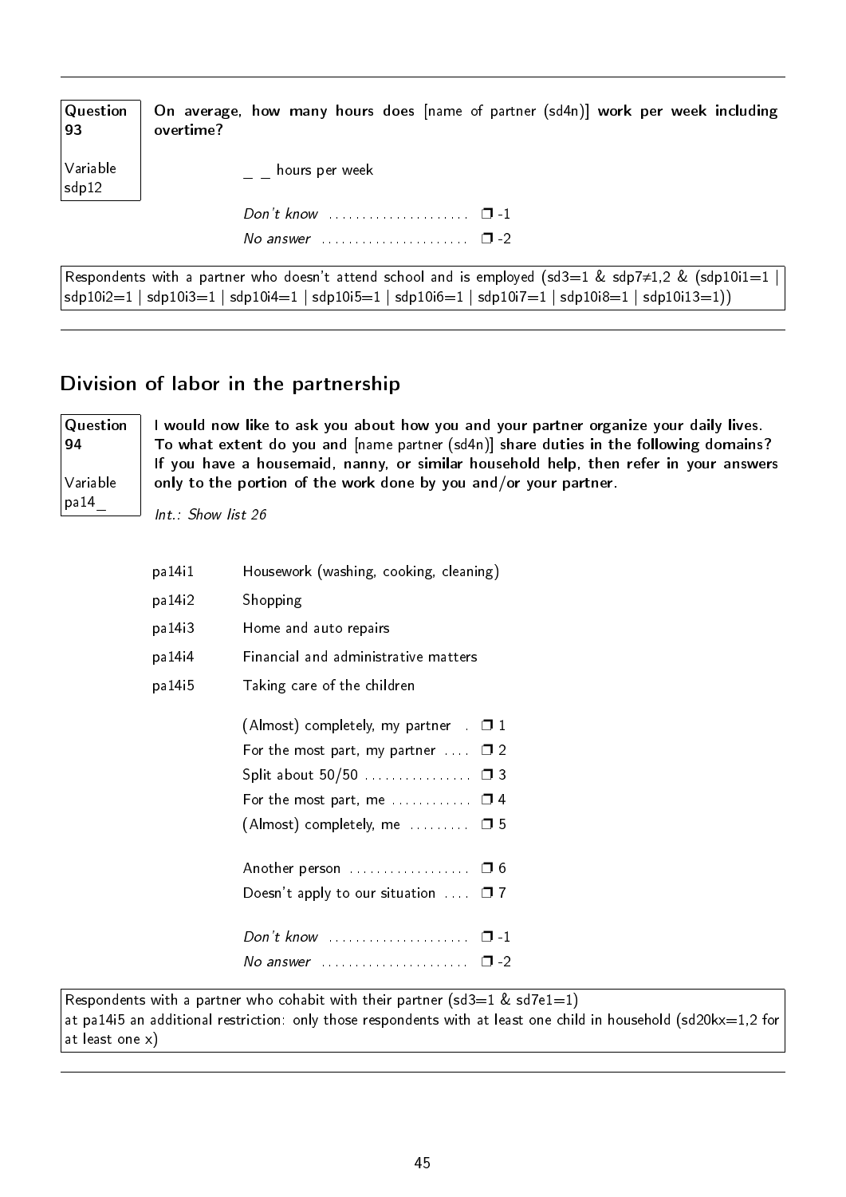**Question 93**

Variable sdp12

**On average, how many hours does** [name of partner (sd4n)] **work per week including overtime?**

_ _ hours per week

*Don't know* ..................... ❐ -1
*No answer* ...................... ❐ -2

Respondents with a partner who doesn't attend school and is employed (sd3=1 & sdp7≠1,2 & (sdp10i1=1 | sdp10i2=1 | sdp10i3=1 | sdp10i4=1 | sdp10i5=1 | sdp10i6=1 | sdp10i7=1 | sdp10i8=1 | sdp10i13=1))

---

## Division of labor in the partnership

**Question 94**

Variable pa14_

**I would now like to ask you about how you and your partner organize your daily lives. To what extent do you and** [name partner (sd4n)] **share duties in the following domains? If you have a housemaid, nanny, or similar household help, then refer in your answers only to the portion of the work done by you and/or your partner.**

*Int.: Show list 26*

| | |
|---|---|
| pa14i1 | Housework (washing, cooking, cleaning) |
| pa14i2 | Shopping |
| pa14i3 | Home and auto repairs |
| pa14i4 | Financial and administrative matters |
| pa14i5 | Taking care of the children |

(Almost) completely, my partner . ❐ 1
For the most part, my partner .... ❐ 2
Split about 50/50 ................ ❐ 3
For the most part, me ............ ❐ 4
(Almost) completely, me ......... ❐ 5

Another person .................. ❐ 6
Doesn't apply to our situation .... ❐ 7

*Don't know* ..................... ❐ -1
*No answer* ...................... ❐ -2

Respondents with a partner who cohabit with their partner (sd3=1 & sd7e1=1)
at pa14i5 an additional restriction: only those respondents with at least one child in household (sd20kx=1,2 for at least one x)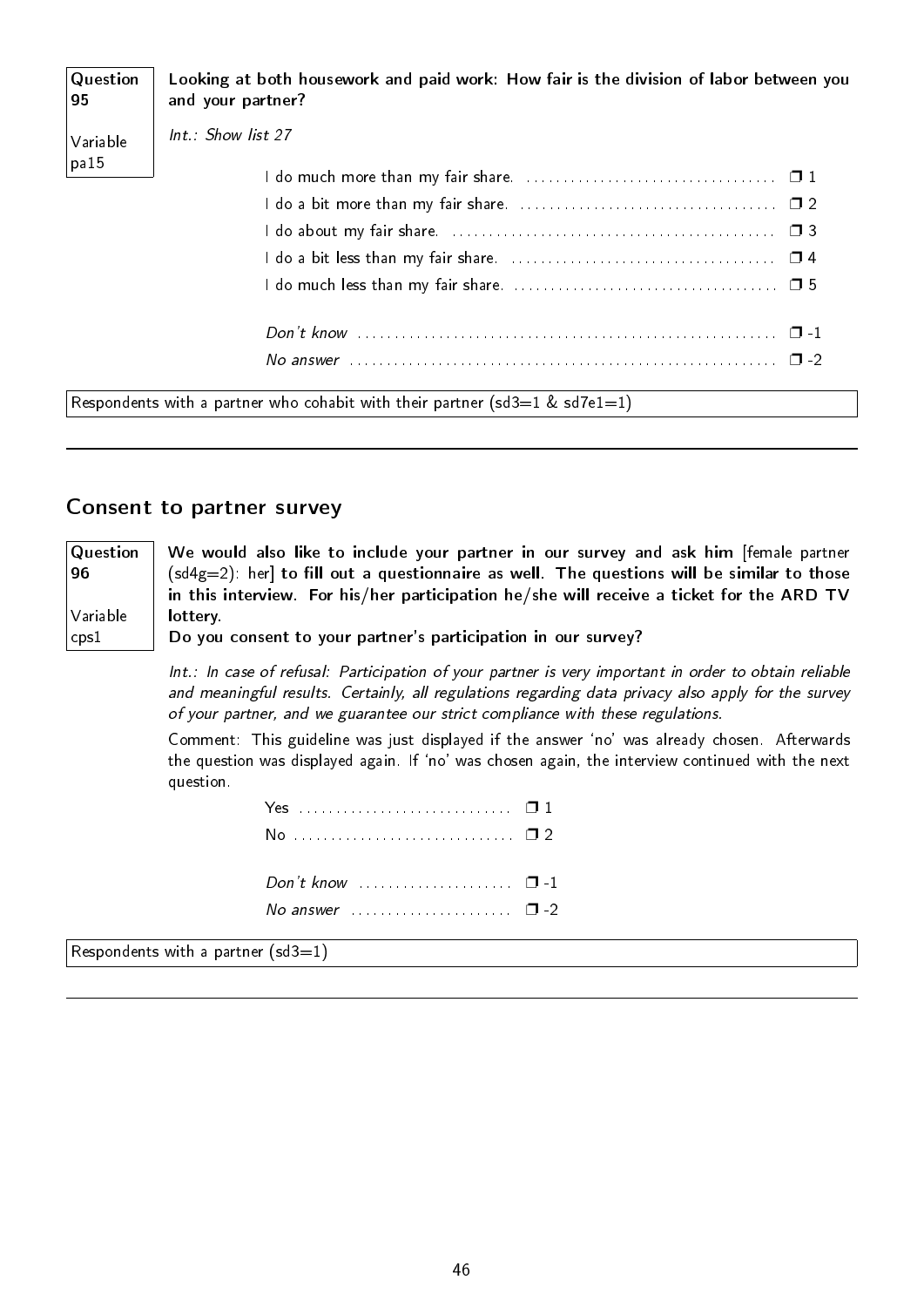**Question 95**

Variable pa15

**Looking at both housework and paid work: How fair is the division of labor between you and your partner?**

*Int.: Show list 27*

| | |
|---|---|
| I do much more than my fair share. | ❐ 1 |
| I do a bit more than my fair share. | ❐ 2 |
| I do about my fair share. | ❐ 3 |
| I do a bit less than my fair share. | ❐ 4 |
| I do much less than my fair share. | ❐ 5 |
| *Don't know* | ❐ -1 |
| *No answer* | ❐ -2 |

Respondents with a partner who cohabit with their partner (sd3=1 & sd7e1=1)

---

## Consent to partner survey

**Question 96**

Variable cps1

**We would also like to include your partner in our survey and ask him** [female partner (sd4g=2): her] **to fill out a questionnaire as well. The questions will be similar to those in this interview. For his/her participation he/she will receive a ticket for the ARD TV lottery.**
**Do you consent to your partner's participation in our survey?**

*Int.: In case of refusal: Participation of your partner is very important in order to obtain reliable and meaningful results. Certainly, all regulations regarding data privacy also apply for the survey of your partner, and we guarantee our strict compliance with these regulations.*

Comment: This guideline was just displayed if the answer 'no' was already chosen. Afterwards the question was displayed again. If 'no' was chosen again, the interview continued with the next question.

| | |
|---|---|
| Yes | ❐ 1 |
| No | ❐ 2 |
| *Don't know* | ❐ -1 |
| *No answer* | ❐ -2 |

Respondents with a partner (sd3=1)

---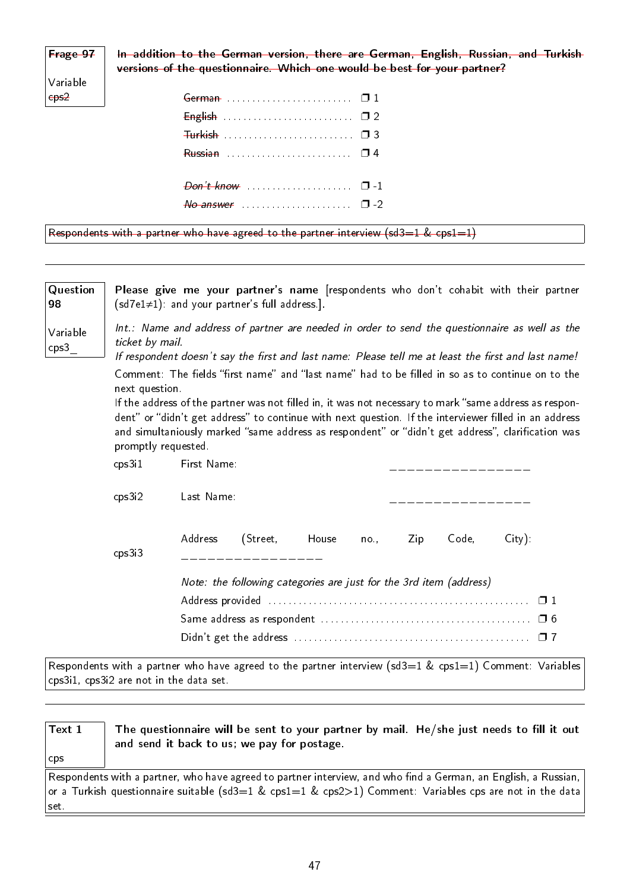**~~Frage 97~~**

Variable ~~cps2~~

**~~In addition to the German version, there are German, English, Russian, and Turkish versions of the questionnaire. Which one would be best for your partner?~~**

| | |
|---|---|
| ~~German~~ | ❐ 1 |
| ~~English~~ | ❐ 2 |
| ~~Turkish~~ | ❐ 3 |
| ~~Russian~~ | ❐ 4 |
| *~~Don't know~~* | ❐ -1 |
| *~~No answer~~* | ❐ -2 |

~~Respondents with a partner who have agreed to the partner interview (sd3=1 & cps1=1)~~

---

**Question 98**

Variable cps3_

**Please give me your partner's name** [respondents who don't cohabit with their partner (sd7e1≠1): and your partner's full address.].

*Int.: Name and address of partner are needed in order to send the questionnaire as well as the ticket by mail.*
*If respondent doesn't say the first and last name: Please tell me at least the first and last name!*

Comment: The fields "first name" and "last name" had to be filled in so as to continue on to the next question.
If the address of the partner was not filled in, it was not necessary to mark "same address as respondent" or "didn't get address" to continue with next question. If the interviewer filled in an address and simultaniously marked "same address as respondent" or "didn't get address", clarification was promptly requested.

| | | |
|---|---|---|
| cps3i1 | First Name: | ________________ |
| cps3i2 | Last Name: | ________________ |
| cps3i3 | Address (Street, House no., Zip Code, City): ________________ | |

*Note: the following categories are just for the 3rd item (address)*

| | |
|---|---|
| Address provided | ❐ 1 |
| Same address as respondent | ❐ 6 |
| Didn't get the address | ❐ 7 |

Respondents with a partner who have agreed to the partner interview (sd3=1 & cps1=1) Comment: Variables cps3i1, cps3i2 are not in the data set.

---

**Text 1**

cps

**The questionnaire will be sent to your partner by mail. He/she just needs to fill it out and send it back to us; we pay for postage.**

Respondents with a partner, who have agreed to partner interview, and who find a German, an English, a Russian, or a Turkish questionnaire suitable (sd3=1 & cps1=1 & cps2>1) Comment: Variables cps are not in the data set.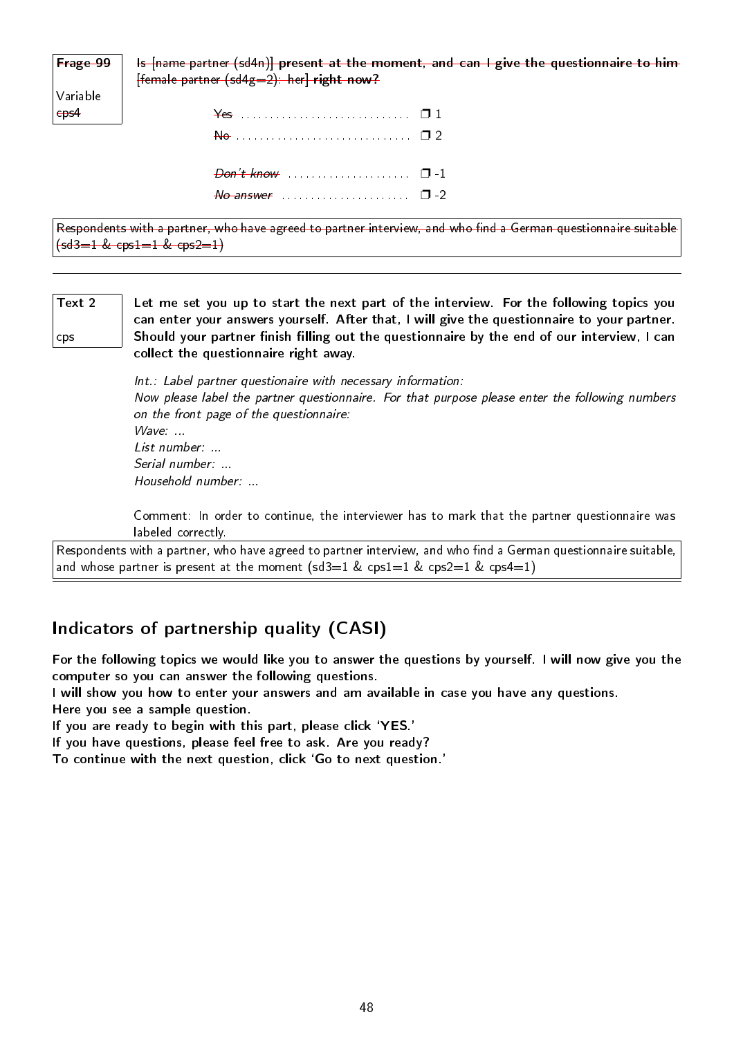| Frage 99<br><br>Variable<br>cps4 | Is [name partner (sd4n)] present at the moment, and can I give the questionnaire to him [female partner (sd4g=2): her] right now? |
|---|---|

Yes .............................. ❐ 1
No .............................. ❐ 2

*Don't know* ..................... ❐ -1
*No answer* ...................... ❐ -2

Respondents with a partner, who have agreed to partner interview, and who find a German questionnaire suitable (sd3=1 & cps1=1 & cps2=1)

---

| Text 2<br><br>cps | **Let me set you up to start the next part of the interview. For the following topics you can enter your answers yourself. After that, I will give the questionnaire to your partner. Should your partner finish filling out the questionnaire by the end of our interview, I can collect the questionnaire right away.** |
|---|---|

*Int.: Label partner questionaire with necessary information:*
*Now please label the partner questionnaire. For that purpose please enter the following numbers on the front page of the questionnaire:*
*Wave: ...*
*List number: ...*
*Serial number: ...*
*Household number: ...*

Comment: In order to continue, the interviewer has to mark that the partner questionnaire was labeled correctly.

Respondents with a partner, who have agreed to partner interview, and who find a German questionnaire suitable, and whose partner is present at the moment (sd3=1 & cps1=1 & cps2=1 & cps4=1)

## Indicators of partnership quality (CASI)

**For the following topics we would like you to answer the questions by yourself. I will now give you the computer so you can answer the following questions.**
**I will show you how to enter your answers and am available in case you have any questions.**
**Here you see a sample question.**
**If you are ready to begin with this part, please click 'YES.'**
**If you have questions, please feel free to ask. Are you ready?**
**To continue with the next question, click 'Go to next question.'**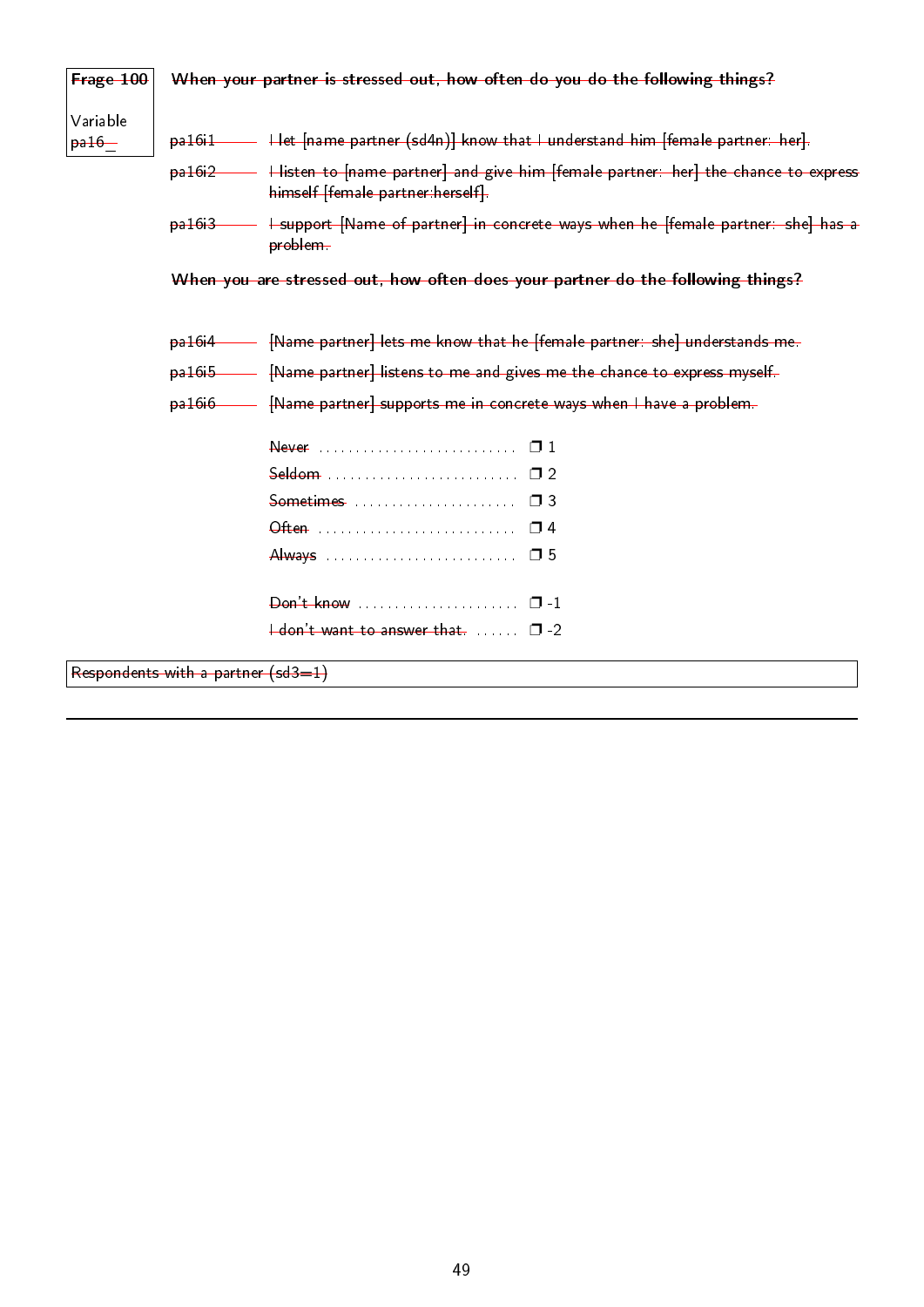**Frage 100**

Variable pa16_

**When your partner is stressed out, how often do you do the following things?**

pa16i1 — I let [name partner (sd4n)] know that I understand him [female partner: her].

pa16i2 — I listen to [name partner] and give him [female partner: her] the chance to express himself [female partner:herself].

pa16i3 — I support [Name of partner] in concrete ways when he [female partner: she] has a problem.

**When you are stressed out, how often does your partner do the following things?**

pa16i4 — [Name partner] lets me know that he [female partner: she] understands me.

pa16i5 — [Name partner] listens to me and gives me the chance to express myself.

pa16i6 — [Name partner] supports me in concrete ways when I have a problem.

Never .......................... ❒ 1
Seldom .......................... ❒ 2
Sometimes .......................... ❒ 3
Often .......................... ❒ 4
Always .......................... ❒ 5

Don't know .......................... ❒ -1
I don't want to answer that. .......................... ❒ -2

Respondents with a partner (sd3=1)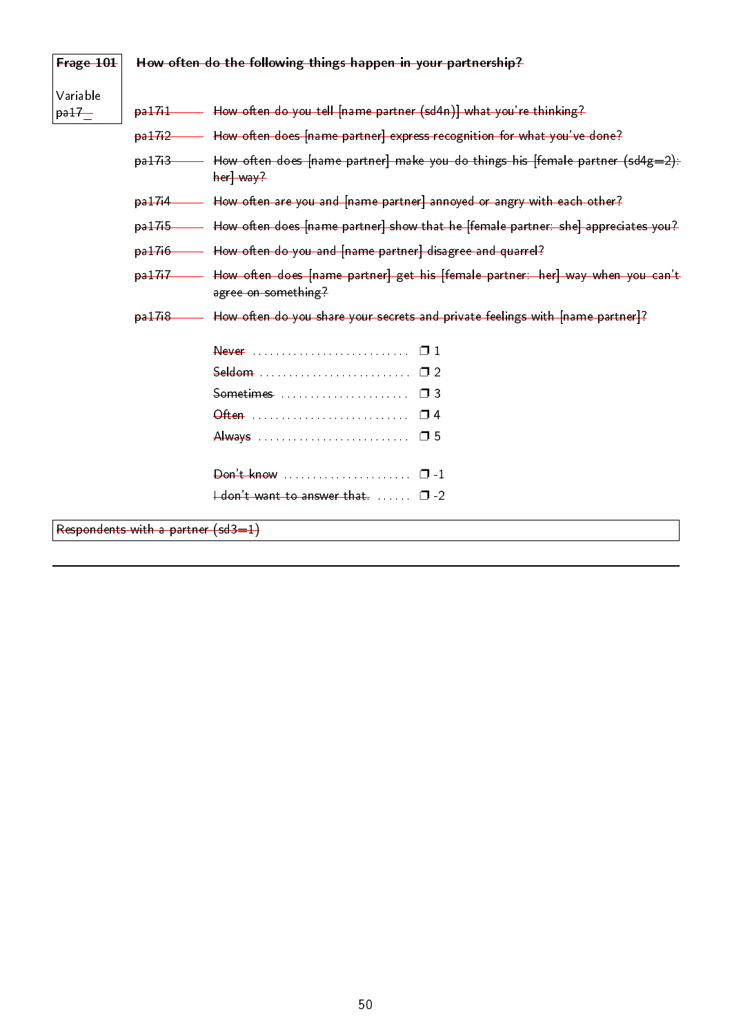**Frage 101**

Variable
pa17_

**How often do the following things happen in your partnership?**

pa17i1 — How often do you tell [name partner (sd4n)] what you're thinking?

pa17i2 — How often does [name partner] express recognition for what you've done?

pa17i3 — How often does [name partner] make you do things his [female partner (sd4g=2): her] way?

pa17i4 — How often are you and [name partner] annoyed or angry with each other?

pa17i5 — How often does [name partner] show that he [female partner: she] appreciates you?

pa17i6 — How often do you and [name partner] disagree and quarrel?

pa17i7 — How often does [name partner] get his [female partner: her] way when you can't agree on something?

pa17i8 — How often do you share your secrets and private feelings with [name partner]?

Never .......................... ❒ 1
Seldom .......................... ❒ 2
Sometimes ...................... ❒ 3
Often .......................... ❒ 4
Always .......................... ❒ 5

Don't know ..................... ❒ -1
I don't want to answer that. ...... ❒ -2

Respondents with a partner (sd3=1)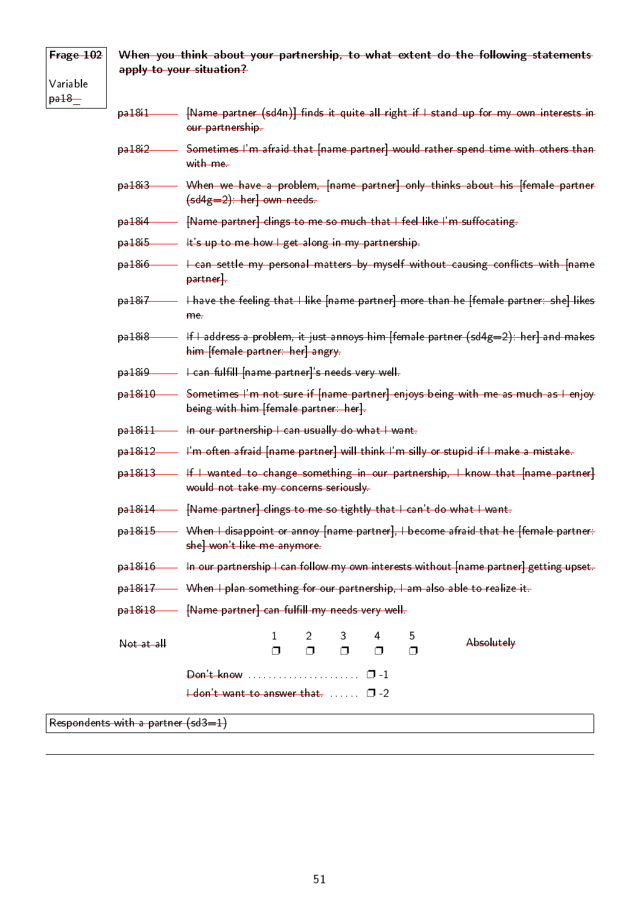**Frage 102**

Variable
pa18_

**When you think about your partnership, to what extent do the following statements apply to your situation?**

pa18i1 — [Name partner (sd4n)] finds it quite all right if I stand up for my own interests in our partnership.

pa18i2 — Sometimes I'm afraid that [name partner] would rather spend time with others than with me.

pa18i3 — When we have a problem, [name partner] only thinks about his [female partner (sd4g=2): her] own needs.

pa18i4 — [Name partner] clings to me so much that I feel like I'm suffocating.

pa18i5 — It's up to me how I get along in my partnership.

pa18i6 — I can settle my personal matters by myself without causing conflicts with [name partner].

pa18i7 — I have the feeling that I like [name partner] more than he [female partner: she] likes me.

pa18i8 — If I address a problem, it just annoys him [female partner (sd4g=2): her] and makes him [female partner: her] angry.

pa18i9 — I can fulfill [name partner]'s needs very well.

pa18i10 — Sometimes I'm not sure if [name partner] enjoys being with me as much as I enjoy being with him [female partner: her].

pa18i11 — In our partnership I can usually do what I want.

pa18i12 — I'm often afraid [name partner] will think I'm silly or stupid if I make a mistake.

pa18i13 — If I wanted to change something in our partnership, I know that [name partner] would not take my concerns seriously.

pa18i14 — [Name partner] clings to me so tightly that I can't do what I want.

pa18i15 — When I disappoint or annoy [name partner], I become afraid that he [female partner: she] won't like me anymore.

pa18i16 — In our partnership I can follow my own interests without [name partner] getting upset.

pa18i17 — When I plan something for our partnership, I am also able to realize it.

pa18i18 — [Name partner] can fulfill my needs very well.

| Not at all | 1 | 2 | 3 | 4 | 5 | Absolutely |
|---|---|---|---|---|---|---|
| | ❐ | ❐ | ❐ | ❐ | ❐ | |

Don't know ...................... ❐ -1

I don't want to answer that. ...... ❐ -2

Respondents with a partner (sd3=1)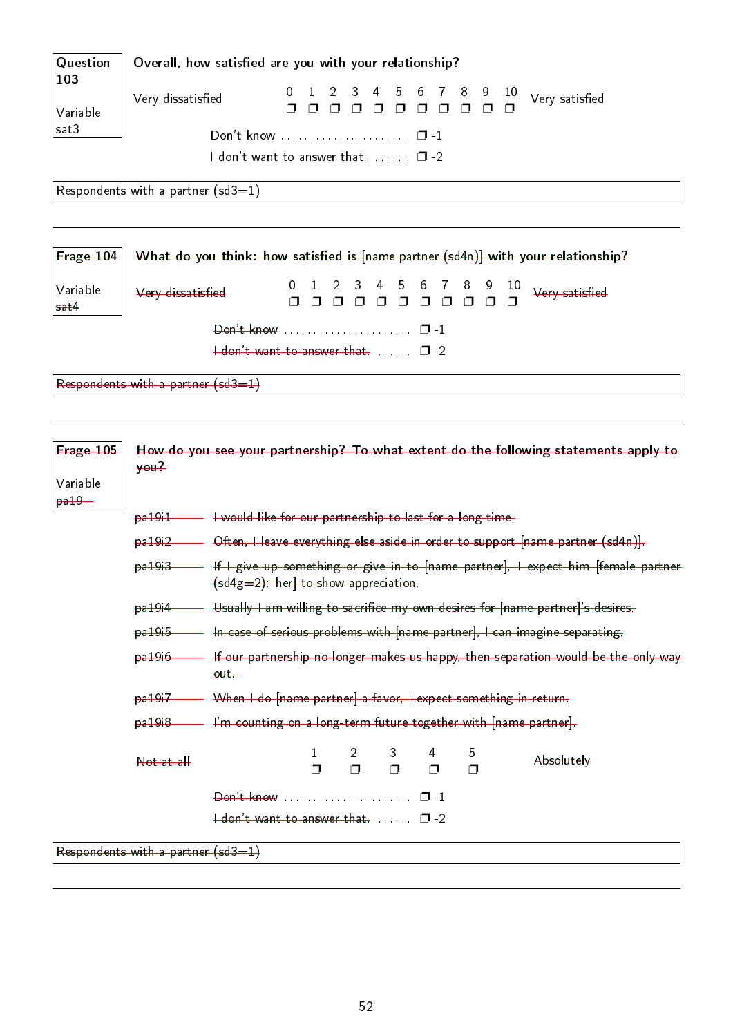| Question 103<br><br>Variable sat3 | **Overall, how satisfied are you with your relationship?** |
|---|---|

Very dissatisfied — 0 ❐ 1 ❐ 2 ❐ 3 ❐ 4 ❐ 5 ❐ 6 ❐ 7 ❐ 8 ❐ 9 ❐ 10 ❐ — Very satisfied

Don't know . . . . . . . . . . . . . . . . . . . . . . ❐ -1

I don't want to answer that. . . . . . . ❐ -2

Respondents with a partner (sd3=1)

---

| ~~Frage 104~~<br><br>Variable sat4 | ~~**What do you think: how satisfied is [name partner (sd4n)] with your relationship?**~~ |
|---|---|

~~Very dissatisfied~~ — 0 ❐ 1 ❐ 2 ❐ 3 ❐ 4 ❐ 5 ❐ 6 ❐ 7 ❐ 8 ❐ 9 ❐ 10 ❐ — ~~Very satisfied~~

~~Don't know~~ . . . . . . . . . . . . . . . . . . . . . . ❐ -1

~~I don't want to answer that.~~ . . . . . . ❐ -2

~~Respondents with a partner (sd3=1)~~

---

| ~~Frage 105~~<br><br>Variable ~~pa19_~~ | ~~**How do you see your partnership? To what extent do the following statements apply to you?**~~ |
|---|---|

~~pa19i1~~ — ~~I would like for our partnership to last for a long time.~~

~~pa19i2~~ — ~~Often, I leave everything else aside in order to support [name partner (sd4n)].~~

~~pa19i3~~ — ~~If I give up something or give in to [name partner], I expect him [female partner (sd4g=2): her] to show appreciation.~~

~~pa19i4~~ — ~~Usually I am willing to sacrifice my own desires for [name partner]'s desires.~~

~~pa19i5~~ — ~~In case of serious problems with [name partner], I can imagine separating.~~

~~pa19i6~~ — ~~If our partnership no longer makes us happy, then separation would be the only way out.~~

~~pa19i7~~ — ~~When I do [name partner] a favor, I expect something in return.~~

~~pa19i8~~ — ~~I'm counting on a long-term future together with [name partner].~~

~~Not at all~~ — 1 ❐ 2 ❐ 3 ❐ 4 ❐ 5 ❐ — ~~Absolutely~~

~~Don't know~~ . . . . . . . . . . . . . . . . . . . . . . ❐ -1

~~I don't want to answer that.~~ . . . . . . ❐ -2

~~Respondents with a partner (sd3=1)~~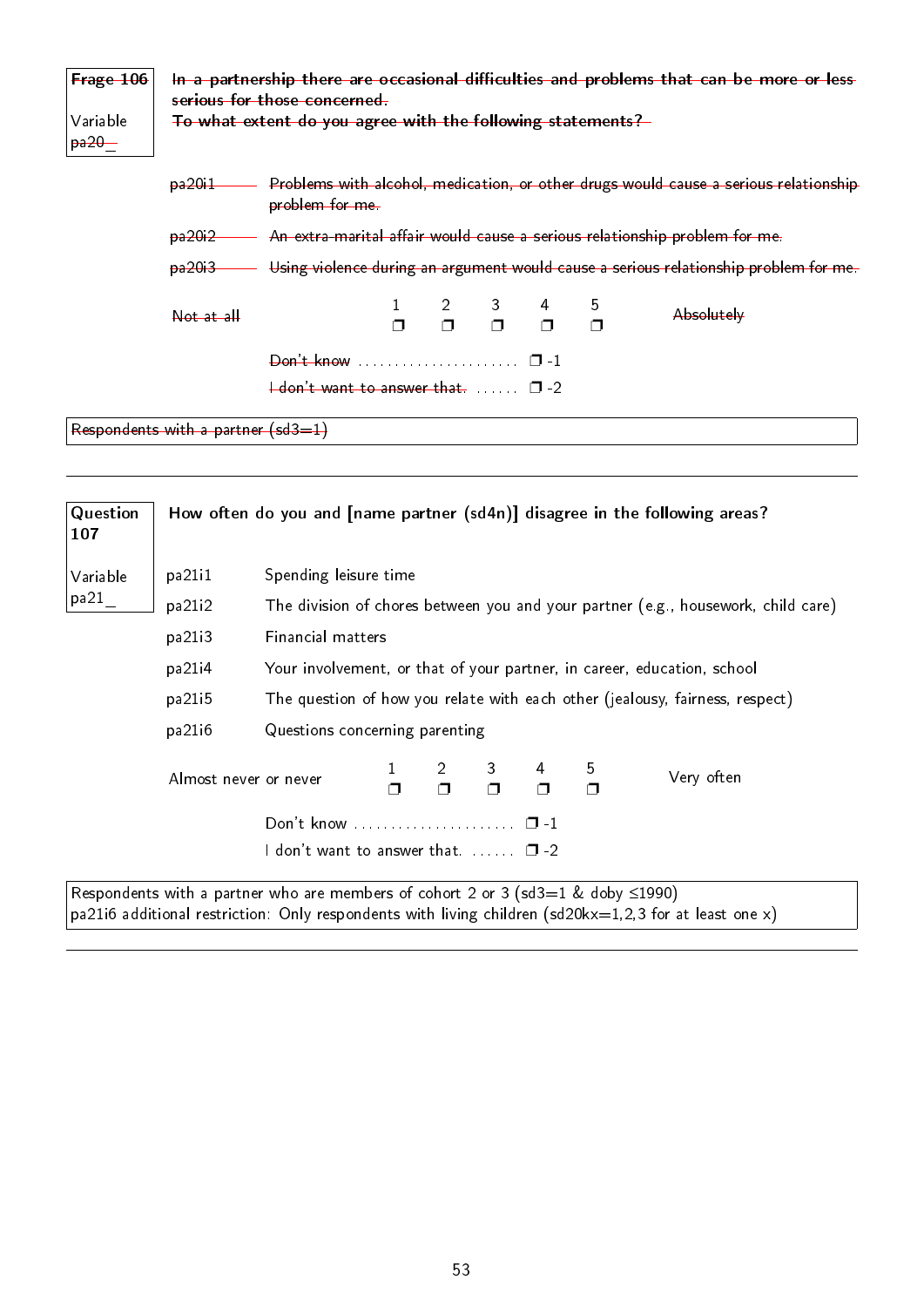~~**Frage 106**~~

Variable ~~pa20_~~

~~**In a partnership there are occasional difficulties and problems that can be more or less serious for those concerned.**~~
~~**To what extent do you agree with the following statements?**~~

| | |
|---|---|
| ~~pa20i1~~ | ~~Problems with alcohol, medication, or other drugs would cause a serious relationship problem for me.~~ |
| ~~pa20i2~~ | ~~An extra-marital affair would cause a serious relationship problem for me.~~ |
| ~~pa20i3~~ | ~~Using violence during an argument would cause a serious relationship problem for me.~~ |

| ~~Not at all~~ | 1 | 2 | 3 | 4 | 5 | ~~Absolutely~~ |
|---|---|---|---|---|---|---|
| | ❒ | ❒ | ❒ | ❒ | ❒ | |

~~Don't know~~ ...................... ❒ -1
~~I don't want to answer that.~~ ...... ❒ -2

~~Respondents with a partner (sd3=1)~~

---

**Question 107**

Variable pa21_

**How often do you and [name partner (sd4n)] disagree in the following areas?**

| | |
|---|---|
| pa21i1 | Spending leisure time |
| pa21i2 | The division of chores between you and your partner (e.g., housework, child care) |
| pa21i3 | Financial matters |
| pa21i4 | Your involvement, or that of your partner, in career, education, school |
| pa21i5 | The question of how you relate with each other (jealousy, fairness, respect) |
| pa21i6 | Questions concerning parenting |

| Almost never or never | 1 | 2 | 3 | 4 | 5 | Very often |
|---|---|---|---|---|---|---|
| | ❒ | ❒ | ❒ | ❒ | ❒ | |

Don't know ...................... ❒ -1
I don't want to answer that. ...... ❒ -2

Respondents with a partner who are members of cohort 2 or 3 (sd3=1 & doby ≤1990)
pa21i6 additional restriction: Only respondents with living children (sd20kx=1,2,3 for at least one x)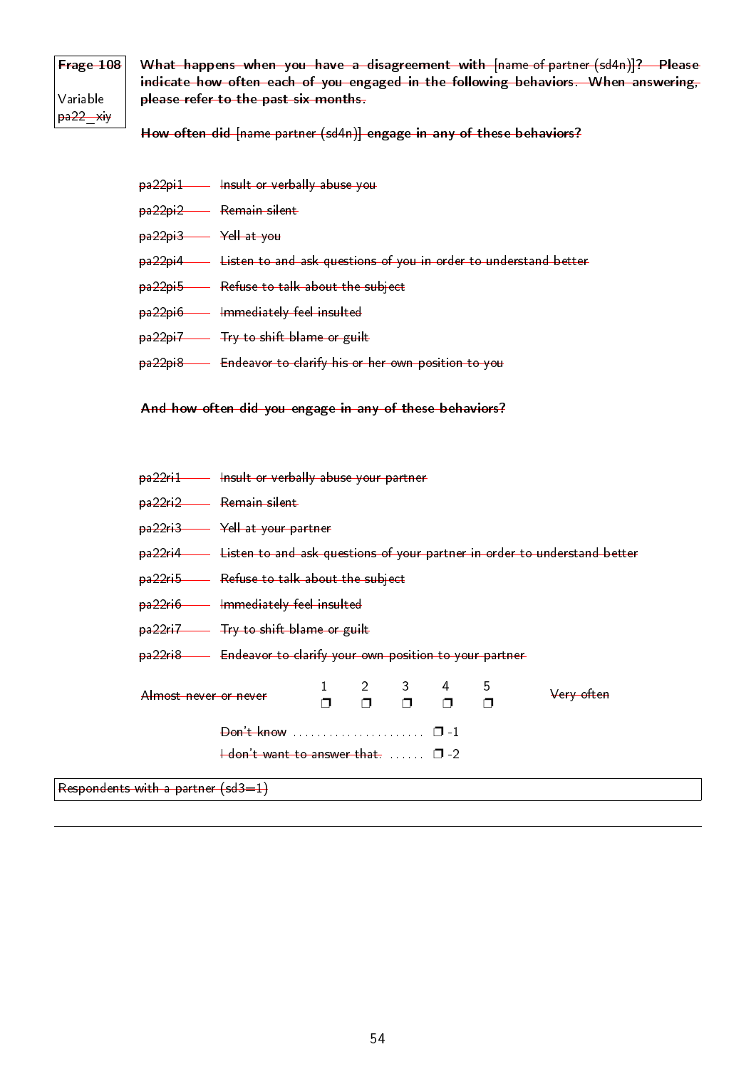**Frage 108**

Variable
pa22_xiy

**What happens when you have a disagreement with** [name of partner (sd4n)]**? Please indicate how often each of you engaged in the following behaviors. When answering, please refer to the past six months.**

**How often did** [name partner (sd4n)] **engage in any of these behaviors?**

pa22pi1 —— Insult or verbally abuse you

pa22pi2 —— Remain silent

pa22pi3 —— Yell at you

pa22pi4 —— Listen to and ask questions of you in order to understand better

pa22pi5 —— Refuse to talk about the subject

pa22pi6 —— Immediately feel insulted

pa22pi7 —— Try to shift blame or guilt

pa22pi8 —— Endeavor to clarify his or her own position to you

**And how often did you engage in any of these behaviors?**

pa22ri1 —— Insult or verbally abuse your partner

pa22ri2 —— Remain silent

pa22ri3 —— Yell at your partner

pa22ri4 —— Listen to and ask questions of your partner in order to understand better

pa22ri5 —— Refuse to talk about the subject

pa22ri6 —— Immediately feel insulted

pa22ri7 —— Try to shift blame or guilt

pa22ri8 —— Endeavor to clarify your own position to your partner

| Almost never or never | 1 | 2 | 3 | 4 | 5 | Very often |
|---|---|---|---|---|---|---|
| | ❒ | ❒ | ❒ | ❒ | ❒ | |

Don't know ..................... ❒ -1

I don't want to answer that. ...... ❒ -2

Respondents with a partner (sd3=1)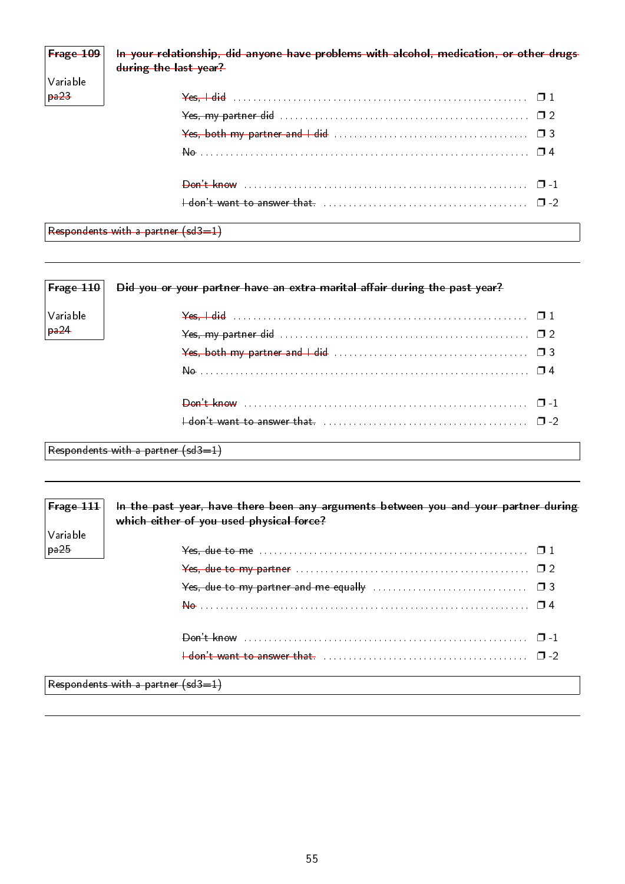| Frage 109 | In your relationship, did anyone have problems with alcohol, medication, or other drugs during the last year? |
| --- | --- |
| Variable pa23 | |

| | |
| --- | --- |
| Yes, I did | ❒ 1 |
| Yes, my partner did | ❒ 2 |
| Yes, both my partner and I did | ❒ 3 |
| No | ❒ 4 |
| Don't know | ❒ -1 |
| I don't want to answer that. | ❒ -2 |

Respondents with a partner (sd3=1)

---

| Frage 110 | Did you or your partner have an extra-marital affair during the past year? |
| --- | --- |
| Variable pa24 | |

| | |
| --- | --- |
| Yes, I did | ❒ 1 |
| Yes, my partner did | ❒ 2 |
| Yes, both my partner and I did | ❒ 3 |
| No | ❒ 4 |
| Don't know | ❒ -1 |
| I don't want to answer that. | ❒ -2 |

Respondents with a partner (sd3=1)

---

| Frage 111 | In the past year, have there been any arguments between you and your partner during which either of you used physical force? |
| --- | --- |
| Variable pa25 | |

| | |
| --- | --- |
| Yes, due to me | ❒ 1 |
| Yes, due to my partner | ❒ 2 |
| Yes, due to my partner and me equally | ❒ 3 |
| No | ❒ 4 |
| Don't know | ❒ -1 |
| I don't want to answer that. | ❒ -2 |

Respondents with a partner (sd3=1)

---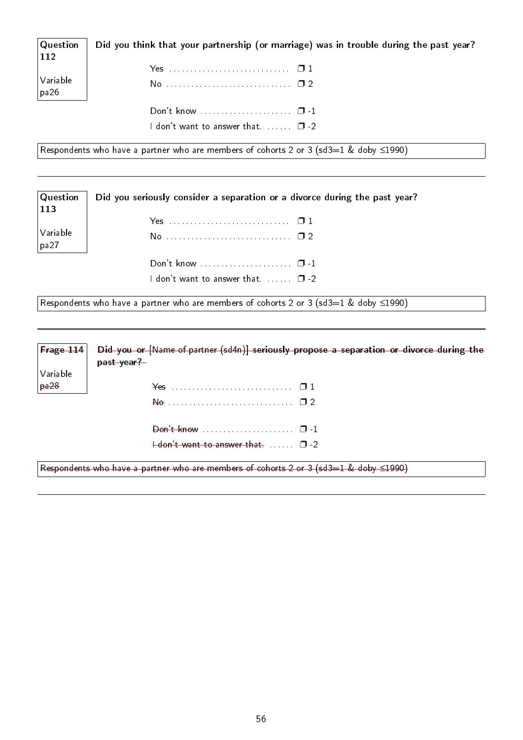**Question 112**

Variable pa26

**Did you think that your partnership (or marriage) was in trouble during the past year?**

Yes ❐ 1
No ❐ 2

Don't know ❐ -1
I don't want to answer that. ❐ -2

Respondents who have a partner who are members of cohorts 2 or 3 (sd3=1 & doby ≤1990)

---

**Question 113**

Variable pa27

**Did you seriously consider a separation or a divorce during the past year?**

Yes ❐ 1
No ❐ 2

Don't know ❐ -1
I don't want to answer that. ❐ -2

Respondents who have a partner who are members of cohorts 2 or 3 (sd3=1 & doby ≤1990)

---

~~**Frage 114**~~

Variable ~~pa28~~

~~**Did you or [Name of partner (sd4n)] seriously propose a separation or divorce during the past year?**~~

~~Yes~~ ❐ 1
~~No~~ ❐ 2

~~Don't know~~ ❐ -1
~~I don't want to answer that.~~ ❐ -2

~~Respondents who have a partner who are members of cohorts 2 or 3 (sd3=1 & doby ≤1990)~~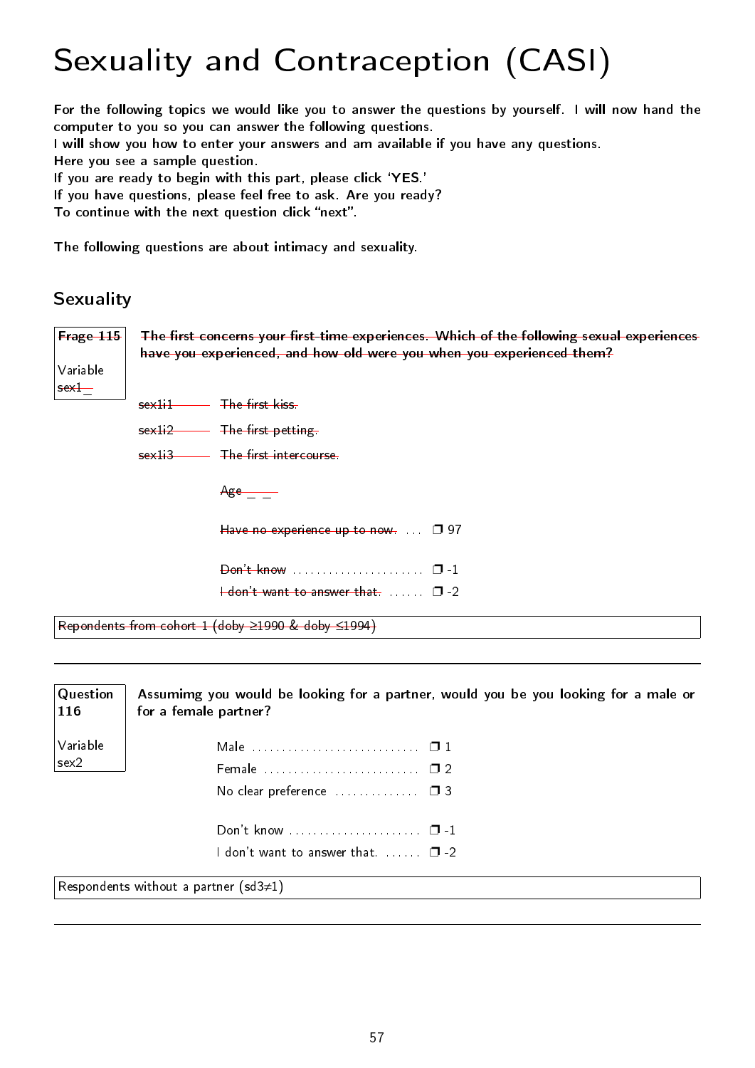# Sexuality and Contraception (CASI)

**For the following topics we would like you to answer the questions by yourself. I will now hand the computer to you so you can answer the following questions.**
**I will show you how to enter your answers and am available if you have any questions.**
**Here you see a sample question.**
**If you are ready to begin with this part, please click 'YES.'**
**If you have questions, please feel free to ask. Are you ready?**
**To continue with the next question click "next".**

**The following questions are about intimacy and sexuality.**

## Sexuality

| **~~Frage 115~~** Variable ~~sex1_~~ | **~~The first concerns your first time experiences. Which of the following sexual experiences have you experienced, and how old were you when you experienced them?~~** |
|---|---|

~~sex1i1~~ ~~The first kiss.~~

~~sex1i2~~ ~~The first petting.~~

~~sex1i3~~ ~~The first intercourse.~~

~~Age _ _~~

~~Have no experience up to now.~~ . . . ❐ 97

~~Don't know~~ . . . . . . . . . . . . . . . . . . . . . ❐ -1
~~I don't want to answer that.~~ . . . . . . ❐ -2

~~Repondents from cohort 1 (doby ≥1990 & doby ≤1994)~~

---

| **Question 116** Variable sex2 | **Assumimg you would be looking for a partner, would you be you looking for a male or for a female partner?** |
|---|---|

Male . . . . . . . . . . . . . . . . . . . . . . . . . . . ❐ 1
Female . . . . . . . . . . . . . . . . . . . . . . . . . ❐ 2
No clear preference . . . . . . . . . . . . . ❐ 3

Don't know . . . . . . . . . . . . . . . . . . . . . ❐ -1
I don't want to answer that. . . . . . . ❐ -2

Respondents without a partner (sd3≠1)

---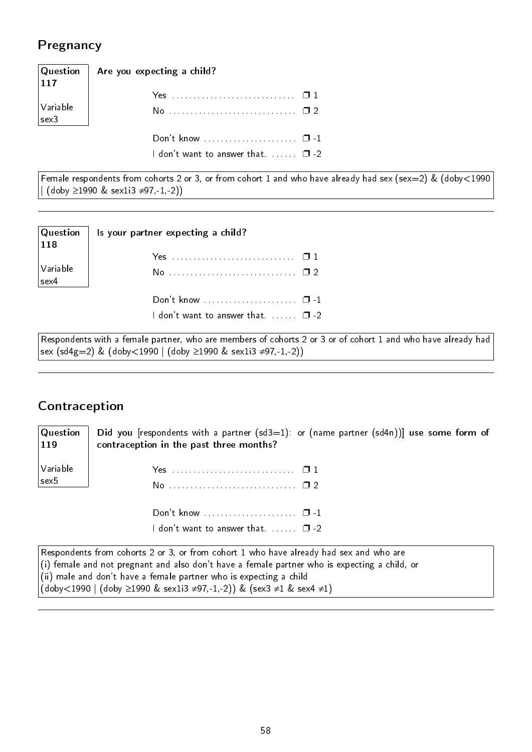## Pregnancy

**Question 117**

Variable sex3

**Are you expecting a child?**

- Yes ................................ ❐ 1
- No ................................ ❐ 2

- Don't know ........................ ❐ -1
- I don't want to answer that. ...... ❐ -2

Female respondents from cohorts 2 or 3, or from cohort 1 and who have already had sex (sex=2) & (doby<1990 | (doby ≥1990 & sex1i3 ≠97,-1,-2))

---

**Question 118**

Variable sex4

**Is your partner expecting a child?**

- Yes ................................ ❐ 1
- No ................................ ❐ 2

- Don't know ........................ ❐ -1
- I don't want to answer that. ...... ❐ -2

Respondents with a female partner, who are members of cohorts 2 or 3 or of cohort 1 and who have already had sex (sd4g=2) & (doby<1990 | (doby ≥1990 & sex1i3 ≠97,-1,-2))

---

## Contraception

**Question 119**

Variable sex5

**Did you** [respondents with a partner (sd3=1): or (name partner (sd4n))] **use some form of contraception in the past three months?**

- Yes ................................ ❐ 1
- No ................................ ❐ 2

- Don't know ........................ ❐ -1
- I don't want to answer that. ...... ❐ -2

Respondents from cohorts 2 or 3, or from cohort 1 who have already had sex and who are
(i) female and not pregnant and also don't have a female partner who is expecting a child, or
(ii) male and don't have a female partner who is expecting a child
(doby<1990 | (doby ≥1990 & sex1i3 ≠97,-1,-2)) & (sex3 ≠1 & sex4 ≠1)

---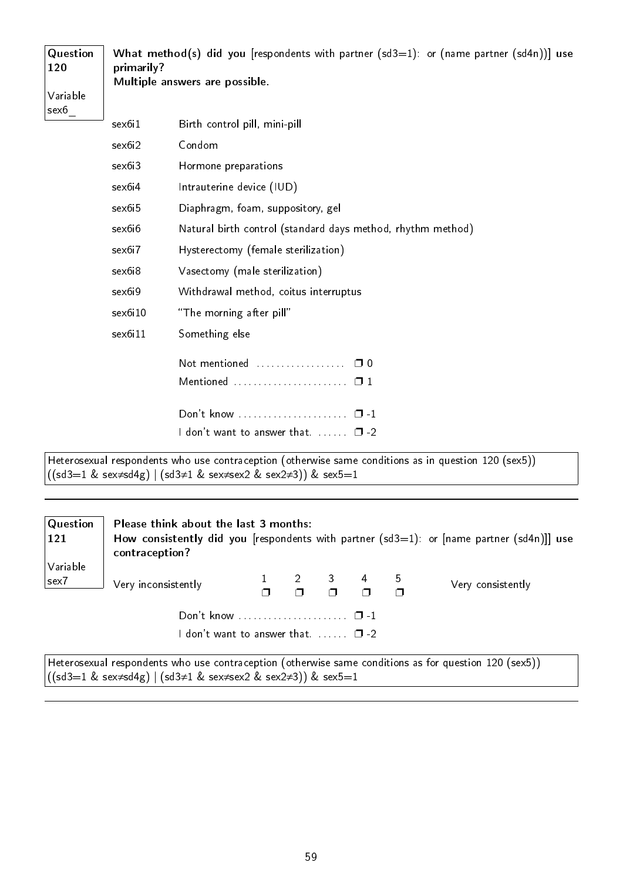**Question 120**

**Variable sex6_**

**What method(s) did you** [respondents with partner (sd3=1): or (name partner (sd4n))] **use primarily?**
**Multiple answers are possible.**

| | |
|---|---|
| sex6i1 | Birth control pill, mini-pill |
| sex6i2 | Condom |
| sex6i3 | Hormone preparations |
| sex6i4 | Intrauterine device (IUD) |
| sex6i5 | Diaphragm, foam, suppository, gel |
| sex6i6 | Natural birth control (standard days method, rhythm method) |
| sex6i7 | Hysterectomy (female sterilization) |
| sex6i8 | Vasectomy (male sterilization) |
| sex6i9 | Withdrawal method, coitus interruptus |
| sex6i10 | “The morning after pill” |
| sex6i11 | Something else |

Not mentioned .................. ❒ 0
Mentioned ....................... ❒ 1

Don’t know ...................... ❒ -1
I don’t want to answer that. ...... ❒ -2

Heterosexual respondents who use contraception (otherwise same conditions as in question 120 (sex5))
((sd3=1 & sex≠sd4g) | (sd3≠1 & sex≠sex2 & sex2≠3)) & sex5=1

---

**Question 121**

**Variable sex7**

**Please think about the last 3 months:**
**How consistently did you** [respondents with partner (sd3=1): or [name partner (sd4n)]] **use contraception?**

| Very inconsistently | 1 | 2 | 3 | 4 | 5 | Very consistently |
|---|---|---|---|---|---|---|
| | ❒ | ❒ | ❒ | ❒ | ❒ | |

Don’t know ...................... ❒ -1
I don’t want to answer that. ...... ❒ -2

Heterosexual respondents who use contraception (otherwise same conditions as for question 120 (sex5))
((sd3=1 & sex≠sd4g) | (sd3≠1 & sex≠sex2 & sex2≠3)) & sex5=1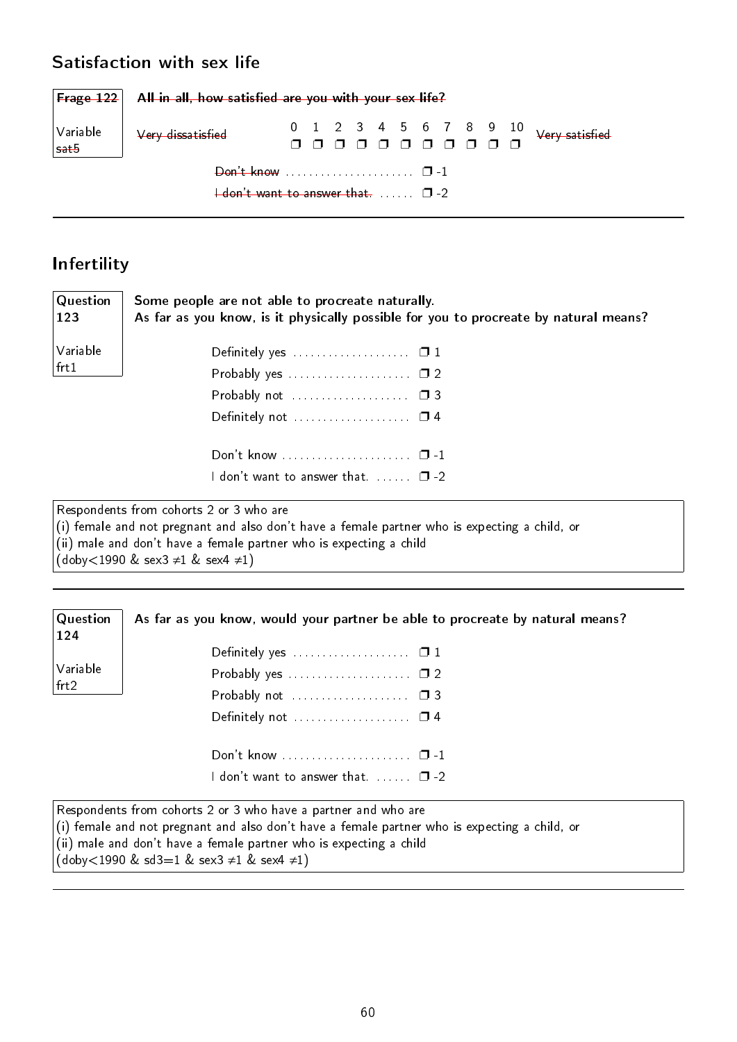## Satisfaction with sex life

| Frage 122 | ~~All in all, how satisfied are you with your sex life?~~ |
|---|---|
| Variable ~~sat5~~ | ~~Very dissatisfied~~ 0 ❐ 1 ❐ 2 ❐ 3 ❐ 4 ❐ 5 ❐ 6 ❐ 7 ❐ 8 ❐ 9 ❐ 10 ❐ ~~Very satisfied~~ |

~~Don't know~~ ❐ -1

~~I don't want to answer that.~~ ❐ -2

---

## Infertility

| Question 123 | Some people are not able to procreate naturally. As far as you know, is it physically possible for you to procreate by natural means? |
|---|---|
| Variable frt1 | |

- Definitely yes ❐ 1
- Probably yes ❐ 2
- Probably not ❐ 3
- Definitely not ❐ 4

- Don't know ❐ -1
- I don't want to answer that. ❐ -2

Respondents from cohorts 2 or 3 who are
(i) female and not pregnant and also don't have a female partner who is expecting a child, or
(ii) male and don't have a female partner who is expecting a child
(doby<1990 & sex3 $\neq$1 & sex4 $\neq$1)

---

| Question 124 | As far as you know, would your partner be able to procreate by natural means? |
|---|---|
| Variable frt2 | |

- Definitely yes ❐ 1
- Probably yes ❐ 2
- Probably not ❐ 3
- Definitely not ❐ 4

- Don't know ❐ -1
- I don't want to answer that. ❐ -2

Respondents from cohorts 2 or 3 who have a partner and who are
(i) female and not pregnant and also don't have a female partner who is expecting a child, or
(ii) male and don't have a female partner who is expecting a child
(doby<1990 & sd3=1 & sex3 $\neq$1 & sex4 $\neq$1)

---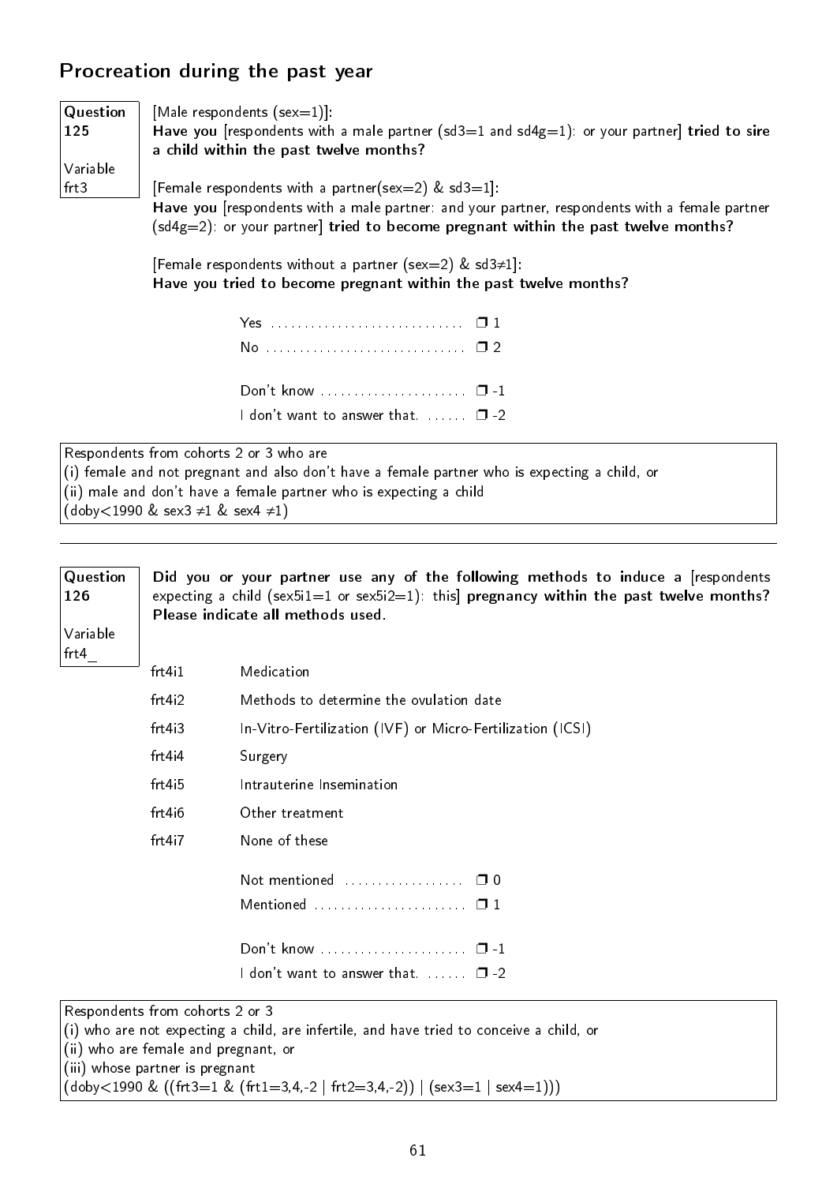## Procreation during the past year

**Question 125**

**Variable frt3**

[Male respondents (sex=1)]:
**Have you** [respondents with a male partner (sd3=1 and sd4g=1): or your partner] **tried to sire a child within the past twelve months?**

[Female respondents with a partner(sex=2) & sd3=1]:
**Have you** [respondents with a male partner: and your partner, respondents with a female partner (sd4g=2): or your partner] **tried to become pregnant within the past twelve months?**

[Female respondents without a partner (sex=2) & sd3≠1]:
**Have you tried to become pregnant within the past twelve months?**

- Yes ............................ ❐ 1
- No ............................ ❐ 2
- Don't know ..................... ❐ -1
- I don't want to answer that. ...... ❐ -2

Respondents from cohorts 2 or 3 who are
(i) female and not pregnant and also don't have a female partner who is expecting a child, or
(ii) male and don't have a female partner who is expecting a child
(doby<1990 & sex3 ≠1 & sex4 ≠1)

---

**Question 126**

**Variable frt4_**

**Did you or your partner use any of the following methods to induce a** [respondents expecting a child (sex5i1=1 or sex5i2=1): this] **pregnancy within the past twelve months? Please indicate all methods used.**

| | |
|---|---|
| frt4i1 | Medication |
| frt4i2 | Methods to determine the ovulation date |
| frt4i3 | In-Vitro-Fertilization (IVF) or Micro-Fertilization (ICSI) |
| frt4i4 | Surgery |
| frt4i5 | Intrauterine Insemination |
| frt4i6 | Other treatment |
| frt4i7 | None of these |

- Not mentioned .................. ❐ 0
- Mentioned ...................... ❐ 1
- Don't know ..................... ❐ -1
- I don't want to answer that. ...... ❐ -2

Respondents from cohorts 2 or 3
(i) who are not expecting a child, are infertile, and have tried to conceive a child, or
(ii) who are female and pregnant, or
(iii) whose partner is pregnant
(doby<1990 & ((frt3=1 & (frt1=3,4,-2 | frt2=3,4,-2)) | (sex3=1 | sex4=1)))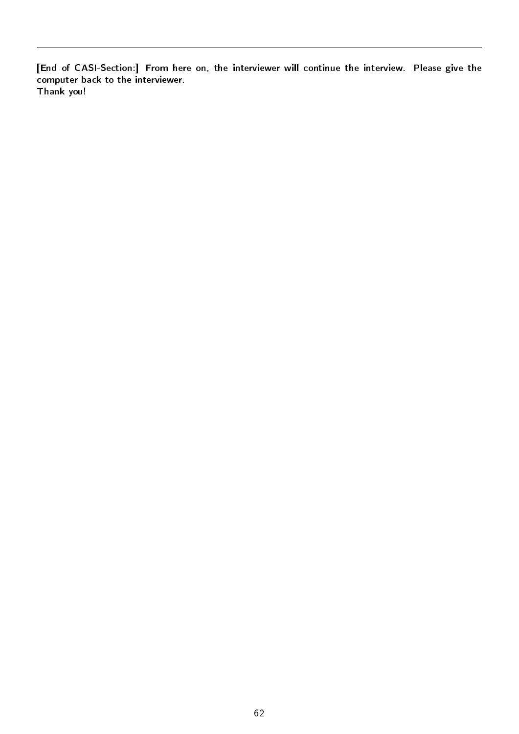---

**[End of CASI-Section:] From here on, the interviewer will continue the interview. Please give the computer back to the interviewer.**
**Thank you!**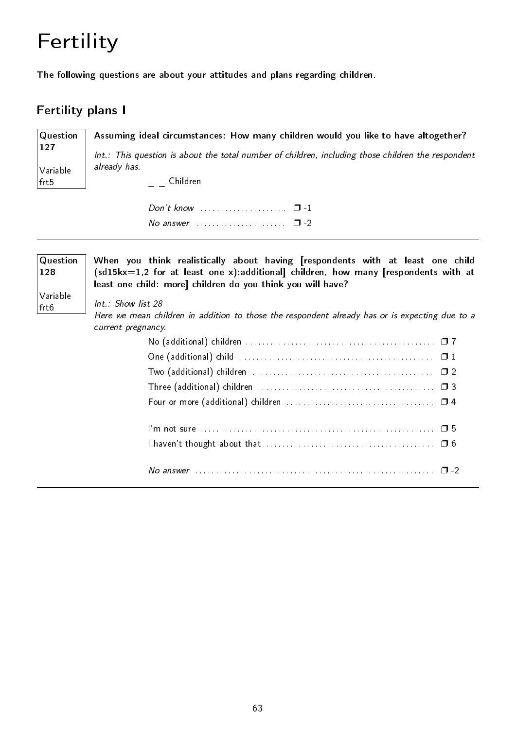# Fertility

**The following questions are about your attitudes and plans regarding children.**

## Fertility plans I

**Question 127**
Variable frt5

**Assuming ideal circumstances: How many children would you like to have altogether?**

*Int.: This question is about the total number of children, including those children the respondent already has.*

_ _ Children

| | |
|---|---|
| *Don't know* | ❒ -1 |
| *No answer* | ❒ -2 |

---

**Question 128**
Variable frt6

**When you think realistically about having [respondents with at least one child (sd15kx=1,2 for at least one x):additional] children, how many [respondents with at least one child: more] children do you think you will have?**

*Int.: Show list 28*
*Here we mean children in addition to those the respondent already has or is expecting due to a current pregnancy.*

| | |
|---|---|
| No (additional) children | ❒ 7 |
| One (additional) child | ❒ 1 |
| Two (additional) children | ❒ 2 |
| Three (additional) children | ❒ 3 |
| Four or more (additional) children | ❒ 4 |
| I'm not sure | ❒ 5 |
| I haven't thought about that | ❒ 6 |
| *No answer* | ❒ -2 |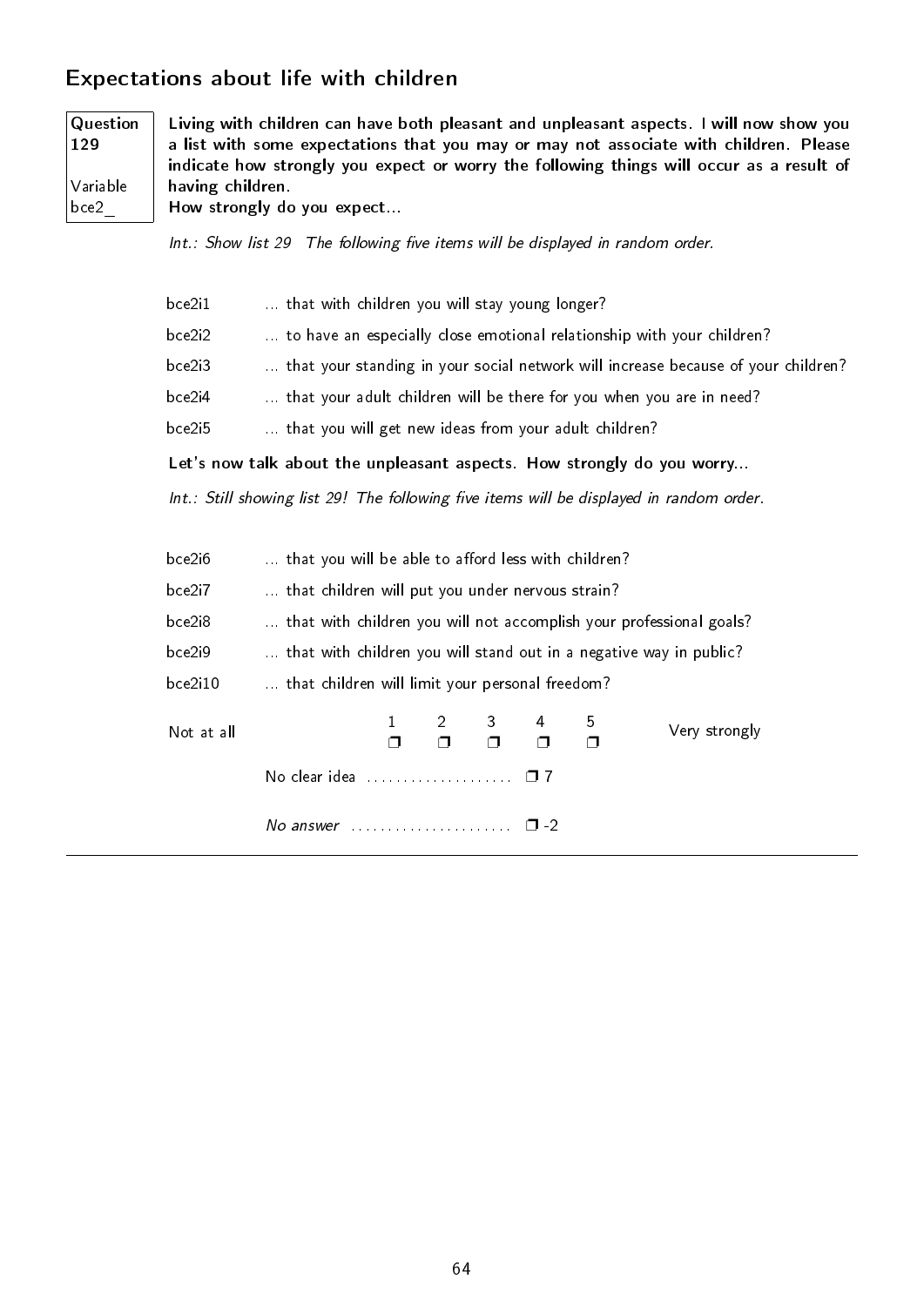## Expectations about life with children

**Question 129**

Variable bce2_

**Living with children can have both pleasant and unpleasant aspects. I will now show you a list with some expectations that you may or may not associate with children. Please indicate how strongly you expect or worry the following things will occur as a result of having children.**
**How strongly do you expect...**

*Int.: Show list 29 The following five items will be displayed in random order.*

| | |
|---|---|
| bce2i1 | ... that with children you will stay young longer? |
| bce2i2 | ... to have an especially close emotional relationship with your children? |
| bce2i3 | ... that your standing in your social network will increase because of your children? |
| bce2i4 | ... that your adult children will be there for you when you are in need? |
| bce2i5 | ... that you will get new ideas from your adult children? |

**Let's now talk about the unpleasant aspects. How strongly do you worry...**

*Int.: Still showing list 29! The following five items will be displayed in random order.*

| | |
|---|---|
| bce2i6 | ... that you will be able to afford less with children? |
| bce2i7 | ... that children will put you under nervous strain? |
| bce2i8 | ... that with children you will not accomplish your professional goals? |
| bce2i9 | ... that with children you will stand out in a negative way in public? |
| bce2i10 | ... that children will limit your personal freedom? |

Not at all ❒ 1 ❒ 2 ❒ 3 ❒ 4 ❒ 5 Very strongly

No clear idea .................... ❒ 7

*No answer* ...................... ❒ -2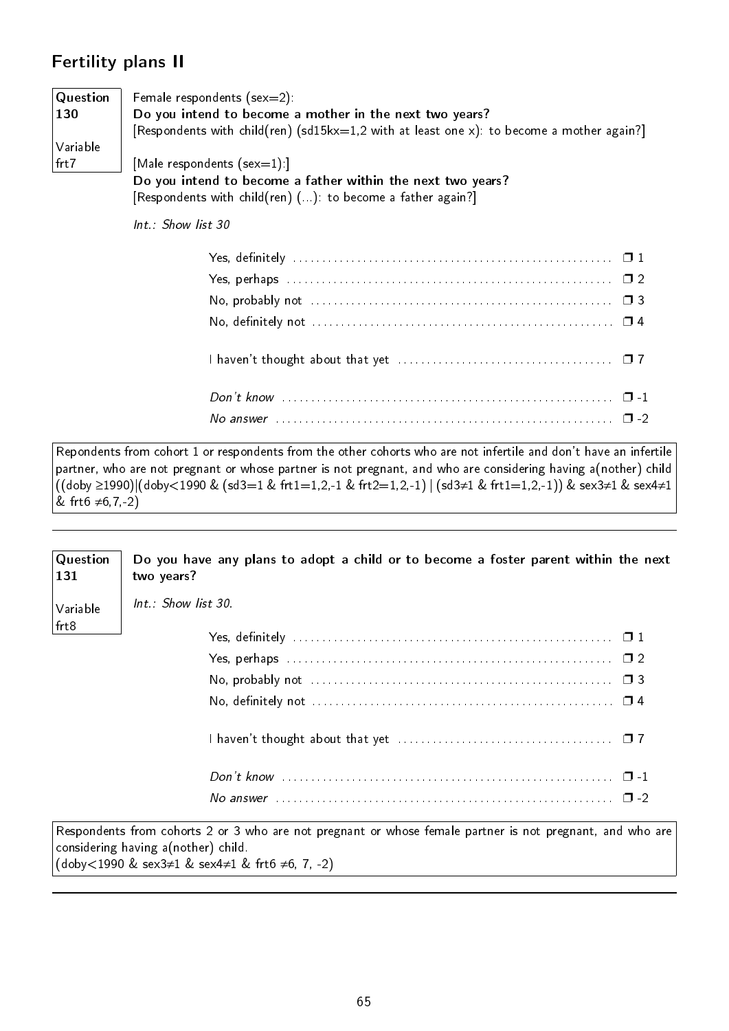## Fertility plans II

**Question 130**

Variable frt7

Female respondents (sex=2):
**Do you intend to become a mother in the next two years?**
[Respondents with child(ren) (sd15kx=1,2 with at least one x): to become a mother again?]

[Male respondents (sex=1):]
**Do you intend to become a father within the next two years?**
[Respondents with child(ren) (...): to become a father again?]

*Int.: Show list 30*

- Yes, definitely ❒ 1
- Yes, perhaps ❒ 2
- No, probably not ❒ 3
- No, definitely not ❒ 4
- I haven't thought about that yet ❒ 7
- *Don't know* ❒ -1
- *No answer* ❒ -2

Repondents from cohort 1 or respondents from the other cohorts who are not infertile and don't have an infertile partner, who are not pregnant or whose partner is not pregnant, and who are considering having a(nother) child ((doby ≥1990)|(doby<1990 & (sd3=1 & frt1=1,2,-1 & frt2=1,2,-1) | (sd3≠1 & frt1=1,2,-1)) & sex3≠1 & sex4≠1 & frt6 ≠6,7,-2)

---

**Question 131**

Variable frt8

**Do you have any plans to adopt a child or to become a foster parent within the next two years?**

*Int.: Show list 30.*

- Yes, definitely ❒ 1
- Yes, perhaps ❒ 2
- No, probably not ❒ 3
- No, definitely not ❒ 4
- I haven't thought about that yet ❒ 7
- *Don't know* ❒ -1
- *No answer* ❒ -2

Respondents from cohorts 2 or 3 who are not pregnant or whose female partner is not pregnant, and who are considering having a(nother) child.
(doby<1990 & sex3≠1 & sex4≠1 & frt6 ≠6, 7, -2)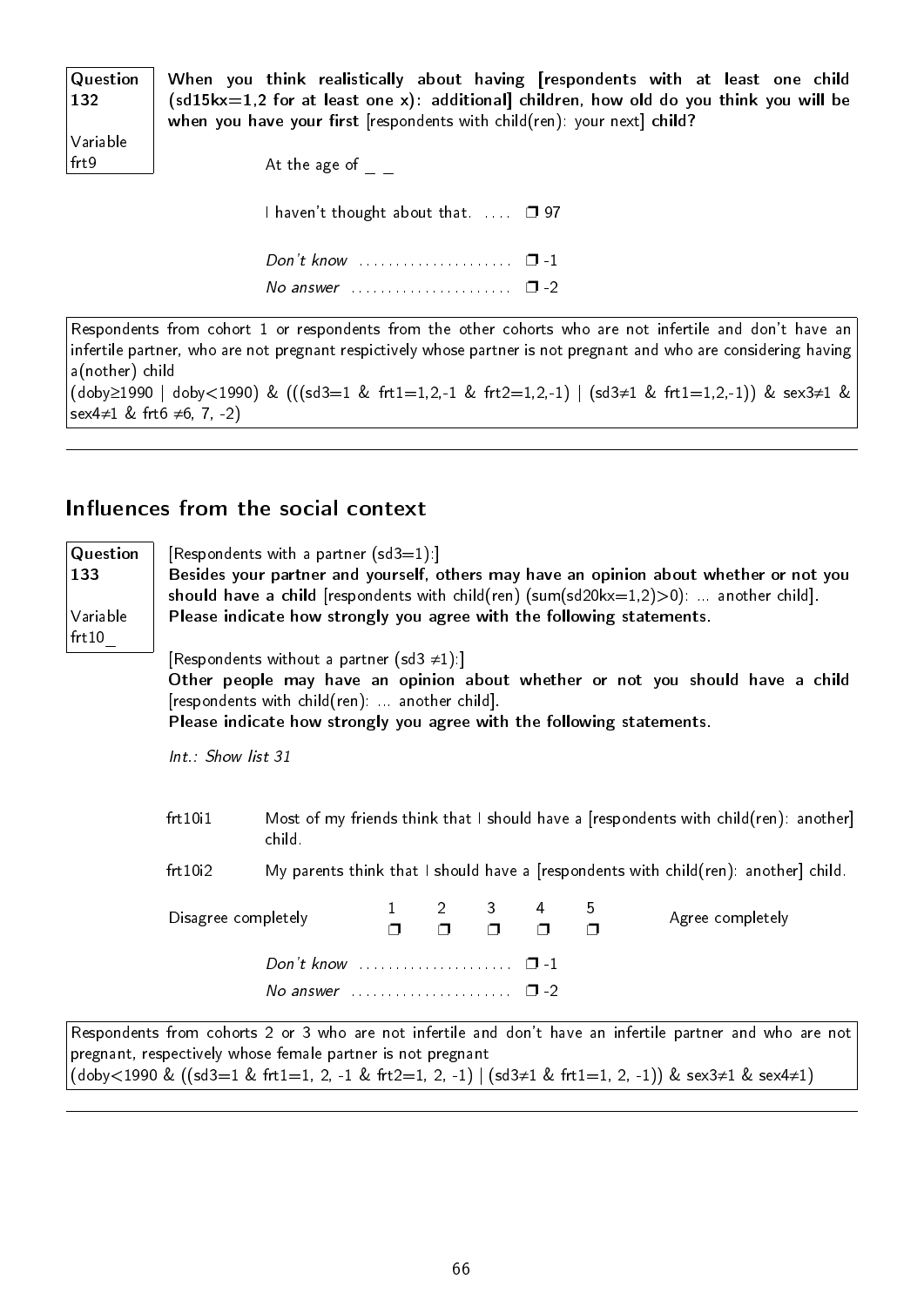| Question 132<br><br>Variable frt9 | **When you think realistically about having [respondents with at least one child (sd15kx=1,2 for at least one x): additional] children, how old do you think you will be when you have your first** [respondents with child(ren): your next] **child?** |
|---|---|

At the age of _ _

I haven't thought about that. .... ❐ 97

*Don't know* ..................... ❐ -1

*No answer* ...................... ❐ -2

Respondents from cohort 1 or respondents from the other cohorts who are not infertile and don't have an infertile partner, who are not pregnant respictively whose partner is not pregnant and who are considering having a(nother) child
(doby≥1990 | doby<1990) & (((sd3=1 & frt1=1,2,-1 & frt2=1,2,-1) | (sd3≠1 & frt1=1,2,-1)) & sex3≠1 & sex4≠1 & frt6 ≠6, 7, -2)

---

## Influences from the social context

| Question 133<br><br>Variable frt10_ | [Respondents with a partner (sd3=1):]<br>**Besides your partner and yourself, others may have an opinion about whether or not you should have a child** [respondents with child(ren) (sum(sd20kx=1,2)>0): ... another child]. **Please indicate how strongly you agree with the following statements.** |
|---|---|

[Respondents without a partner (sd3 ≠1):]
**Other people may have an opinion about whether or not you should have a child** [respondents with child(ren): ... another child].
**Please indicate how strongly you agree with the following statements.**

*Int.: Show list 31*

frt10i1 Most of my friends think that I should have a [respondents with child(ren): another] child.

frt10i2 My parents think that I should have a [respondents with child(ren): another] child.

| | 1 | 2 | 3 | 4 | 5 | |
|---|---|---|---|---|---|---|
| Disagree completely | ❐ | ❐ | ❐ | ❐ | ❐ | Agree completely |

*Don't know* ..................... ❐ -1

*No answer* ...................... ❐ -2

Respondents from cohorts 2 or 3 who are not infertile and don't have an infertile partner and who are not pregnant, respectively whose female partner is not pregnant
(doby<1990 & ((sd3=1 & frt1=1, 2, -1 & frt2=1, 2, -1) | (sd3≠1 & frt1=1, 2, -1)) & sex3≠1 & sex4≠1)

---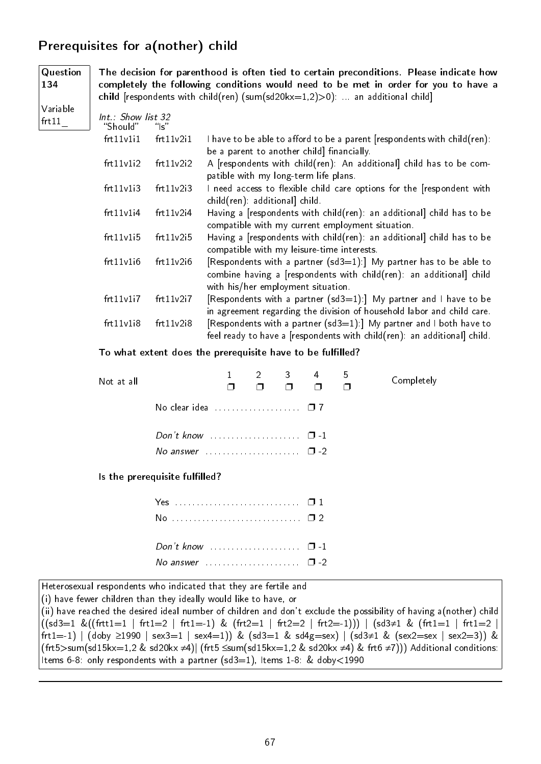## Prerequisites for a(nother) child

**Question 134**

Variable frt11_

**The decision for parenthood is often tied to certain preconditions. Please indicate how completely the following conditions would need to be met in order for you to have a child** [respondents with child(ren) (sum(sd20kx=1,2)>0): ... an additional child]

*Int.: Show list 32*

| "Should" | "Is" | |
|---|---|---|
| frt11v1i1 | frt11v2i1 | I have to be able to afford to be a parent [respondents with child(ren): be a parent to another child] financially. |
| frt11v1i2 | frt11v2i2 | A [respondents with child(ren): An additional] child has to be compatible with my long-term life plans. |
| frt11v1i3 | frt11v2i3 | I need access to flexible child care options for the [respondent with child(ren): additional] child. |
| frt11v1i4 | frt11v2i4 | Having a [respondents with child(ren): an additional] child has to be compatible with my current employment situation. |
| frt11v1i5 | frt11v2i5 | Having a [respondents with child(ren): an additional] child has to be compatible with my leisure-time interests. |
| frt11v1i6 | frt11v2i6 | [Respondents with a partner (sd3=1):] My partner has to be able to combine having a [respondents with child(ren): an additional] child with his/her employment situation. |
| frt11v1i7 | frt11v2i7 | [Respondents with a partner (sd3=1):] My partner and I have to be in agreement regarding the division of household labor and child care. |
| frt11v1i8 | frt11v2i8 | [Respondents with a partner (sd3=1):] My partner and I both have to feel ready to have a [respondents with child(ren): an additional] child. |

**To what extent does the prerequisite have to be fulfilled?**

Not at all ❒ 1 ❒ 2 ❒ 3 ❒ 4 ❒ 5 Completely

No clear idea .................... ❒ 7

*Don't know* .................... ❒ -1

*No answer* .................... ❒ -2

**Is the prerequisite fulfilled?**

Yes .................... ❒ 1

No .................... ❒ 2

*Don't know* .................... ❒ -1

*No answer* .................... ❒ -2

Heterosexual respondents who indicated that they are fertile and
(i) have fewer children than they ideally would like to have, or
(ii) have reached the desired ideal number of children and don't exclude the possibility of having a(nother) child ((sd3=1 &((frtt1=1 | frt1=2 | frt1=-1) & (frt2=1 | frt2=2 | frt2=-1))) | (sd3≠1 & (frt1=1 | frt1=2 | frt1=-1) | (doby ≥1990 | sex3=1 | sex4=1)) & (sd3=1 & sd4g=sex) | (sd3≠1 & (sex2=sex | sex2=3)) & (frt5>sum(sd15kx=1,2 & sd20kx ≠4)| (frt5 ≤sum(sd15kx=1,2 & sd20kx ≠4) & frt6 ≠7))) Additional conditions: Items 6-8: only respondents with a partner (sd3=1), Items 1-8: & doby<1990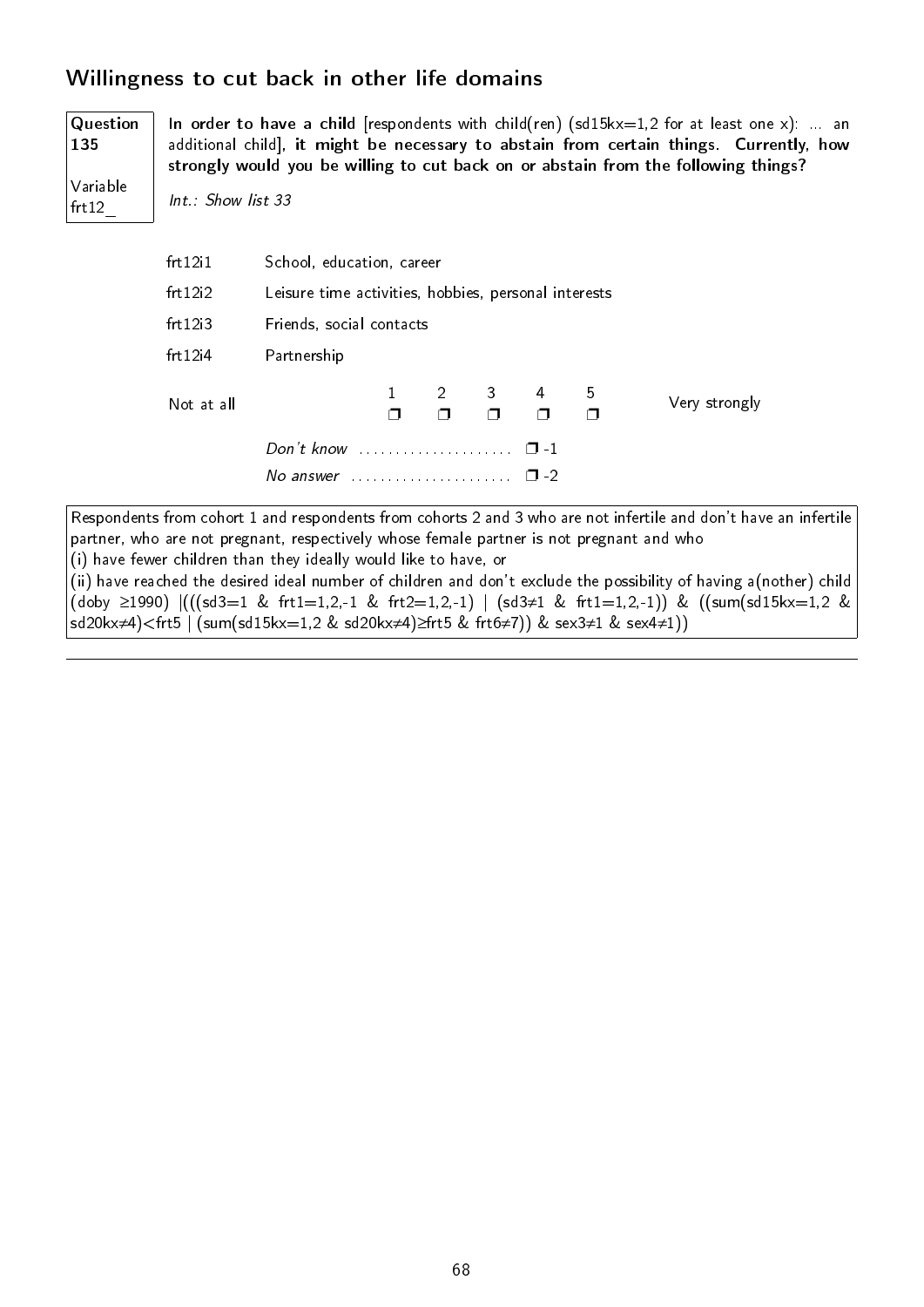## Willingness to cut back in other life domains

**Question 135**

Variable frt12_

**In order to have a child** [respondents with child(ren) (sd15kx=1,2 for at least one x): ... an additional child], **it might be necessary to abstain from certain things. Currently, how strongly would you be willing to cut back on or abstain from the following things?**

*Int.: Show list 33*

| | |
|---|---|
| frt12i1 | School, education, career |
| frt12i2 | Leisure time activities, hobbies, personal interests |
| frt12i3 | Friends, social contacts |
| frt12i4 | Partnership |

| Not at all | 1 | 2 | 3 | 4 | 5 | Very strongly |
|---|---|---|---|---|---|---|
| | ❐ | ❐ | ❐ | ❐ | ❐ | |

*Don't know* ..................... ❐ -1

*No answer* ..................... ❐ -2

Respondents from cohort 1 and respondents from cohorts 2 and 3 who are not infertile and don't have an infertile partner, who are not pregnant, respectively whose female partner is not pregnant and who
(i) have fewer children than they ideally would like to have, or
(ii) have reached the desired ideal number of children and don't exclude the possibility of having a(nother) child (doby ≥1990) |(((sd3=1 & frt1=1,2,-1 & frt2=1,2,-1) | (sd3≠1 & frt1=1,2,-1)) & ((sum(sd15kx=1,2 & sd20kx≠4)<frt5 | (sum(sd15kx=1,2 & sd20kx≠4)≥frt5 & frt6≠7)) & sex3≠1 & sex4≠1))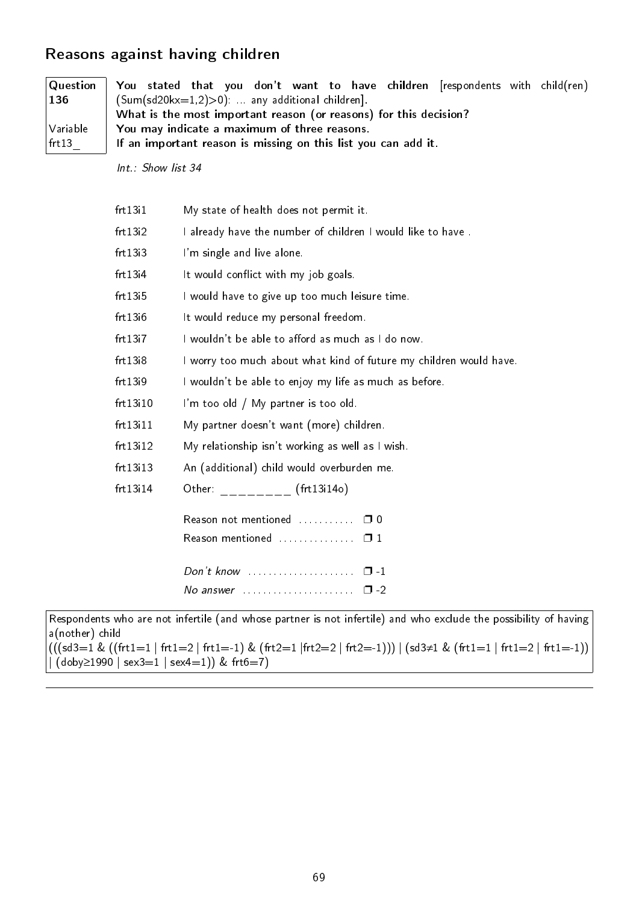## Reasons against having children

| Question 136<br><br>Variable frt13_ | **You stated that you don't want to have children** [respondents with child(ren) (Sum(sd20kx=1,2)>0): ... any additional children].<br>**What is the most important reason (or reasons) for this decision?**<br>**You may indicate a maximum of three reasons.**<br>**If an important reason is missing on this list you can add it.** |
|---|---|

*Int.: Show list 34*

| | |
|---|---|
| frt13i1 | My state of health does not permit it. |
| frt13i2 | I already have the number of children I would like to have . |
| frt13i3 | I'm single and live alone. |
| frt13i4 | It would conflict with my job goals. |
| frt13i5 | I would have to give up too much leisure time. |
| frt13i6 | It would reduce my personal freedom. |
| frt13i7 | I wouldn't be able to afford as much as I do now. |
| frt13i8 | I worry too much about what kind of future my children would have. |
| frt13i9 | I wouldn't be able to enjoy my life as much as before. |
| frt13i10 | I'm too old / My partner is too old. |
| frt13i11 | My partner doesn't want (more) children. |
| frt13i12 | My relationship isn't working as well as I wish. |
| frt13i13 | An (additional) child would overburden me. |
| frt13i14 | Other: ________ (frt13i14o) |

Reason not mentioned ........... ❐ 0
Reason mentioned ............... ❐ 1

*Don't know* ..................... ❐ -1
*No answer* ...................... ❐ -2

Respondents who are not infertile (and whose partner is not infertile) and who exclude the possibility of having a(nother) child
(((sd3=1 & ((frt1=1 | frt1=2 | frt1=-1) & (frt2=1 |frt2=2 | frt2=-1))) | (sd3≠1 & (frt1=1 | frt1=2 | frt1=-1)) | (doby≥1990 | sex3=1 | sex4=1)) & frt6=7)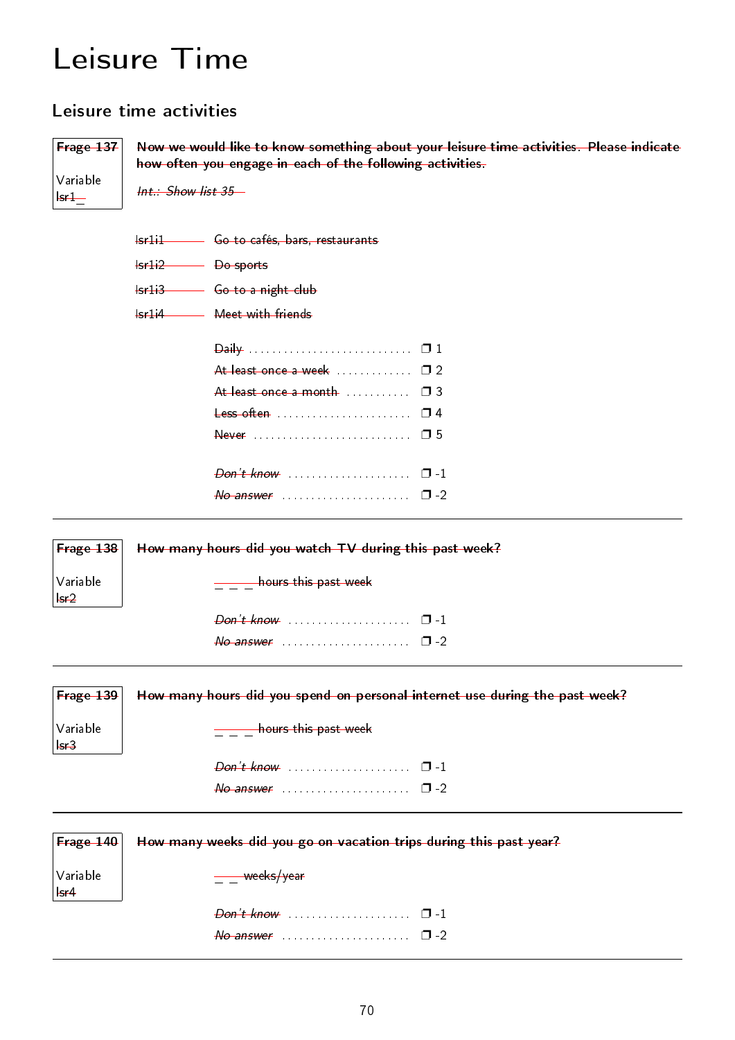# Leisure Time

## Leisure time activities

**Frage 137**

Variable lsr1_

**Now we would like to know something about your leisure time activities. Please indicate how often you engage in each of the following activities.**

*Int.: Show list 35*

lsr1i1 — Go to cafés, bars, restaurants

lsr1i2 — Do sports

lsr1i3 — Go to a night club

lsr1i4 — Meet with friends

- Daily ........ ❒ 1
- At least once a week ........ ❒ 2
- At least once a month ........ ❒ 3
- Less often ........ ❒ 4
- Never ........ ❒ 5

- *Don't know* ........ ❒ -1
- *No answer* ........ ❒ -2

---

**Frage 138**

Variable lsr2

**How many hours did you watch TV during this past week?**

_ _ _ hours this past week

- *Don't know* ........ ❒ -1
- *No answer* ........ ❒ -2

---

**Frage 139**

Variable lsr3

**How many hours did you spend on personal internet use during the past week?**

_ _ _ hours this past week

- *Don't know* ........ ❒ -1
- *No answer* ........ ❒ -2

---

**Frage 140**

Variable lsr4

**How many weeks did you go on vacation trips during this past year?**

_ _ weeks/year

- *Don't know* ........ ❒ -1
- *No answer* ........ ❒ -2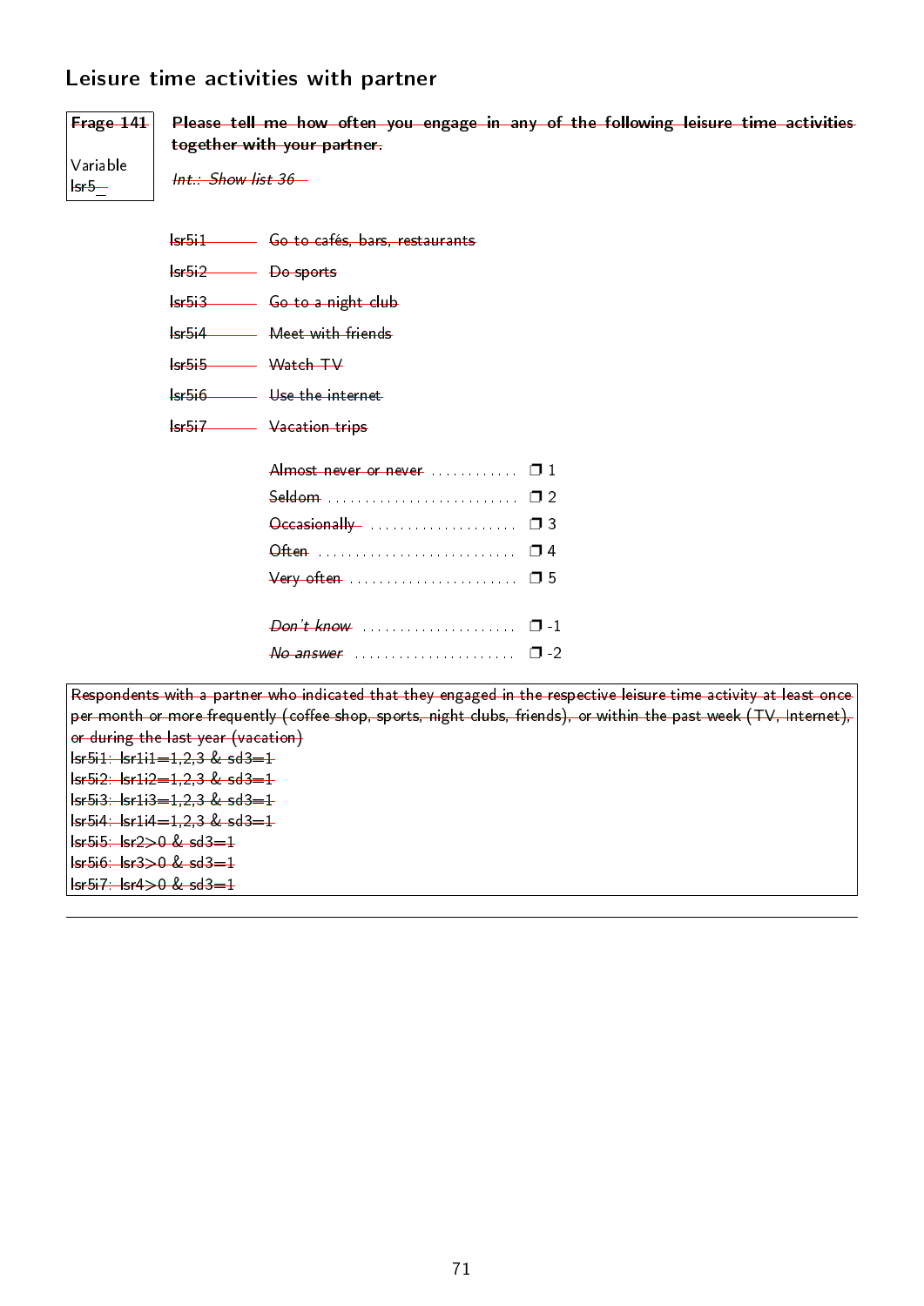## Leisure time activities with partner

| Frage 141<br><br>Variable<br>lsr5_ | **Please tell me how often you engage in any of the following leisure time activities together with your partner.**<br><br>*Int.: Show list 36* |
|---|---|

lsr5i1 — Go to cafés, bars, restaurants

lsr5i2 — Do sports

lsr5i3 — Go to a night club

lsr5i4 — Meet with friends

lsr5i5 — Watch TV

lsr5i6 — Use the internet

lsr5i7 — Vacation trips

Almost never or never ............ ❒ 1
Seldom .......................... ❒ 2
Occasionally .................... ❒ 3
Often ........................... ❒ 4
Very often ...................... ❒ 5

*Don't know* ..................... ❒ -1
*No answer* ...................... ❒ -2

Respondents with a partner who indicated that they engaged in the respective leisure time activity at least once per month or more frequently (coffee shop, sports, night clubs, friends), or within the past week (TV, Internet), or during the last year (vacation)
lsr5i1: lsr1i1=1,2,3 & sd3=1
lsr5i2: lsr1i2=1,2,3 & sd3=1
lsr5i3: lsr1i3=1,2,3 & sd3=1
lsr5i4: lsr1i4=1,2,3 & sd3=1
lsr5i5: lsr2>0 & sd3=1
lsr5i6: lsr3>0 & sd3=1
lsr5i7: lsr4>0 & sd3=1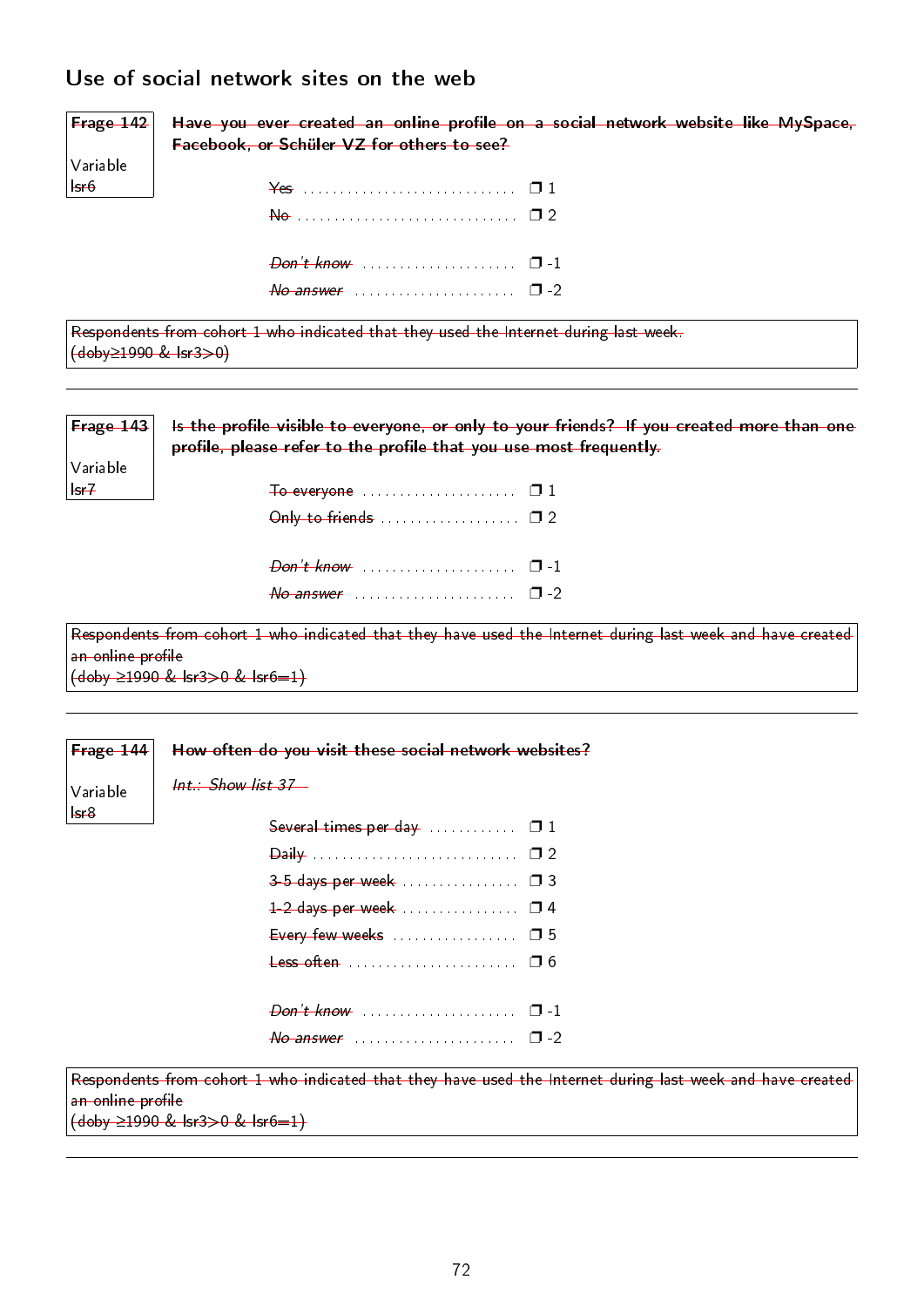## Use of social network sites on the web

| Frage 142 | **Have you ever created an online profile on a social network website like MySpace, Facebook, or Schüler VZ for others to see?** |
|---|---|
| Variable lsr6 | |

- Yes ............................ ❒ 1
- No ............................ ❒ 2

- *Don't know* .................... ❒ -1
- *No answer* ..................... ❒ -2

Respondents from cohort 1 who indicated that they used the Internet during last week.
(doby≥1990 & lsr3>0)

---

| Frage 143 | **Is the profile visible to everyone, or only to your friends? If you created more than one profile, please refer to the profile that you use most frequently.** |
|---|---|
| Variable lsr7 | |

- To everyone .................... ❒ 1
- Only to friends .................. ❒ 2

- *Don't know* .................... ❒ -1
- *No answer* ..................... ❒ -2

Respondents from cohort 1 who indicated that they have used the Internet during last week and have created an online profile
(doby ≥1990 & lsr3>0 & lsr6=1)

---

| Frage 144 | **How often do you visit these social network websites?** |
|---|---|
| Variable lsr8 | *Int.: Show list 37* |

- Several times per day ............ ❒ 1
- Daily ........................... ❒ 2
- 3-5 days per week ............... ❒ 3
- 1-2 days per week ............... ❒ 4
- Every few weeks ................. ❒ 5
- Less often ...................... ❒ 6

- *Don't know* .................... ❒ -1
- *No answer* ..................... ❒ -2

Respondents from cohort 1 who indicated that they have used the Internet during last week and have created an online profile
(doby ≥1990 & lsr3>0 & lsr6=1)

---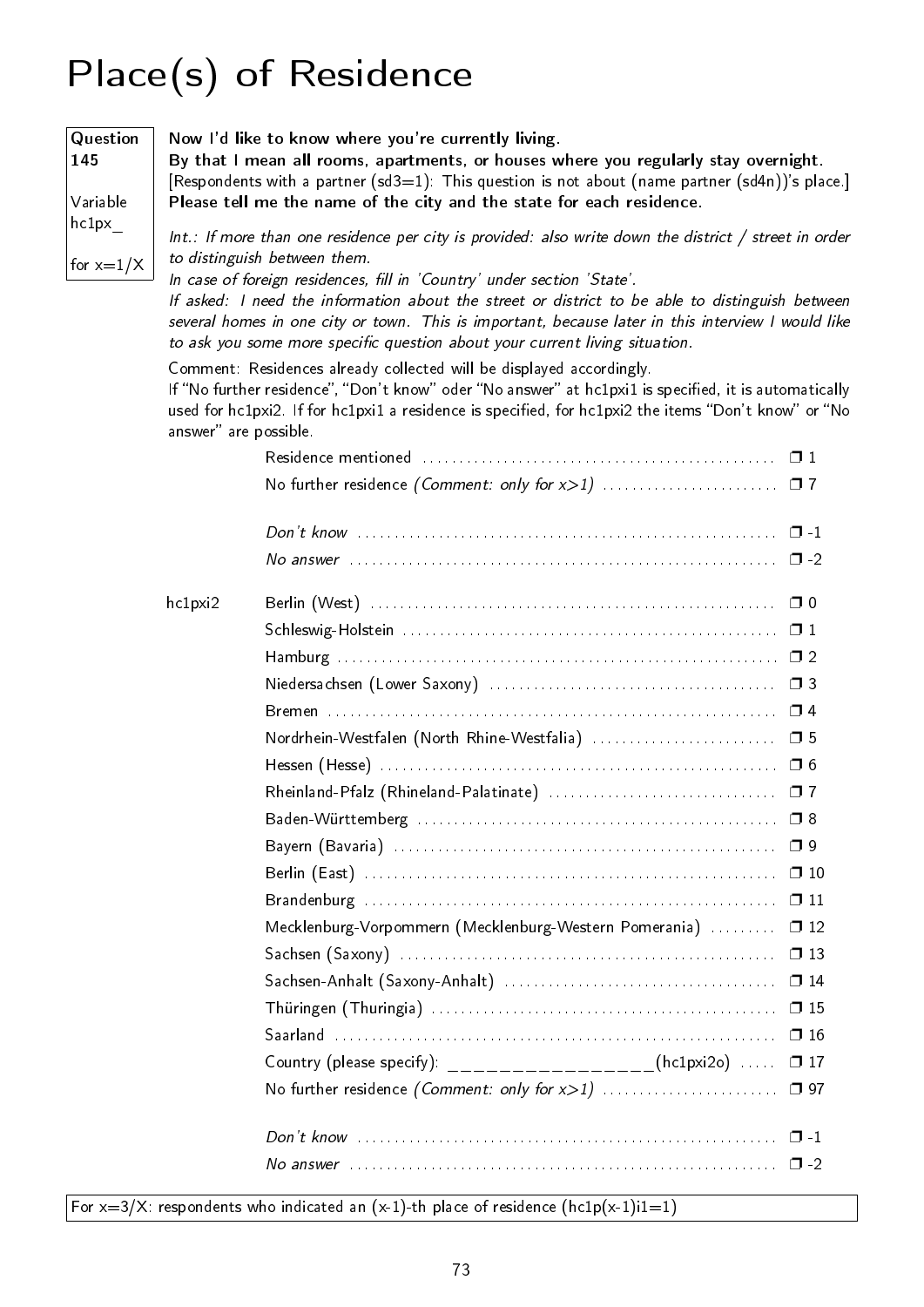# Place(s) of Residence

**Question 145**

Variable hc1px_

for x=1/X

**Now I'd like to know where you're currently living.**
**By that I mean all rooms, apartments, or houses where you regularly stay overnight.**
[Respondents with a partner (sd3=1): This question is not about (name partner (sd4n))'s place.]
**Please tell me the name of the city and the state for each residence.**

*Int.: If more than one residence per city is provided: also write down the district / street in order to distinguish between them.*
*In case of foreign residences, fill in 'Country' under section 'State'.*
*If asked: I need the information about the street or district to be able to distinguish between several homes in one city or town. This is important, because later in this interview I would like to ask you some more specific question about your current living situation.*

Comment: Residences already collected will be displayed accordingly.
If "No further residence", "Don't know" oder "No answer" at hc1pxi1 is specified, it is automatically used for hc1pxi2. If for hc1pxi1 a residence is specified, for hc1pxi2 the items "Don't know" or "No answer" are possible.

- Residence mentioned ❒ 1
- No further residence *(Comment: only for x>1)* ❒ 7
- *Don't know* ❒ -1
- *No answer* ❒ -2

hc1pxi2

- Berlin (West) ❒ 0
- Schleswig-Holstein ❒ 1
- Hamburg ❒ 2
- Niedersachsen (Lower Saxony) ❒ 3
- Bremen ❒ 4
- Nordrhein-Westfalen (North Rhine-Westfalia) ❒ 5
- Hessen (Hesse) ❒ 6
- Rheinland-Pfalz (Rhineland-Palatinate) ❒ 7
- Baden-Württemberg ❒ 8
- Bayern (Bavaria) ❒ 9
- Berlin (East) ❒ 10
- Brandenburg ❒ 11
- Mecklenburg-Vorpommern (Mecklenburg-Western Pomerania) ❒ 12
- Sachsen (Saxony) ❒ 13
- Sachsen-Anhalt (Saxony-Anhalt) ❒ 14
- Thüringen (Thuringia) ❒ 15
- Saarland ❒ 16
- Country (please specify): ________________(hc1pxi2o) ❒ 17
- No further residence *(Comment: only for x>1)* ❒ 97
- *Don't know* ❒ -1
- *No answer* ❒ -2

For x=3/X: respondents who indicated an (x-1)-th place of residence (hc1p(x-1)i1=1)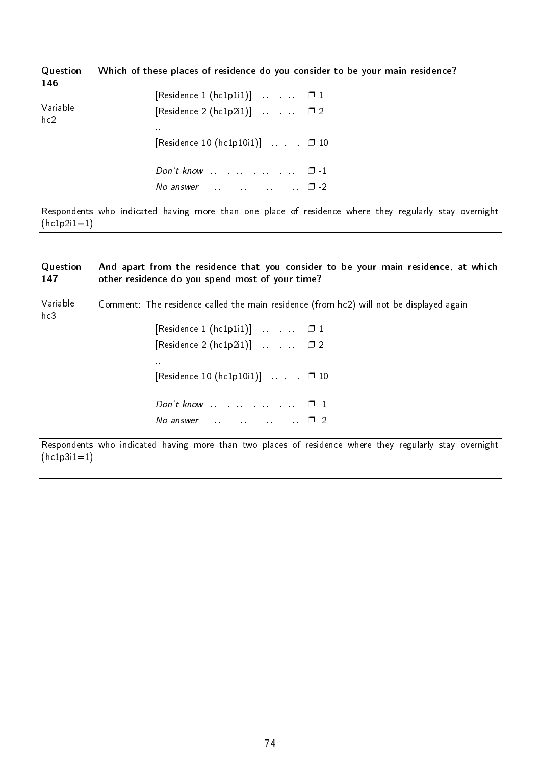**Question 146**

Variable hc2

**Which of these places of residence do you consider to be your main residence?**

| | |
|---|---|
| [Residence 1 (hc1p1i1)] | ❒ 1 |
| [Residence 2 (hc1p2i1)] | ❒ 2 |
| ... | |
| [Residence 10 (hc1p10i1)] | ❒ 10 |
| *Don't know* | ❒ -1 |
| *No answer* | ❒ -2 |

Respondents who indicated having more than one place of residence where they regularly stay overnight (hc1p2i1=1)

---

**Question 147**

Variable hc3

**And apart from the residence that you consider to be your main residence, at which other residence do you spend most of your time?**

Comment: The residence called the main residence (from hc2) will not be displayed again.

| | |
|---|---|
| [Residence 1 (hc1p1i1)] | ❒ 1 |
| [Residence 2 (hc1p2i1)] | ❒ 2 |
| ... | |
| [Residence 10 (hc1p10i1)] | ❒ 10 |
| *Don't know* | ❒ -1 |
| *No answer* | ❒ -2 |

Respondents who indicated having more than two places of residence where they regularly stay overnight (hc1p3i1=1)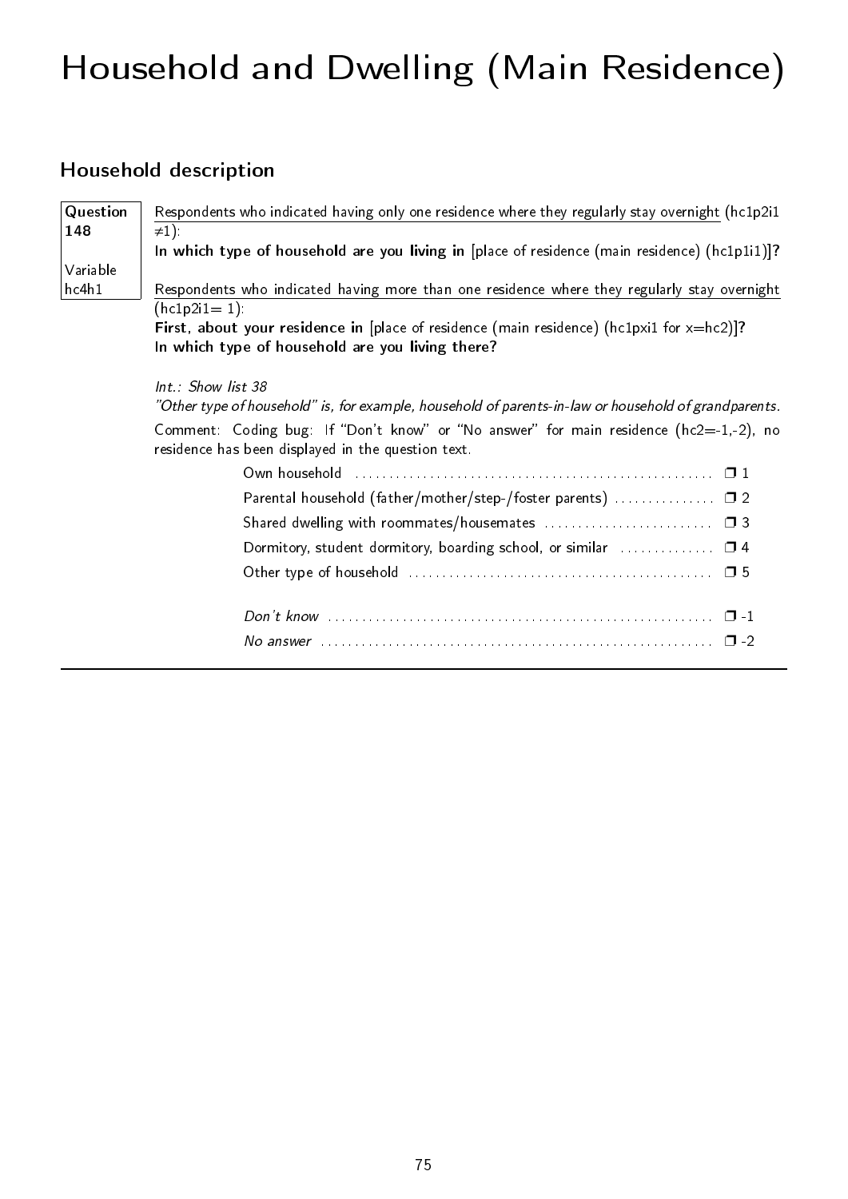# Household and Dwelling (Main Residence)

## Household description

**Question 148**

Variable hc4h1

Respondents who indicated having only one residence where they regularly stay overnight (hc1p2i1 ≠1):

**In which type of household are you living in** [place of residence (main residence) (hc1p1i1)]**?**

Respondents who indicated having more than one residence where they regularly stay overnight (hc1p2i1= 1):

**First, about your residence in** [place of residence (main residence) (hc1pxi1 for x=hc2)]**?**
**In which type of household are you living there?**

*Int.: Show list 38*
*"Other type of household" is, for example, household of parents-in-law or household of grandparents.*

Comment: Coding bug: If "Don't know" or "No answer" for main residence (hc2=-1,-2), no residence has been displayed in the question text.

| | |
|---|---|
| Own household | ❒ 1 |
| Parental household (father/mother/step-/foster parents) | ❒ 2 |
| Shared dwelling with roommates/housemates | ❒ 3 |
| Dormitory, student dormitory, boarding school, or similar | ❒ 4 |
| Other type of household | ❒ 5 |
| *Don't know* | ❒ -1 |
| *No answer* | ❒ -2 |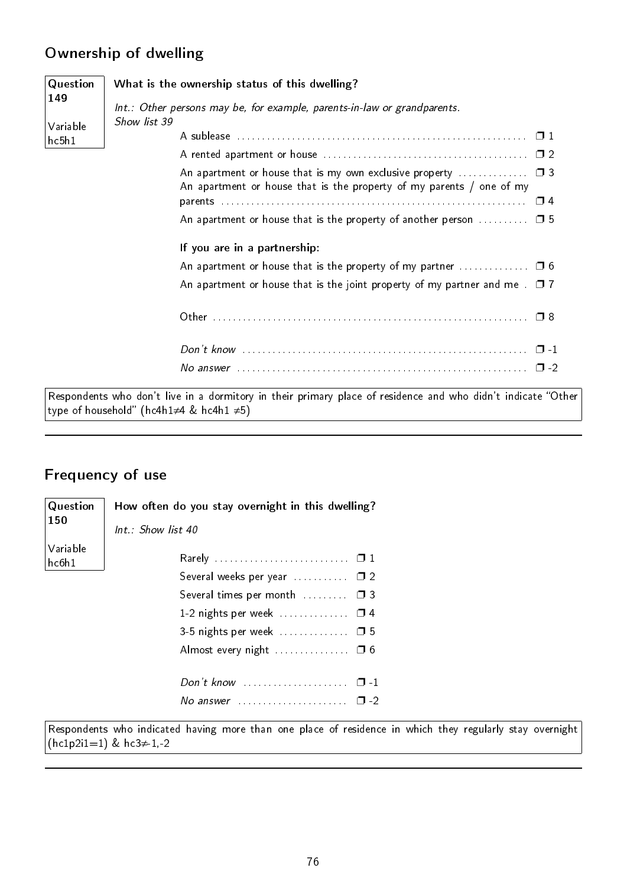## Ownership of dwelling

**Question 149**

Variable hc5h1

**What is the ownership status of this dwelling?**

*Int.: Other persons may be, for example, parents-in-law or grandparents.*
*Show list 39*

| | |
|---|---|
| A sublease | ❒ 1 |
| A rented apartment or house | ❒ 2 |
| An apartment or house that is my own exclusive property | ❒ 3 |
| An apartment or house that is the property of my parents / one of my parents | ❒ 4 |
| An apartment or house that is the property of another person | ❒ 5 |
| **If you are in a partnership:** | |
| An apartment or house that is the property of my partner | ❒ 6 |
| An apartment or house that is the joint property of my partner and me | ❒ 7 |
| Other | ❒ 8 |
| *Don't know* | ❒ -1 |
| *No answer* | ❒ -2 |

Respondents who don't live in a dormitory in their primary place of residence and who didn't indicate "Other type of household" (hc4h1≠4 & hc4h1 ≠5)

---

## Frequency of use

**Question 150**

Variable hc6h1

**How often do you stay overnight in this dwelling?**

*Int.: Show list 40*

| | |
|---|---|
| Rarely | ❒ 1 |
| Several weeks per year | ❒ 2 |
| Several times per month | ❒ 3 |
| 1-2 nights per week | ❒ 4 |
| 3-5 nights per week | ❒ 5 |
| Almost every night | ❒ 6 |
| *Don't know* | ❒ -1 |
| *No answer* | ❒ -2 |

Respondents who indicated having more than one place of residence in which they regularly stay overnight (hc1p2i1=1) & hc3≠-1,-2

---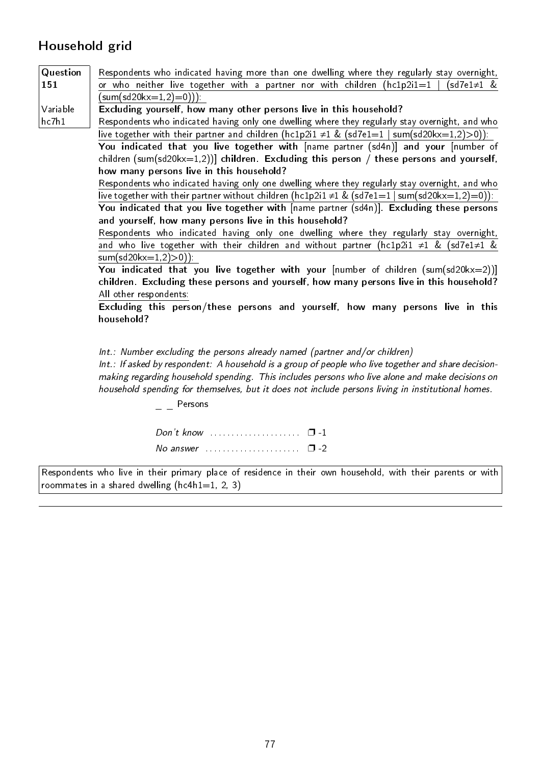## Household grid

**Question 151**

Variable hc7h1

Respondents who indicated having more than one dwelling where they regularly stay overnight, or who neither live together with a partner nor with children (hc1p2i1=1 | (sd7e1≠1 & (sum(sd20kx=1,2)=0))):

**Excluding yourself, how many other persons live in this household?**

Respondents who indicated having only one dwelling where they regularly stay overnight, and who live together with their partner and children (hc1p2i1 ≠1 & (sd7e1=1 | sum(sd20kx=1,2)>0)):

**You indicated that you live together with** [name partner (sd4n)] **and your** [number of children (sum(sd20kx=1,2))] **children. Excluding this person / these persons and yourself, how many persons live in this household?**

Respondents who indicated having only one dwelling where they regularly stay overnight, and who live together with their partner without children (hc1p2i1 ≠1 & (sd7e1=1 | sum(sd20kx=1,2)=0)):

**You indicated that you live together with** [name partner (sd4n)]. **Excluding these persons and yourself, how many persons live in this household?**

Respondents who indicated having only one dwelling where they regularly stay overnight, and who live together with their children and without partner (hc1p2i1 ≠1 & (sd7e1≠1 & sum(sd20kx=1,2)>0)):

**You indicated that you live together with your** [number of children (sum(sd20kx=2))] **children. Excluding these persons and yourself, how many persons live in this household?**

All other respondents:

**Excluding this person/these persons and yourself, how many persons live in this household?**

*Int.: Number excluding the persons already named (partner and/or children)*

*Int.: If asked by respondent: A household is a group of people who live together and share decision-making regarding household spending. This includes persons who live alone and make decisions on household spending for themselves, but it does not include persons living in institutional homes.*

_ _ Persons

*Don't know* .................... ❒ -1

*No answer* .................... ❒ -2

Respondents who live in their primary place of residence in their own household, with their parents or with roommates in a shared dwelling (hc4h1=1, 2, 3)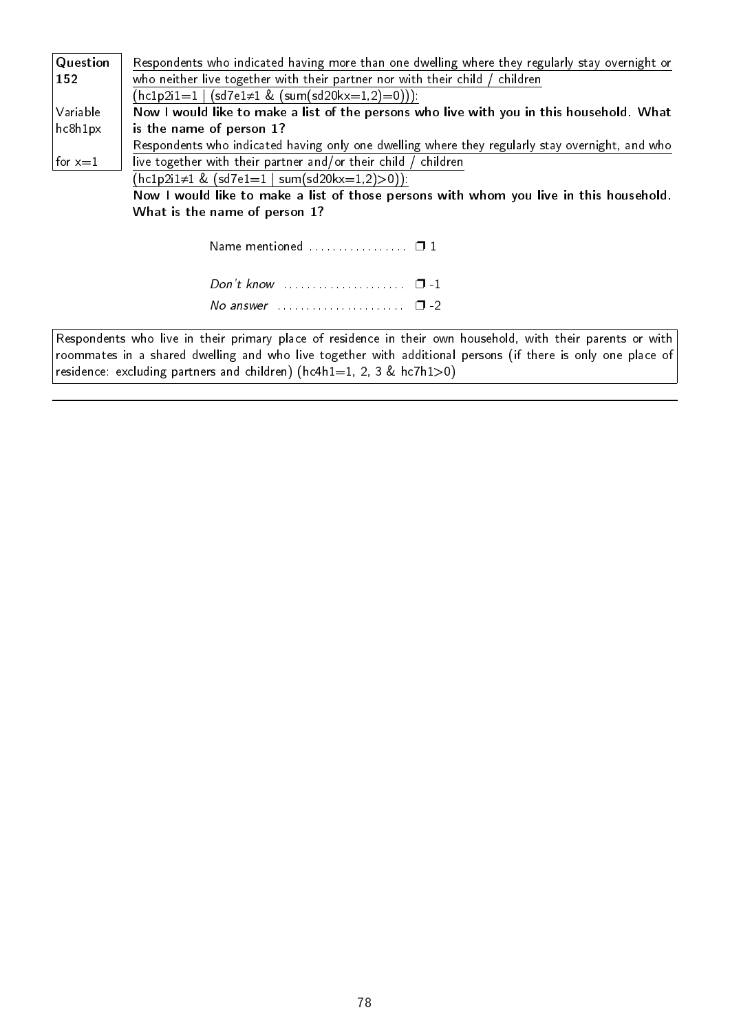| Question 152 | |
|---|---|
| Variable hc8h1px | Respondents who indicated having more than one dwelling where they regularly stay overnight or who neither live together with their partner nor with their child / children (hc1p2i1=1 \| (sd7e1≠1 & (sum(sd20kx=1,2)=0))): |
| for x=1 | **Now I would like to make a list of the persons who live with you in this household. What is the name of person 1?** |
| | Respondents who indicated having only one dwelling where they regularly stay overnight, and who live together with their partner and/or their child / children (hc1p2i1≠1 & (sd7e1=1 \| sum(sd20kx=1,2)>0)): |
| | **Now I would like to make a list of those persons with whom you live in this household. What is the name of person 1?** |

Name mentioned ................. ❐ 1

*Don't know* ..................... ❐ -1

*No answer* ...................... ❐ -2

Respondents who live in their primary place of residence in their own household, with their parents or with roommates in a shared dwelling and who live together with additional persons (if there is only one place of residence: excluding partners and children) (hc4h1=1, 2, 3 & hc7h1>0)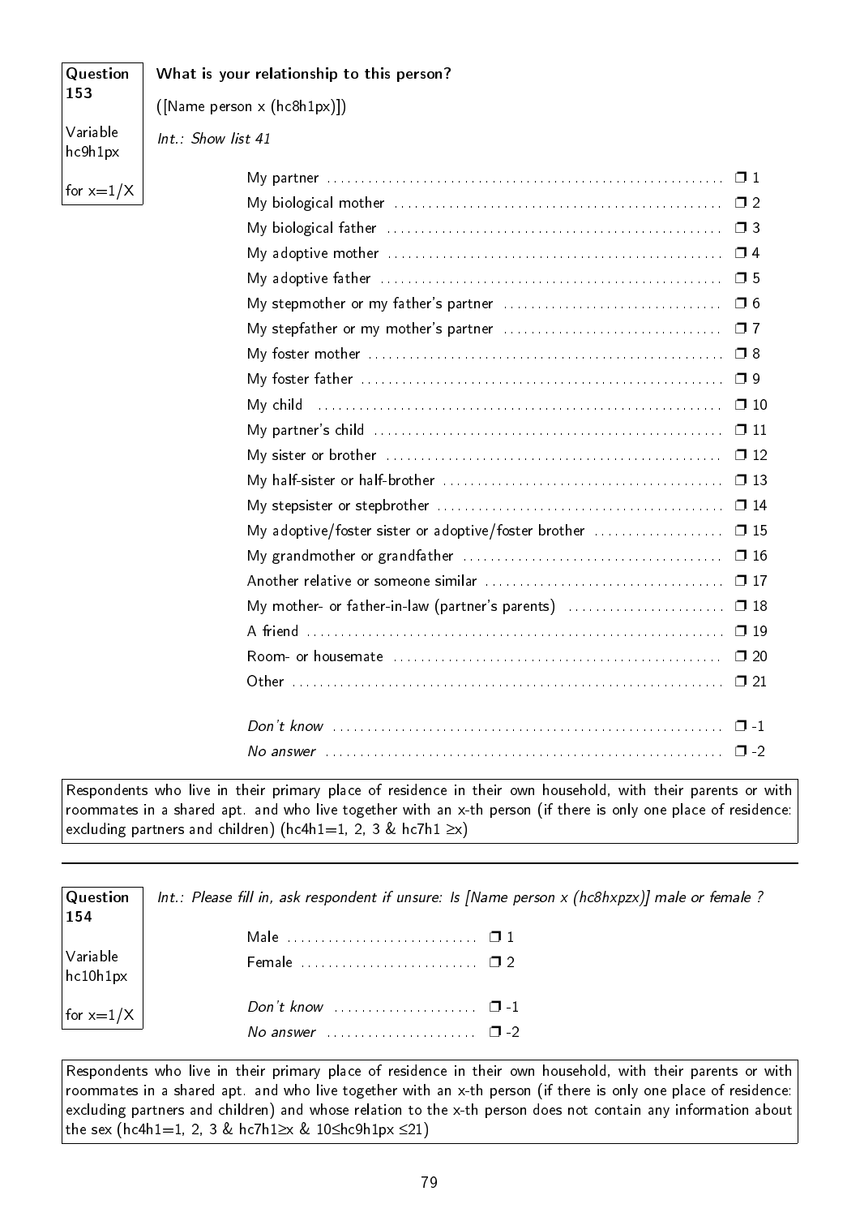**Question 153**

Variable hc9h1px

for x=1/X

**What is your relationship to this person?**

([Name person x (hc8h1px)])

*Int.: Show list 41*

| | |
|---|---|
| My partner | ❒ 1 |
| My biological mother | ❒ 2 |
| My biological father | ❒ 3 |
| My adoptive mother | ❒ 4 |
| My adoptive father | ❒ 5 |
| My stepmother or my father's partner | ❒ 6 |
| My stepfather or my mother's partner | ❒ 7 |
| My foster mother | ❒ 8 |
| My foster father | ❒ 9 |
| My child | ❒ 10 |
| My partner's child | ❒ 11 |
| My sister or brother | ❒ 12 |
| My half-sister or half-brother | ❒ 13 |
| My stepsister or stepbrother | ❒ 14 |
| My adoptive/foster sister or adoptive/foster brother | ❒ 15 |
| My grandmother or grandfather | ❒ 16 |
| Another relative or someone similar | ❒ 17 |
| My mother- or father-in-law (partner's parents) | ❒ 18 |
| A friend | ❒ 19 |
| Room- or housemate | ❒ 20 |
| Other | ❒ 21 |
| *Don't know* | ❒ -1 |
| *No answer* | ❒ -2 |

Respondents who live in their primary place of residence in their own household, with their parents or with roommates in a shared apt. and who live together with an x-th person (if there is only one place of residence: excluding partners and children) (hc4h1=1, 2, 3 & hc7h1 ≥x)

---

**Question 154**

Variable hc10h1px

for x=1/X

*Int.: Please fill in, ask respondent if unsure: Is [Name person x (hc8hxpzx)] male or female ?*

| | |
|---|---|
| Male | ❒ 1 |
| Female | ❒ 2 |
| *Don't know* | ❒ -1 |
| *No answer* | ❒ -2 |

Respondents who live in their primary place of residence in their own household, with their parents or with roommates in a shared apt. and who live together with an x-th person (if there is only one place of residence: excluding partners and children) and whose relation to the x-th person does not contain any information about the sex (hc4h1=1, 2, 3 & hc7h1≥x & 10≤hc9h1px ≤21)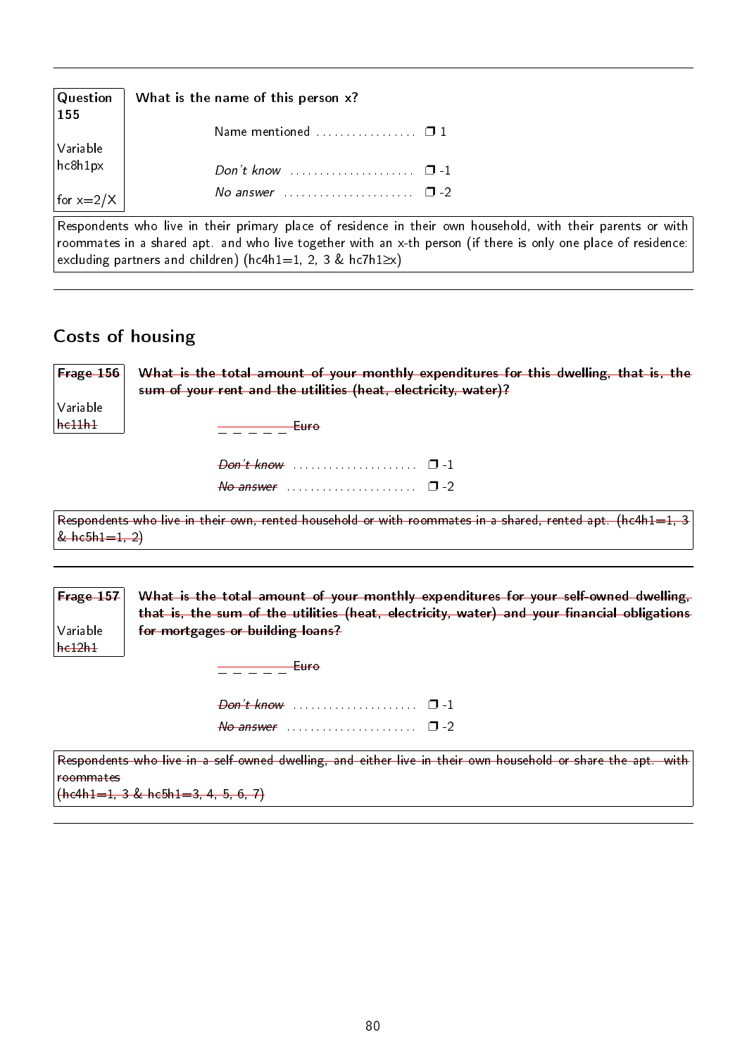**Question 155**

Variable hc8h1px

for x=2/X

**What is the name of this person x?**

Name mentioned ................. ❒ 1

*Don't know* ..................... ❒ -1

*No answer* ...................... ❒ -2

Respondents who live in their primary place of residence in their own household, with their parents or with roommates in a shared apt. and who live together with an x-th person (if there is only one place of residence: excluding partners and children) (hc4h1=1, 2, 3 & hc7h1≥x)

---

## Costs of housing

~~**Frage 156**~~

Variable ~~hc11h1~~

~~**What is the total amount of your monthly expenditures for this dwelling, that is, the sum of your rent and the utilities (heat, electricity, water)?**~~

~~_ _ _ _ _ Euro~~

~~*Don't know*~~ ..................... ❒ -1

~~*No answer*~~ ...................... ❒ -2

~~Respondents who live in their own, rented household or with roommates in a shared, rented apt. (hc4h1=1, 3 & hc5h1=1, 2)~~

---

~~**Frage 157**~~

Variable ~~hc12h1~~

~~**What is the total amount of your monthly expenditures for your self-owned dwelling, that is, the sum of the utilities (heat, electricity, water) and your financial obligations for mortgages or building loans?**~~

~~_ _ _ _ _ Euro~~

~~*Don't know*~~ ..................... ❒ -1

~~*No answer*~~ ...................... ❒ -2

~~Respondents who live in a self-owned dwelling, and either live in their own household or share the apt. with roommates (hc4h1=1, 3 & hc5h1=3, 4, 5, 6, 7)~~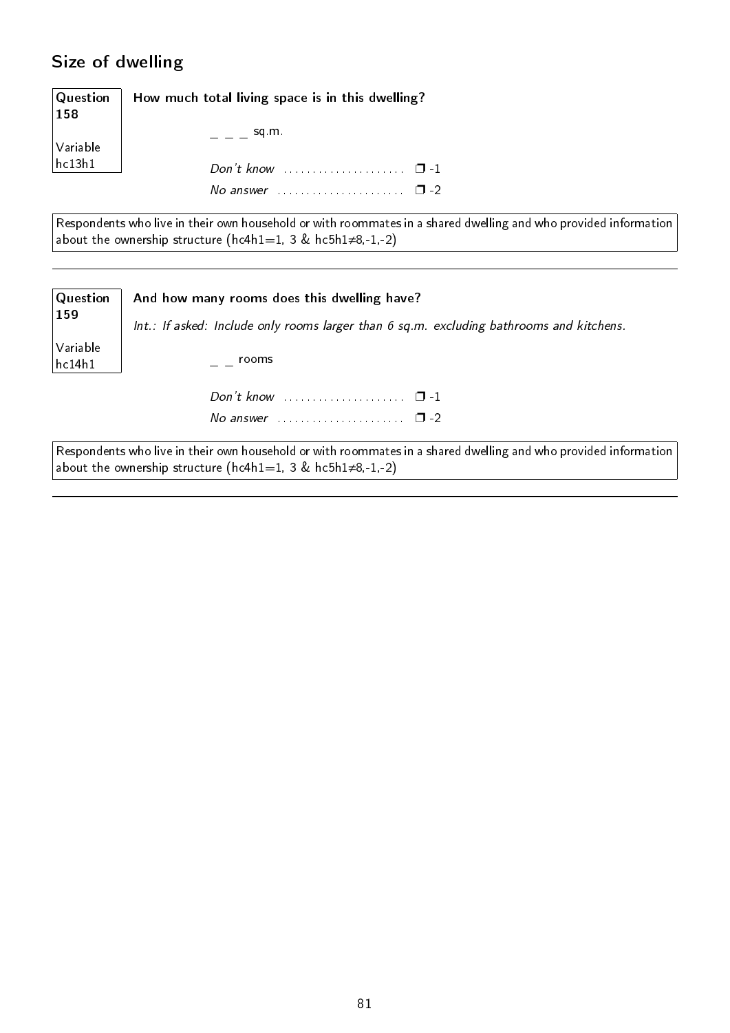## Size of dwelling

| Question 158 | How much total living space is in this dwelling? |
| --- | --- |
| Variable hc13h1 | |

_ _ _ sq.m.

*Don't know* ..................... ❒ -1

*No answer* ...................... ❒ -2

Respondents who live in their own household or with roommates in a shared dwelling and who provided information about the ownership structure (hc4h1=1, 3 & hc5h1≠8,-1,-2)

---

| Question 159 | And how many rooms does this dwelling have? |
| --- | --- |
| Variable hc14h1 | |

*Int.: If asked: Include only rooms larger than 6 sq.m. excluding bathrooms and kitchens.*

_ _ rooms

*Don't know* ..................... ❒ -1

*No answer* ...................... ❒ -2

Respondents who live in their own household or with roommates in a shared dwelling and who provided information about the ownership structure (hc4h1=1, 3 & hc5h1≠8,-1,-2)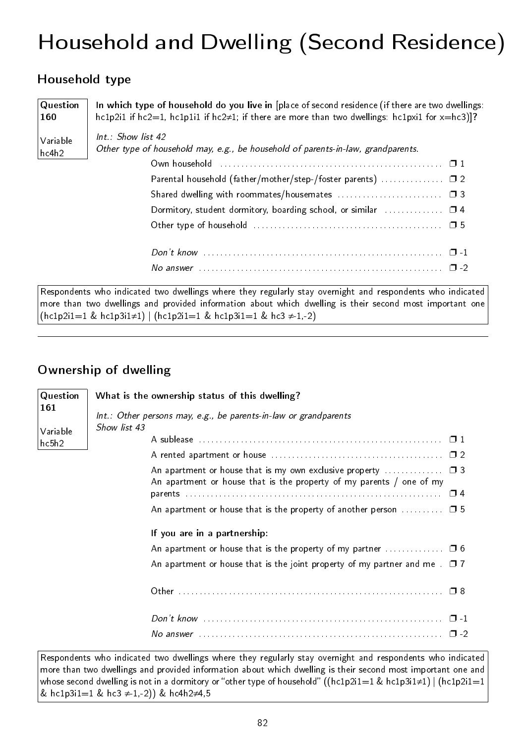# Household and Dwelling (Second Residence)

## Household type

**Question 160**

Variable hc4h2

**In which type of household do you live in** [place of second residence (if there are two dwellings: hc1p2i1 if hc2=1, hc1p1i1 if hc2≠1; if there are more than two dwellings: hc1pxi1 for x=hc3)]**?**

*Int.: Show list 42*
*Other type of household may, e.g., be household of parents-in-law, grandparents.*

- Own household ❒ 1
- Parental household (father/mother/step-/foster parents) ❒ 2
- Shared dwelling with roommates/housemates ❒ 3
- Dormitory, student dormitory, boarding school, or similar ❒ 4
- Other type of household ❒ 5
- *Don't know* ❒ -1
- *No answer* ❒ -2

Respondents who indicated two dwellings where they regularly stay overnight and respondents who indicated more than two dwellings and provided information about which dwelling is their second most important one (hc1p2i1=1 & hc1p3i1≠1) | (hc1p2i1=1 & hc1p3i1=1 & hc3 ≠-1,-2)

---

## Ownership of dwelling

**Question 161**

Variable hc5h2

**What is the ownership status of this dwelling?**

*Int.: Other persons may, e.g., be parents-in-law or grandparents*
*Show list 43*

- A sublease ❒ 1
- A rented apartment or house ❒ 2
- An apartment or house that is my own exclusive property ❒ 3
- An apartment or house that is the property of my parents / one of my parents ❒ 4
- An apartment or house that is the property of another person ❒ 5

**If you are in a partnership:**

- An apartment or house that is the property of my partner ❒ 6
- An apartment or house that is the joint property of my partner and me ❒ 7
- Other ❒ 8
- *Don't know* ❒ -1
- *No answer* ❒ -2

Respondents who indicated two dwellings where they regularly stay overnight and respondents who indicated more than two dwellings and provided information about which dwelling is their second most important one and whose second dwelling is not in a dormitory or "other type of household" ((hc1p2i1=1 & hc1p3i1≠1) | (hc1p2i1=1 & hc1p3i1=1 & hc3 ≠-1,-2)) & hc4h2≠4,5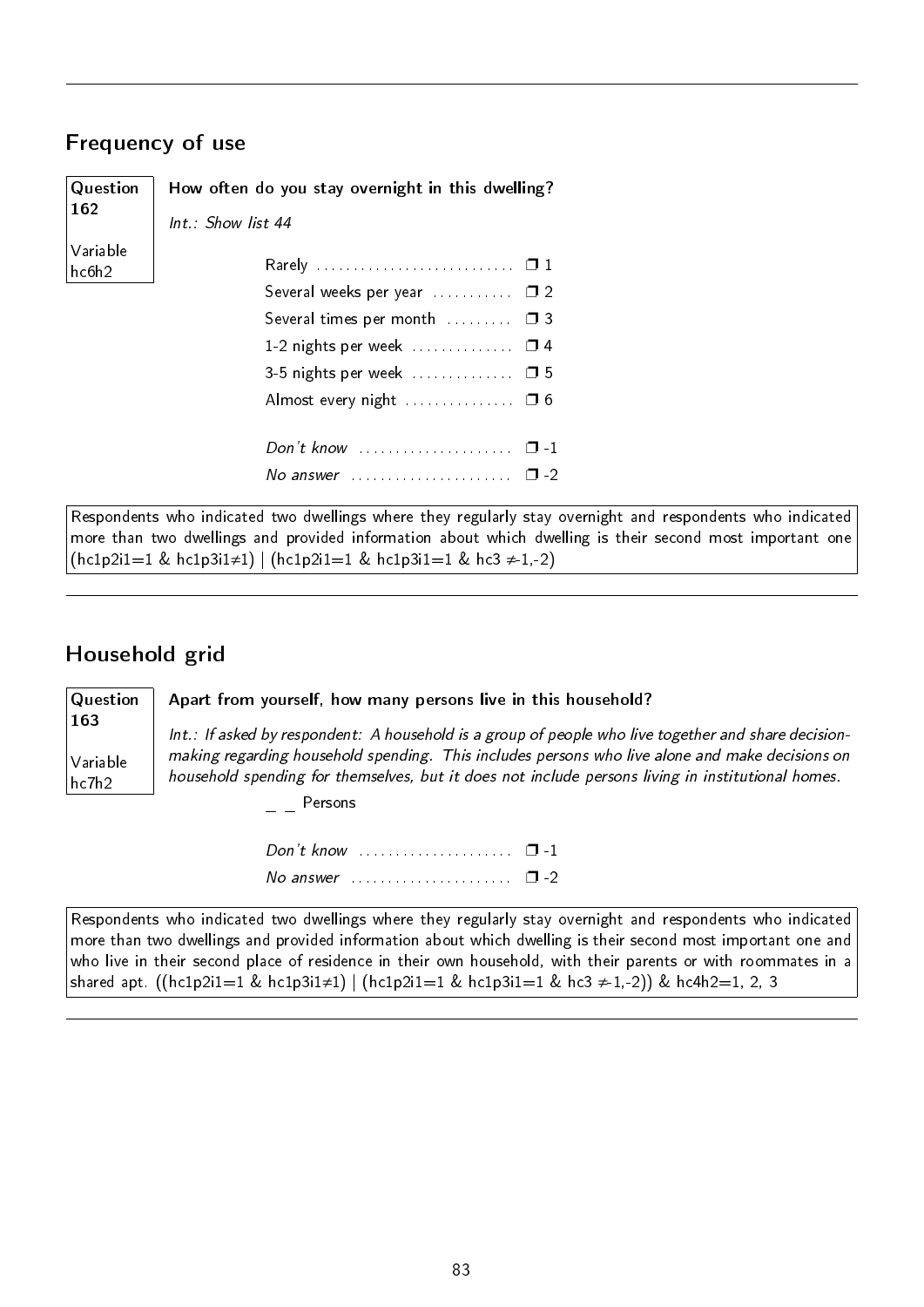## Frequency of use

**Question 162**

Variable hc6h2

**How often do you stay overnight in this dwelling?**

*Int.: Show list 44*

- Rarely ........................... ❒ 1
- Several weeks per year ........... ❒ 2
- Several times per month ......... ❒ 3
- 1-2 nights per week .............. ❒ 4
- 3-5 nights per week .............. ❒ 5
- Almost every night ............... ❒ 6

- *Don't know* ..................... ❒ -1
- *No answer* ...................... ❒ -2

Respondents who indicated two dwellings where they regularly stay overnight and respondents who indicated more than two dwellings and provided information about which dwelling is their second most important one (hc1p2i1=1 & hc1p3i1≠1) | (hc1p2i1=1 & hc1p3i1=1 & hc3 ≠-1,-2)

---

## Household grid

**Question 163**

Variable hc7h2

**Apart from yourself, how many persons live in this household?**

*Int.: If asked by respondent: A household is a group of people who live together and share decision-making regarding household spending. This includes persons who live alone and make decisions on household spending for themselves, but it does not include persons living in institutional homes.*

_ _ Persons

- *Don't know* ..................... ❒ -1
- *No answer* ...................... ❒ -2

Respondents who indicated two dwellings where they regularly stay overnight and respondents who indicated more than two dwellings and provided information about which dwelling is their second most important one and who live in their second place of residence in their own household, with their parents or with roommates in a shared apt. ((hc1p2i1=1 & hc1p3i1≠1) | (hc1p2i1=1 & hc1p3i1=1 & hc3 ≠-1,-2)) & hc4h2=1, 2, 3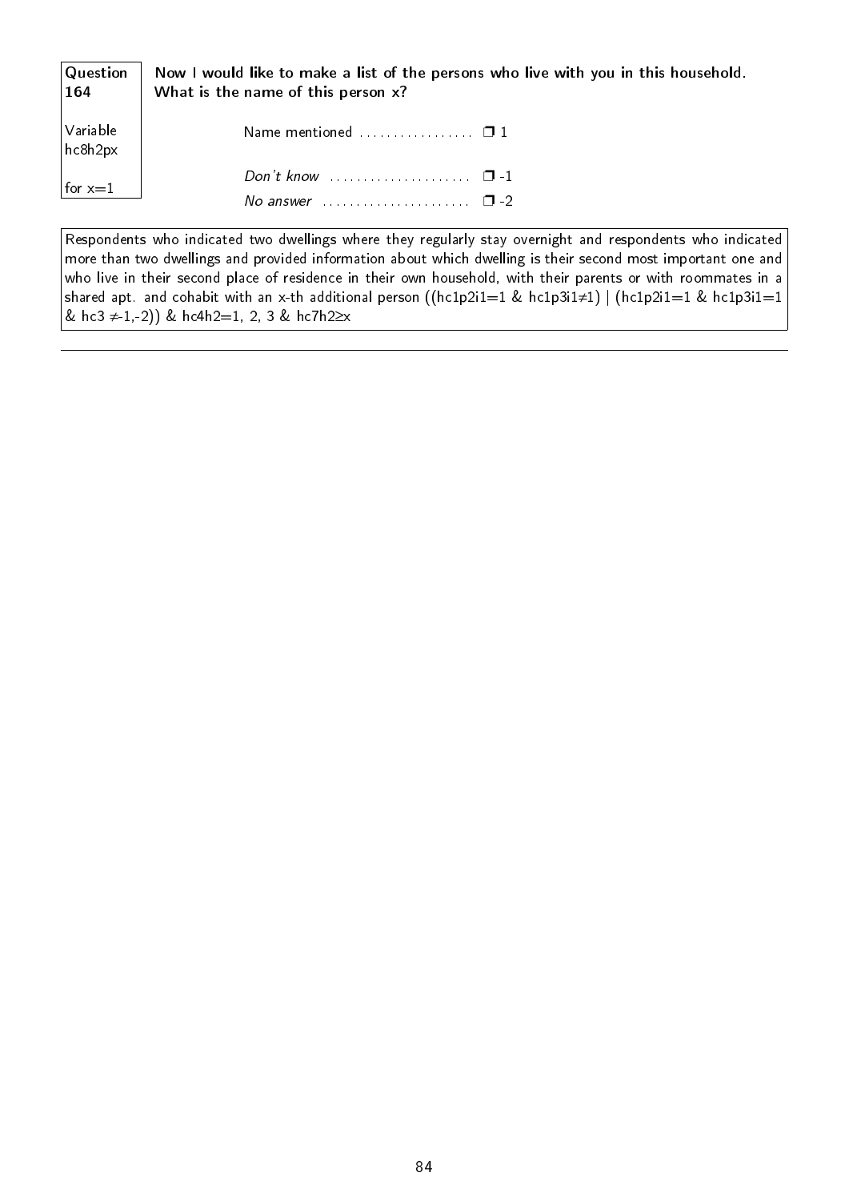**Question 164**

**Now I would like to make a list of the persons who live with you in this household. What is the name of this person x?**

Variable hc8h2px

for x=1

- Name mentioned ................. ❐ 1
- *Don't know* ..................... ❐ -1
- *No answer* ...................... ❐ -2

Respondents who indicated two dwellings where they regularly stay overnight and respondents who indicated more than two dwellings and provided information about which dwelling is their second most important one and who live in their second place of residence in their own household, with their parents or with roommates in a shared apt. and cohabit with an x-th additional person ((hc1p2i1=1 & hc1p3i1≠1) | (hc1p2i1=1 & hc1p3i1=1 & hc3 ≠-1,-2)) & hc4h2=1, 2, 3 & hc7h2≥x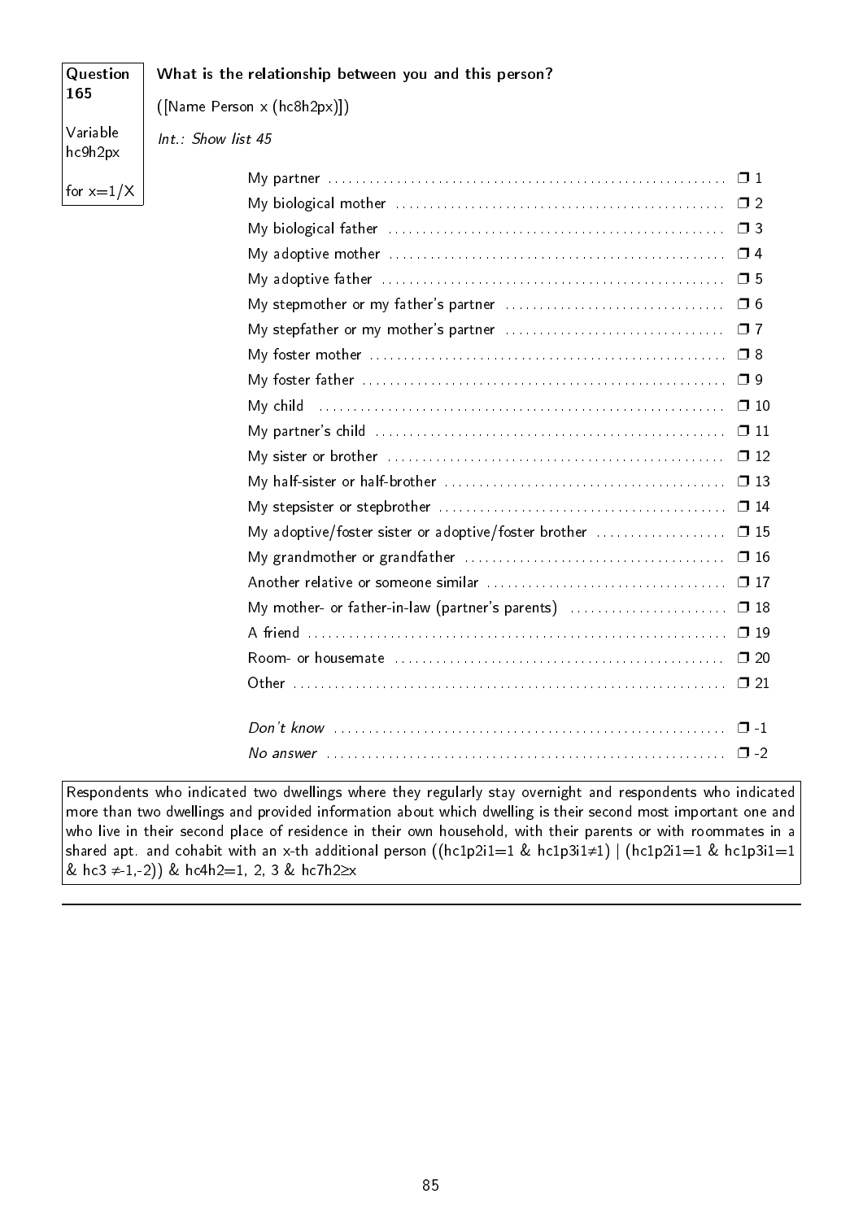**Question 165**

Variable hc9h2px

for x=1/X

**What is the relationship between you and this person?**

([Name Person x (hc8h2px)])

*Int.: Show list 45*

| | |
|---|---|
| My partner | ❒ 1 |
| My biological mother | ❒ 2 |
| My biological father | ❒ 3 |
| My adoptive mother | ❒ 4 |
| My adoptive father | ❒ 5 |
| My stepmother or my father's partner | ❒ 6 |
| My stepfather or my mother's partner | ❒ 7 |
| My foster mother | ❒ 8 |
| My foster father | ❒ 9 |
| My child | ❒ 10 |
| My partner's child | ❒ 11 |
| My sister or brother | ❒ 12 |
| My half-sister or half-brother | ❒ 13 |
| My stepsister or stepbrother | ❒ 14 |
| My adoptive/foster sister or adoptive/foster brother | ❒ 15 |
| My grandmother or grandfather | ❒ 16 |
| Another relative or someone similar | ❒ 17 |
| My mother- or father-in-law (partner's parents) | ❒ 18 |
| A friend | ❒ 19 |
| Room- or housemate | ❒ 20 |
| Other | ❒ 21 |
| *Don't know* | ❒ -1 |
| *No answer* | ❒ -2 |

Respondents who indicated two dwellings where they regularly stay overnight and respondents who indicated more than two dwellings and provided information about which dwelling is their second most important one and who live in their second place of residence in their own household, with their parents or with roommates in a shared apt. and cohabit with an x-th additional person ((hc1p2i1=1 & hc1p3i1≠1) | (hc1p2i1=1 & hc1p3i1=1 & hc3 ≠-1,-2)) & hc4h2=1, 2, 3 & hc7h2≥x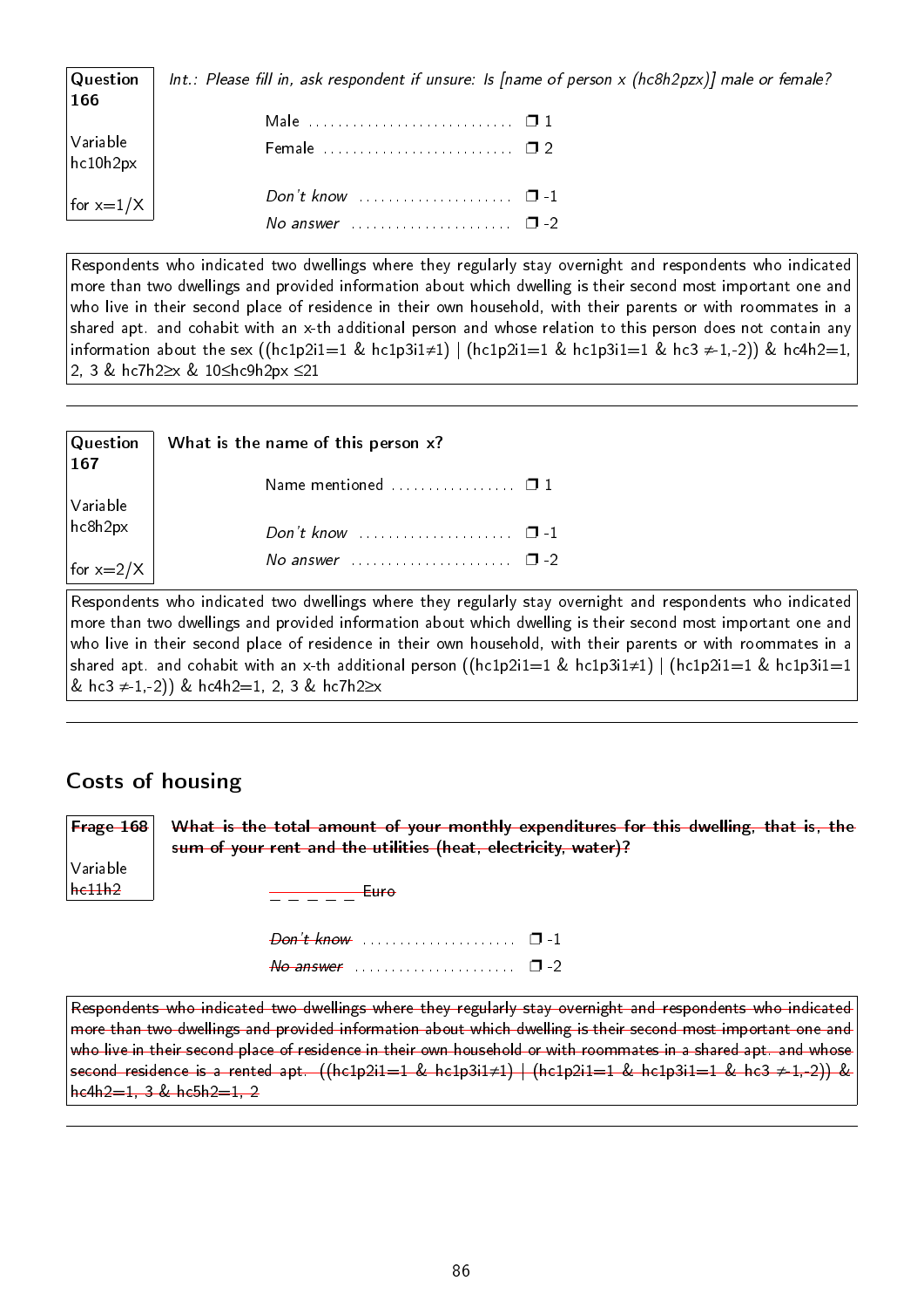| Question 166 | *Int.: Please fill in, ask respondent if unsure: Is [name of person x (hc8h2pzx)] male or female?* |
|---|---|
| Variable hc10h2px | Male ............................ ❐ 1 |
| | Female .......................... ❐ 2 |
| for x=1/X | *Don't know* ..................... ❐ -1 |
| | *No answer* ...................... ❐ -2 |

Respondents who indicated two dwellings where they regularly stay overnight and respondents who indicated more than two dwellings and provided information about which dwelling is their second most important one and who live in their second place of residence in their own household, with their parents or with roommates in a shared apt. and cohabit with an x-th additional person and whose relation to this person does not contain any information about the sex ((hc1p2i1=1 & hc1p3i1≠1) | (hc1p2i1=1 & hc1p3i1=1 & hc3 ≠-1,-2)) & hc4h2=1, 2, 3 & hc7h2≥x & 10≤hc9h2px ≤21

---

| Question 167 | **What is the name of this person x?** |
|---|---|
| Variable hc8h2px | Name mentioned ................. ❐ 1 |
| | *Don't know* ..................... ❐ -1 |
| for x=2/X | *No answer* ...................... ❐ -2 |

Respondents who indicated two dwellings where they regularly stay overnight and respondents who indicated more than two dwellings and provided information about which dwelling is their second most important one and who live in their second place of residence in their own household, with their parents or with roommates in a shared apt. and cohabit with an x-th additional person ((hc1p2i1=1 & hc1p3i1≠1) | (hc1p2i1=1 & hc1p3i1=1 & hc3 ≠-1,-2)) & hc4h2=1, 2, 3 & hc7h2≥x

---

## Costs of housing

| Frage 168 | ~~**What is the total amount of your monthly expenditures for this dwelling, that is, the sum of your rent and the utilities (heat, electricity, water)?**~~ |
|---|---|
| Variable ~~hc11h2~~ | _ _ _ _ _ ~~Euro~~ |
| | ~~*Don't know*~~ ..................... ❐ -1 |
| | ~~*No answer*~~ ...................... ❐ -2 |

~~Respondents who indicated two dwellings where they regularly stay overnight and respondents who indicated more than two dwellings and provided information about which dwelling is their second most important one and who live in their second place of residence in their own household or with roommates in a shared apt. and whose second residence is a rented apt. ((hc1p2i1=1 & hc1p3i1≠1) | (hc1p2i1=1 & hc1p3i1=1 & hc3 ≠-1,-2)) & hc4h2=1, 3 & hc5h2=1, 2~~

---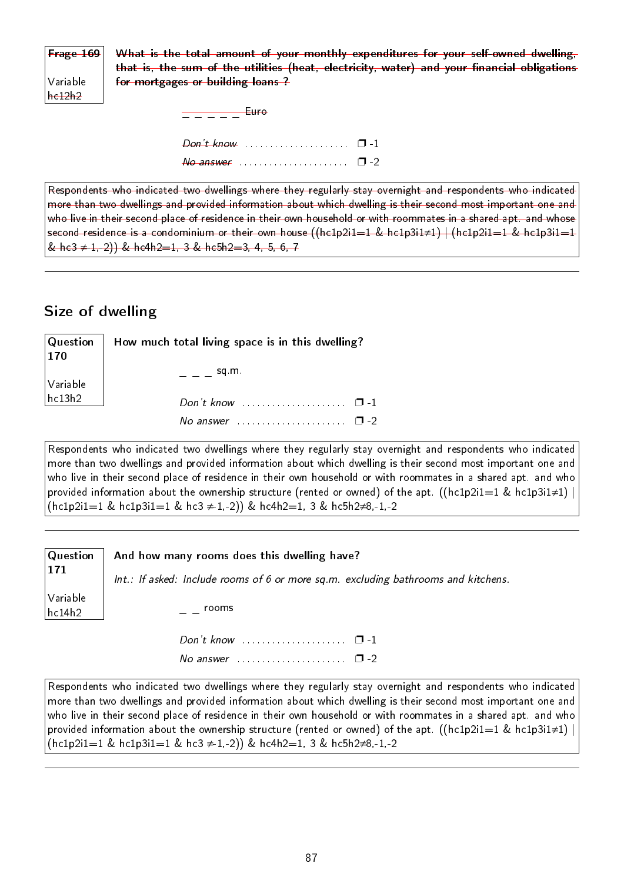| Frage 169 | ~~What is the total amount of your monthly expenditures for your self-owned dwelling, that is, the sum of the utilities (heat, electricity, water) and your financial obligations for mortgages or building loans ?~~ |
|---|---|
| Variable ~~hc12h2~~ | |

~~_ _ _ _ _ Euro~~

~~*Don't know*~~ ..................... ❒ -1

~~*No answer*~~ ..................... ❒ -2

~~Respondents who indicated two dwellings where they regularly stay overnight and respondents who indicated more than two dwellings and provided information about which dwelling is their second most important one and who live in their second place of residence in their own household or with roommates in a shared apt. and whose second residence is a condominium or their own house ((hc1p2i1=1 & hc1p3i1≠1) | (hc1p2i1=1 & hc1p3i1=1 & hc3 ≠ 1, 2)) & hc4h2=1, 3 & hc5h2=3, 4, 5, 6, 7~~

---

## Size of dwelling

| Question 170 | How much total living space is in this dwelling? |
|---|---|
| Variable hc13h2 | |

_ _ _ sq.m.

*Don't know* ..................... ❒ -1

*No answer* ..................... ❒ -2

Respondents who indicated two dwellings where they regularly stay overnight and respondents who indicated more than two dwellings and provided information about which dwelling is their second most important one and who live in their second place of residence in their own household or with roommates in a shared apt. and who provided information about the ownership structure (rented or owned) of the apt. ((hc1p2i1=1 & hc1p3i1≠1) | (hc1p2i1=1 & hc1p3i1=1 & hc3 ≠-1,-2)) & hc4h2=1, 3 & hc5h2≠8,-1,-2

---

| Question 171 | And how many rooms does this dwelling have? |
|---|---|
| Variable hc14h2 | *Int.: If asked: Include rooms of 6 or more sq.m. excluding bathrooms and kitchens.* |

_ _ rooms

*Don't know* ..................... ❒ -1

*No answer* ..................... ❒ -2

Respondents who indicated two dwellings where they regularly stay overnight and respondents who indicated more than two dwellings and provided information about which dwelling is their second most important one and who live in their second place of residence in their own household or with roommates in a shared apt. and who provided information about the ownership structure (rented or owned) of the apt. ((hc1p2i1=1 & hc1p3i1≠1) | (hc1p2i1=1 & hc1p3i1=1 & hc3 ≠-1,-2)) & hc4h2=1, 3 & hc5h2≠8,-1,-2

---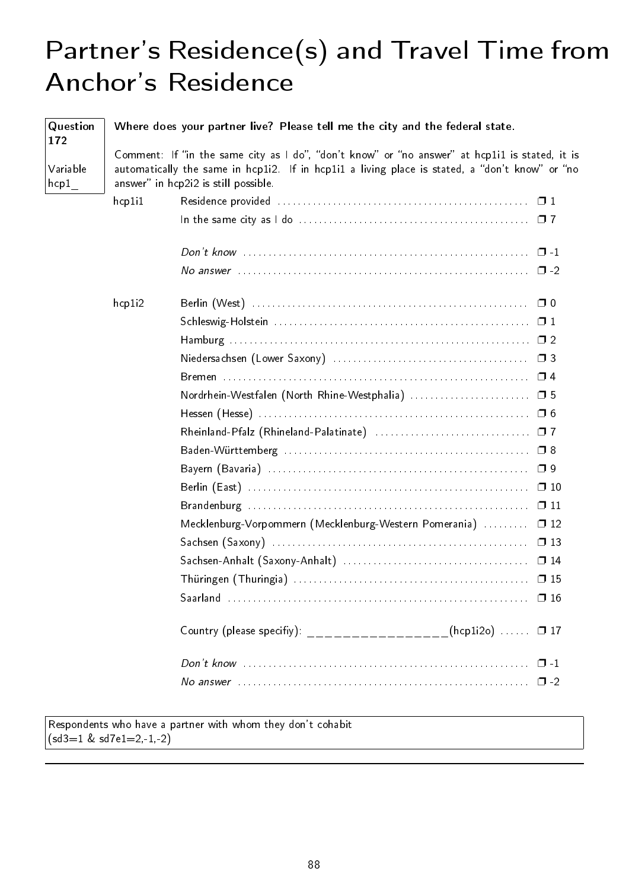# Partner's Residence(s) and Travel Time from Anchor's Residence

**Question 172**

Variable hcp1_

**Where does your partner live? Please tell me the city and the federal state.**

Comment: If "in the same city as I do", "don't know" or "no answer" at hcp1i1 is stated, it is automatically the same in hcp1i2. If in hcp1i1 a living place is stated, a "don't know" or "no answer" in hcp2i2 is still possible.

| | | |
|---|---|---|
| hcp1i1 | Residence provided | ❒ 1 |
| | In the same city as I do | ❒ 7 |
| | *Don't know* | ❒ -1 |
| | *No answer* | ❒ -2 |
| hcp1i2 | Berlin (West) | ❒ 0 |
| | Schleswig-Holstein | ❒ 1 |
| | Hamburg | ❒ 2 |
| | Niedersachsen (Lower Saxony) | ❒ 3 |
| | Bremen | ❒ 4 |
| | Nordrhein-Westfalen (North Rhine-Westphalia) | ❒ 5 |
| | Hessen (Hesse) | ❒ 6 |
| | Rheinland-Pfalz (Rhineland-Palatinate) | ❒ 7 |
| | Baden-Württemberg | ❒ 8 |
| | Bayern (Bavaria) | ❒ 9 |
| | Berlin (East) | ❒ 10 |
| | Brandenburg | ❒ 11 |
| | Mecklenburg-Vorpommern (Mecklenburg-Western Pomerania) | ❒ 12 |
| | Sachsen (Saxony) | ❒ 13 |
| | Sachsen-Anhalt (Saxony-Anhalt) | ❒ 14 |
| | Thüringen (Thuringia) | ❒ 15 |
| | Saarland | ❒ 16 |
| | Country (please specifiy): ________________(hcp1i2o) | ❒ 17 |
| | *Don't know* | ❒ -1 |
| | *No answer* | ❒ -2 |

Respondents who have a partner with whom they don't cohabit (sd3=1 & sd7e1=2,-1,-2)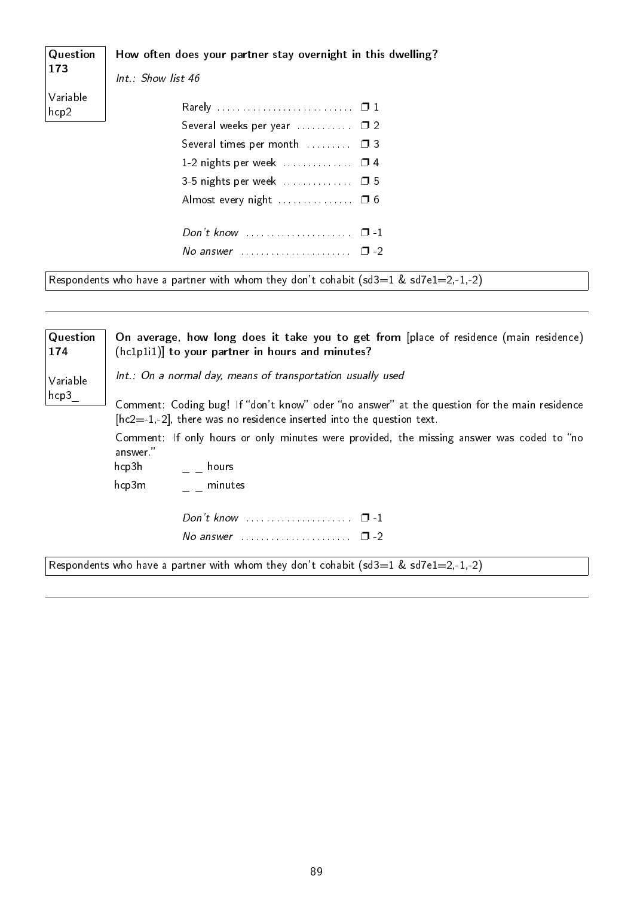**Question 173**

Variable hcp2

**How often does your partner stay overnight in this dwelling?**

*Int.: Show list 46*

- Rarely ❒ 1
- Several weeks per year ❒ 2
- Several times per month ❒ 3
- 1-2 nights per week ❒ 4
- 3-5 nights per week ❒ 5
- Almost every night ❒ 6

- *Don't know* ❒ -1
- *No answer* ❒ -2

Respondents who have a partner with whom they don't cohabit (sd3=1 & sd7e1=2,-1,-2)

---

**Question 174**

Variable hcp3_

**On average, how long does it take you to get from** [place of residence (main residence) (hc1p1i1)] **to your partner in hours and minutes?**

*Int.: On a normal day, means of transportation usually used*

Comment: Coding bug! If "don't know" oder "no answer" at the question for the main residence [hc2=-1,-2], there was no residence inserted into the question text.

Comment: If only hours or only minutes were provided, the missing answer was coded to "no answer."

hcp3h _ _ hours

hcp3m _ _ minutes

- *Don't know* ❒ -1
- *No answer* ❒ -2

Respondents who have a partner with whom they don't cohabit (sd3=1 & sd7e1=2,-1,-2)

---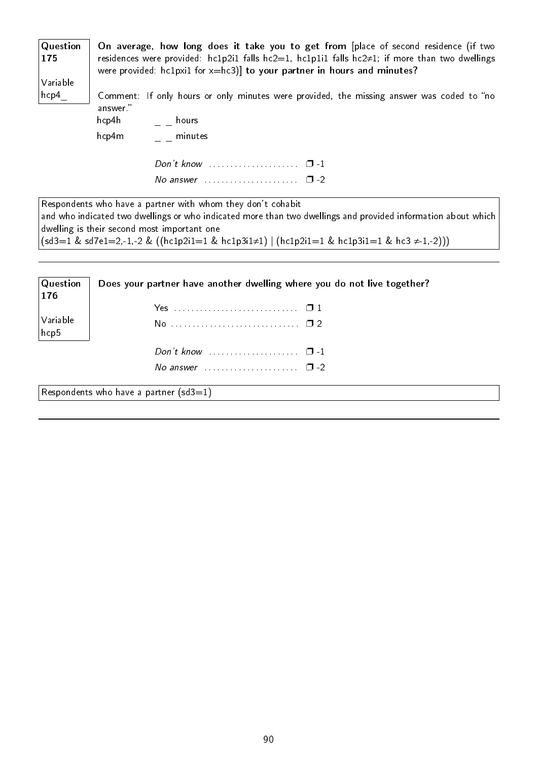**Question 175**

**Variable hcp4_**

**On average, how long does it take you to get from** [place of second residence (if two residences were provided: hc1p2i1 falls hc2=1, hc1p1i1 falls hc2≠1; if more than two dwellings were provided: hc1pxi1 for x=hc3)] **to your partner in hours and minutes?**

Comment: If only hours or only minutes were provided, the missing answer was coded to "no answer."

hcp4h _ _ hours

hcp4m _ _ minutes

*Don't know* .................... ❒ -1
*No answer* .................... ❒ -2

Respondents who have a partner with whom they don't cohabit and who indicated two dwellings or who indicated more than two dwellings and provided information about which dwelling is their second most important one (sd3=1 & sd7e1=2,-1,-2 & ((hc1p2i1=1 & hc1p3i1≠1) | (hc1p2i1=1 & hc1p3i1=1 & hc3 ≠-1,-2)))

---

**Question 176**

**Variable hcp5**

**Does your partner have another dwelling where you do not live together?**

Yes ............................ ❒ 1
No ............................ ❒ 2

*Don't know* .................... ❒ -1
*No answer* .................... ❒ -2

Respondents who have a partner (sd3=1)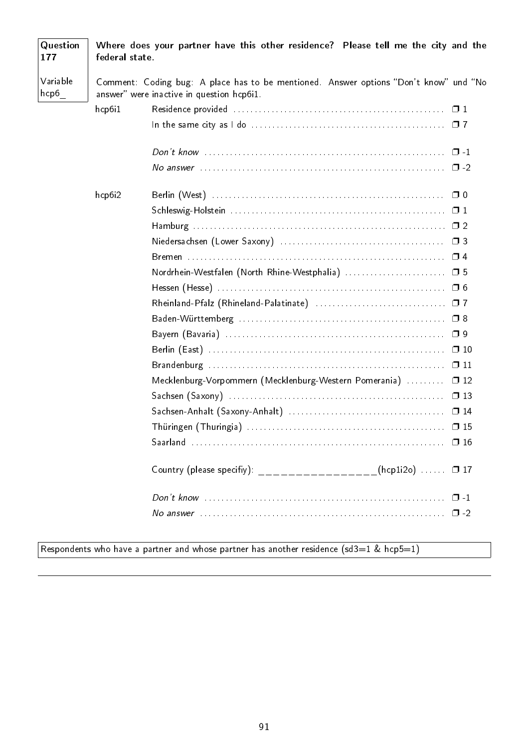| | |
|---|---|
| **Question 177** | **Where does your partner have this other residence? Please tell me the city and the federal state.** |
| Variable hcp6_ | Comment: Coding bug: A place has to be mentioned. Answer options "Don't know" und "No answer" were inactive in question hcp6i1. |

| | | |
|---|---|---|
| hcp6i1 | Residence provided | ❒ 1 |
| | In the same city as I do | ❒ 7 |
| | *Don't know* | ❒ -1 |
| | *No answer* | ❒ -2 |
| hcp6i2 | Berlin (West) | ❒ 0 |
| | Schleswig-Holstein | ❒ 1 |
| | Hamburg | ❒ 2 |
| | Niedersachsen (Lower Saxony) | ❒ 3 |
| | Bremen | ❒ 4 |
| | Nordrhein-Westfalen (North Rhine-Westphalia) | ❒ 5 |
| | Hessen (Hesse) | ❒ 6 |
| | Rheinland-Pfalz (Rhineland-Palatinate) | ❒ 7 |
| | Baden-Württemberg | ❒ 8 |
| | Bayern (Bavaria) | ❒ 9 |
| | Berlin (East) | ❒ 10 |
| | Brandenburg | ❒ 11 |
| | Mecklenburg-Vorpommern (Mecklenburg-Western Pomerania) | ❒ 12 |
| | Sachsen (Saxony) | ❒ 13 |
| | Sachsen-Anhalt (Saxony-Anhalt) | ❒ 14 |
| | Thüringen (Thuringia) | ❒ 15 |
| | Saarland | ❒ 16 |
| | Country (please specifiy): ________________(hcp1i2o) | ❒ 17 |
| | *Don't know* | ❒ -1 |
| | *No answer* | ❒ -2 |

Respondents who have a partner and whose partner has another residence (sd3=1 & hcp5=1)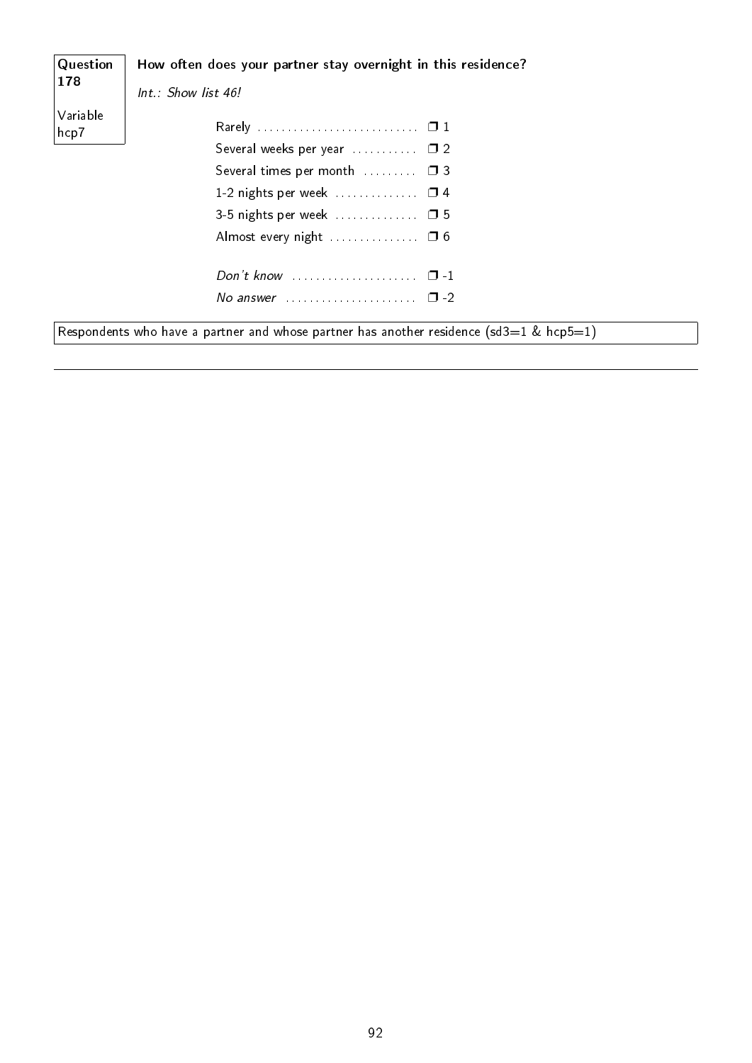**Question 178**

**Variable hcp7**

**How often does your partner stay overnight in this residence?**

*Int.: Show list 46!*

| Response | Code |
|---|---|
| Rarely | ❐ 1 |
| Several weeks per year | ❐ 2 |
| Several times per month | ❐ 3 |
| 1-2 nights per week | ❐ 4 |
| 3-5 nights per week | ❐ 5 |
| Almost every night | ❐ 6 |
| *Don't know* | ❐ -1 |
| *No answer* | ❐ -2 |

Respondents who have a partner and whose partner has another residence (sd3=1 & hcp5=1)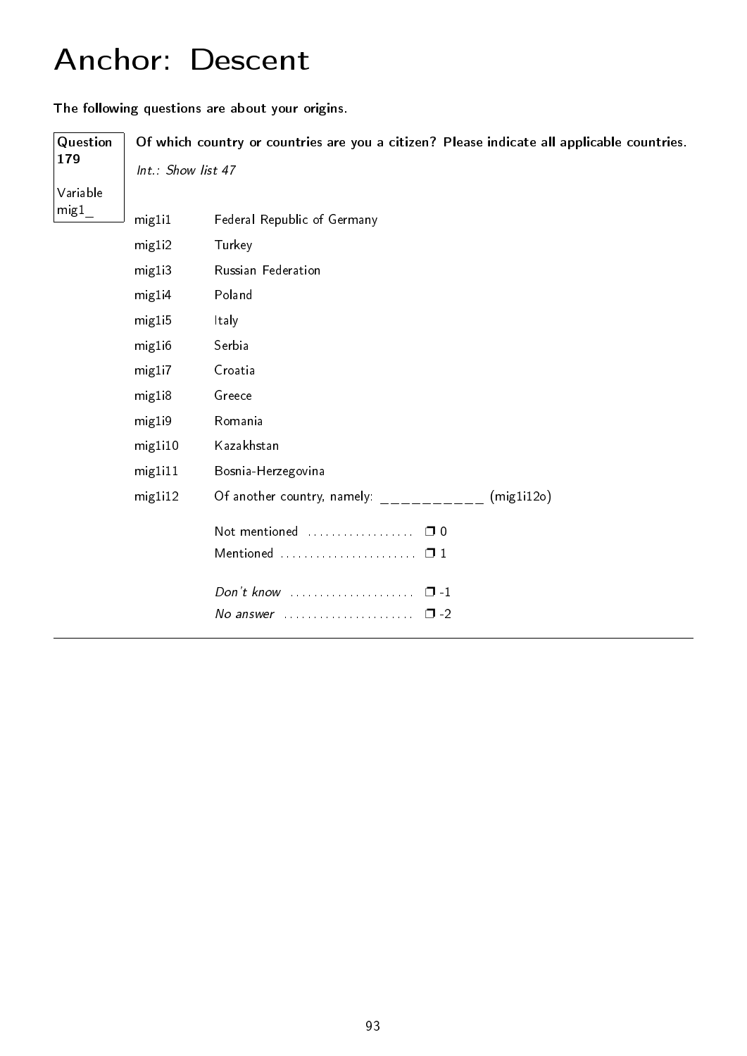# Anchor: Descent

**The following questions are about your origins.**

| Question 179<br><br>Variable mig1_ | **Of which country or countries are you a citizen? Please indicate all applicable countries.**<br><br>*Int.: Show list 47* |
|---|---|

| | |
|---|---|
| mig1i1 | Federal Republic of Germany |
| mig1i2 | Turkey |
| mig1i3 | Russian Federation |
| mig1i4 | Poland |
| mig1i5 | Italy |
| mig1i6 | Serbia |
| mig1i7 | Croatia |
| mig1i8 | Greece |
| mig1i9 | Romania |
| mig1i10 | Kazakhstan |
| mig1i11 | Bosnia-Herzegovina |
| mig1i12 | Of another country, namely: __________ (mig1i12o) |

Not mentioned .................. ❐ 0
Mentioned ....................... ❐ 1

*Don't know* ..................... ❐ -1
*No answer* ...................... ❐ -2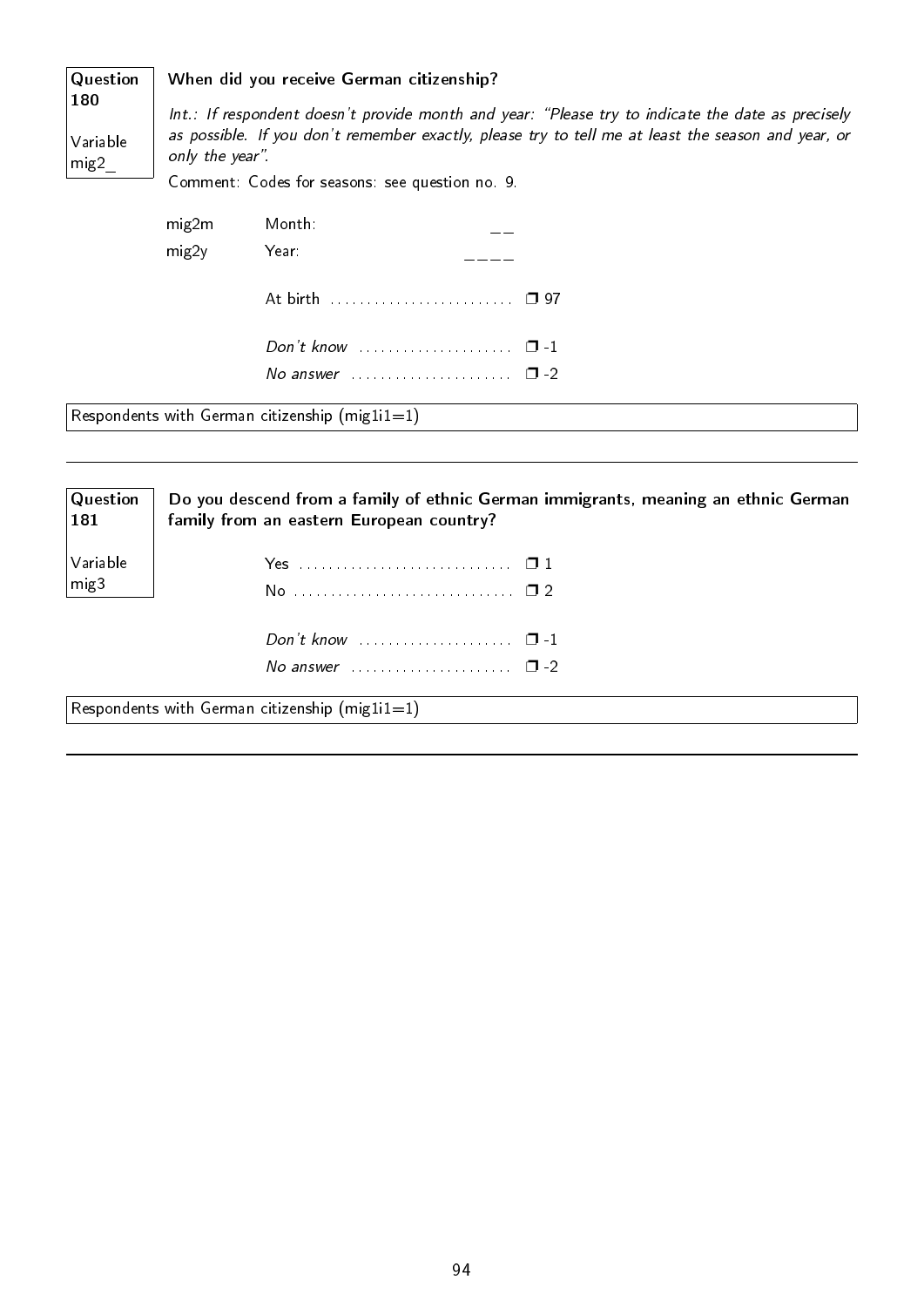**Question 180**

**Variable mig2_**

**When did you receive German citizenship?**

*Int.: If respondent doesn't provide month and year: "Please try to indicate the date as precisely as possible. If you don't remember exactly, please try to tell me at least the season and year, or only the year".*

Comment: Codes for seasons: see question no. 9.

| | | |
|---|---|---|
| mig2m | Month: | __ |
| mig2y | Year: | ____ |
| | At birth | ❐ 97 |
| | *Don't know* | ❐ -1 |
| | *No answer* | ❐ -2 |

Respondents with German citizenship (mig1i1=1)

---

**Question 181**

**Variable mig3**

**Do you descend from a family of ethnic German immigrants, meaning an ethnic German family from an eastern European country?**

| | |
|---|---|
| Yes | ❐ 1 |
| No | ❐ 2 |
| *Don't know* | ❐ -1 |
| *No answer* | ❐ -2 |

Respondents with German citizenship (mig1i1=1)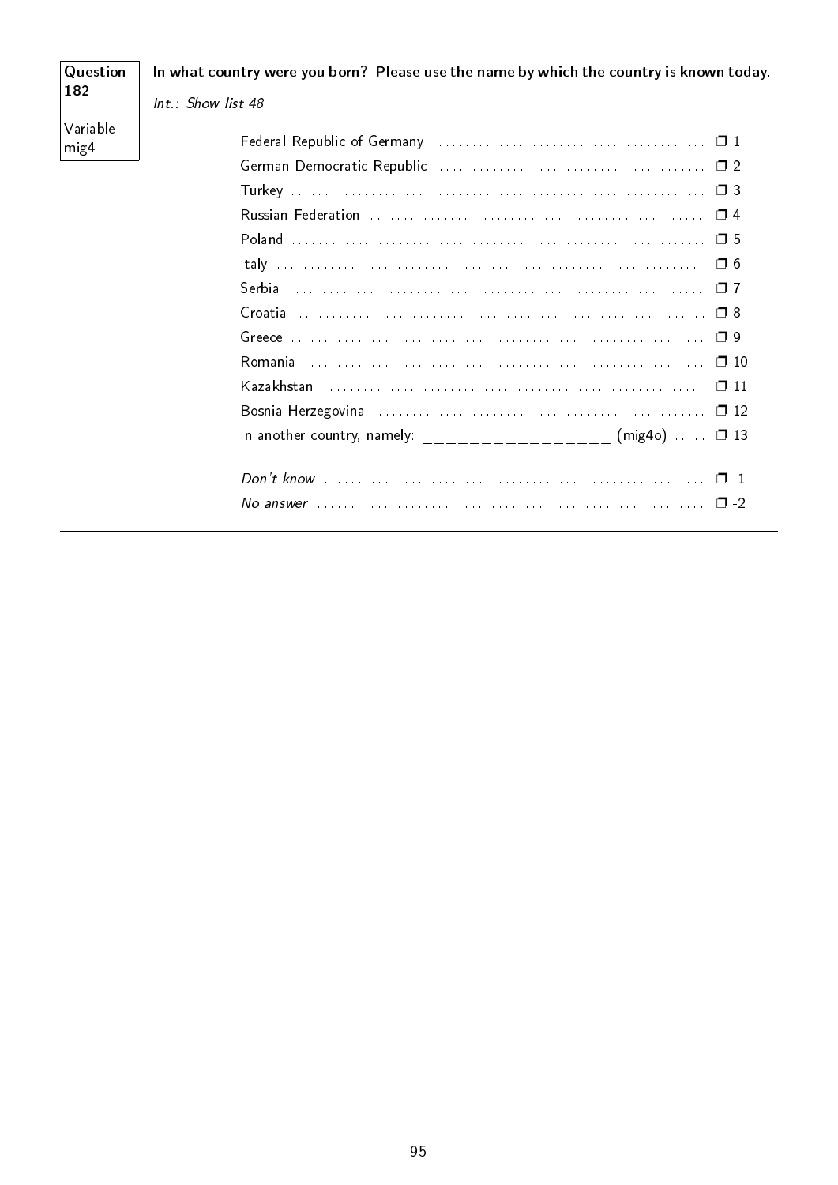**Question 182**

**Variable mig4**

**In what country were you born? Please use the name by which the country is known today.**

*Int.: Show list 48*

| | |
|---|---|
| Federal Republic of Germany | ☐ 1 |
| German Democratic Republic | ☐ 2 |
| Turkey | ☐ 3 |
| Russian Federation | ☐ 4 |
| Poland | ☐ 5 |
| Italy | ☐ 6 |
| Serbia | ☐ 7 |
| Croatia | ☐ 8 |
| Greece | ☐ 9 |
| Romania | ☐ 10 |
| Kazakhstan | ☐ 11 |
| Bosnia-Herzegovina | ☐ 12 |
| In another country, namely: ________________ (mig4o) | ☐ 13 |
| *Don't know* | ☐ -1 |
| *No answer* | ☐ -2 |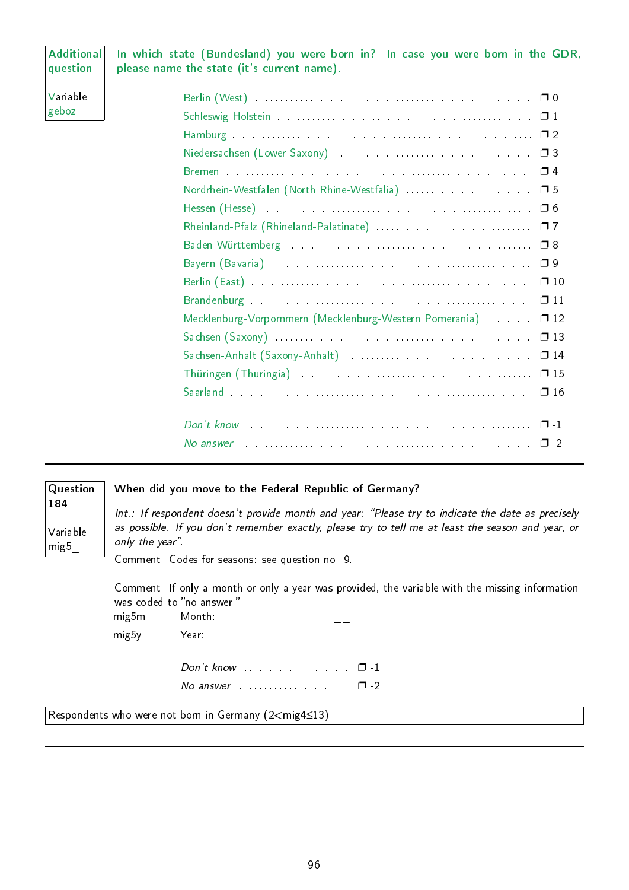**Additional question**

**Variable geboz**

**In which state (Bundesland) you were born in? In case you were born in the GDR, please name the state (it's current name).**

| | |
|---|---|
| Berlin (West) | ❒ 0 |
| Schleswig-Holstein | ❒ 1 |
| Hamburg | ❒ 2 |
| Niedersachsen (Lower Saxony) | ❒ 3 |
| Bremen | ❒ 4 |
| Nordrhein-Westfalen (North Rhine-Westfalia) | ❒ 5 |
| Hessen (Hesse) | ❒ 6 |
| Rheinland-Pfalz (Rhineland-Palatinate) | ❒ 7 |
| Baden-Württemberg | ❒ 8 |
| Bayern (Bavaria) | ❒ 9 |
| Berlin (East) | ❒ 10 |
| Brandenburg | ❒ 11 |
| Mecklenburg-Vorpommern (Mecklenburg-Western Pomerania) | ❒ 12 |
| Sachsen (Saxony) | ❒ 13 |
| Sachsen-Anhalt (Saxony-Anhalt) | ❒ 14 |
| Thüringen (Thuringia) | ❒ 15 |
| Saarland | ❒ 16 |
| *Don't know* | ❒ -1 |
| *No answer* | ❒ -2 |

---

**Question 184**

**Variable mig5_**

**When did you move to the Federal Republic of Germany?**

*Int.: If respondent doesn't provide month and year: "Please try to indicate the date as precisely as possible. If you don't remember exactly, please try to tell me at least the season and year, or only the year".*

Comment: Codes for seasons: see question no. 9.

Comment: If only a month or only a year was provided, the variable with the missing information was coded to "no answer."

| | | |
|---|---|---|
| mig5m | Month: | __ |
| mig5y | Year: | ____ |

| | |
|---|---|
| *Don't know* | ❒ -1 |
| *No answer* | ❒ -2 |

Respondents who were not born in Germany (2<mig4≤13)

---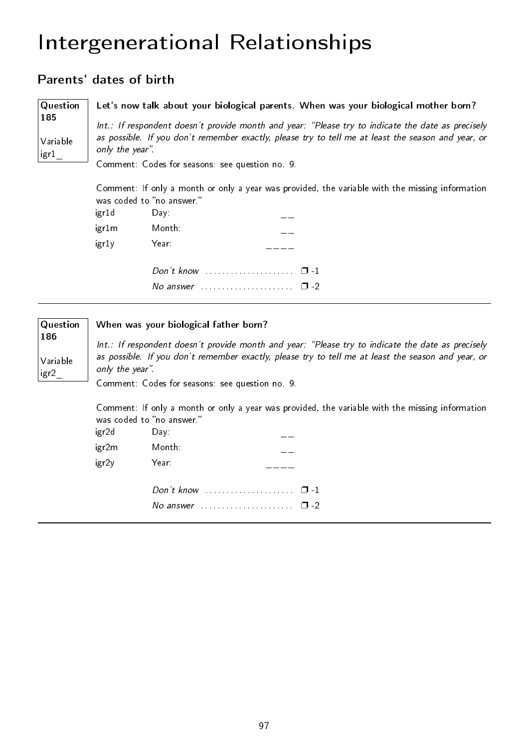# Intergenerational Relationships

## Parents' dates of birth

**Question 185**

Variable igr1_

**Let's now talk about your biological parents. When was your biological mother born?**

*Int.: If respondent doesn't provide month and year: "Please try to indicate the date as precisely as possible. If you don't remember exactly, please try to tell me at least the season and year, or only the year".*

Comment: Codes for seasons: see question no. 9.

Comment: If only a month or only a year was provided, the variable with the missing information was coded to "no answer."

| | | |
|---|---|---|
| igr1d | Day: | __ |
| igr1m | Month: | __ |
| igr1y | Year: | ____ |

*Don't know* .................... ❒ -1

*No answer* .................... ❒ -2

---

**Question 186**

Variable igr2_

**When was your biological father born?**

*Int.: If respondent doesn't provide month and year: "Please try to indicate the date as precisely as possible. If you don't remember exactly, please try to tell me at least the season and year, or only the year".*

Comment: Codes for seasons: see question no. 9.

Comment: If only a month or only a year was provided, the variable with the missing information was coded to "no answer."

| | | |
|---|---|---|
| igr2d | Day: | __ |
| igr2m | Month: | __ |
| igr2y | Year: | ____ |

*Don't know* .................... ❒ -1

*No answer* .................... ❒ -2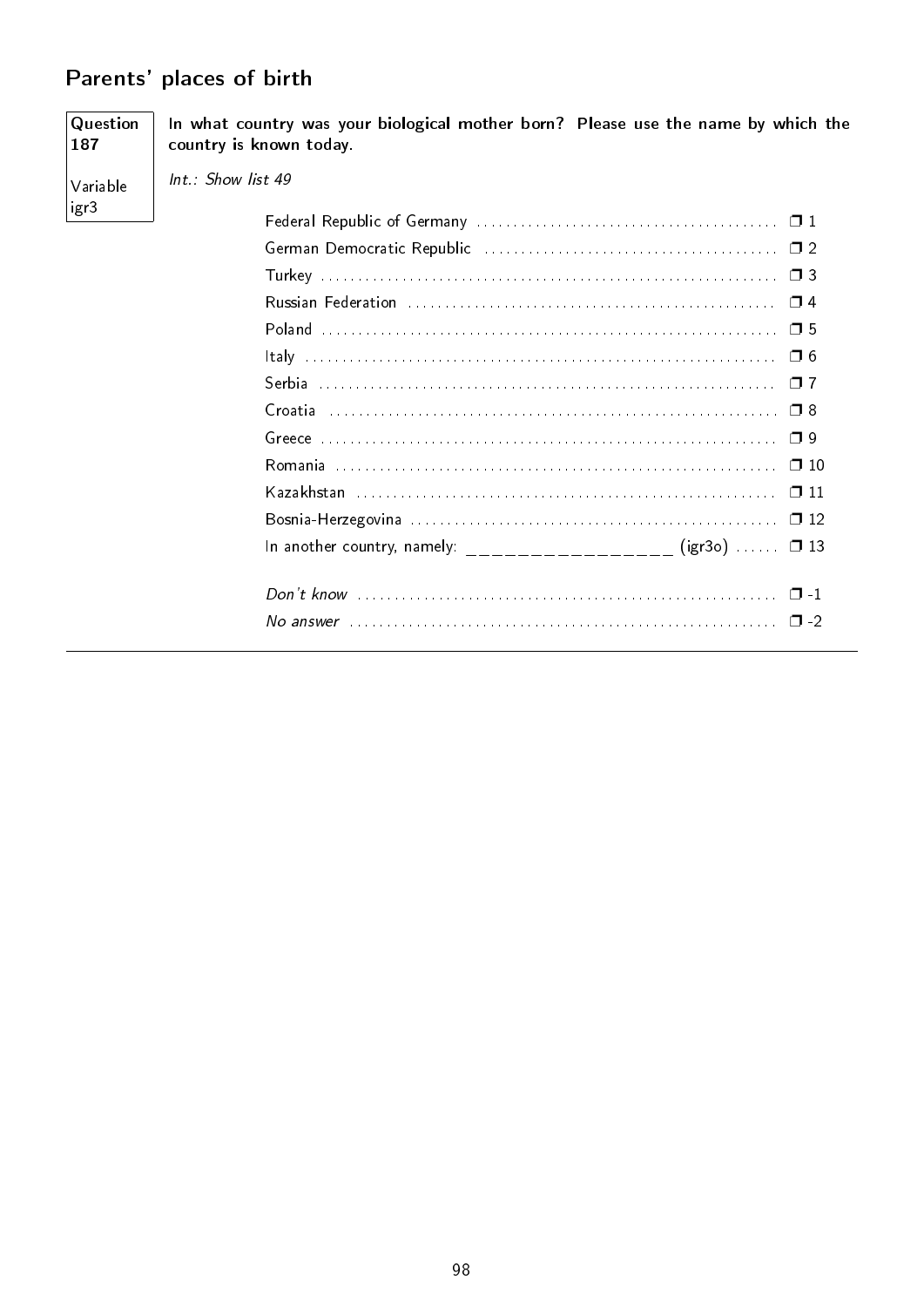## Parents' places of birth

**Question 187**

Variable igr3

**In what country was your biological mother born? Please use the name by which the country is known today.**

*Int.: Show list 49*

- Federal Republic of Germany ❒ 1
- German Democratic Republic ❒ 2
- Turkey ❒ 3
- Russian Federation ❒ 4
- Poland ❒ 5
- Italy ❒ 6
- Serbia ❒ 7
- Croatia ❒ 8
- Greece ❒ 9
- Romania ❒ 10
- Kazakhstan ❒ 11
- Bosnia-Herzegovina ❒ 12
- In another country, namely: ________________ (igr3o) ❒ 13

- *Don't know* ❒ -1
- *No answer* ❒ -2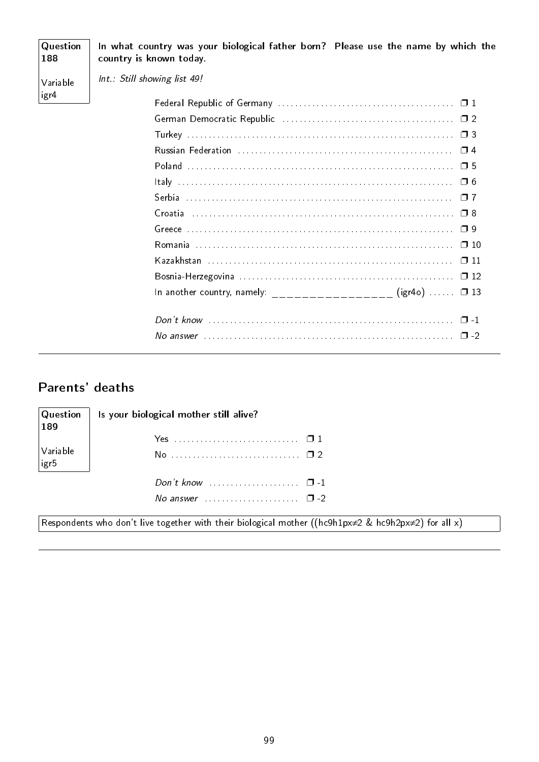**Question 188**

**Variable igr4**

**In what country was your biological father born? Please use the name by which the country is known today.**

*Int.: Still showing list 49!*

- Federal Republic of Germany ❒ 1
- German Democratic Republic ❒ 2
- Turkey ❒ 3
- Russian Federation ❒ 4
- Poland ❒ 5
- Italy ❒ 6
- Serbia ❒ 7
- Croatia ❒ 8
- Greece ❒ 9
- Romania ❒ 10
- Kazakhstan ❒ 11
- Bosnia-Herzegovina ❒ 12
- In another country, namely: ________________ (igr4o) ❒ 13

- *Don't know* ❒ -1
- *No answer* ❒ -2

---

## Parents' deaths

**Question 189**

**Variable igr5**

**Is your biological mother still alive?**

- Yes ❒ 1
- No ❒ 2

- *Don't know* ❒ -1
- *No answer* ❒ -2

Respondents who don't live together with their biological mother (($hc9h1px \neq 2$ & $hc9h2px \neq 2$) for all x)

---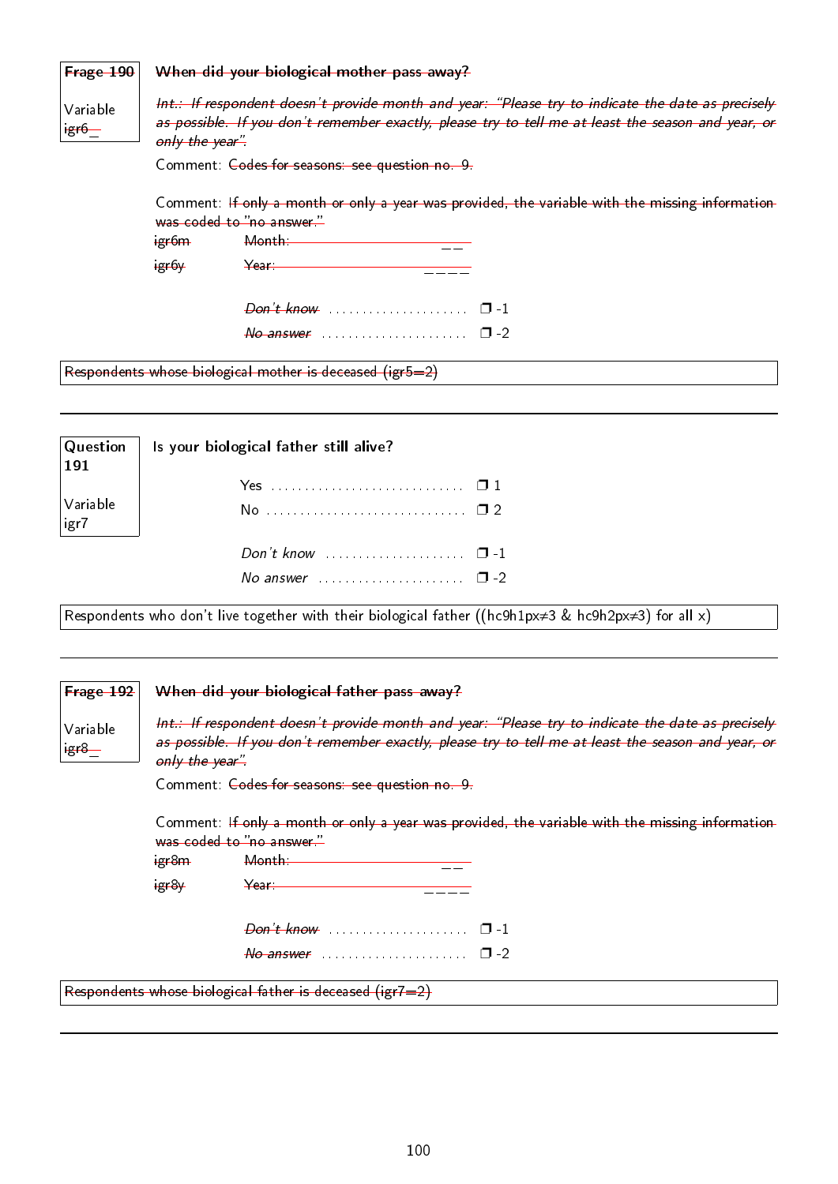| Frage 190 | When did your biological mother pass away? |
|---|---|
| Variable igr6_ | |

*Int.: If respondent doesn't provide month and year: "Please try to indicate the date as precisely as possible. If you don't remember exactly, please try to tell me at least the season and year, or only the year".*

Comment: Codes for seasons: see question no. 9.

Comment: If only a month or only a year was provided, the variable with the missing information was coded to "no answer."

| | | |
|---|---|---|
| igr6m | Month: | _ _ |
| igr6y | Year: | _ _ _ _ |
| | *Don't know* | ❒ -1 |
| | *No answer* | ❒ -2 |

Respondents whose biological mother is deceased (igr5=2)

---

| Question 191 | Is your biological father still alive? |
|---|---|
| Variable igr7 | |

| | |
|---|---|
| Yes | ❒ 1 |
| No | ❒ 2 |
| *Don't know* | ❒ -1 |
| *No answer* | ❒ -2 |

Respondents who don't live together with their biological father ((hc9h1px≠3 & hc9h2px≠3) for all x)

---

| Frage 192 | When did your biological father pass away? |
|---|---|
| Variable igr8_ | |

*Int.: If respondent doesn't provide month and year: "Please try to indicate the date as precisely as possible. If you don't remember exactly, please try to tell me at least the season and year, or only the year".*

Comment: Codes for seasons: see question no. 9.

Comment: If only a month or only a year was provided, the variable with the missing information was coded to "no answer."

| | | |
|---|---|---|
| igr8m | Month: | _ _ |
| igr8y | Year: | _ _ _ _ |
| | *Don't know* | ❒ -1 |
| | *No answer* | ❒ -2 |

Respondents whose biological father is deceased (igr7=2)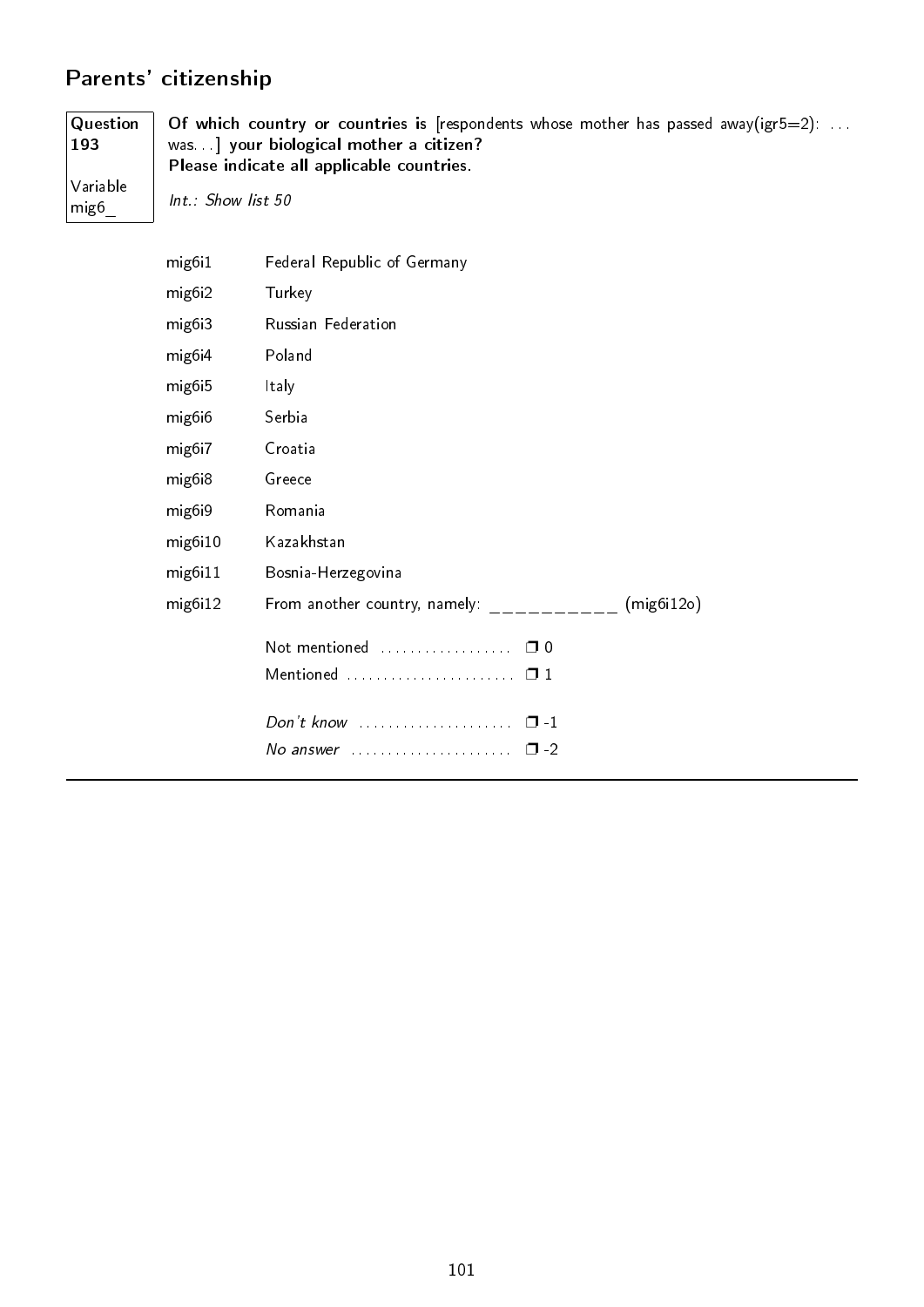## Parents' citizenship

**Question 193**

Variable mig6_

**Of which country or countries is** [respondents whose mother has passed away(igr5=2): ... was...] **your biological mother a citizen?**
**Please indicate all applicable countries.**

*Int.: Show list 50*

| | |
|---|---|
| mig6i1 | Federal Republic of Germany |
| mig6i2 | Turkey |
| mig6i3 | Russian Federation |
| mig6i4 | Poland |
| mig6i5 | Italy |
| mig6i6 | Serbia |
| mig6i7 | Croatia |
| mig6i8 | Greece |
| mig6i9 | Romania |
| mig6i10 | Kazakhstan |
| mig6i11 | Bosnia-Herzegovina |
| mig6i12 | From another country, namely: ___________ (mig6i12o) |

Not mentioned .................. ❒ 0
Mentioned ....................... ❒ 1

*Don't know* ..................... ❒ -1
*No answer* ...................... ❒ -2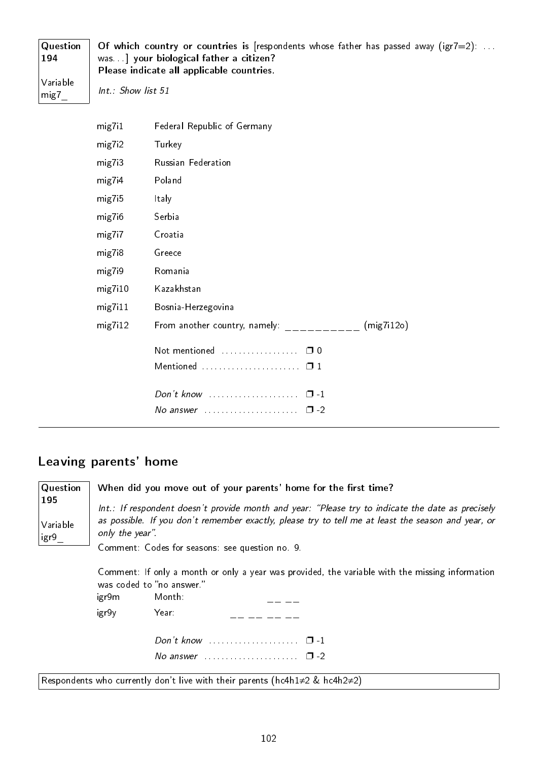| Question 194 | **Of which country or countries is** [respondents whose father has passed away (igr7=2): ... was...] **your biological father a citizen?** |
|---|---|
| Variable mig7_ | **Please indicate all applicable countries.** |
| | *Int.: Show list 51* |

| | |
|---|---|
| mig7i1 | Federal Republic of Germany |
| mig7i2 | Turkey |
| mig7i3 | Russian Federation |
| mig7i4 | Poland |
| mig7i5 | Italy |
| mig7i6 | Serbia |
| mig7i7 | Croatia |
| mig7i8 | Greece |
| mig7i9 | Romania |
| mig7i10 | Kazakhstan |
| mig7i11 | Bosnia-Herzegovina |
| mig7i12 | From another country, namely: __________ (mig7i12o) |

Not mentioned .................. ❒ 0
Mentioned ....................... ❒ 1

*Don't know* ..................... ❒ -1
*No answer* ...................... ❒ -2

---

## Leaving parents' home

| Question 195 | **When did you move out of your parents' home for the first time?** |
|---|---|
| Variable igr9_ | *Int.: If respondent doesn't provide month and year: "Please try to indicate the date as precisely as possible. If you don't remember exactly, please try to tell me at least the season and year, or only the year".* |

Comment: Codes for seasons: see question no. 9.

Comment: If only a month or only a year was provided, the variable with the missing information was coded to "no answer."

| | | |
|---|---|---|
| igr9m | Month: | __ __ |
| igr9y | Year: | __ __ __ __ |

*Don't know* ..................... ❒ -1
*No answer* ...................... ❒ -2

Respondents who currently don't live with their parents (hc4h1≠2 & hc4h2≠2)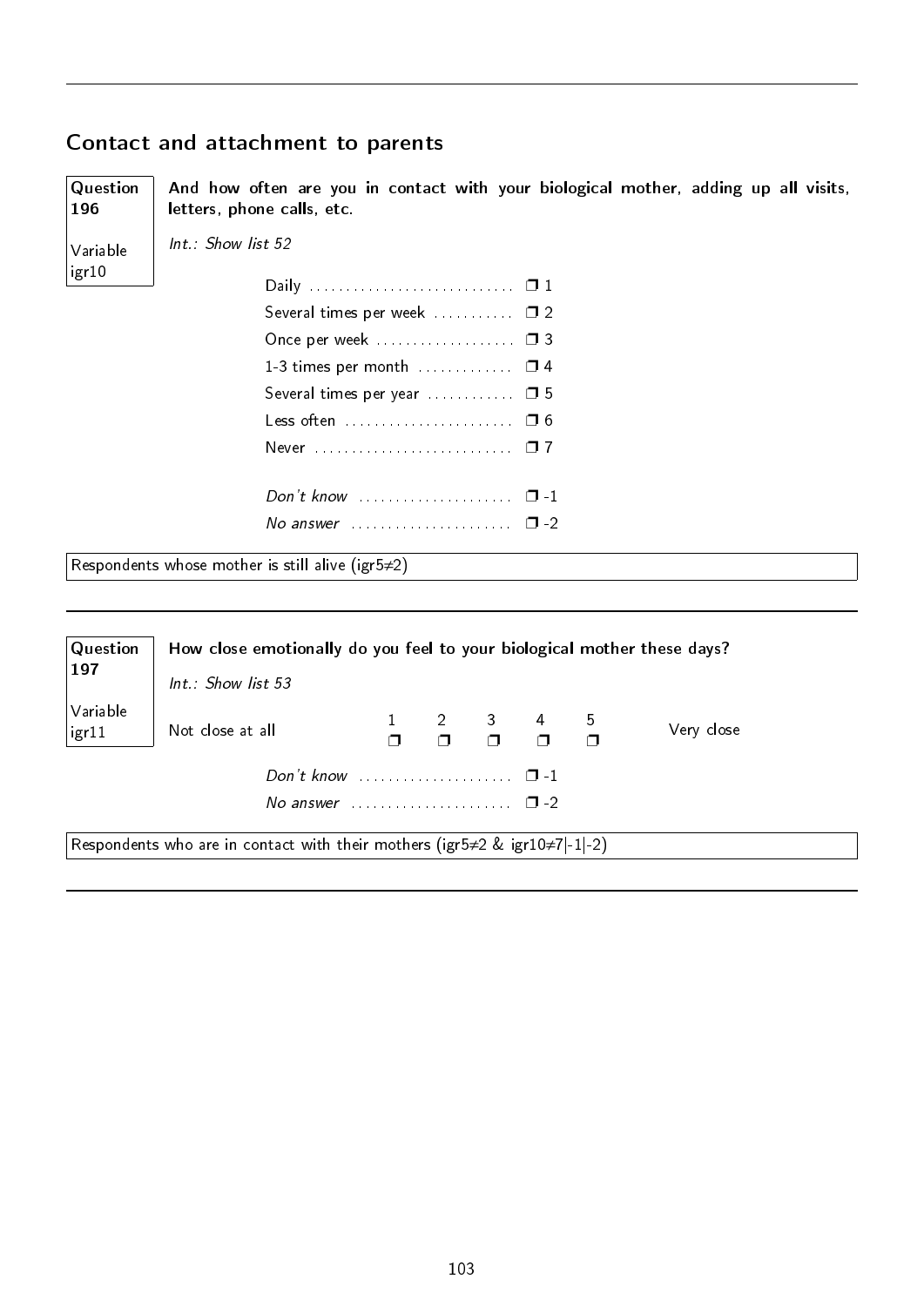## Contact and attachment to parents

**Question 196**

Variable igr10

**And how often are you in contact with your biological mother, adding up all visits, letters, phone calls, etc.**

*Int.: Show list 52*

- Daily .......... ❒ 1
- Several times per week .......... ❒ 2
- Once per week .......... ❒ 3
- 1-3 times per month .......... ❒ 4
- Several times per year .......... ❒ 5
- Less often .......... ❒ 6
- Never .......... ❒ 7

- *Don't know* .......... ❒ -1
- *No answer* .......... ❒ -2

Respondents whose mother is still alive (igr5≠2)

---

**Question 197**

Variable igr11

**How close emotionally do you feel to your biological mother these days?**

*Int.: Show list 53*

| Not close at all | 1 | 2 | 3 | 4 | 5 | Very close |
|---|---|---|---|---|---|---|
| | ❒ | ❒ | ❒ | ❒ | ❒ | |

- *Don't know* .......... ❒ -1
- *No answer* .......... ❒ -2

Respondents who are in contact with their mothers (igr5≠2 & igr10≠7|-1|-2)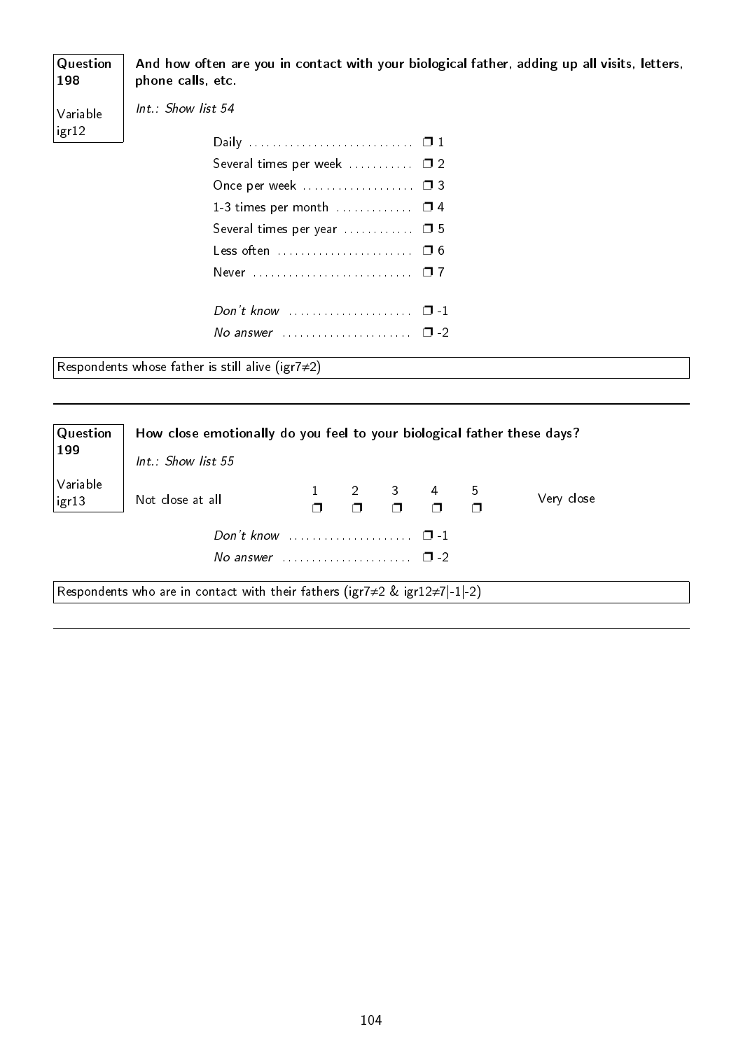**Question 198**

Variable igr12

**And how often are you in contact with your biological father, adding up all visits, letters, phone calls, etc.**

*Int.: Show list 54*

- Daily .................... ❒ 1
- Several times per week .................... ❒ 2
- Once per week .................... ❒ 3
- 1-3 times per month .................... ❒ 4
- Several times per year .................... ❒ 5
- Less often .................... ❒ 6
- Never .................... ❒ 7

- *Don't know* .................... ❒ -1
- *No answer* .................... ❒ -2

Respondents whose father is still alive (igr7≠2)

---

**Question 199**

Variable igr13

**How close emotionally do you feel to your biological father these days?**

*Int.: Show list 55*

| Not close at all | 1 | 2 | 3 | 4 | 5 | Very close |
|---|---|---|---|---|---|---|
| | ❒ | ❒ | ❒ | ❒ | ❒ | |

- *Don't know* .................... ❒ -1
- *No answer* .................... ❒ -2

Respondents who are in contact with their fathers (igr7≠2 & igr12≠7|-1|-2)

---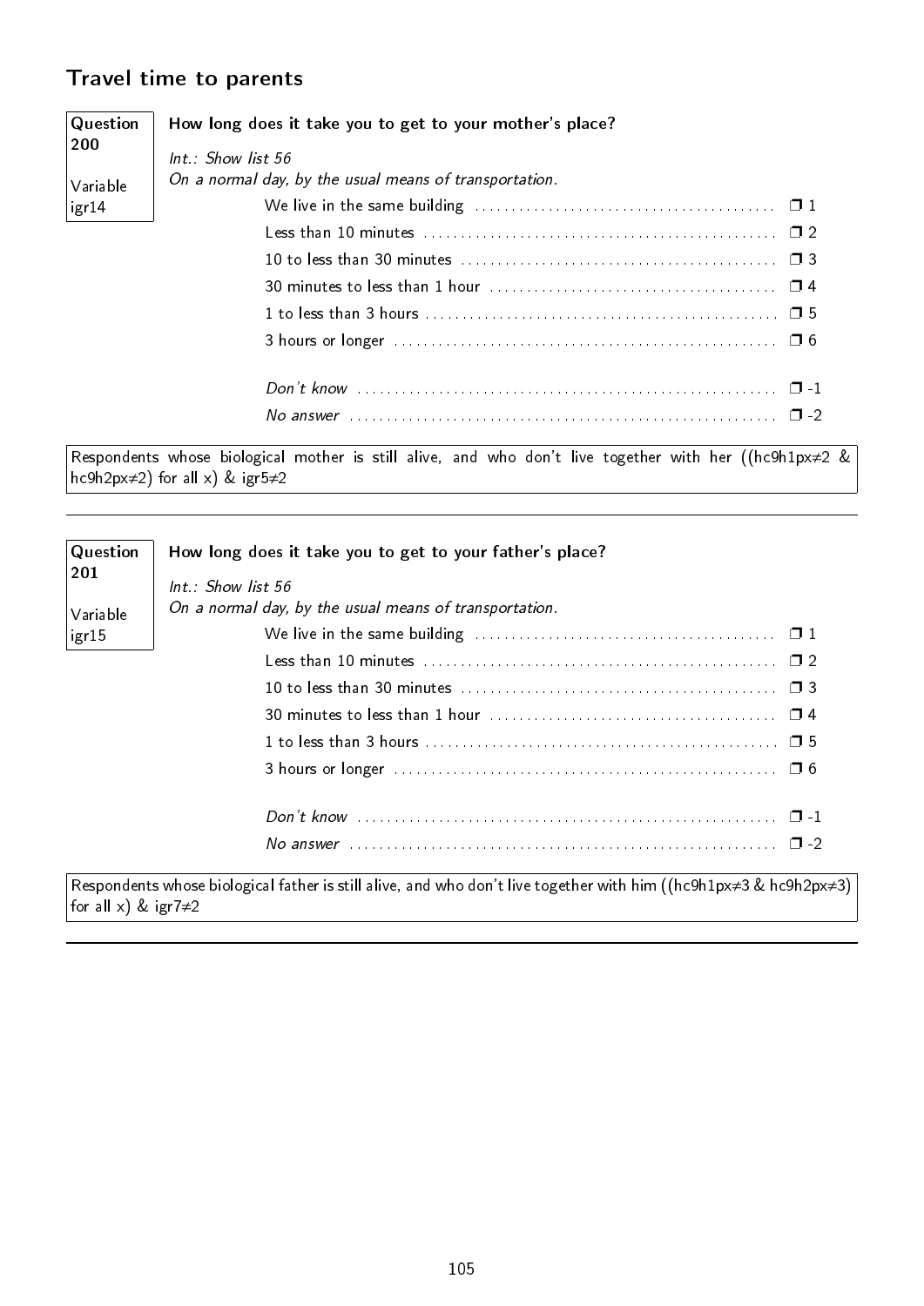## Travel time to parents

| Question 200 | How long does it take you to get to your mother's place? |
|---|---|
| Variable igr14 | *Int.: Show list 56* |
| | *On a normal day, by the usual means of transportation.* |

| Response | Code |
|---|---|
| We live in the same building | ❒ 1 |
| Less than 10 minutes | ❒ 2 |
| 10 to less than 30 minutes | ❒ 3 |
| 30 minutes to less than 1 hour | ❒ 4 |
| 1 to less than 3 hours | ❒ 5 |
| 3 hours or longer | ❒ 6 |
| *Don't know* | ❒ -1 |
| *No answer* | ❒ -2 |

Respondents whose biological mother is still alive, and who don't live together with her ((hc9h1px≠2 & hc9h2px≠2) for all x) & igr5≠2

---

| Question 201 | How long does it take you to get to your father's place? |
|---|---|
| Variable igr15 | *Int.: Show list 56* |
| | *On a normal day, by the usual means of transportation.* |

| Response | Code |
|---|---|
| We live in the same building | ❒ 1 |
| Less than 10 minutes | ❒ 2 |
| 10 to less than 30 minutes | ❒ 3 |
| 30 minutes to less than 1 hour | ❒ 4 |
| 1 to less than 3 hours | ❒ 5 |
| 3 hours or longer | ❒ 6 |
| *Don't know* | ❒ -1 |
| *No answer* | ❒ -2 |

Respondents whose biological father is still alive, and who don't live together with him ((hc9h1px≠3 & hc9h2px≠3) for all x) & igr7≠2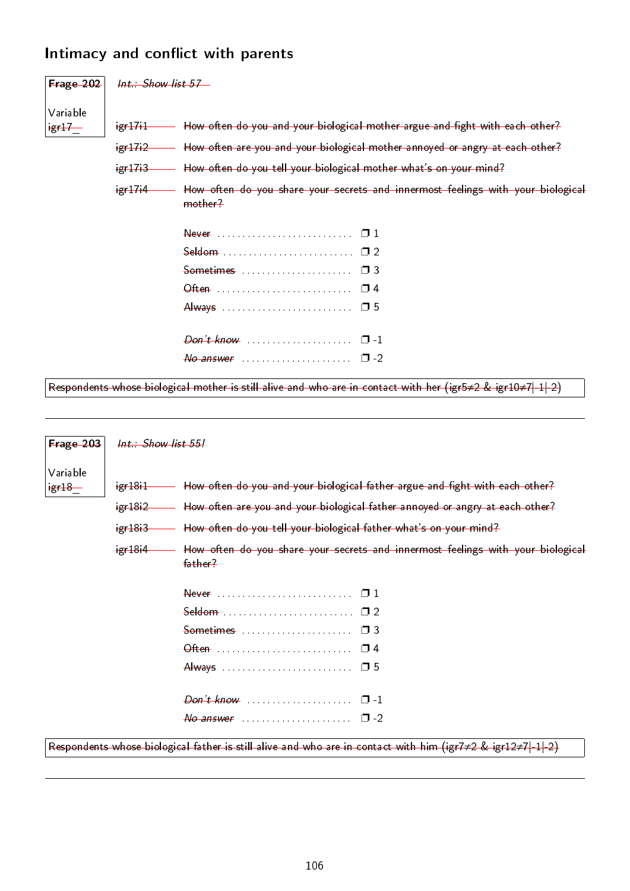## Intimacy and conflict with parents

**Frage 202**

Variable
igr17_

*Int.: Show list 57*

igr17i1 — How often do you and your biological mother argue and fight with each other?

igr17i2 — How often are you and your biological mother annoyed or angry at each other?

igr17i3 — How often do you tell your biological mother what's on your mind?

igr17i4 — How often do you share your secrets and innermost feelings with your biological mother?

Never ❒ 1
Seldom ❒ 2
Sometimes ❒ 3
Often ❒ 4
Always ❒ 5

*Don't know* ❒ -1
*No answer* ❒ -2

Respondents whose biological mother is still alive and who are in contact with her (igr5≠2 & igr10≠7|-1|-2)

---

**Frage 203**

Variable
igr18_

*Int.: Show list 55!*

igr18i1 — How often do you and your biological father argue and fight with each other?

igr18i2 — How often are you and your biological father annoyed or angry at each other?

igr18i3 — How often do you tell your biological father what's on your mind?

igr18i4 — How often do you share your secrets and innermost feelings with your biological father?

Never ❒ 1
Seldom ❒ 2
Sometimes ❒ 3
Often ❒ 4
Always ❒ 5

*Don't know* ❒ -1
*No answer* ❒ -2

Respondents whose biological father is still alive and who are in contact with him (igr7≠2 & igr12≠7|-1|-2)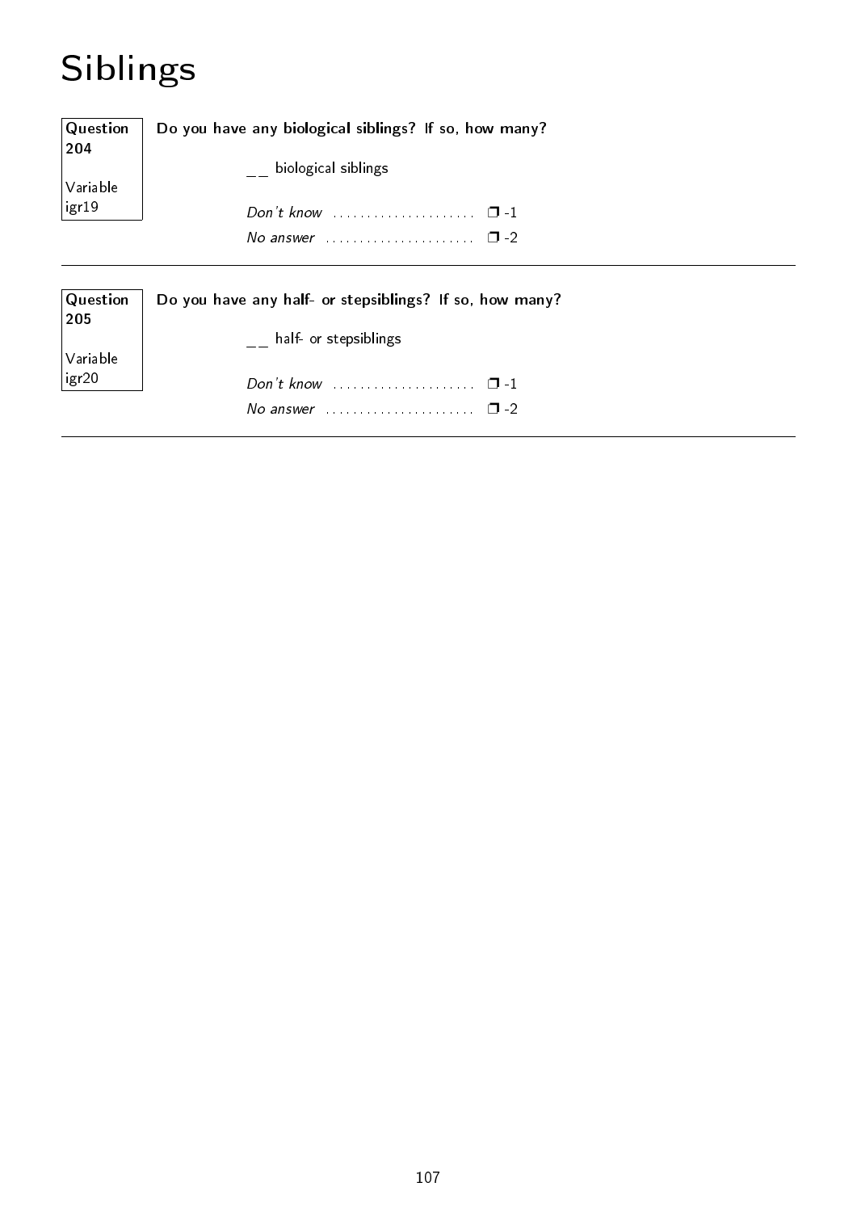# Siblings

**Question 204**

Variable igr19

**Do you have any biological siblings? If so, how many?**

__ biological siblings

*Don't know* ..................... ❒ -1

*No answer* ...................... ❒ -2

---

**Question 205**

Variable igr20

**Do you have any half- or stepsiblings? If so, how many?**

__ half- or stepsiblings

*Don't know* ..................... ❒ -1

*No answer* ...................... ❒ -2

---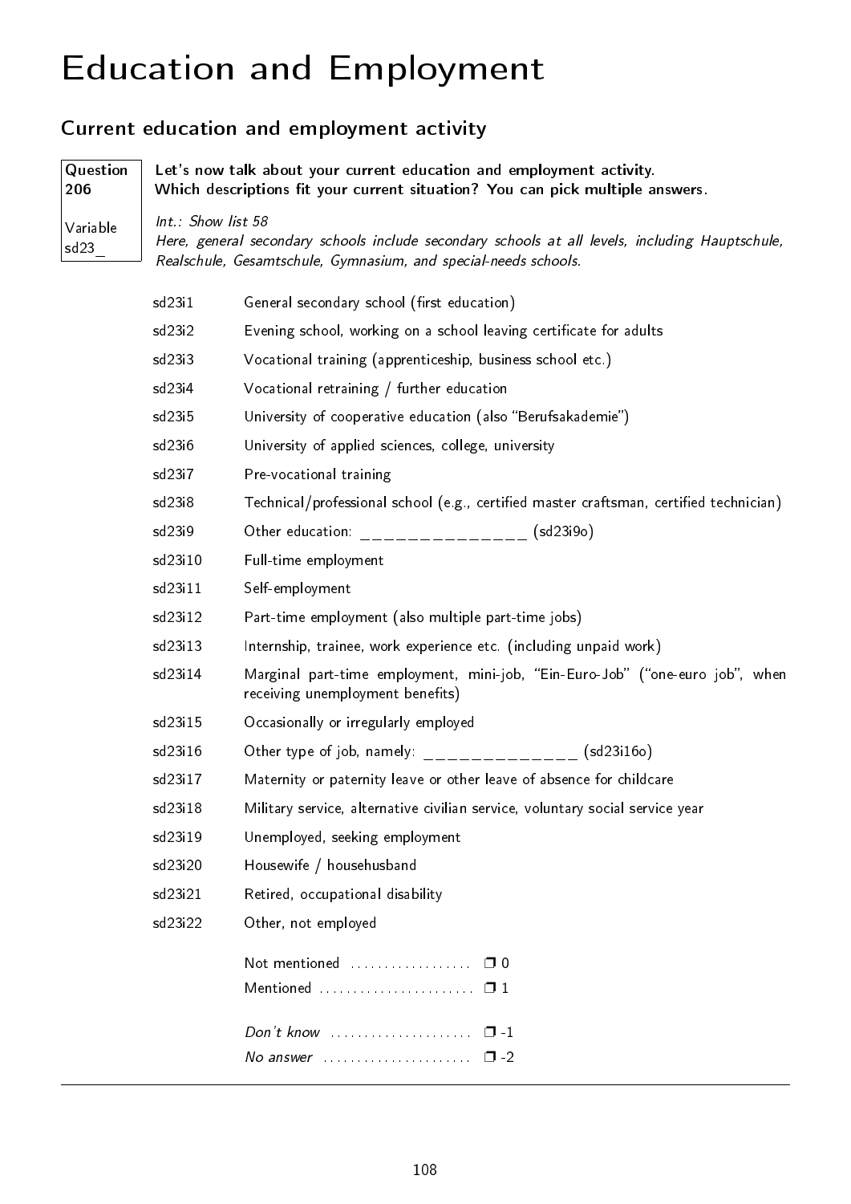# Education and Employment

## Current education and employment activity

**Question 206**

Variable sd23_

**Let's now talk about your current education and employment activity.**
**Which descriptions fit your current situation? You can pick multiple answers.**

*Int.: Show list 58*
*Here, general secondary schools include secondary schools at all levels, including Hauptschule, Realschule, Gesamtschule, Gymnasium, and special-needs schools.*

| | |
|---|---|
| sd23i1 | General secondary school (first education) |
| sd23i2 | Evening school, working on a school leaving certificate for adults |
| sd23i3 | Vocational training (apprenticeship, business school etc.) |
| sd23i4 | Vocational retraining / further education |
| sd23i5 | University of cooperative education (also "Berufsakademie") |
| sd23i6 | University of applied sciences, college, university |
| sd23i7 | Pre-vocational training |
| sd23i8 | Technical/professional school (e.g., certified master craftsman, certified technician) |
| sd23i9 | Other education: ______________ (sd23i9o) |
| sd23i10 | Full-time employment |
| sd23i11 | Self-employment |
| sd23i12 | Part-time employment (also multiple part-time jobs) |
| sd23i13 | Internship, trainee, work experience etc. (including unpaid work) |
| sd23i14 | Marginal part-time employment, mini-job, "Ein-Euro-Job" ("one-euro job", when receiving unemployment benefits) |
| sd23i15 | Occasionally or irregularly employed |
| sd23i16 | Other type of job, namely: _____________ (sd23i16o) |
| sd23i17 | Maternity or paternity leave or other leave of absence for childcare |
| sd23i18 | Military service, alternative civilian service, voluntary social service year |
| sd23i19 | Unemployed, seeking employment |
| sd23i20 | Housewife / househusband |
| sd23i21 | Retired, occupational disability |
| sd23i22 | Other, not employed |

Not mentioned .................. ❐ 0
Mentioned ...................... ❐ 1

*Don't know* ..................... ❐ -1
*No answer* ...................... ❐ -2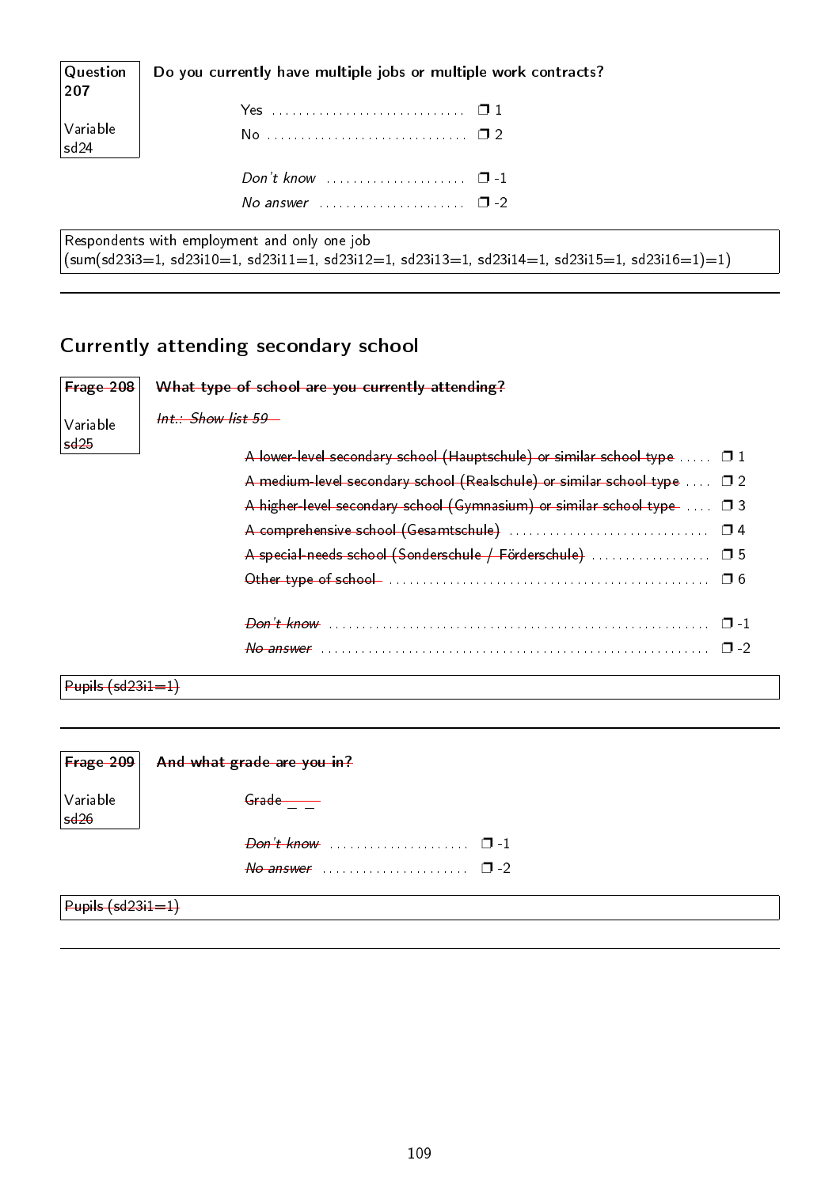| Question 207 | Do you currently have multiple jobs or multiple work contracts? | |
|---|---|---|
| Variable sd24 | Yes | ❐ 1 |
| | No | ❐ 2 |
| | *Don't know* | ❐ -1 |
| | *No answer* | ❐ -2 |

Respondents with employment and only one job
(sum(sd23i3=1, sd23i10=1, sd23i11=1, sd23i12=1, sd23i13=1, sd23i14=1, sd23i15=1, sd23i16=1)=1)

---

## Currently attending secondary school

| ~~Frage 208~~ | ~~What type of school are you currently attending?~~ | |
|---|---|---|
| Variable ~~sd25~~ | ~~*Int.: Show list 59*~~ | |
| | ~~A lower-level secondary school (Hauptschule) or similar school type~~ | ❐ 1 |
| | ~~A medium-level secondary school (Realschule) or similar school type~~ | ❐ 2 |
| | ~~A higher-level secondary school (Gymnasium) or similar school type~~ | ❐ 3 |
| | ~~A comprehensive school (Gesamtschule)~~ | ❐ 4 |
| | ~~A special-needs school (Sonderschule / Förderschule)~~ | ❐ 5 |
| | ~~Other type of school~~ | ❐ 6 |
| | ~~*Don't know*~~ | ❐ -1 |
| | ~~*No answer*~~ | ❐ -2 |

~~Pupils (sd23i1=1)~~

---

| ~~Frage 209~~ | ~~And what grade are you in?~~ | |
|---|---|---|
| Variable ~~sd26~~ | ~~Grade \_ \_~~ | |
| | ~~*Don't know*~~ | ❐ -1 |
| | ~~*No answer*~~ | ❐ -2 |

~~Pupils (sd23i1=1)~~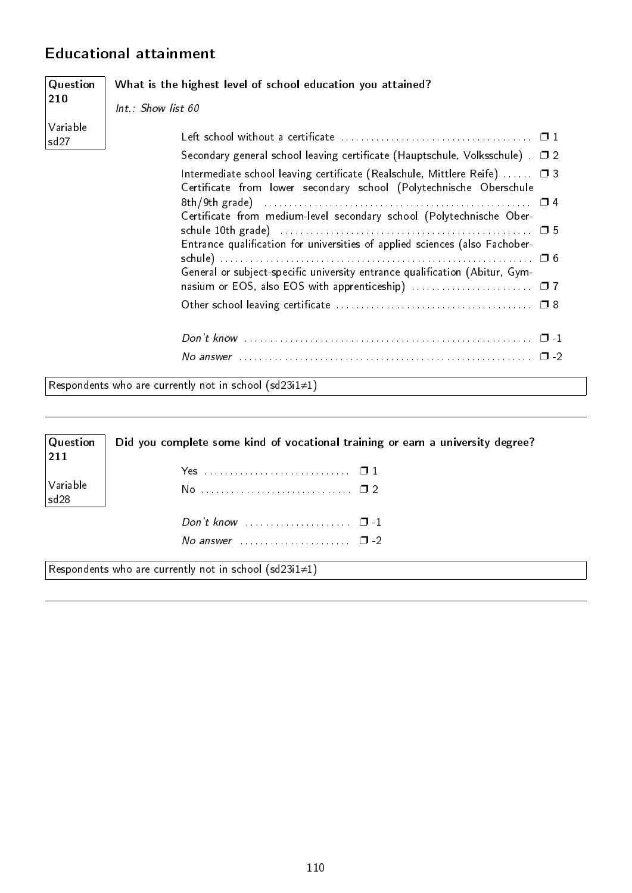## Educational attainment

**Question 210**

Variable sd27

**What is the highest level of school education you attained?**

*Int.: Show list 60*

| | |
|---|---|
| Left school without a certificate | ❒ 1 |
| Secondary general school leaving certificate (Hauptschule, Volksschule) | ❒ 2 |
| Intermediate school leaving certificate (Realschule, Mittlere Reife) | ❒ 3 |
| Certificate from lower secondary school (Polytechnische Oberschule 8th/9th grade) | ❒ 4 |
| Certificate from medium-level secondary school (Polytechnische Oberschule 10th grade) | ❒ 5 |
| Entrance qualification for universities of applied sciences (also Fachoberschule) | ❒ 6 |
| General or subject-specific university entrance qualification (Abitur, Gymnasium or EOS, also EOS with apprenticeship) | ❒ 7 |
| Other school leaving certificate | ❒ 8 |
| *Don't know* | ❒ -1 |
| *No answer* | ❒ -2 |

Respondents who are currently not in school (sd23i1≠1)

---

**Question 211**

Variable sd28

**Did you complete some kind of vocational training or earn a university degree?**

| | |
|---|---|
| Yes | ❒ 1 |
| No | ❒ 2 |
| *Don't know* | ❒ -1 |
| *No answer* | ❒ -2 |

Respondents who are currently not in school (sd23i1≠1)

---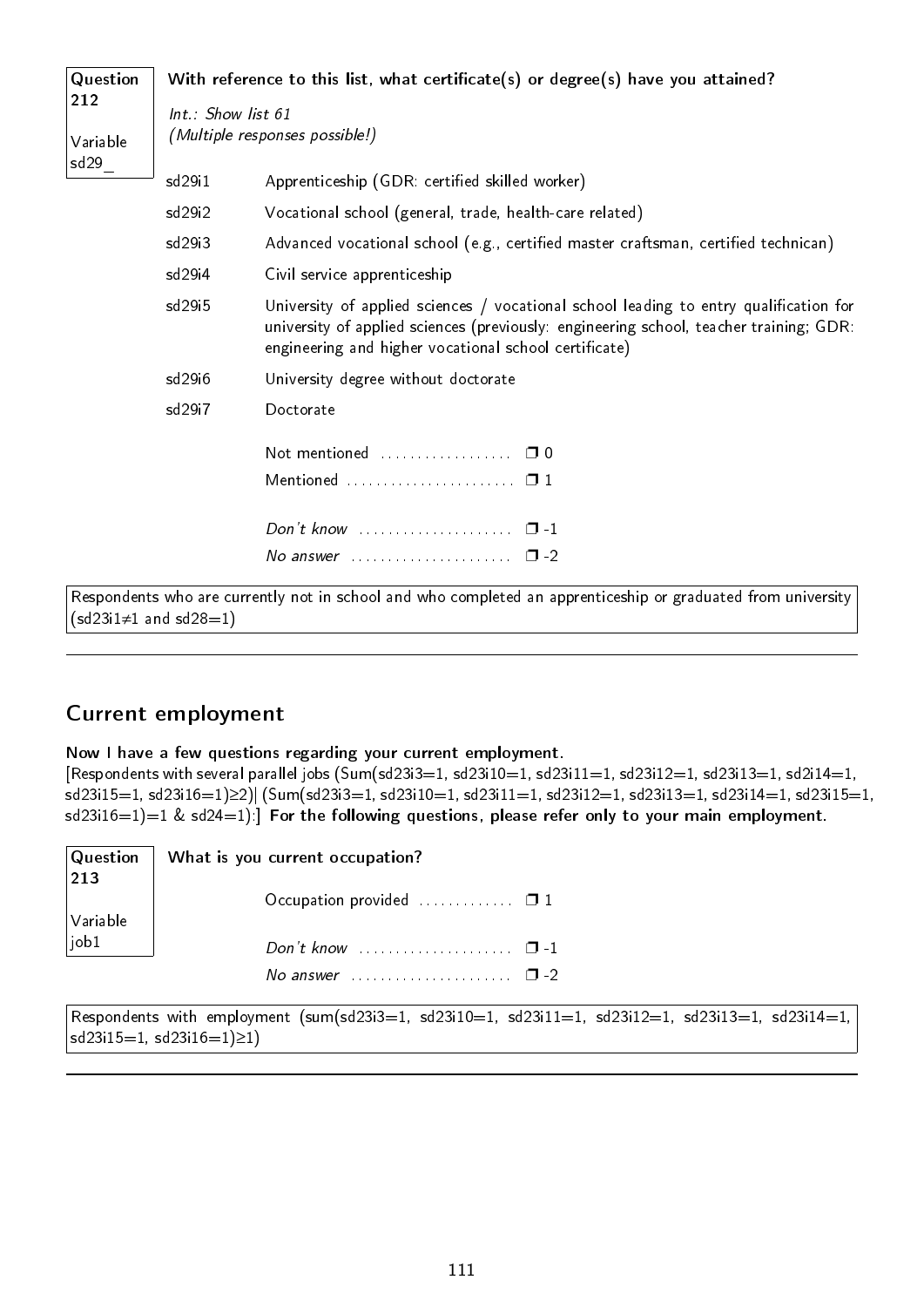**Question 212**

**Variable sd29_**

**With reference to this list, what certificate(s) or degree(s) have you attained?**

*Int.: Show list 61*
*(Multiple responses possible!)*

| | |
|---|---|
| sd29i1 | Apprenticeship (GDR: certified skilled worker) |
| sd29i2 | Vocational school (general, trade, health-care related) |
| sd29i3 | Advanced vocational school (e.g., certified master craftsman, certified technican) |
| sd29i4 | Civil service apprenticeship |
| sd29i5 | University of applied sciences / vocational school leading to entry qualification for university of applied sciences (previously: engineering school, teacher training; GDR: engineering and higher vocational school certificate) |
| sd29i6 | University degree without doctorate |
| sd29i7 | Doctorate |

Not mentioned .................. ❐ 0
Mentioned ....................... ❐ 1

*Don't know* ..................... ❐ -1
*No answer* ...................... ❐ -2

Respondents who are currently not in school and who completed an apprenticeship or graduated from university (sd23i1≠1 and sd28=1)

---

## Current employment

**Now I have a few questions regarding your current employment.**
[Respondents with several parallel jobs (Sum(sd23i3=1, sd23i10=1, sd23i11=1, sd23i12=1, sd23i13=1, sd2i14=1, sd23i15=1, sd23i16=1)≥2)| (Sum(sd23i3=1, sd23i10=1, sd23i11=1, sd23i12=1, sd23i13=1, sd23i14=1, sd23i15=1, sd23i16=1)=1 & sd24=1):] **For the following questions, please refer only to your main employment.**

**Question 213**

**Variable job1**

**What is you current occupation?**

Occupation provided ............. ❐ 1

*Don't know* ..................... ❐ -1
*No answer* ...................... ❐ -2

Respondents with employment (sum(sd23i3=1, sd23i10=1, sd23i11=1, sd23i12=1, sd23i13=1, sd23i14=1, sd23i15=1, sd23i16=1)≥1)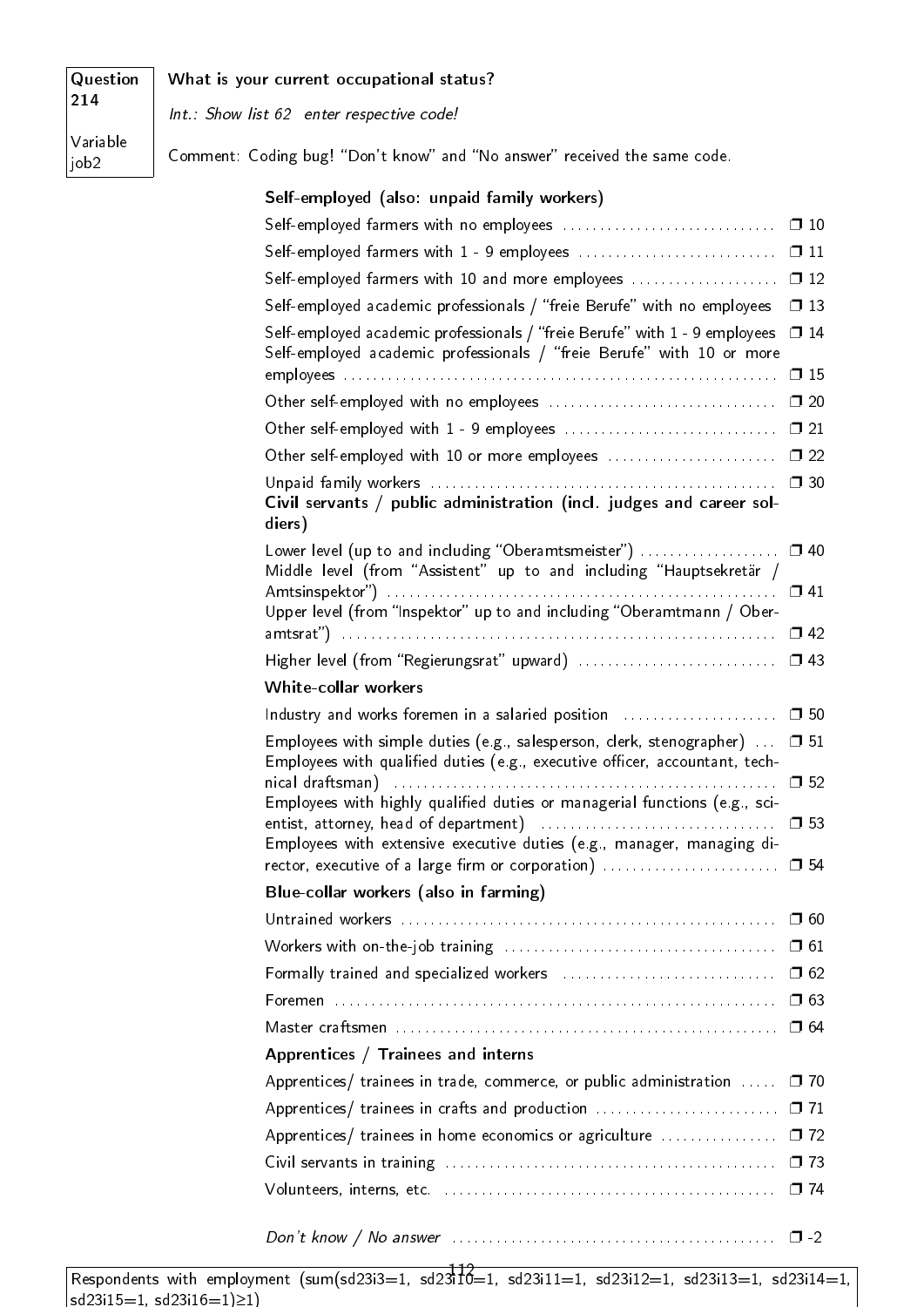| Question 214 | **What is your current occupational status?** |
|---|---|
| Variable job2 | *Int.: Show list 62 enter respective code!* |
| | Comment: Coding bug! "Don't know" and "No answer" received the same code. |

**Self-employed (also: unpaid family workers)**

| | |
|---|---|
| Self-employed farmers with no employees | ❒ 10 |
| Self-employed farmers with 1 - 9 employees | ❒ 11 |
| Self-employed farmers with 10 and more employees | ❒ 12 |
| Self-employed academic professionals / "freie Berufe" with no employees | ❒ 13 |
| Self-employed academic professionals / "freie Berufe" with 1 - 9 employees | ❒ 14 |
| Self-employed academic professionals / "freie Berufe" with 10 or more employees | ❒ 15 |
| Other self-employed with no employees | ❒ 20 |
| Other self-employed with 1 - 9 employees | ❒ 21 |
| Other self-employed with 10 or more employees | ❒ 22 |
| Unpaid family workers | ❒ 30 |

**Civil servants / public administration (incl. judges and career soldiers)**

| | |
|---|---|
| Lower level (up to and including "Oberamtsmeister") | ❒ 40 |
| Middle level (from "Assistent" up to and including "Hauptsekretär / Amtsinspektor") | ❒ 41 |
| Upper level (from "Inspektor" up to and including "Oberamtmann / Oberamtsrat") | ❒ 42 |
| Higher level (from "Regierungsrat" upward) | ❒ 43 |

**White-collar workers**

| | |
|---|---|
| Industry and works foremen in a salaried position | ❒ 50 |
| Employees with simple duties (e.g., salesperson, clerk, stenographer) | ❒ 51 |
| Employees with qualified duties (e.g., executive officer, accountant, technical draftsman) | ❒ 52 |
| Employees with highly qualified duties or managerial functions (e.g., scientist, attorney, head of department) | ❒ 53 |
| Employees with extensive executive duties (e.g., manager, managing director, executive of a large firm or corporation) | ❒ 54 |

**Blue-collar workers (also in farming)**

| | |
|---|---|
| Untrained workers | ❒ 60 |
| Workers with on-the-job training | ❒ 61 |
| Formally trained and specialized workers | ❒ 62 |
| Foremen | ❒ 63 |
| Master craftsmen | ❒ 64 |

**Apprentices / Trainees and interns**

| | |
|---|---|
| Apprentices/ trainees in trade, commerce, or public administration | ❒ 70 |
| Apprentices/ trainees in crafts and production | ❒ 71 |
| Apprentices/ trainees in home economics or agriculture | ❒ 72 |
| Civil servants in training | ❒ 73 |
| Volunteers, interns, etc. | ❒ 74 |
| *Don't know / No answer* | ❒ -2 |

Respondents with employment (sum(sd23i3=1, sd23i10=1, sd23i11=1, sd23i12=1, sd23i13=1, sd23i14=1, sd23i15=1, sd23i16=1)≥1)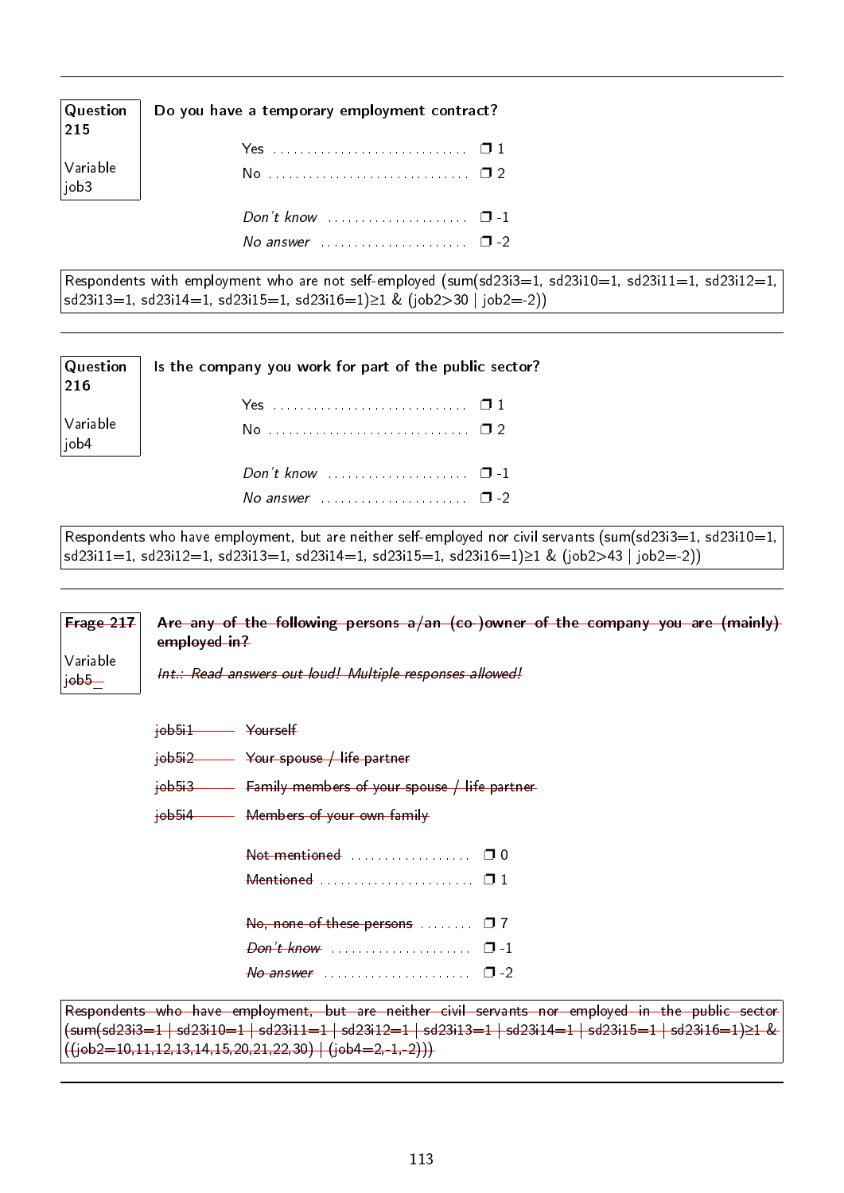**Question 215**

Variable job3

**Do you have a temporary employment contract?**

| | |
|---|---|
| Yes | ❐ 1 |
| No | ❐ 2 |
| *Don't know* | ❐ -1 |
| *No answer* | ❐ -2 |

Respondents with employment who are not self-employed (sum(sd23i3=1, sd23i10=1, sd23i11=1, sd23i12=1, sd23i13=1, sd23i14=1, sd23i15=1, sd23i16=1)≥1 & (job2>30 | job2=-2))

---

**Question 216**

Variable job4

**Is the company you work for part of the public sector?**

| | |
|---|---|
| Yes | ❐ 1 |
| No | ❐ 2 |
| *Don't know* | ❐ -1 |
| *No answer* | ❐ -2 |

Respondents who have employment, but are neither self-employed nor civil servants (sum(sd23i3=1, sd23i10=1, sd23i11=1, sd23i12=1, sd23i13=1, sd23i14=1, sd23i15=1, sd23i16=1)≥1 & (job2>43 | job2=-2))

---

~~**Frage 217**~~

Variable ~~job5__~~

~~**Are any of the following persons a/an (co-)owner of the company you are (mainly) employed in?**~~

~~*Int.: Read answers out loud! Multiple responses allowed!*~~

| | |
|---|---|
| ~~job5i1~~ | ~~Yourself~~ |
| ~~job5i2~~ | ~~Your spouse / life partner~~ |
| ~~job5i3~~ | ~~Family members of your spouse / life partner~~ |
| ~~job5i4~~ | ~~Members of your own family~~ |

| | |
|---|---|
| ~~Not mentioned~~ | ❐ 0 |
| ~~Mentioned~~ | ❐ 1 |
| ~~No, none of these persons~~ | ❐ 7 |
| ~~*Don't know*~~ | ❐ -1 |
| ~~*No answer*~~ | ❐ -2 |

~~Respondents who have employment, but are neither civil servants nor employed in the public sector (sum(sd23i3=1 | sd23i10=1 | sd23i11=1 | sd23i12=1 | sd23i13=1 | sd23i14=1 | sd23i15=1 | sd23i16=1)≥1 & ((job2=10,11,12,13,14,15,20,21,22,30) | (job4=2,-1,-2)))~~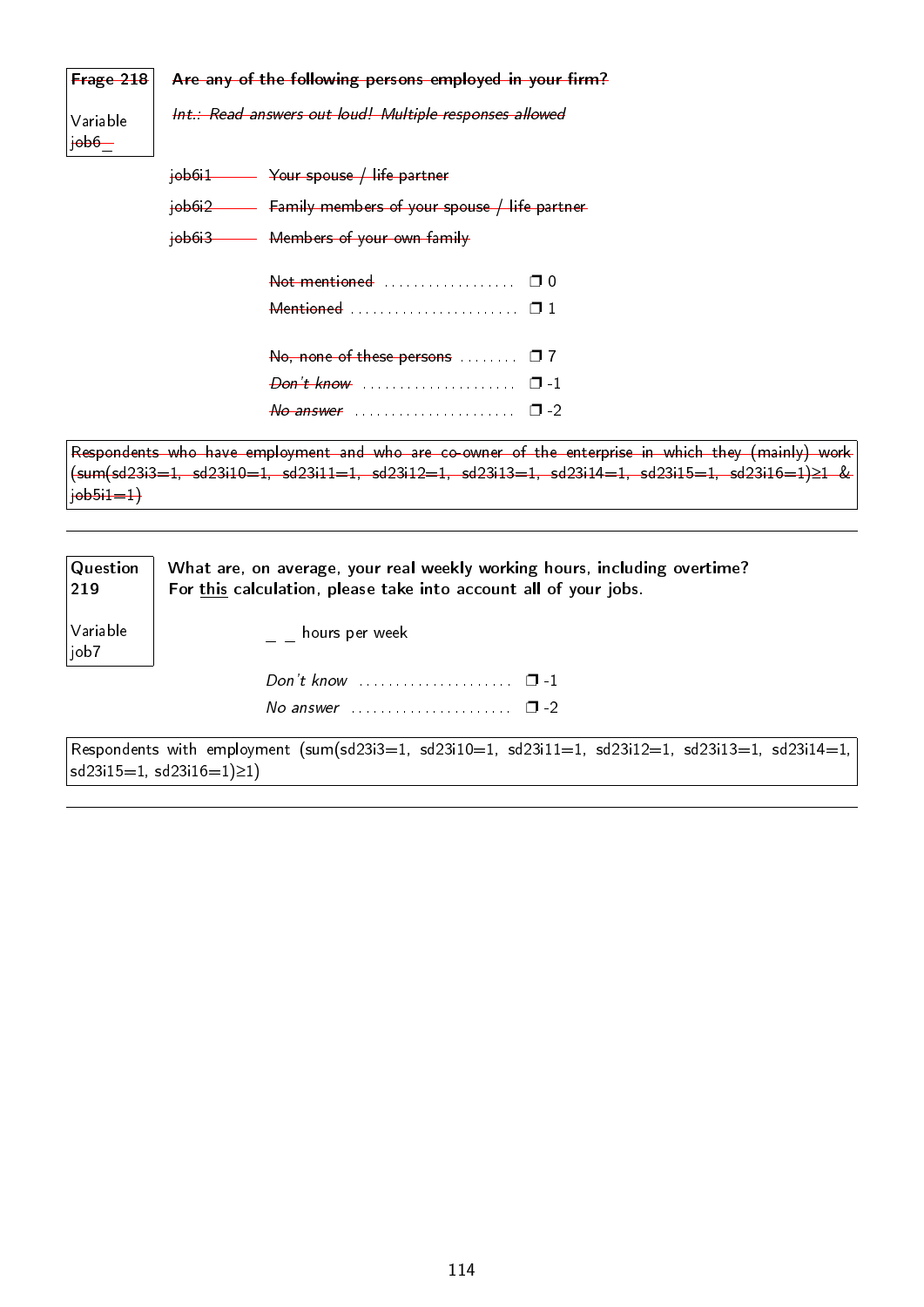~~**Frage 218**~~

Variable ~~job6_~~

~~**Are any of the following persons employed in your firm?**~~

~~*Int.: Read answers out loud! Multiple responses allowed*~~

~~job6i1~~ — ~~Your spouse / life partner~~

~~job6i2~~ — ~~Family members of your spouse / life partner~~

~~job6i3~~ — ~~Members of your own family~~

| | |
|---|---|
| ~~Not mentioned~~ | ❐ 0 |
| ~~Mentioned~~ | ❐ 1 |
| ~~No, none of these persons~~ | ❐ 7 |
| ~~*Don't know*~~ | ❐ -1 |
| ~~*No answer*~~ | ❐ -2 |

~~Respondents who have employment and who are co-owner of the enterprise in which they (mainly) work (sum(sd23i3=1, sd23i10=1, sd23i11=1, sd23i12=1, sd23i13=1, sd23i14=1, sd23i15=1, sd23i16=1)≥1 & job5i1=1)~~

---

**Question 219**

Variable job7

**What are, on average, your real weekly working hours, including overtime? For this calculation, please take into account all of your jobs.**

_ _ hours per week

| | |
|---|---|
| *Don't know* | ❐ -1 |
| *No answer* | ❐ -2 |

Respondents with employment (sum(sd23i3=1, sd23i10=1, sd23i11=1, sd23i12=1, sd23i13=1, sd23i14=1, sd23i15=1, sd23i16=1)≥1)

---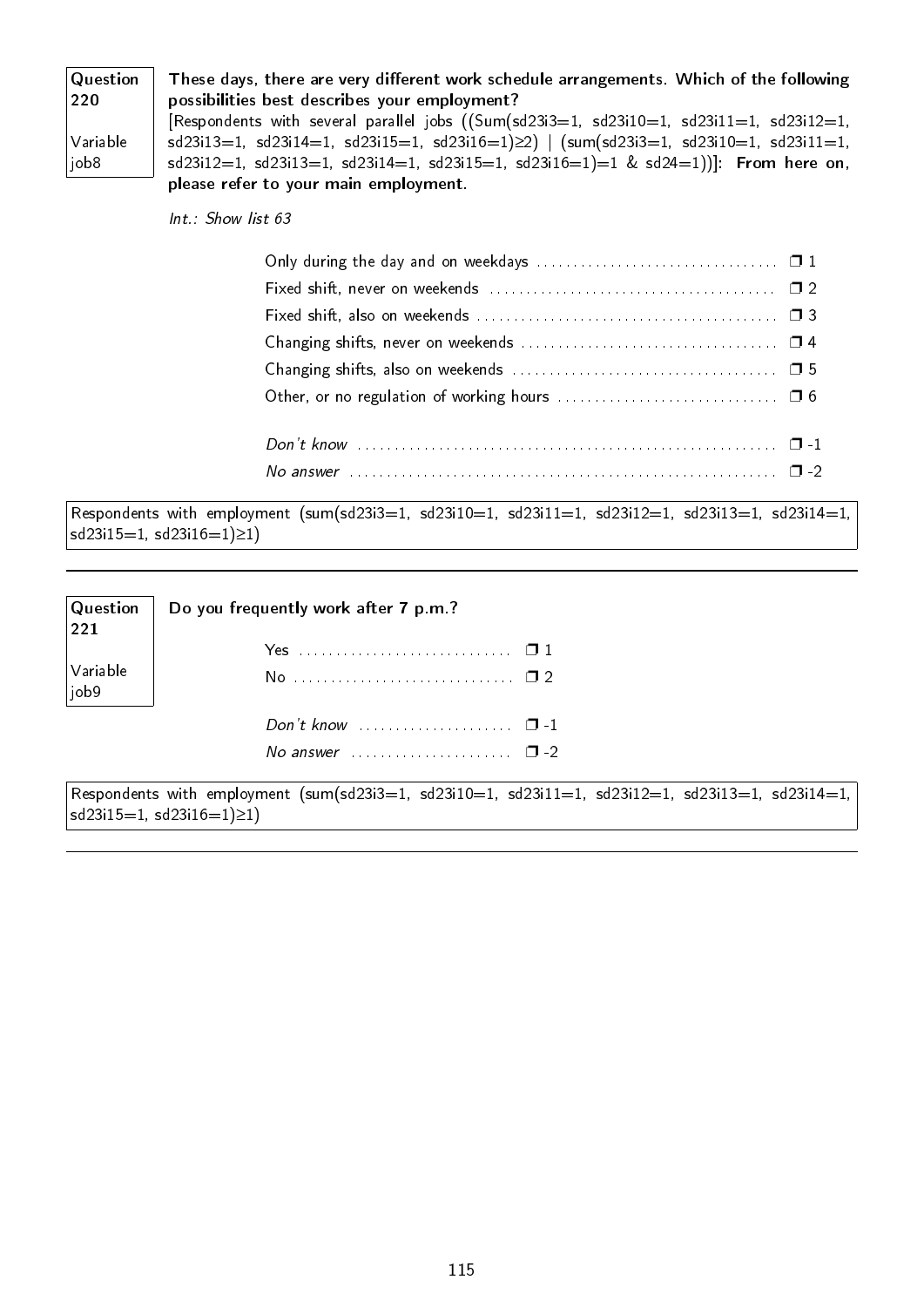**Question 220**

**Variable job8**

**These days, there are very different work schedule arrangements. Which of the following possibilities best describes your employment?**
[Respondents with several parallel jobs ((Sum(sd23i3=1, sd23i10=1, sd23i11=1, sd23i12=1, sd23i13=1, sd23i14=1, sd23i15=1, sd23i16=1)≥2) | (sum(sd23i3=1, sd23i10=1, sd23i11=1, sd23i12=1, sd23i13=1, sd23i14=1, sd23i15=1, sd23i16=1)=1 & sd24=1))]: **From here on, please refer to your main employment.**

*Int.: Show list 63*

- Only during the day and on weekdays ........ ❒ 1
- Fixed shift, never on weekends ........ ❒ 2
- Fixed shift, also on weekends ........ ❒ 3
- Changing shifts, never on weekends ........ ❒ 4
- Changing shifts, also on weekends ........ ❒ 5
- Other, or no regulation of working hours ........ ❒ 6

- *Don't know* ........ ❒ -1
- *No answer* ........ ❒ -2

Respondents with employment (sum(sd23i3=1, sd23i10=1, sd23i11=1, sd23i12=1, sd23i13=1, sd23i14=1, sd23i15=1, sd23i16=1)≥1)

---

**Question 221**

**Variable job9**

**Do you frequently work after 7 p.m.?**

- Yes ........ ❒ 1
- No ........ ❒ 2

- *Don't know* ........ ❒ -1
- *No answer* ........ ❒ -2

Respondents with employment (sum(sd23i3=1, sd23i10=1, sd23i11=1, sd23i12=1, sd23i13=1, sd23i14=1, sd23i15=1, sd23i16=1)≥1)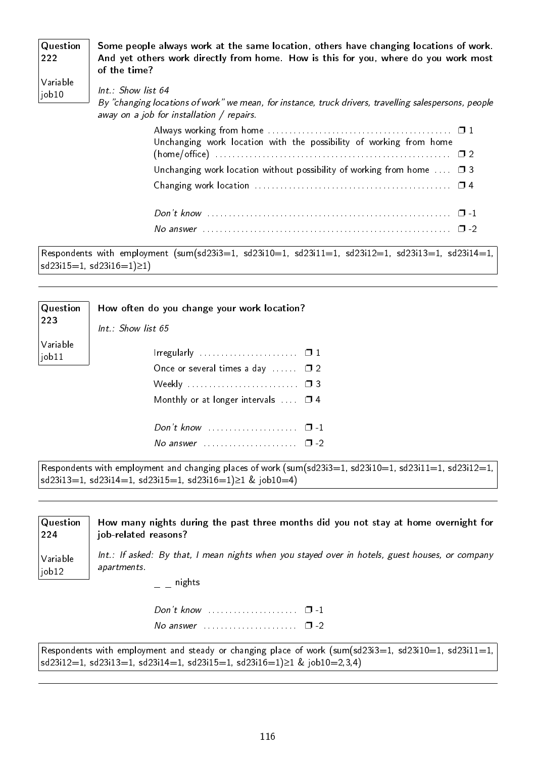**Question 222**

**Variable job10**

**Some people always work at the same location, others have changing locations of work. And yet others work directly from home. How is this for you, where do you work most of the time?**

*Int.: Show list 64*

*By "changing locations of work" we mean, for instance, truck drivers, travelling salespersons, people away on a job for installation / repairs.*

- Always working from home ❒ 1
- Unchanging work location with the possibility of working from home (home/office) ❒ 2
- Unchanging work location without possibility of working from home ❒ 3
- Changing work location ❒ 4

- *Don't know* ❒ -1
- *No answer* ❒ -2

Respondents with employment (sum(sd23i3=1, sd23i10=1, sd23i11=1, sd23i12=1, sd23i13=1, sd23i14=1, sd23i15=1, sd23i16=1)≥1)

---

**Question 223**

**Variable job11**

**How often do you change your work location?**

*Int.: Show list 65*

- Irregularly ❒ 1
- Once or several times a day ❒ 2
- Weekly ❒ 3
- Monthly or at longer intervals ❒ 4

- *Don't know* ❒ -1
- *No answer* ❒ -2

Respondents with employment and changing places of work (sum(sd23i3=1, sd23i10=1, sd23i11=1, sd23i12=1, sd23i13=1, sd23i14=1, sd23i15=1, sd23i16=1)≥1 & job10=4)

---

**Question 224**

**Variable job12**

**How many nights during the past three months did you not stay at home overnight for job-related reasons?**

*Int.: If asked: By that, I mean nights when you stayed over in hotels, guest houses, or company apartments.*

_ _ nights

- *Don't know* ❒ -1
- *No answer* ❒ -2

Respondents with employment and steady or changing place of work (sum(sd23i3=1, sd23i10=1, sd23i11=1, sd23i12=1, sd23i13=1, sd23i14=1, sd23i15=1, sd23i16=1)≥1 & job10=2,3,4)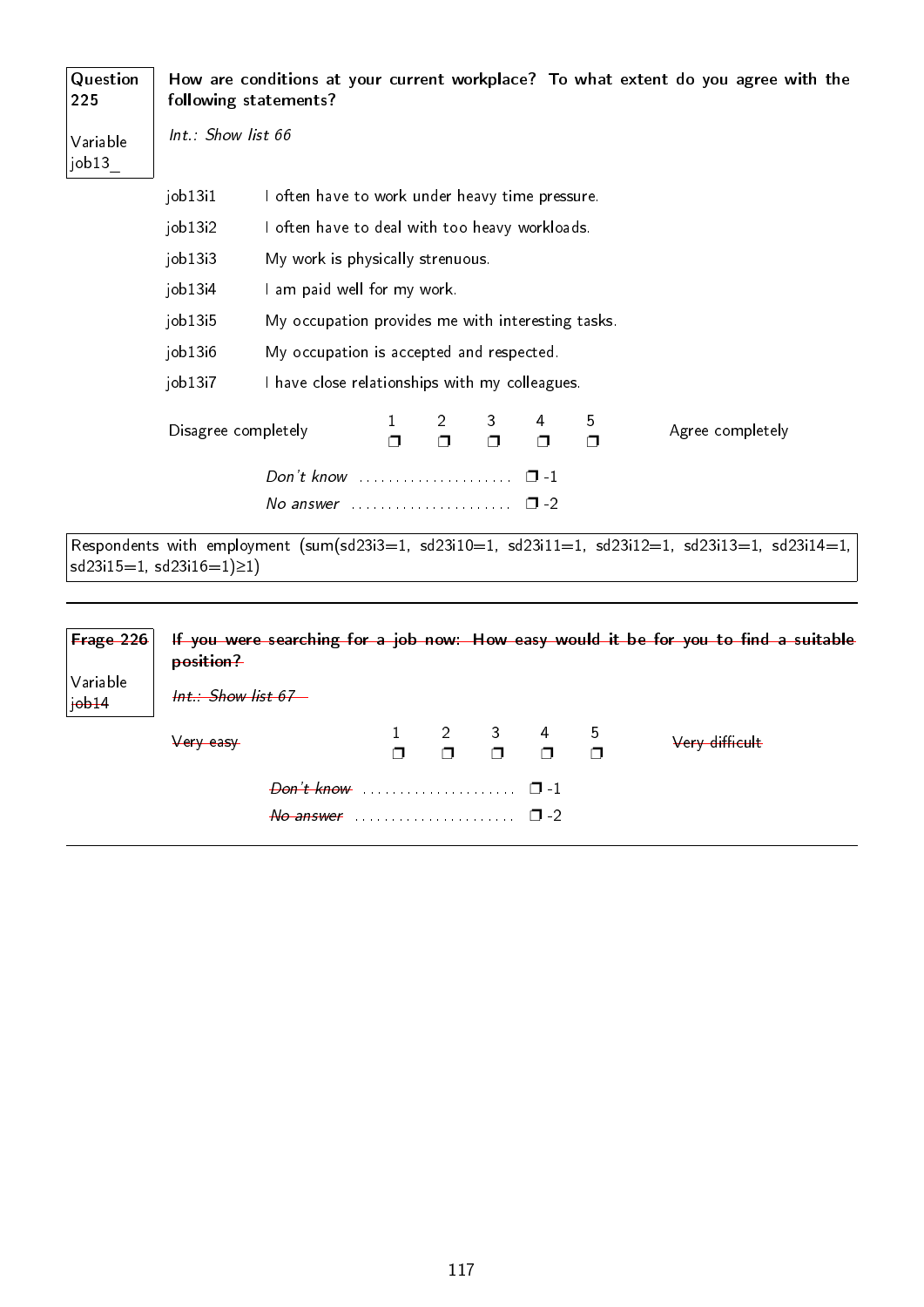| Question 225 | **How are conditions at your current workplace? To what extent do you agree with the following statements?** |
|---|---|
| Variable job13_ | *Int.: Show list 66* |

| | |
|---|---|
| job13i1 | I often have to work under heavy time pressure. |
| job13i2 | I often have to deal with too heavy workloads. |
| job13i3 | My work is physically strenuous. |
| job13i4 | I am paid well for my work. |
| job13i5 | My occupation provides me with interesting tasks. |
| job13i6 | My occupation is accepted and respected. |
| job13i7 | I have close relationships with my colleagues. |

| | 1 | 2 | 3 | 4 | 5 | |
|---|---|---|---|---|---|---|
| Disagree completely | ❒ | ❒ | ❒ | ❒ | ❒ | Agree completely |

*Don't know* ..................... ❒ -1

*No answer* ..................... ❒ -2

Respondents with employment (sum(sd23i3=1, sd23i10=1, sd23i11=1, sd23i12=1, sd23i13=1, sd23i14=1, sd23i15=1, sd23i16=1)≥1)

---

| ~~Frage 226~~ | ~~**If you were searching for a job now: How easy would it be for you to find a suitable position?**~~ |
|---|---|
| Variable ~~job14~~ | ~~*Int.: Show list 67*~~ |

| | 1 | 2 | 3 | 4 | 5 | |
|---|---|---|---|---|---|---|
| ~~Very easy~~ | ❒ | ❒ | ❒ | ❒ | ❒ | ~~Very difficult~~ |

~~*Don't know*~~ ..................... ❒ -1

~~*No answer*~~ ..................... ❒ -2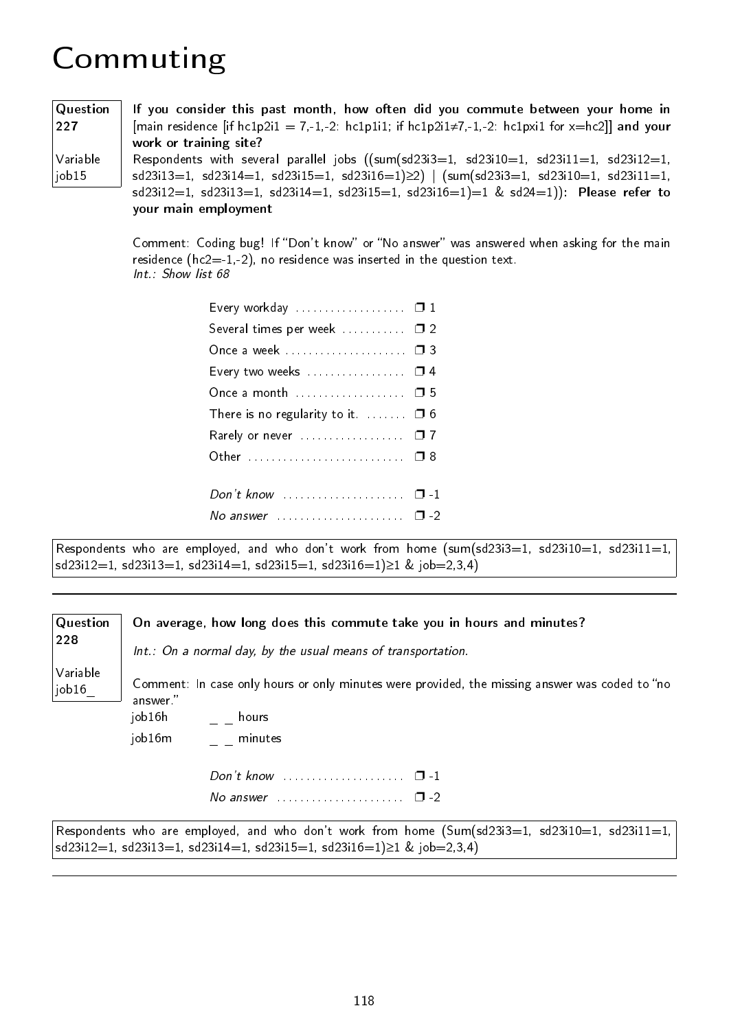# Commuting

**Question 227**

**Variable job15**

**If you consider this past month, how often did you commute between your home in** [main residence [if hc1p2i1 = 7,-1,-2: hc1p1i1; if hc1p2i1≠7,-1,-2: hc1pxi1 for x=hc2]] **and your work or training site?**

**Respondents with several parallel jobs ((sum(sd23i3=1, sd23i10=1, sd23i11=1, sd23i12=1, sd23i13=1, sd23i14=1, sd23i15=1, sd23i16=1)≥2) | (sum(sd23i3=1, sd23i10=1, sd23i11=1, sd23i12=1, sd23i13=1, sd23i14=1, sd23i15=1, sd23i16=1)=1 & sd24=1)): Please refer to your main employment**

Comment: Coding bug! If "Don't know" or "No answer" was answered when asking for the main residence (hc2=-1,-2), no residence was inserted in the question text.
*Int.: Show list 68*

- Every workday ❒ 1
- Several times per week ❒ 2
- Once a week ❒ 3
- Every two weeks ❒ 4
- Once a month ❒ 5
- There is no regularity to it. ❒ 6
- Rarely or never ❒ 7
- Other ❒ 8

- *Don't know* ❒ -1
- *No answer* ❒ -2

Respondents who are employed, and who don't work from home (sum(sd23i3=1, sd23i10=1, sd23i11=1, sd23i12=1, sd23i13=1, sd23i14=1, sd23i15=1, sd23i16=1)≥1 & job=2,3,4)

---

**Question 228**

**Variable job16_**

**On average, how long does this commute take you in hours and minutes?**

*Int.: On a normal day, by the usual means of transportation.*

Comment: In case only hours or only minutes were provided, the missing answer was coded to "no answer."

job16h _ _ hours

job16m _ _ minutes

- *Don't know* ❒ -1
- *No answer* ❒ -2

Respondents who are employed, and who don't work from home (Sum(sd23i3=1, sd23i10=1, sd23i11=1, sd23i12=1, sd23i13=1, sd23i14=1, sd23i15=1, sd23i16=1)≥1 & job=2,3,4)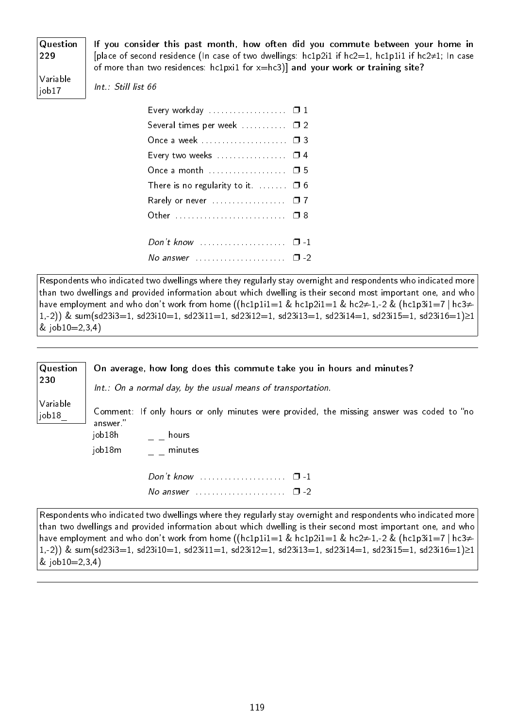**Question 229**

**Variable job17**

**If you consider this past month, how often did you commute between your home in** [place of second residence (In case of two dwellings: hc1p2i1 if hc2=1, hc1p1i1 if hc2≠1; In case of more than two residences: hc1pxi1 for x=hc3)] **and your work or training site?**

*Int.: Still list 66*

- Every workday .................. ❒ 1
- Several times per week .......... ❒ 2
- Once a week .................... ❒ 3
- Every two weeks ................ ❒ 4
- Once a month ................... ❒ 5
- There is no regularity to it. ....... ❒ 6
- Rarely or never ................. ❒ 7
- Other ........................... ❒ 8

- *Don't know* ..................... ❒ -1
- *No answer* ...................... ❒ -2

Respondents who indicated two dwellings where they regularly stay overnight and respondents who indicated more than two dwellings and provided information about which dwelling is their second most important one, and who have employment and who don't work from home ((hc1p1i1=1 & hc1p2i1=1 & hc2≠-1,-2 & (hc1p3i1=7 | hc3≠-1,-2)) & sum(sd23i3=1, sd23i10=1, sd23i11=1, sd23i12=1, sd23i13=1, sd23i14=1, sd23i15=1, sd23i16=1)≥1 & job10=2,3,4)

---

**Question 230**

**Variable job18_**

**On average, how long does this commute take you in hours and minutes?**

*Int.: On a normal day, by the usual means of transportation.*

Comment: If only hours or only minutes were provided, the missing answer was coded to "no answer."

- job18h _ _ hours
- job18m _ _ minutes

- *Don't know* ..................... ❒ -1
- *No answer* ...................... ❒ -2

Respondents who indicated two dwellings where they regularly stay overnight and respondents who indicated more than two dwellings and provided information about which dwelling is their second most important one, and who have employment and who don't work from home ((hc1p1i1=1 & hc1p2i1=1 & hc2≠-1,-2 & (hc1p3i1=7 | hc3≠-1,-2)) & sum(sd23i3=1, sd23i10=1, sd23i11=1, sd23i12=1, sd23i13=1, sd23i14=1, sd23i15=1, sd23i16=1)≥1 & job10=2,3,4)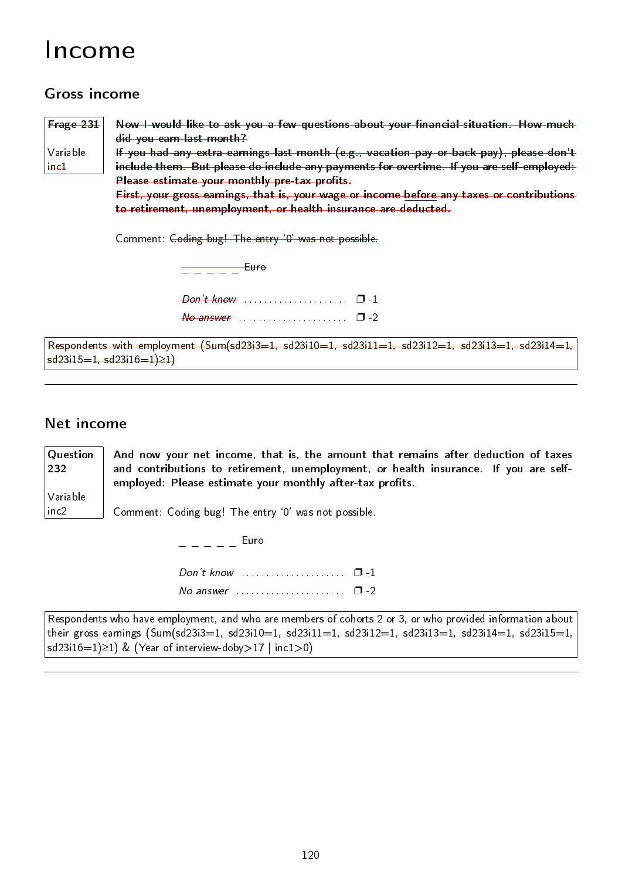# Income

## Gross income

| Frage 231<br><br>Variable inc1 | ~~Now I would like to ask you a few questions about your financial situation. How much did you earn last month?~~<br>~~If you had any extra earnings last month (e.g., vacation pay or back pay), please don't include them. But please do include any payments for overtime. If you are self-employed: Please estimate your monthly pre-tax profits.~~<br>~~First, your gross earnings, that is, your wage or income before any taxes or contributions to retirement, unemployment, or health insurance are deducted.~~ |
|---|---|

Comment: ~~Coding bug! The entry '0' was not possible.~~

~~_ _ _ _ _ Euro~~

~~*Don't know*~~ ..................... ❒ -1

~~*No answer*~~ ..................... ❒ -2

~~Respondents with employment (Sum(sd23i3=1, sd23i10=1, sd23i11=1, sd23i12=1, sd23i13=1, sd23i14=1, sd23i15=1, sd23i16=1)≥1)~~

---

## Net income

| Question 232<br><br>Variable inc2 | **And now your net income, that is, the amount that remains after deduction of taxes and contributions to retirement, unemployment, or health insurance. If you are self-employed: Please estimate your monthly after-tax profits.** |
|---|---|

Comment: Coding bug! The entry '0' was not possible.

_ _ _ _ _ Euro

*Don't know* ..................... ❒ -1

*No answer* ..................... ❒ -2

Respondents who have employment, and who are members of cohorts 2 or 3, or who provided information about their gross earnings (Sum(sd23i3=1, sd23i10=1, sd23i11=1, sd23i12=1, sd23i13=1, sd23i14=1, sd23i15=1, sd23i16=1)≥1) & (Year of interview-doby>17 | inc1>0)

---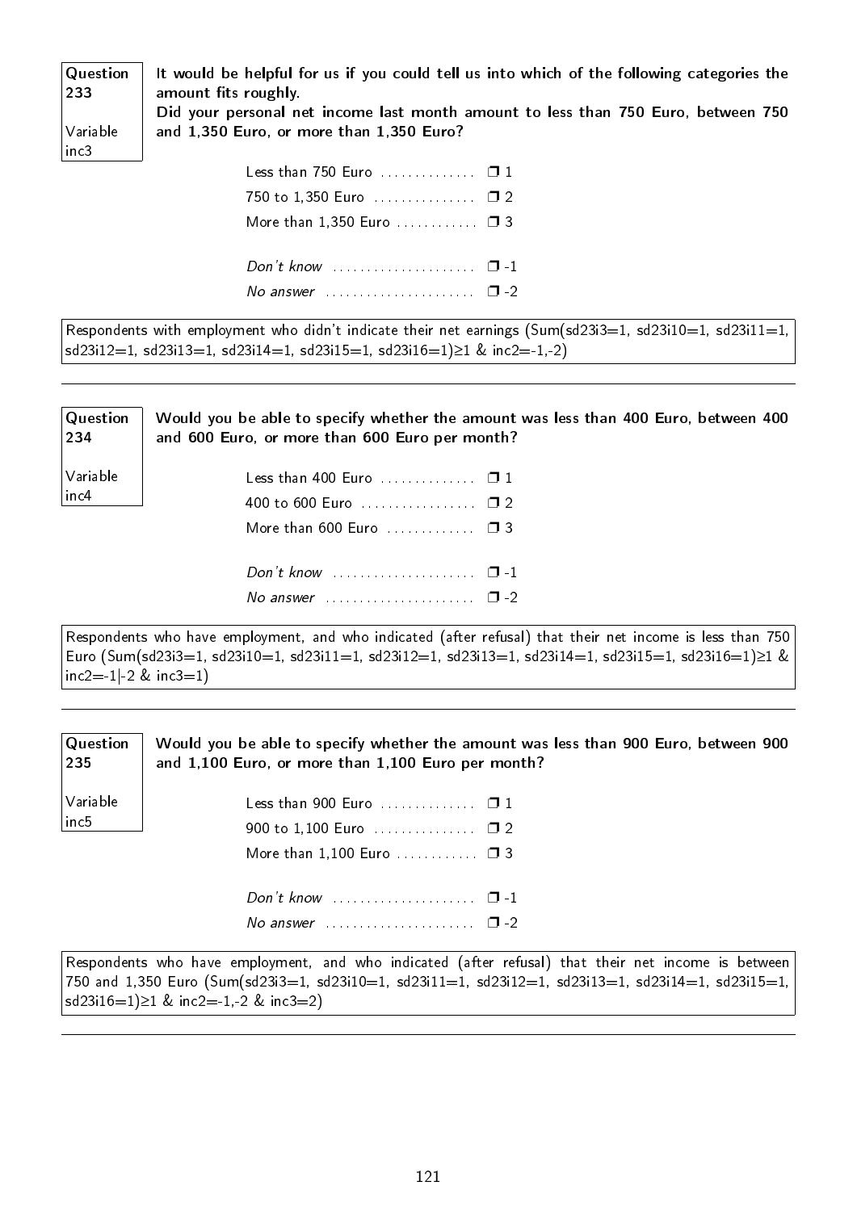| Question 233<br><br>Variable inc3 | **It would be helpful for us if you could tell us into which of the following categories the amount fits roughly.**<br>**Did your personal net income last month amount to less than 750 Euro, between 750 and 1,350 Euro, or more than 1,350 Euro?** |
|---|---|

Less than 750 Euro .............. ❒ 1
750 to 1,350 Euro ............... ❒ 2
More than 1,350 Euro ............ ❒ 3

*Don't know* ..................... ❒ -1
*No answer* ...................... ❒ -2

Respondents with employment who didn't indicate their net earnings (Sum(sd23i3=1, sd23i10=1, sd23i11=1, sd23i12=1, sd23i13=1, sd23i14=1, sd23i15=1, sd23i16=1)≥1 & inc2=-1,-2)

---

| Question 234<br><br>Variable inc4 | **Would you be able to specify whether the amount was less than 400 Euro, between 400 and 600 Euro, or more than 600 Euro per month?** |
|---|---|

Less than 400 Euro .............. ❒ 1
400 to 600 Euro ................. ❒ 2
More than 600 Euro .............. ❒ 3

*Don't know* ..................... ❒ -1
*No answer* ...................... ❒ -2

Respondents who have employment, and who indicated (after refusal) that their net income is less than 750 Euro (Sum(sd23i3=1, sd23i10=1, sd23i11=1, sd23i12=1, sd23i13=1, sd23i14=1, sd23i15=1, sd23i16=1)≥1 & inc2=-1|-2 & inc3=1)

---

| Question 235<br><br>Variable inc5 | **Would you be able to specify whether the amount was less than 900 Euro, between 900 and 1,100 Euro, or more than 1,100 Euro per month?** |
|---|---|

Less than 900 Euro .............. ❒ 1
900 to 1,100 Euro ............... ❒ 2
More than 1,100 Euro ............ ❒ 3

*Don't know* ..................... ❒ -1
*No answer* ...................... ❒ -2

Respondents who have employment, and who indicated (after refusal) that their net income is between 750 and 1,350 Euro (Sum(sd23i3=1, sd23i10=1, sd23i11=1, sd23i12=1, sd23i13=1, sd23i14=1, sd23i15=1, sd23i16=1)≥1 & inc2=-1,-2 & inc3=2)

---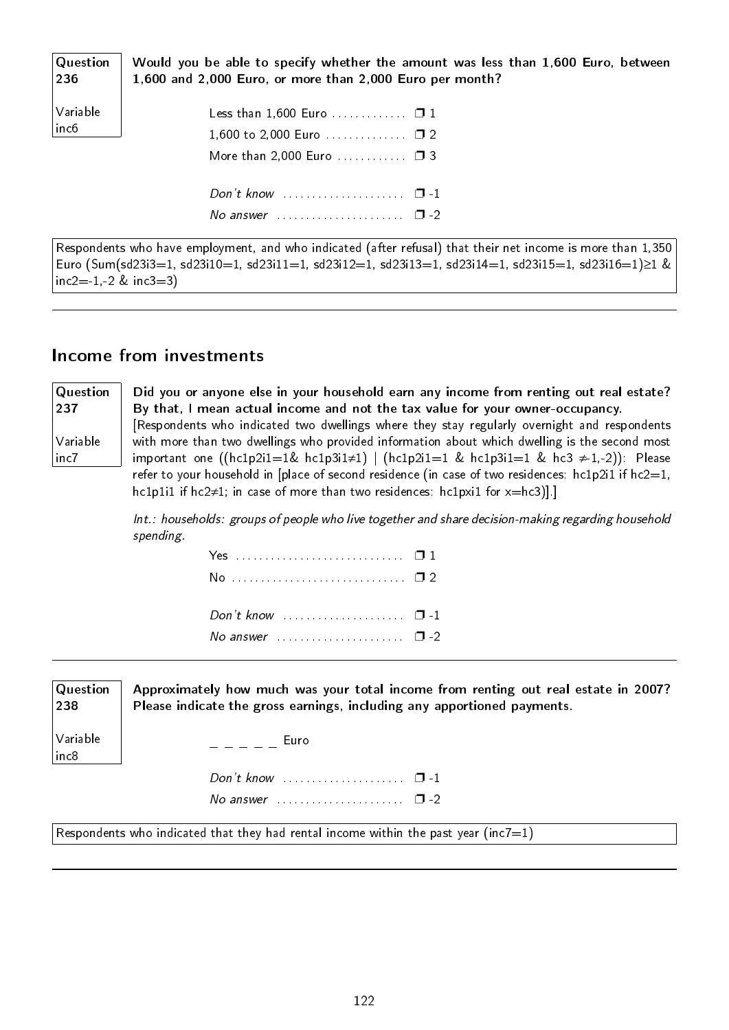**Question 236**

**Variable inc6**

**Would you be able to specify whether the amount was less than 1,600 Euro, between 1,600 and 2,000 Euro, or more than 2,000 Euro per month?**

Less than 1,600 Euro ............. ❒ 1
1,600 to 2,000 Euro .............. ❒ 2
More than 2,000 Euro ............ ❒ 3

*Don't know* ..................... ❒ -1
*No answer* ...................... ❒ -2

Respondents who have employment, and who indicated (after refusal) that their net income is more than 1,350 Euro (Sum(sd23i3=1, sd23i10=1, sd23i11=1, sd23i12=1, sd23i13=1, sd23i14=1, sd23i15=1, sd23i16=1)≥1 & inc2=-1,-2 & inc3=3)

---

## Income from investments

**Question 237**

**Variable inc7**

**Did you or anyone else in your household earn any income from renting out real estate? By that, I mean actual income and not the tax value for your owner-occupancy.**
[Respondents who indicated two dwellings where they stay regularly overnight and respondents with more than two dwellings who provided information about which dwelling is the second most important one ((hc1p2i1=1& hc1p3i1≠1) | (hc1p2i1=1 & hc1p3i1=1 & hc3 ≠-1,-2)): Please refer to your household in [place of second residence (in case of two residences: hc1p2i1 if hc2=1, hc1p1i1 if hc2≠1; in case of more than two residences: hc1pxi1 for x=hc3)].]

*Int.: households: groups of people who live together and share decision-making regarding household spending.*

Yes ............................. ❒ 1
No .............................. ❒ 2

*Don't know* ..................... ❒ -1
*No answer* ...................... ❒ -2

---

**Question 238**

**Variable inc8**

**Approximately how much was your total income from renting out real estate in 2007? Please indicate the gross earnings, including any apportioned payments.**

_ _ _ _ _ Euro

*Don't know* ..................... ❒ -1
*No answer* ...................... ❒ -2

Respondents who indicated that they had rental income within the past year (inc7=1)

---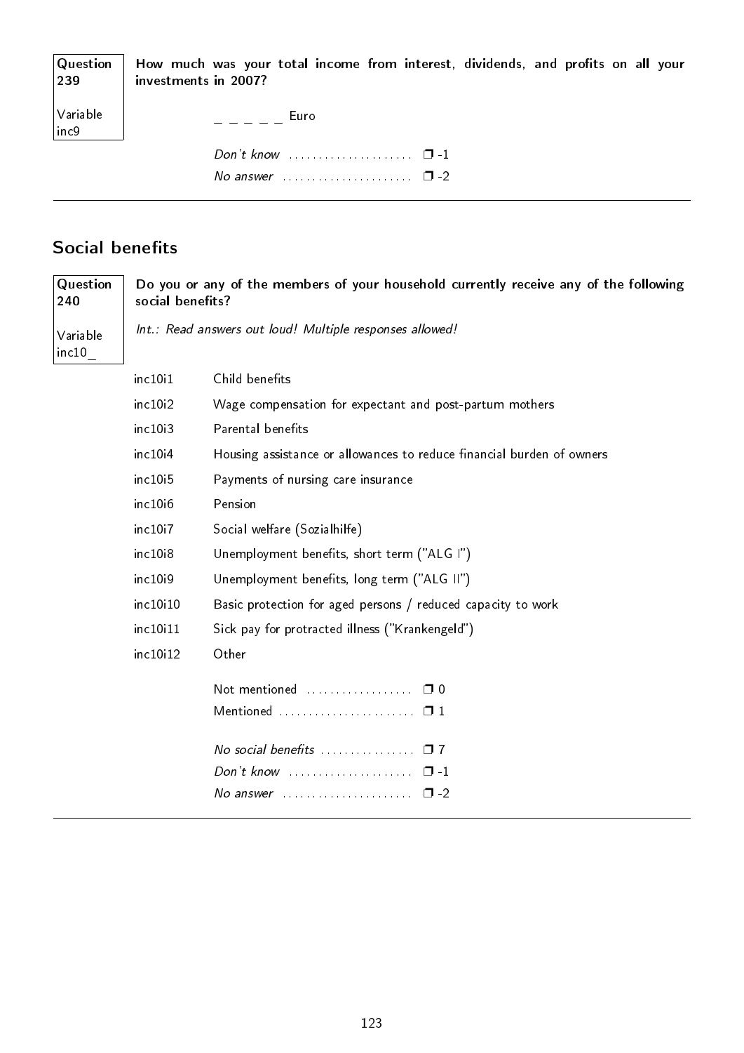| Question 239 | **How much was your total income from interest, dividends, and profits on all your investments in 2007?** |
|---|---|
| Variable inc9 | |

_ _ _ _ _ Euro

*Don't know* ..................... ❐ -1
*No answer* ...................... ❐ -2

---

## Social benefits

| Question 240 | **Do you or any of the members of your household currently receive any of the following social benefits?** |
|---|---|
| Variable inc10_ | *Int.: Read answers out loud! Multiple responses allowed!* |

| | |
|---|---|
| inc10i1 | Child benefits |
| inc10i2 | Wage compensation for expectant and post-partum mothers |
| inc10i3 | Parental benefits |
| inc10i4 | Housing assistance or allowances to reduce financial burden of owners |
| inc10i5 | Payments of nursing care insurance |
| inc10i6 | Pension |
| inc10i7 | Social welfare (Sozialhilfe) |
| inc10i8 | Unemployment benefits, short term ("ALG I") |
| inc10i9 | Unemployment benefits, long term ("ALG II") |
| inc10i10 | Basic protection for aged persons / reduced capacity to work |
| inc10i11 | Sick pay for protracted illness ("Krankengeld") |
| inc10i12 | Other |

Not mentioned .................. ❐ 0
Mentioned ....................... ❐ 1

*No social benefits* ................ ❐ 7
*Don't know* ..................... ❐ -1
*No answer* ...................... ❐ -2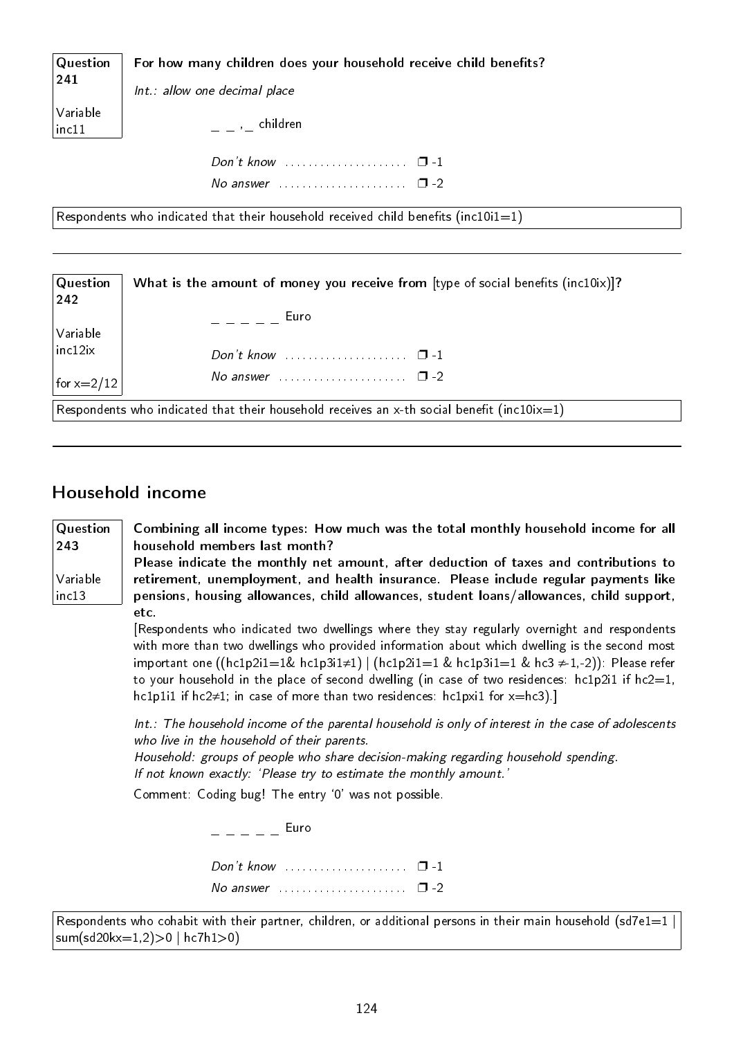**Question 241**

Variable inc11

**For how many children does your household receive child benefits?**

*Int.: allow one decimal place*

_ _ ,_ children

*Don't know* .................... ❒ -1
*No answer* ..................... ❒ -2

Respondents who indicated that their household received child benefits (inc10i1=1)

---

**Question 242**

Variable inc12ix

for x=2/12

**What is the amount of money you receive from** [type of social benefits (inc10ix)]**?**

_ _ _ _ _ Euro

*Don't know* .................... ❒ -1
*No answer* ..................... ❒ -2

Respondents who indicated that their household receives an x-th social benefit (inc10ix=1)

---

## Household income

**Question 243**

Variable inc13

**Combining all income types: How much was the total monthly household income for all household members last month?**
**Please indicate the monthly net amount, after deduction of taxes and contributions to retirement, unemployment, and health insurance. Please include regular payments like pensions, housing allowances, child allowances, student loans/allowances, child support, etc.**
[Respondents who indicated two dwellings where they stay regularly overnight and respondents with more than two dwellings who provided information about which dwelling is the second most important one ((hc1p2i1=1& hc1p3i1≠1) | (hc1p2i1=1 & hc1p3i1=1 & hc3 ≠-1,-2)): Please refer to your household in the place of second dwelling (in case of two residences: hc1p2i1 if hc2=1, hc1p1i1 if hc2≠1; in case of more than two residences: hc1pxi1 for x=hc3).]

*Int.: The household income of the parental household is only of interest in the case of adolescents who live in the household of their parents.*
*Household: groups of people who share decision-making regarding household spending.*
*If not known exactly: 'Please try to estimate the monthly amount.'*

Comment: Coding bug! The entry '0' was not possible.

_ _ _ _ _ Euro

*Don't know* .................... ❒ -1
*No answer* ..................... ❒ -2

Respondents who cohabit with their partner, children, or additional persons in their main household (sd7e1=1 | sum(sd20kx=1,2)>0 | hc7h1>0)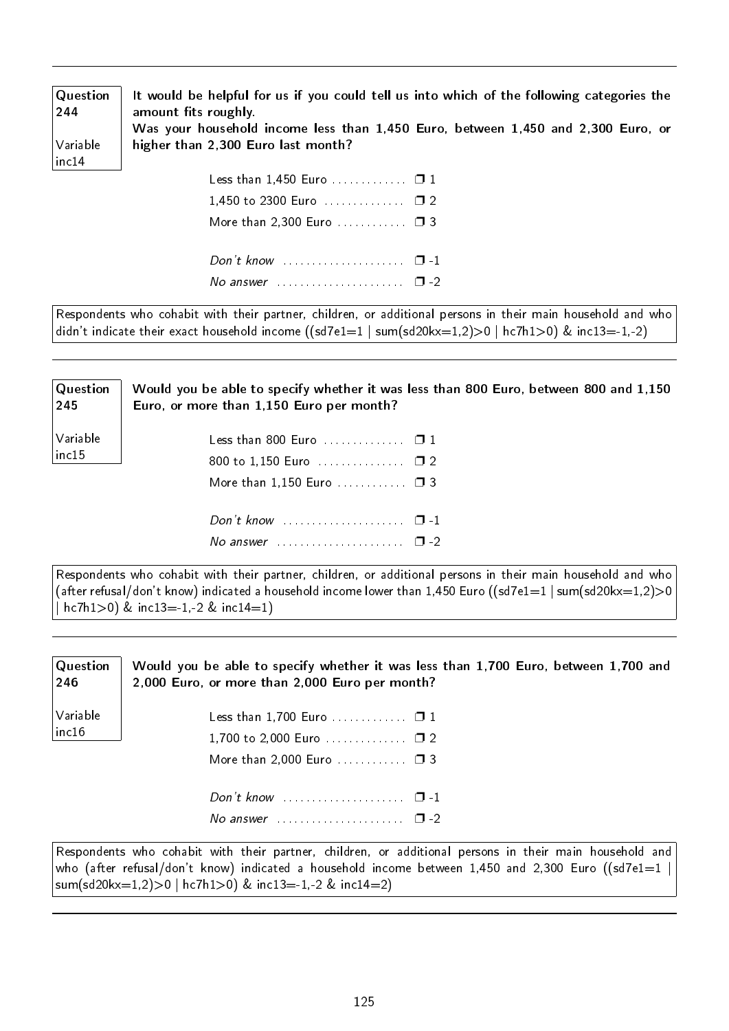---

**Question 244**

**Variable inc14**

**It would be helpful for us if you could tell us into which of the following categories the amount fits roughly.**
**Was your household income less than 1,450 Euro, between 1,450 and 2,300 Euro, or higher than 2,300 Euro last month?**

- Less than 1,450 Euro .............. ❒ 1
- 1,450 to 2300 Euro .............. ❒ 2
- More than 2,300 Euro .............. ❒ 3

- *Don't know* .............. ❒ -1
- *No answer* .............. ❒ -2

Respondents who cohabit with their partner, children, or additional persons in their main household and who didn't indicate their exact household income ((sd7e1=1 | sum(sd20kx=1,2)>0 | hc7h1>0) & inc13=-1,-2)

---

**Question 245**

**Variable inc15**

**Would you be able to specify whether it was less than 800 Euro, between 800 and 1,150 Euro, or more than 1,150 Euro per month?**

- Less than 800 Euro .............. ❒ 1
- 800 to 1,150 Euro .............. ❒ 2
- More than 1,150 Euro .............. ❒ 3

- *Don't know* .............. ❒ -1
- *No answer* .............. ❒ -2

Respondents who cohabit with their partner, children, or additional persons in their main household and who (after refusal/don't know) indicated a household income lower than 1,450 Euro ((sd7e1=1 | sum(sd20kx=1,2)>0 | hc7h1>0) & inc13=-1,-2 & inc14=1)

---

**Question 246**

**Variable inc16**

**Would you be able to specify whether it was less than 1,700 Euro, between 1,700 and 2,000 Euro, or more than 2,000 Euro per month?**

- Less than 1,700 Euro .............. ❒ 1
- 1,700 to 2,000 Euro .............. ❒ 2
- More than 2,000 Euro .............. ❒ 3

- *Don't know* .............. ❒ -1
- *No answer* .............. ❒ -2

Respondents who cohabit with their partner, children, or additional persons in their main household and who (after refusal/don't know) indicated a household income between 1,450 and 2,300 Euro ((sd7e1=1 | sum(sd20kx=1,2)>0 | hc7h1>0) & inc13=-1,-2 & inc14=2)

---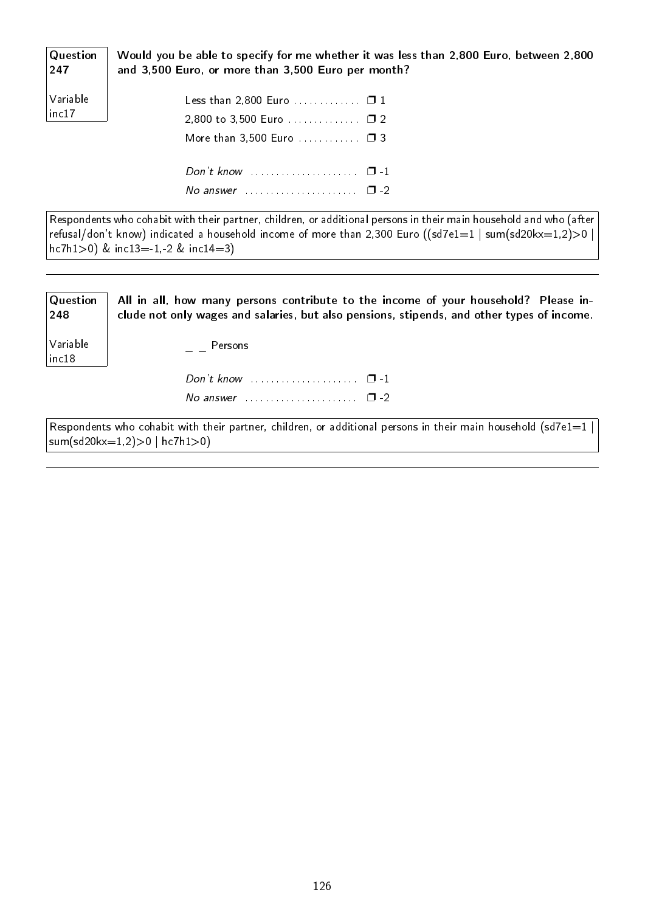**Question 247**

**Variable inc17**

**Would you be able to specify for me whether it was less than 2,800 Euro, between 2,800 and 3,500 Euro, or more than 3,500 Euro per month?**

Less than 2,800 Euro ............. ❒ 1
2,800 to 3,500 Euro .............. ❒ 2
More than 3,500 Euro ............ ❒ 3

*Don't know* ..................... ❒ -1
*No answer* ...................... ❒ -2

Respondents who cohabit with their partner, children, or additional persons in their main household and who (after refusal/don't know) indicated a household income of more than 2,300 Euro ((sd7e1=1 | sum(sd20kx=1,2)>0 | hc7h1>0) & inc13=-1,-2 & inc14=3)

---

**Question 248**

**Variable inc18**

**All in all, how many persons contribute to the income of your household? Please include not only wages and salaries, but also pensions, stipends, and other types of income.**

_ _ Persons

*Don't know* ..................... ❒ -1
*No answer* ...................... ❒ -2

Respondents who cohabit with their partner, children, or additional persons in their main household (sd7e1=1 | sum(sd20kx=1,2)>0 | hc7h1>0)

---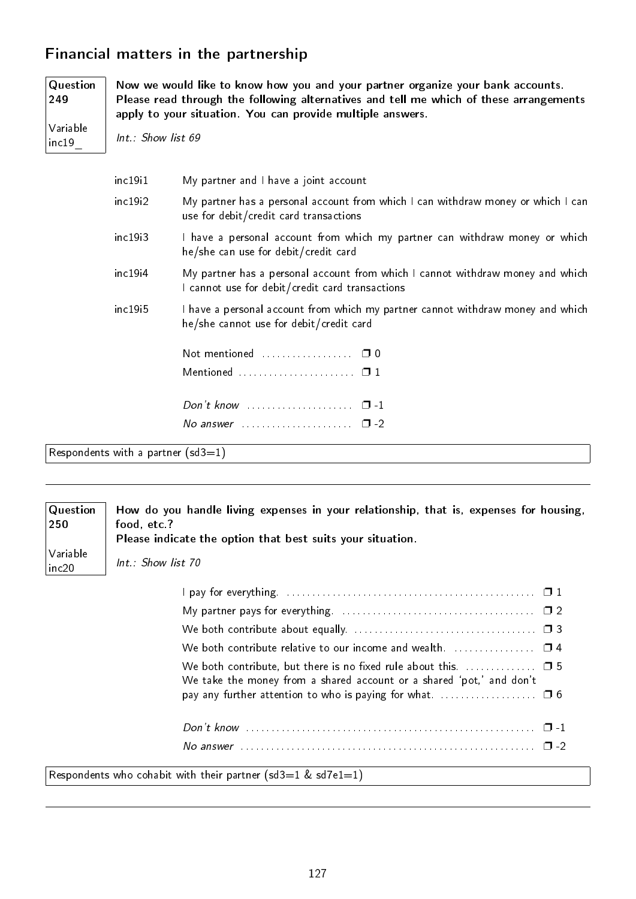## Financial matters in the partnership

**Question 249**

Variable inc19_

**Now we would like to know how you and your partner organize your bank accounts. Please read through the following alternatives and tell me which of these arrangements apply to your situation. You can provide multiple answers.**

*Int.: Show list 69*

| | |
|---|---|
| inc19i1 | My partner and I have a joint account |
| inc19i2 | My partner has a personal account from which I can withdraw money or which I can use for debit/credit card transactions |
| inc19i3 | I have a personal account from which my partner can withdraw money or which he/she can use for debit/credit card |
| inc19i4 | My partner has a personal account from which I cannot withdraw money and which I cannot use for debit/credit card transactions |
| inc19i5 | I have a personal account from which my partner cannot withdraw money and which he/she cannot use for debit/credit card |

- Not mentioned ❒ 0
- Mentioned ❒ 1
- *Don't know* ❒ -1
- *No answer* ❒ -2

Respondents with a partner (sd3=1)

---

**Question 250**

Variable inc20

**How do you handle living expenses in your relationship, that is, expenses for housing, food, etc.?**
**Please indicate the option that best suits your situation.**

*Int.: Show list 70*

- I pay for everything. ❒ 1
- My partner pays for everything. ❒ 2
- We both contribute about equally. ❒ 3
- We both contribute relative to our income and wealth. ❒ 4
- We both contribute, but there is no fixed rule about this. ❒ 5
- We take the money from a shared account or a shared 'pot,' and don't pay any further attention to who is paying for what. ❒ 6
- *Don't know* ❒ -1
- *No answer* ❒ -2

Respondents who cohabit with their partner (sd3=1 & sd7e1=1)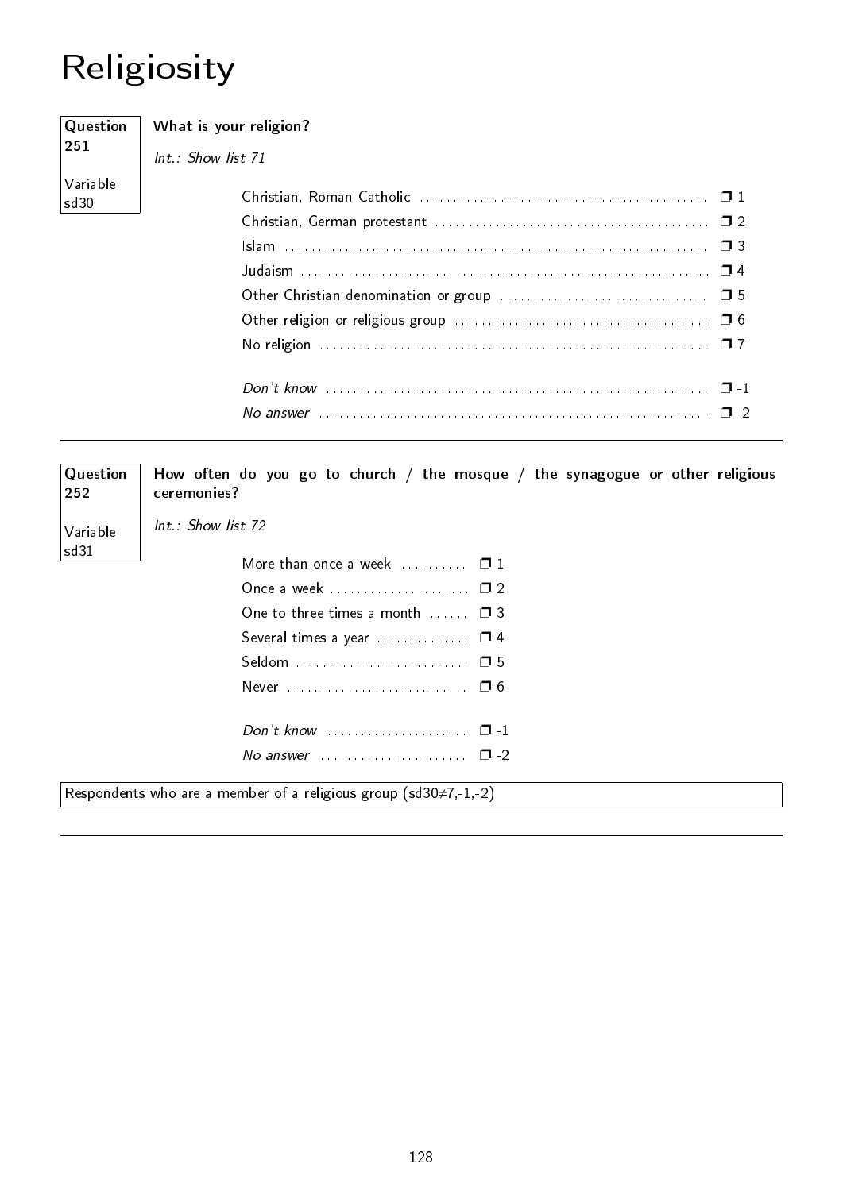# Religiosity

**Question 251**

Variable sd30

**What is your religion?**

*Int.: Show list 71*

| | |
|---|---|
| Christian, Roman Catholic | ❐ 1 |
| Christian, German protestant | ❐ 2 |
| Islam | ❐ 3 |
| Judaism | ❐ 4 |
| Other Christian denomination or group | ❐ 5 |
| Other religion or religious group | ❐ 6 |
| No religion | ❐ 7 |
| *Don't know* | ❐ -1 |
| *No answer* | ❐ -2 |

---

**Question 252**

Variable sd31

**How often do you go to church / the mosque / the synagogue or other religious ceremonies?**

*Int.: Show list 72*

| | |
|---|---|
| More than once a week | ❐ 1 |
| Once a week | ❐ 2 |
| One to three times a month | ❐ 3 |
| Several times a year | ❐ 4 |
| Seldom | ❐ 5 |
| Never | ❐ 6 |
| *Don't know* | ❐ -1 |
| *No answer* | ❐ -2 |

Respondents who are a member of a religious group (sd30≠7,-1,-2)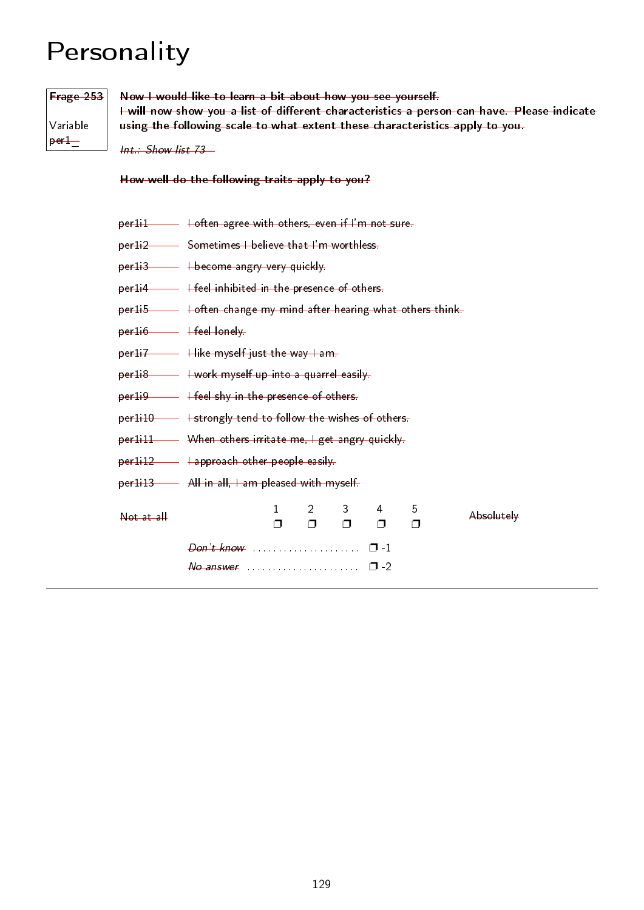# Personality

| Frage 253 |
|---|
| Variable per1_ |

**Now I would like to learn a bit about how you see yourself.**
**I will now show you a list of different characteristics a person can have. Please indicate using the following scale to what extent these characteristics apply to you.**

*Int.: Show list 73*

**How well do the following traits apply to you?**

per1i1 — I often agree with others, even if I'm not sure.

per1i2 — Sometimes I believe that I'm worthless.

per1i3 — I become angry very quickly.

per1i4 — I feel inhibited in the presence of others.

per1i5 — I often change my mind after hearing what others think.

per1i6 — I feel lonely.

per1i7 — I like myself just the way I am.

per1i8 — I work myself up into a quarrel easily.

per1i9 — I feel shy in the presence of others.

per1i10 — I strongly tend to follow the wishes of others.

per1i11 — When others irritate me, I get angry quickly.

per1i12 — I approach other people easily.

per1i13 — All in all, I am pleased with myself.

| Not at all | 1 | 2 | 3 | 4 | 5 | Absolutely |
|---|---|---|---|---|---|---|
| | ❒ | ❒ | ❒ | ❒ | ❒ | |

*Don't know* .................... ❒ -1

*No answer* .................... ❒ -2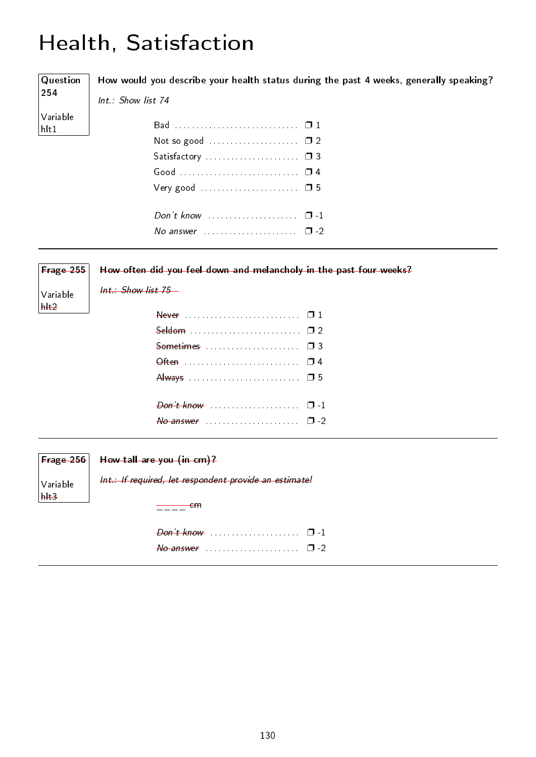# Health, Satisfaction

**Question 254**

Variable hlt1

**How would you describe your health status during the past 4 weeks, generally speaking?**

*Int.: Show list 74*

- Bad ❐ 1
- Not so good ❐ 2
- Satisfactory ❐ 3
- Good ❐ 4
- Very good ❐ 5

- *Don't know* ❐ -1
- *No answer* ❐ -2

---

~~**Frage 255**~~

Variable ~~hlt2~~

~~**How often did you feel down and melancholy in the past four weeks?**~~

~~*Int.: Show list 75*~~

- ~~Never~~ ❐ 1
- ~~Seldom~~ ❐ 2
- ~~Sometimes~~ ❐ 3
- ~~Often~~ ❐ 4
- ~~Always~~ ❐ 5

- ~~*Don't know*~~ ❐ -1
- ~~*No answer*~~ ❐ -2

---

~~**Frage 256**~~

Variable ~~hlt3~~

~~**How tall are you (in cm)?**~~

~~*Int.: If required, let respondent provide an estimate!*~~

~~_ _ _ _ cm~~

- ~~*Don't know*~~ ❐ -1
- ~~*No answer*~~ ❐ -2

---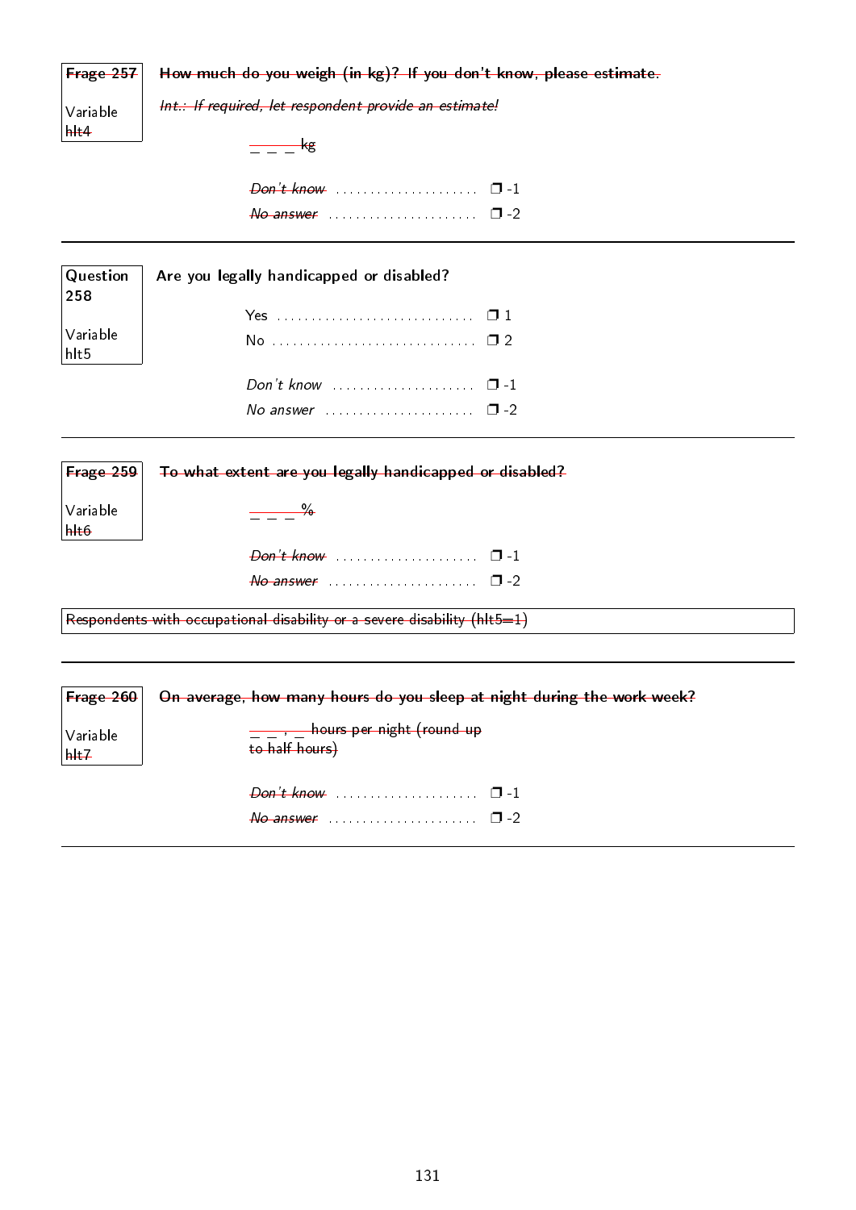~~**Frage 257**~~

Variable
~~hlt4~~

~~**How much do you weigh (in kg)? If you don't know, please estimate.**~~

~~*Int.: If required, let respondent provide an estimate!*~~

~~_ _ _ kg~~

| | |
|---|---|
| ~~*Don't know*~~ | ❒ -1 |
| ~~*No answer*~~ | ❒ -2 |

---

**Question 258**

Variable
hlt5

**Are you legally handicapped or disabled?**

| | |
|---|---|
| Yes | ❒ 1 |
| No | ❒ 2 |
| *Don't know* | ❒ -1 |
| *No answer* | ❒ -2 |

---

~~**Frage 259**~~

Variable
~~hlt6~~

~~**To what extent are you legally handicapped or disabled?**~~

~~_ _ _ %~~

| | |
|---|---|
| ~~*Don't know*~~ | ❒ -1 |
| ~~*No answer*~~ | ❒ -2 |

~~Respondents with occupational disability or a severe disability (hlt5=1)~~

---

~~**Frage 260**~~

Variable
~~hlt7~~

~~**On average, how many hours do you sleep at night during the work week?**~~

~~_ _ , _ hours per night (round up to half hours)~~

| | |
|---|---|
| ~~*Don't know*~~ | ❒ -1 |
| ~~*No answer*~~ | ❒ -2 |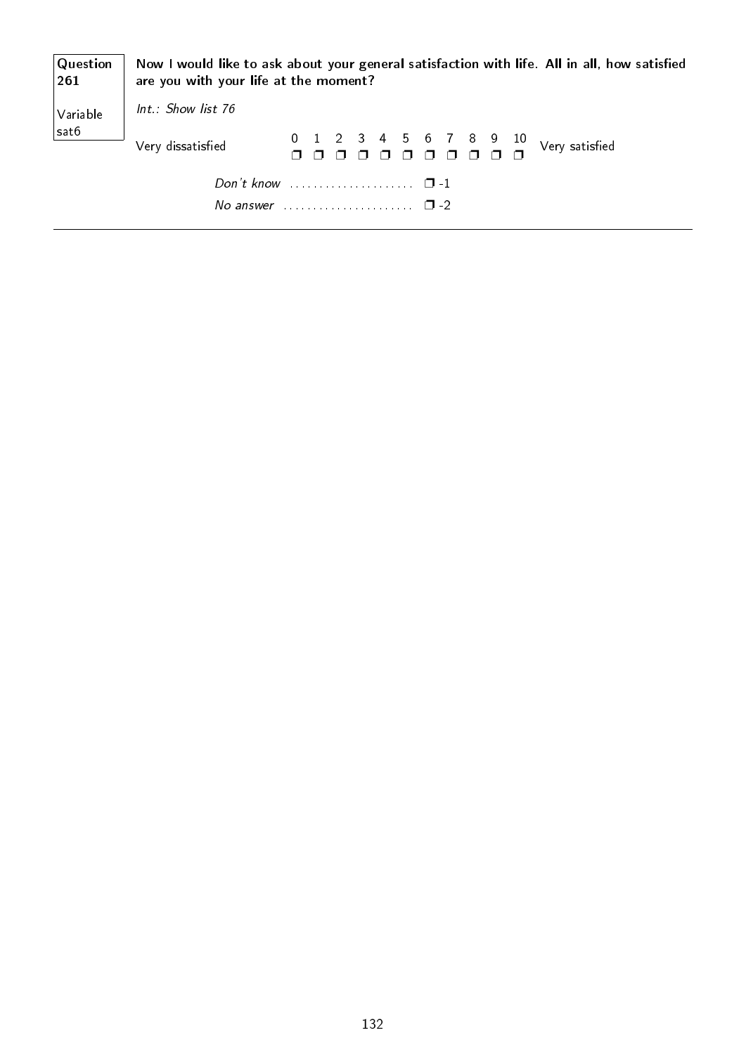| Question 261 | **Now I would like to ask about your general satisfaction with life. All in all, how satisfied are you with your life at the moment?** |
|---|---|
| Variable sat6 | *Int.: Show list 76* |

| | 0 | 1 | 2 | 3 | 4 | 5 | 6 | 7 | 8 | 9 | 10 | |
|---|---|---|---|---|---|---|---|---|---|---|---|---|
| Very dissatisfied | ❒ | ❒ | ❒ | ❒ | ❒ | ❒ | ❒ | ❒ | ❒ | ❒ | ❒ | Very satisfied |

*Don't know* ..................... ❒ -1

*No answer* ...................... ❒ -2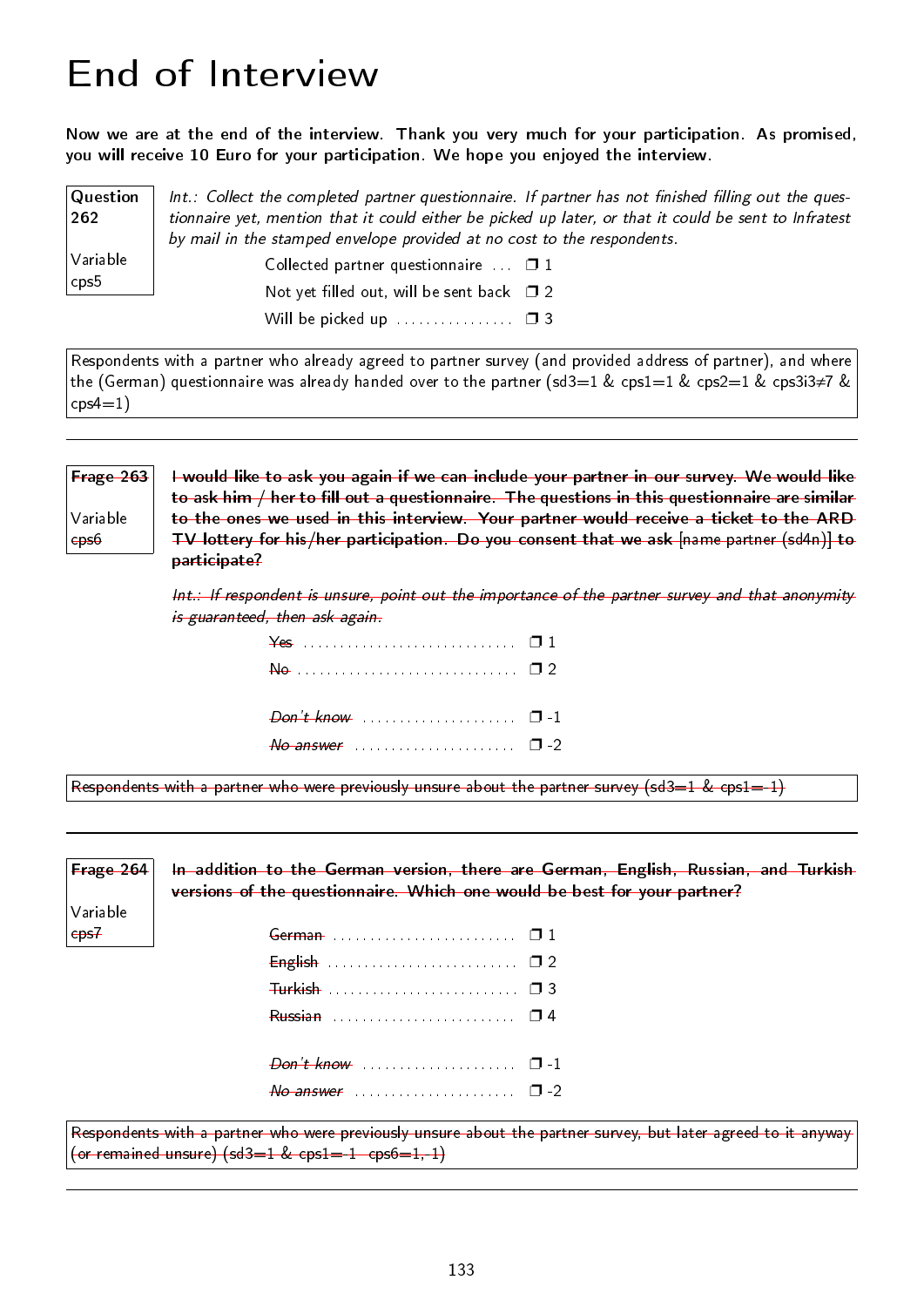# End of Interview

**Now we are at the end of the interview. Thank you very much for your participation. As promised, you will receive 10 Euro for your participation. We hope you enjoyed the interview.**

| Question 262<br><br>Variable cps5 | *Int.: Collect the completed partner questionnaire. If partner has not finished filling out the questionnaire yet, mention that it could either be picked up later, or that it could be sent to Infratest by mail in the stamped envelope provided at no cost to the respondents.* |
|---|---|

Collected partner questionnaire ... ❐ 1
Not yet filled out, will be sent back ❐ 2
Will be picked up ................ ❐ 3

Respondents with a partner who already agreed to partner survey (and provided address of partner), and where the (German) questionnaire was already handed over to the partner (sd3=1 & cps1=1 & cps2=1 & cps3i3≠7 & cps4=1)

---

| ~~Frage 263~~<br><br>Variable cps6 | ~~**I would like to ask you again if we can include your partner in our survey. We would like to ask him / her to fill out a questionnaire. The questions in this questionnaire are similar to the ones we used in this interview. Your partner would receive a ticket to the ARD TV lottery for his/her participation. Do you consent that we ask** [name partner (sd4n)] **to participate?**~~ |
|---|---|

~~*Int.: If respondent is unsure, point out the importance of the partner survey and that anonymity is guaranteed, then ask again.*~~

~~Yes~~ ............................. ❐ 1
~~No~~ .............................. ❐ 2

~~*Don't know*~~ ..................... ❐ -1
~~*No answer*~~ ...................... ❐ -2

~~Respondents with a partner who were previously unsure about the partner survey (sd3=1 & cps1=-1)~~

---

| ~~Frage 264~~<br><br>Variable ~~cps7~~ | ~~**In addition to the German version, there are German, English, Russian, and Turkish versions of the questionnaire. Which one would be best for your partner?**~~ |
|---|---|

~~German~~ ......................... ❐ 1
~~English~~ .......................... ❐ 2
~~Turkish~~ .......................... ❐ 3
~~Russian~~ ......................... ❐ 4

~~*Don't know*~~ ..................... ❐ -1
~~*No answer*~~ ...................... ❐ -2

~~Respondents with a partner who were previously unsure about the partner survey, but later agreed to it anyway (or remained unsure) (sd3=1 & cps1=-1 cps6=1,-1)~~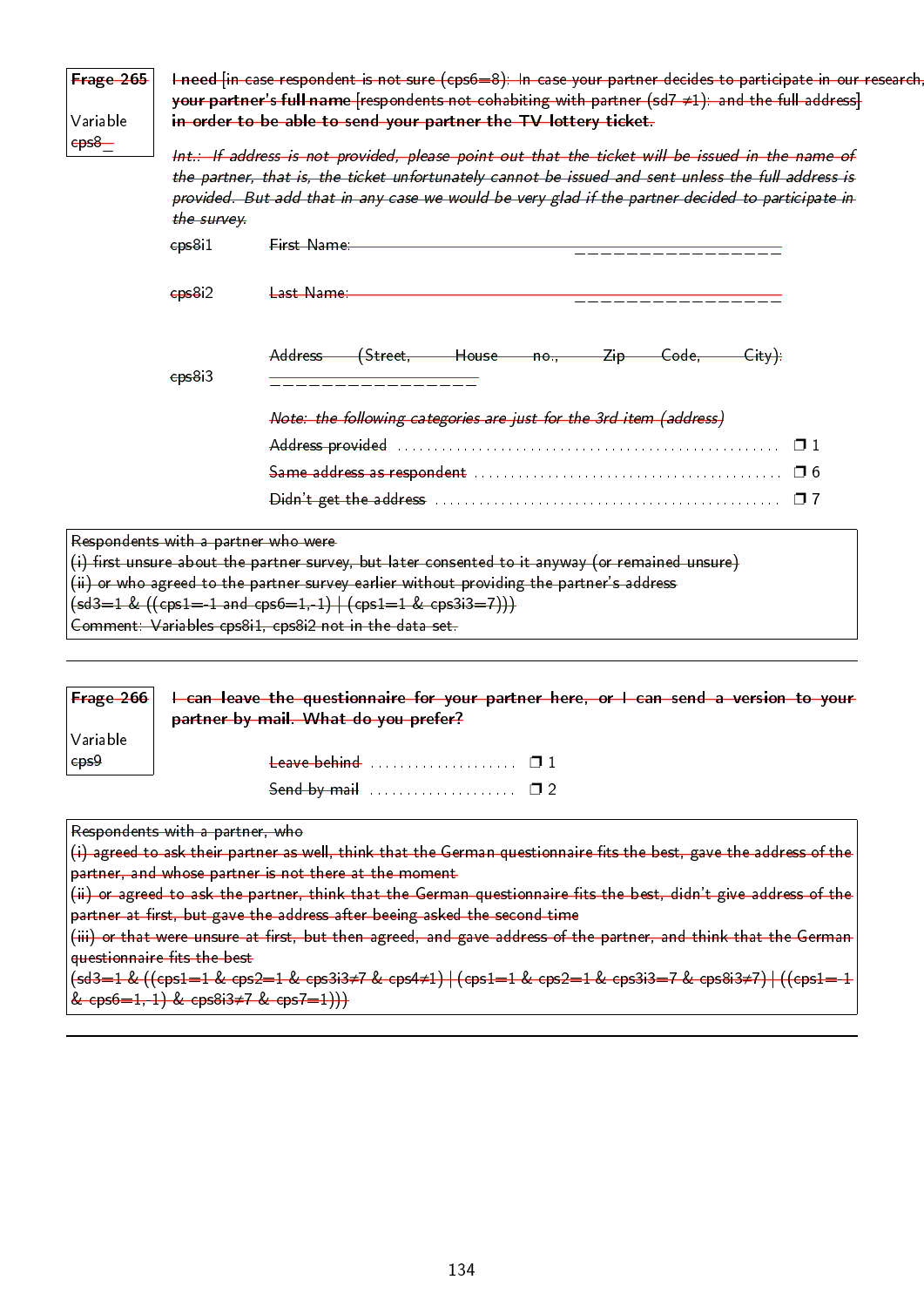**Frage 265**

Variable cps8_

**I need** [in case respondent is not sure (cps6=8): In case your partner decides to participate in our research,] **your partner's full name** [respondents not cohabiting with partner (sd7 ≠1): and the full address] **in order to be able to send your partner the TV lottery ticket.**

*Int.: If address is not provided, please point out that the ticket will be issued in the name of the partner, that is, the ticket unfortunately cannot be issued and sent unless the full address is provided. But add that in any case we would be very glad if the partner decided to participate in the survey.*

cps8i1 First Name: ________________

cps8i2 Last Name: ________________

cps8i3 Address (Street, House no., Zip Code, City): ________________

*Note: the following categories are just for the 3rd item (address)*

| | |
|---|---|
| Address provided | ❒ 1 |
| Same address as respondent | ❒ 6 |
| Didn't get the address | ❒ 7 |

Respondents with a partner who were
(i) first unsure about the partner survey, but later consented to it anyway (or remained unsure)
(ii) or who agreed to the partner survey earlier without providing the partner's address
(sd3=1 & ((cps1=-1 and cps6=1,-1) | (cps1=1 & cps3i3=7)))
Comment: Variables cps8i1, cps8i2 not in the data set.

---

**Frage 266**

Variable cps9

**I can leave the questionnaire for your partner here, or I can send a version to your partner by mail. What do you prefer?**

| | |
|---|---|
| Leave behind | ❒ 1 |
| Send by mail | ❒ 2 |

Respondents with a partner, who
(i) agreed to ask their partner as well, think that the German questionnaire fits the best, gave the address of the partner, and whose partner is not there at the moment
(ii) or agreed to ask the partner, think that the German questionnaire fits the best, didn't give address of the partner at first, but gave the address after beeing asked the second time
(iii) or that were unsure at first, but then agreed, and gave address of the partner, and think that the German questionnaire fits the best
(sd3=1 & ((cps1=1 & cps2=1 & cps3i3≠7 & cps4≠1) | (cps1=1 & cps2=1 & cps3i3=7 & cps8i3≠7) | ((cps1=-1 & cps6=1,-1) & cps8i3≠7 & cps7=1)))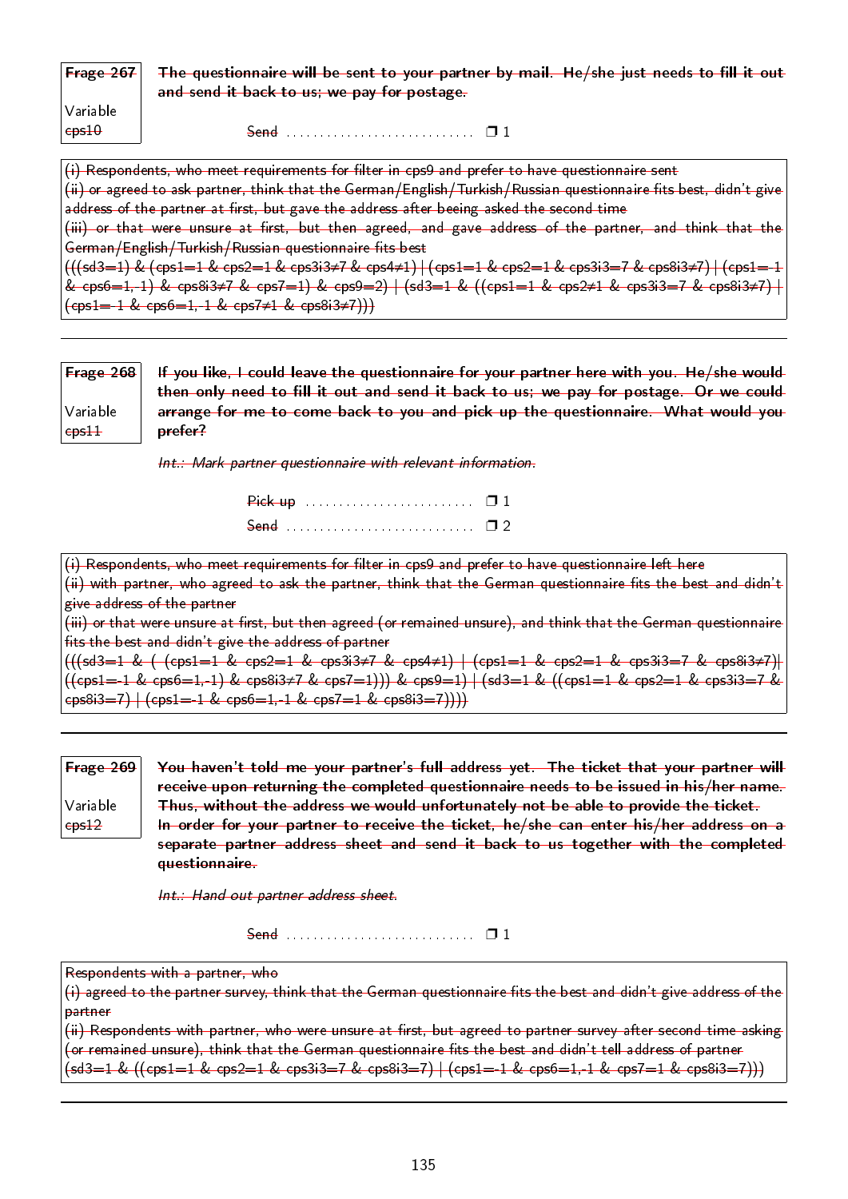| Frage 267 | **The questionnaire will be sent to your partner by mail. He/she just needs to fill it out and send it back to us; we pay for postage.** |
|---|---|
| Variable cps10 | Send ............................ ❒ 1 |

(i) Respondents, who meet requirements for filter in cps9 and prefer to have questionnaire sent
(ii) or agreed to ask partner, think that the German/English/Turkish/Russian questionnaire fits best, didn't give address of the partner at first, but gave the address after beeing asked the second time
(iii) or that were unsure at first, but then agreed, and gave address of the partner, and think that the German/English/Turkish/Russian questionnaire fits best
(((sd3=1) & (cps1=1 & cps2=1 & cps3i3≠7 & cps4≠1) | (cps1=1 & cps2=1 & cps3i3=7 & cps8i3≠7) | (cps1=-1 & cps6=1,-1) & cps8i3≠7 & cps7=1) & cps9=2) | (sd3=1 & ((cps1=1 & cps2≠1 & cps3i3=7 & cps8i3≠7) | (cps1=-1 & cps6=1,-1 & cps7≠1 & cps8i3≠7)))

---

| Frage 268 | **If you like, I could leave the questionnaire for your partner here with you. He/she would then only need to fill it out and send it back to us; we pay for postage. Or we could arrange for me to come back to you and pick up the questionnaire. What would you prefer?** |
|---|---|
| Variable cps11 | *Int.: Mark partner questionnaire with relevant information.* |
| | Pick up ......................... ❒ 1 |
| | Send ............................ ❒ 2 |

(i) Respondents, who meet requirements for filter in cps9 and prefer to have questionnaire left here
(ii) with partner, who agreed to ask the partner, think that the German questionnaire fits the best and didn't give address of the partner
(iii) or that were unsure at first, but then agreed (or remained unsure), and think that the German questionnaire fits the best and didn't give the address of partner
(((sd3=1 & ( (cps1=1 & cps2=1 & cps3i3≠7 & cps4≠1) | (cps1=1 & cps2=1 & cps3i3=7 & cps8i3≠7)| ((cps1=-1 & cps6=1,-1) & cps8i3≠7 & cps7=1))) & cps9=1) | (sd3=1 & ((cps1=1 & cps2=1 & cps3i3=7 & cps8i3=7) | (cps1=-1 & cps6=1,-1 & cps7=1 & cps8i3=7))))

---

| Frage 269 | **You haven't told me your partner's full address yet. The ticket that your partner will receive upon returning the completed questionnaire needs to be issued in his/her name. Thus, without the address we would unfortunately not be able to provide the ticket. In order for your partner to receive the ticket, he/she can enter his/her address on a separate partner address sheet and send it back to us together with the completed questionnaire.** |
|---|---|
| Variable cps12 | *Int.: Hand out partner address sheet.* |
| | Send ............................ ❒ 1 |

Respondents with a partner, who
(i) agreed to the partner survey, think that the German questionnaire fits the best and didn't give address of the partner
(ii) Respondents with partner, who were unsure at first, but agreed to partner survey after second time asking (or remained unsure), think that the German questionnaire fits the best and didn't tell address of partner
(sd3=1 & ((cps1=1 & cps2=1 & cps3i3=7 & cps8i3=7) | (cps1=-1 & cps6=1,-1 & cps7=1 & cps8i3=7)))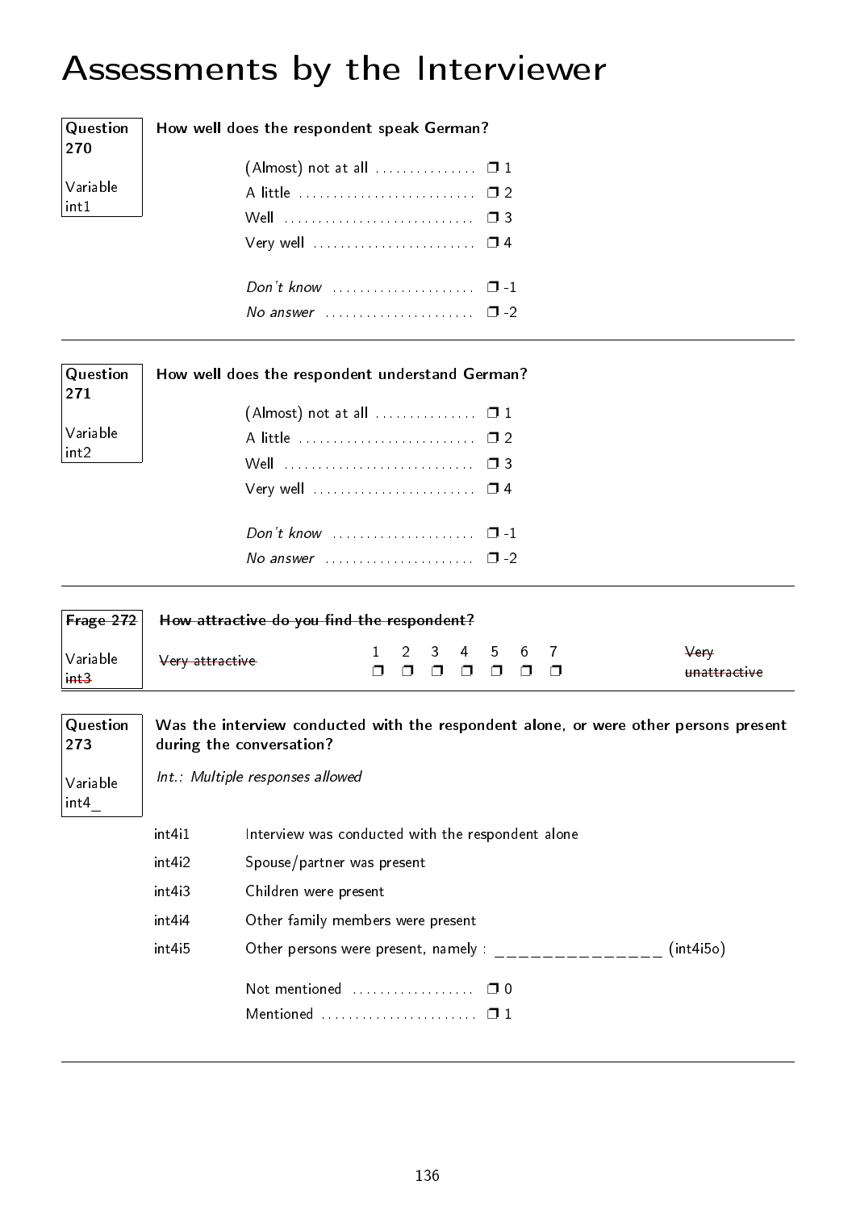# Assessments by the Interviewer

| Question 270<br>Variable int1 | How well does the respondent speak German? |
|---|---|

(Almost) not at all . . . . . . . . . . . . . . . ❒ 1
A little . . . . . . . . . . . . . . . . . . . . . . . . . . ❒ 2
Well . . . . . . . . . . . . . . . . . . . . . . . . . . . . ❒ 3
Very well . . . . . . . . . . . . . . . . . . . . . . . . ❒ 4

*Don't know* . . . . . . . . . . . . . . . . . . . . ❒ -1
*No answer* . . . . . . . . . . . . . . . . . . . . . ❒ -2

---

| Question 271<br>Variable int2 | How well does the respondent understand German? |
|---|---|

(Almost) not at all . . . . . . . . . . . . . . . ❒ 1
A little . . . . . . . . . . . . . . . . . . . . . . . . . . ❒ 2
Well . . . . . . . . . . . . . . . . . . . . . . . . . . . . ❒ 3
Very well . . . . . . . . . . . . . . . . . . . . . . . . ❒ 4

*Don't know* . . . . . . . . . . . . . . . . . . . . ❒ -1
*No answer* . . . . . . . . . . . . . . . . . . . . . ❒ -2

---

| ~~Frage 272~~<br>Variable ~~int3~~ | ~~How attractive do you find the respondent?~~ |
|---|---|

| ~~Very attractive~~ | 1 | 2 | 3 | 4 | 5 | 6 | 7 | ~~Very unattractive~~ |
|---|---|---|---|---|---|---|---|---|
| | ❒ | ❒ | ❒ | ❒ | ❒ | ❒ | ❒ | |

---

| Question 273<br>Variable int4_ | Was the interview conducted with the respondent alone, or were other persons present during the conversation?<br>*Int.: Multiple responses allowed* |
|---|---|

| | |
|---|---|
| int4i1 | Interview was conducted with the respondent alone |
| int4i2 | Spouse/partner was present |
| int4i3 | Children were present |
| int4i4 | Other family members were present |
| int4i5 | Other persons were present, namely : _______________ (int4i5o) |

Not mentioned . . . . . . . . . . . . . . . . . . ❒ 0
Mentioned . . . . . . . . . . . . . . . . . . . . . . . ❒ 1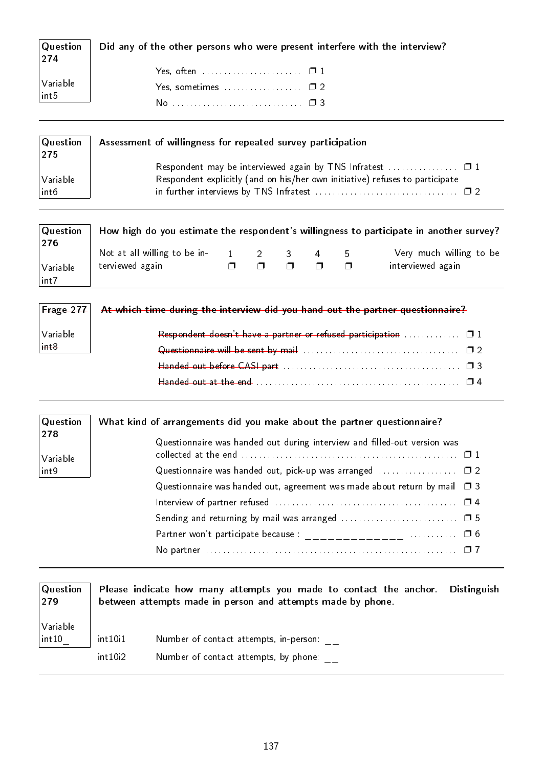**Question 274**

Variable int5

**Did any of the other persons who were present interfere with the interview?**

- Yes, often ❒ 1
- Yes, sometimes ❒ 2
- No ❒ 3

---

**Question 275**

Variable int6

**Assessment of willingness for repeated survey participation**

- Respondent may be interviewed again by TNS Infratest ❒ 1
- Respondent explicitly (and on his/her own initiative) refuses to participate in further interviews by TNS Infratest ❒ 2

---

**Question 276**

Variable int7

**How high do you estimate the respondent's willingness to participate in another survey?**

| Not at all willing to be interviewed again | 1 | 2 | 3 | 4 | 5 | Very much willing to be interviewed again |
|---|---|---|---|---|---|---|
| | ❒ | ❒ | ❒ | ❒ | ❒ | |

---

~~**Frage 277**~~

Variable ~~int8~~

~~**At which time during the interview did you hand out the partner questionnaire?**~~

- ~~Respondent doesn't have a partner or refused participation~~ ❒ 1
- ~~Questionnaire will be sent by mail~~ ❒ 2
- ~~Handed out before CASI part~~ ❒ 3
- ~~Handed out at the end~~ ❒ 4

---

**Question 278**

Variable int9

**What kind of arrangements did you make about the partner questionnaire?**

- Questionnaire was handed out during interview and filled-out version was collected at the end ❒ 1
- Questionnaire was handed out, pick-up was arranged ❒ 2
- Questionnaire was handed out, agreement was made about return by mail ❒ 3
- Interview of partner refused ❒ 4
- Sending and returning by mail was arranged ❒ 5
- Partner won't participate because : _____________ ❒ 6
- No partner ❒ 7

---

**Question 279**

Variable int10_

**Please indicate how many attempts you made to contact the anchor. Distinguish between attempts made in person and attempts made by phone.**

- int10i1 Number of contact attempts, in-person: __
- int10i2 Number of contact attempts, by phone: __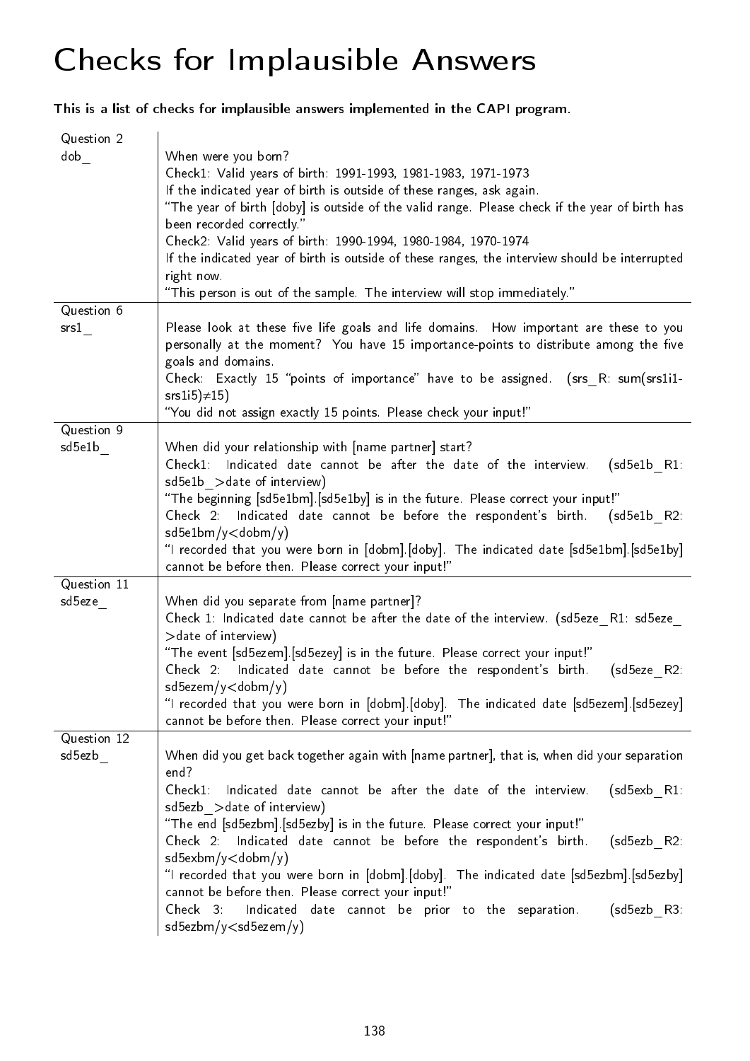# Checks for Implausible Answers

**This is a list of checks for implausible answers implemented in the CAPI program.**

| | |
|---|---|
| Question 2<br>dob_ | When were you born?<br>Check1: Valid years of birth: 1991-1993, 1981-1983, 1971-1973<br>If the indicated year of birth is outside of these ranges, ask again.<br>"The year of birth [doby] is outside of the valid range. Please check if the year of birth has been recorded correctly."<br>Check2: Valid years of birth: 1990-1994, 1980-1984, 1970-1974<br>If the indicated year of birth is outside of these ranges, the interview should be interrupted right now.<br>"This person is out of the sample. The interview will stop immediately." |
| Question 6<br>srs1_ | Please look at these five life goals and life domains. How important are these to you personally at the moment? You have 15 importance-points to distribute among the five goals and domains.<br>Check: Exactly 15 "points of importance" have to be assigned. (srs_R: sum(srs1i1-srs1i5)≠15)<br>"You did not assign exactly 15 points. Please check your input!" |
| Question 9<br>sd5e1b_ | When did your relationship with [name partner] start?<br>Check1: Indicated date cannot be after the date of the interview. (sd5e1b_R1: sd5e1b_>date of interview)<br>"The beginning [sd5e1bm].[sd5e1by] is in the future. Please correct your input!"<br>Check 2: Indicated date cannot be before the respondent's birth. (sd5e1b_R2: sd5e1bm/y<dobm/y)<br>"I recorded that you were born in [dobm].[doby]. The indicated date [sd5e1bm].[sd5e1by] cannot be before then. Please correct your input!" |
| Question 11<br>sd5eze_ | When did you separate from [name partner]?<br>Check 1: Indicated date cannot be after the date of the interview. (sd5eze_R1: sd5eze_>date of interview)<br>"The event [sd5ezem].[sd5ezey] is in the future. Please correct your input!"<br>Check 2: Indicated date cannot be before the respondent's birth. (sd5eze_R2: sd5ezem/y<dobm/y)<br>"I recorded that you were born in [dobm].[doby]. The indicated date [sd5ezem].[sd5ezey] cannot be before then. Please correct your input!" |
| Question 12<br>sd5ezb_ | When did you get back together again with [name partner], that is, when did your separation end?<br>Check1: Indicated date cannot be after the date of the interview. (sd5exb_R1: sd5ezb_>date of interview)<br>"The end [sd5ezbm].[sd5ezby] is in the future. Please correct your input!"<br>Check 2: Indicated date cannot be before the respondent's birth. (sd5ezb_R2: sd5exbm/y<dobm/y)<br>"I recorded that you were born in [dobm].[doby]. The indicated date [sd5ezbm].[sd5ezby] cannot be before then. Please correct your input!"<br>Check 3: Indicated date cannot be prior to the separation. (sd5ezb_R3: sd5ezbm/y<sd5ezem/y) |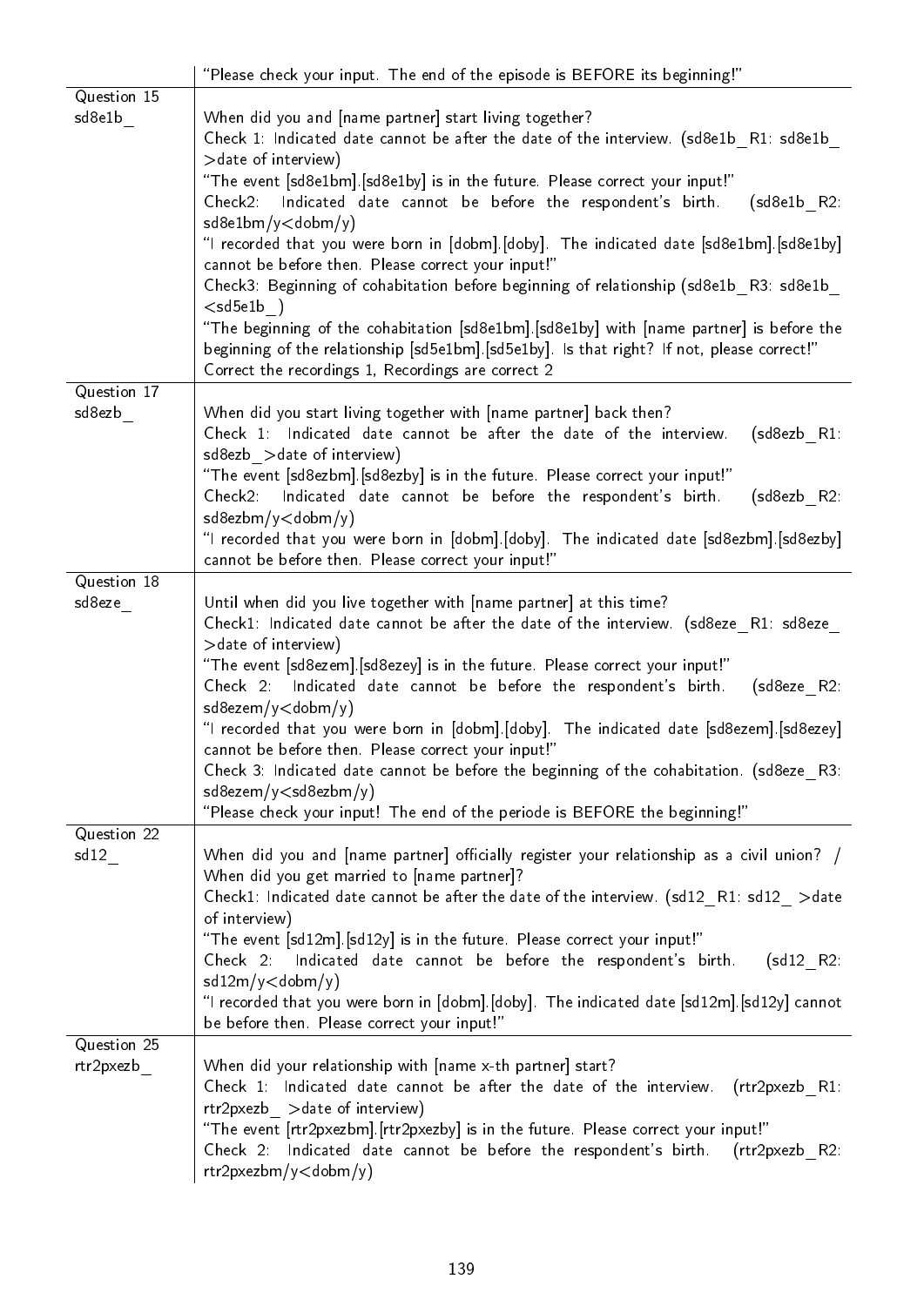| | |
|---|---|
| | "Please check your input. The end of the episode is BEFORE its beginning!" |
| Question 15<br>sd8e1b_ | When did you and [name partner] start living together?<br>Check 1: Indicated date cannot be after the date of the interview. (sd8e1b_R1: sd8e1b_ >date of interview)<br>"The event [sd8e1bm].[sd8e1by] is in the future. Please correct your input!"<br>Check2: Indicated date cannot be before the respondent's birth. (sd8e1b_R2: sd8e1bm/y<dobm/y)<br>"I recorded that you were born in [dobm].[doby]. The indicated date [sd8e1bm].[sd8e1by] cannot be before then. Please correct your input!"<br>Check3: Beginning of cohabitation before beginning of relationship (sd8e1b_R3: sd8e1b_ <sd5e1b_)<br>"The beginning of the cohabitation [sd8e1bm].[sd8e1by] with [name partner] is before the beginning of the relationship [sd5e1bm].[sd5e1by]. Is that right? If not, please correct!"<br>Correct the recordings 1, Recordings are correct 2 |
| Question 17<br>sd8ezb_ | When did you start living together with [name partner] back then?<br>Check 1: Indicated date cannot be after the date of the interview. (sd8ezb_R1: sd8ezb_ >date of interview)<br>"The event [sd8ezbm].[sd8ezby] is in the future. Please correct your input!"<br>Check2: Indicated date cannot be before the respondent's birth. (sd8ezb_R2: sd8ezbm/y<dobm/y)<br>"I recorded that you were born in [dobm].[doby]. The indicated date [sd8ezbm].[sd8ezby] cannot be before then. Please correct your input!" |
| Question 18<br>sd8eze_ | Until when did you live together with [name partner] at this time?<br>Check1: Indicated date cannot be after the date of the interview. (sd8eze_R1: sd8eze_ >date of interview)<br>"The event [sd8ezem].[sd8ezey] is in the future. Please correct your input!"<br>Check 2: Indicated date cannot be before the respondent's birth. (sd8eze_R2: sd8ezem/y<dobm/y)<br>"I recorded that you were born in [dobm].[doby]. The indicated date [sd8ezem].[sd8ezey] cannot be before then. Please correct your input!"<br>Check 3: Indicated date cannot be before the beginning of the cohabitation. (sd8eze_R3: sd8ezem/y<sd8ezbm/y)<br>"Please check your input! The end of the periode is BEFORE the beginning!" |
| Question 22<br>sd12_ | When did you and [name partner] officially register your relationship as a civil union? / When did you get married to [name partner]?<br>Check1: Indicated date cannot be after the date of the interview. (sd12_R1: sd12_ >date of interview)<br>"The event [sd12m].[sd12y] is in the future. Please correct your input!"<br>Check 2: Indicated date cannot be before the respondent's birth. (sd12_R2: sd12m/y<dobm/y)<br>"I recorded that you were born in [dobm].[doby]. The indicated date [sd12m].[sd12y] cannot be before then. Please correct your input!" |
| Question 25<br>rtr2pxezb_ | When did your relationship with [name x-th partner] start?<br>Check 1: Indicated date cannot be after the date of the interview. (rtr2pxezb_R1: rtr2pxezb_ >date of interview)<br>"The event [rtr2pxezbm].[rtr2pxezby] is in the future. Please correct your input!"<br>Check 2: Indicated date cannot be before the respondent's birth. (rtr2pxezb_R2: rtr2pxezbm/y<dobm/y) |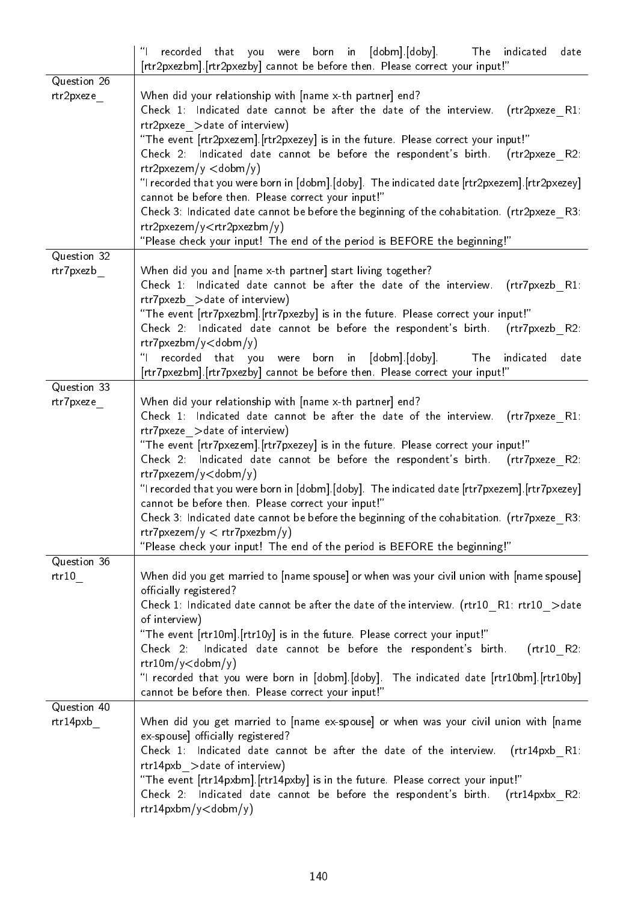| | |
|---|---|
| | "I recorded that you were born in [dobm].[doby]. The indicated date [rtr2pxezbm].[rtr2pxezby] cannot be before then. Please correct your input!" |
| Question 26<br>rtr2pxeze_ | When did your relationship with [name x-th partner] end?<br>Check 1: Indicated date cannot be after the date of the interview. (rtr2pxeze_R1: rtr2pxeze_>date of interview)<br>"The event [rtr2pxezem].[rtr2pxezey] is in the future. Please correct your input!"<br>Check 2: Indicated date cannot be before the respondent's birth. (rtr2pxeze_R2: rtr2pxezem/y <dobm/y)<br>"I recorded that you were born in [dobm].[doby]. The indicated date [rtr2pxezem].[rtr2pxezey] cannot be before then. Please correct your input!"<br>Check 3: Indicated date cannot be before the beginning of the cohabitation. (rtr2pxeze_R3: rtr2pxezem/y<rtr2pxezbm/y)<br>"Please check your input! The end of the period is BEFORE the beginning!" |
| Question 32<br>rtr7pxezb_ | When did you and [name x-th partner] start living together?<br>Check 1: Indicated date cannot be after the date of the interview. (rtr7pxezb_R1: rtr7pxezb_>date of interview)<br>"The event [rtr7pxezbm].[rtr7pxezby] is in the future. Please correct your input!"<br>Check 2: Indicated date cannot be before the respondent's birth. (rtr7pxezb_R2: rtr7pxezbm/y<dobm/y)<br>"I recorded that you were born in [dobm].[doby]. The indicated date [rtr7pxezbm].[rtr7pxezby] cannot be before then. Please correct your input!" |
| Question 33<br>rtr7pxeze_ | When did your relationship with [name x-th partner] end?<br>Check 1: Indicated date cannot be after the date of the interview. (rtr7pxeze_R1: rtr7pxeze_>date of interview)<br>"The event [rtr7pxezem].[rtr7pxezey] is in the future. Please correct your input!"<br>Check 2: Indicated date cannot be before the respondent's birth. (rtr7pxeze_R2: rtr7pxezem/y<dobm/y)<br>"I recorded that you were born in [dobm].[doby]. The indicated date [rtr7pxezem].[rtr7pxezey] cannot be before then. Please correct your input!"<br>Check 3: Indicated date cannot be before the beginning of the cohabitation. (rtr7pxeze_R3: rtr7pxezem/y < rtr7pxezbm/y)<br>"Please check your input! The end of the period is BEFORE the beginning!" |
| Question 36<br>rtr10_ | When did you get married to [name spouse] or when was your civil union with [name spouse] officially registered?<br>Check 1: Indicated date cannot be after the date of the interview. (rtr10_R1: rtr10_>date of interview)<br>"The event [rtr10m].[rtr10y] is in the future. Please correct your input!"<br>Check 2: Indicated date cannot be before the respondent's birth. (rtr10_R2: rtr10m/y<dobm/y)<br>"I recorded that you were born in [dobm].[doby]. The indicated date [rtr10bm].[rtr10by] cannot be before then. Please correct your input!" |
| Question 40<br>rtr14pxb_ | When did you get married to [name ex-spouse] or when was your civil union with [name ex-spouse] officially registered?<br>Check 1: Indicated date cannot be after the date of the interview. (rtr14pxb_R1: rtr14pxb_>date of interview)<br>"The event [rtr14pxbm].[rtr14pxby] is in the future. Please correct your input!"<br>Check 2: Indicated date cannot be before the respondent's birth. (rtr14pxbx_R2: rtr14pxbm/y<dobm/y) |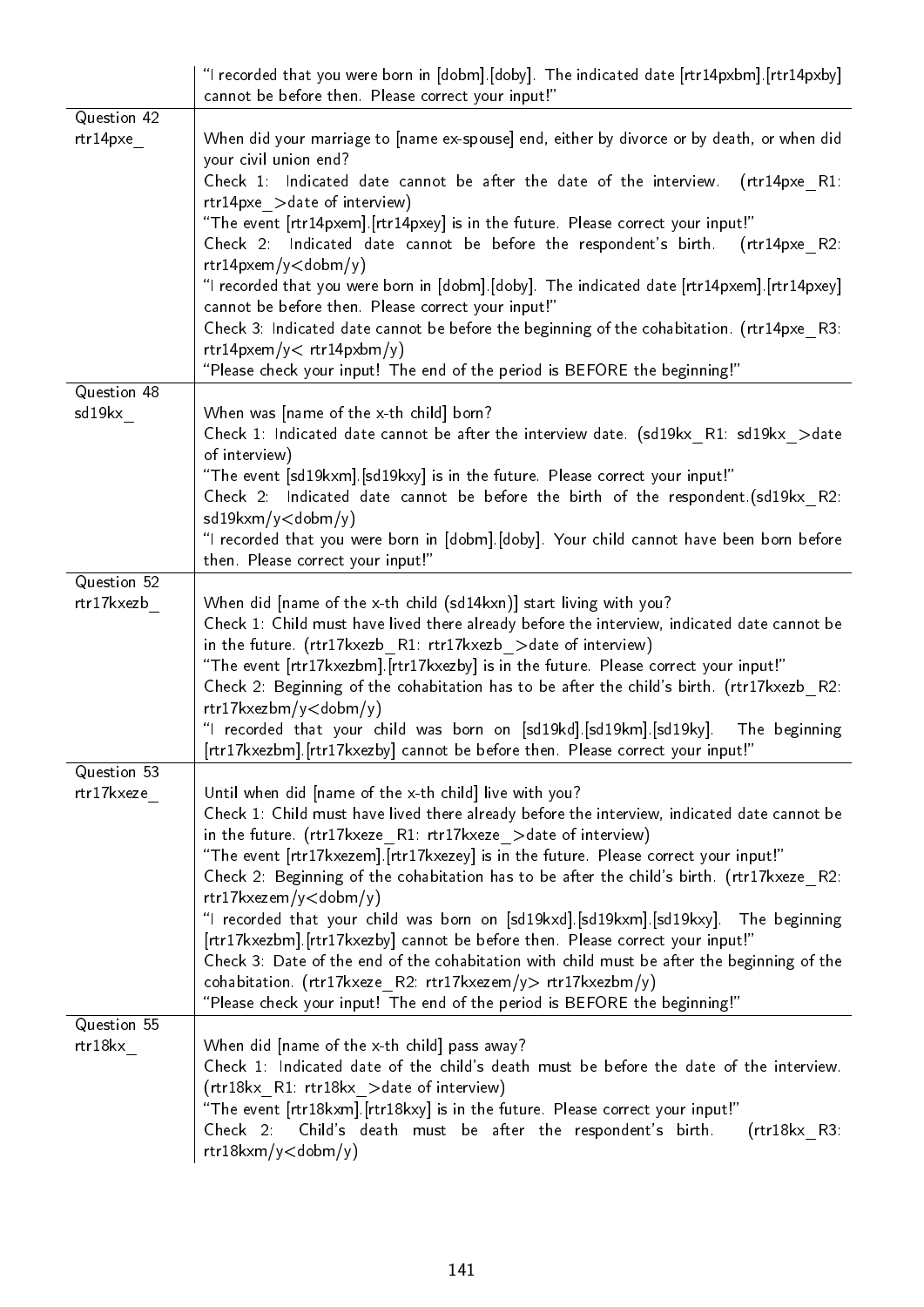| | |
|---|---|
| | "I recorded that you were born in [dobm].[doby]. The indicated date [rtr14pxbm].[rtr14pxby] cannot be before then. Please correct your input!" |
| Question 42<br>rtr14pxe_ | When did your marriage to [name ex-spouse] end, either by divorce or by death, or when did your civil union end?<br>Check 1: Indicated date cannot be after the date of the interview. (rtr14pxe_R1: rtr14pxe_>date of interview)<br>"The event [rtr14pxem].[rtr14pxey] is in the future. Please correct your input!"<br>Check 2: Indicated date cannot be before the respondent's birth. (rtr14pxe_R2: rtr14pxem/y<dobm/y)<br>"I recorded that you were born in [dobm].[doby]. The indicated date [rtr14pxem].[rtr14pxey] cannot be before then. Please correct your input!"<br>Check 3: Indicated date cannot be before the beginning of the cohabitation. (rtr14pxe_R3: rtr14pxem/y< rtr14pxbm/y)<br>"Please check your input! The end of the period is BEFORE the beginning!" |
| Question 48<br>sd19kx_ | When was [name of the x-th child] born?<br>Check 1: Indicated date cannot be after the interview date. (sd19kx_R1: sd19kx_>date of interview)<br>"The event [sd19kxm].[sd19kxy] is in the future. Please correct your input!"<br>Check 2: Indicated date cannot be before the birth of the respondent.(sd19kx_R2: sd19kxm/y<dobm/y)<br>"I recorded that you were born in [dobm].[doby]. Your child cannot have been born before then. Please correct your input!" |
| Question 52<br>rtr17kxezb_ | When did [name of the x-th child (sd14kxn)] start living with you?<br>Check 1: Child must have lived there already before the interview, indicated date cannot be in the future. (rtr17kxezb_R1: rtr17kxezb_>date of interview)<br>"The event [rtr17kxezbm].[rtr17kxezby] is in the future. Please correct your input!"<br>Check 2: Beginning of the cohabitation has to be after the child's birth. (rtr17kxezb_R2: rtr17kxezbm/y<dobm/y)<br>"I recorded that your child was born on [sd19kd].[sd19km].[sd19ky]. The beginning [rtr17kxezbm].[rtr17kxezby] cannot be before then. Please correct your input!" |
| Question 53<br>rtr17kxeze_ | Until when did [name of the x-th child] live with you?<br>Check 1: Child must have lived there already before the interview, indicated date cannot be in the future. (rtr17kxeze_R1: rtr17kxeze_>date of interview)<br>"The event [rtr17kxezem].[rtr17kxezey] is in the future. Please correct your input!"<br>Check 2: Beginning of the cohabitation has to be after the child's birth. (rtr17kxeze_R2: rtr17kxezem/y<dobm/y)<br>"I recorded that your child was born on [sd19kxd].[sd19kxm].[sd19kxy]. The beginning [rtr17kxezbm].[rtr17kxezby] cannot be before then. Please correct your input!"<br>Check 3: Date of the end of the cohabitation with child must be after the beginning of the cohabitation. (rtr17kxeze_R2: rtr17kxezem/y> rtr17kxezbm/y)<br>"Please check your input! The end of the period is BEFORE the beginning!" |
| Question 55<br>rtr18kx_ | When did [name of the x-th child] pass away?<br>Check 1: Indicated date of the child's death must be before the date of the interview. (rtr18kx_R1: rtr18kx_>date of interview)<br>"The event [rtr18kxm].[rtr18kxy] is in the future. Please correct your input!"<br>Check 2: Child's death must be after the respondent's birth. (rtr18kx_R3: rtr18kxm/y<dobm/y) |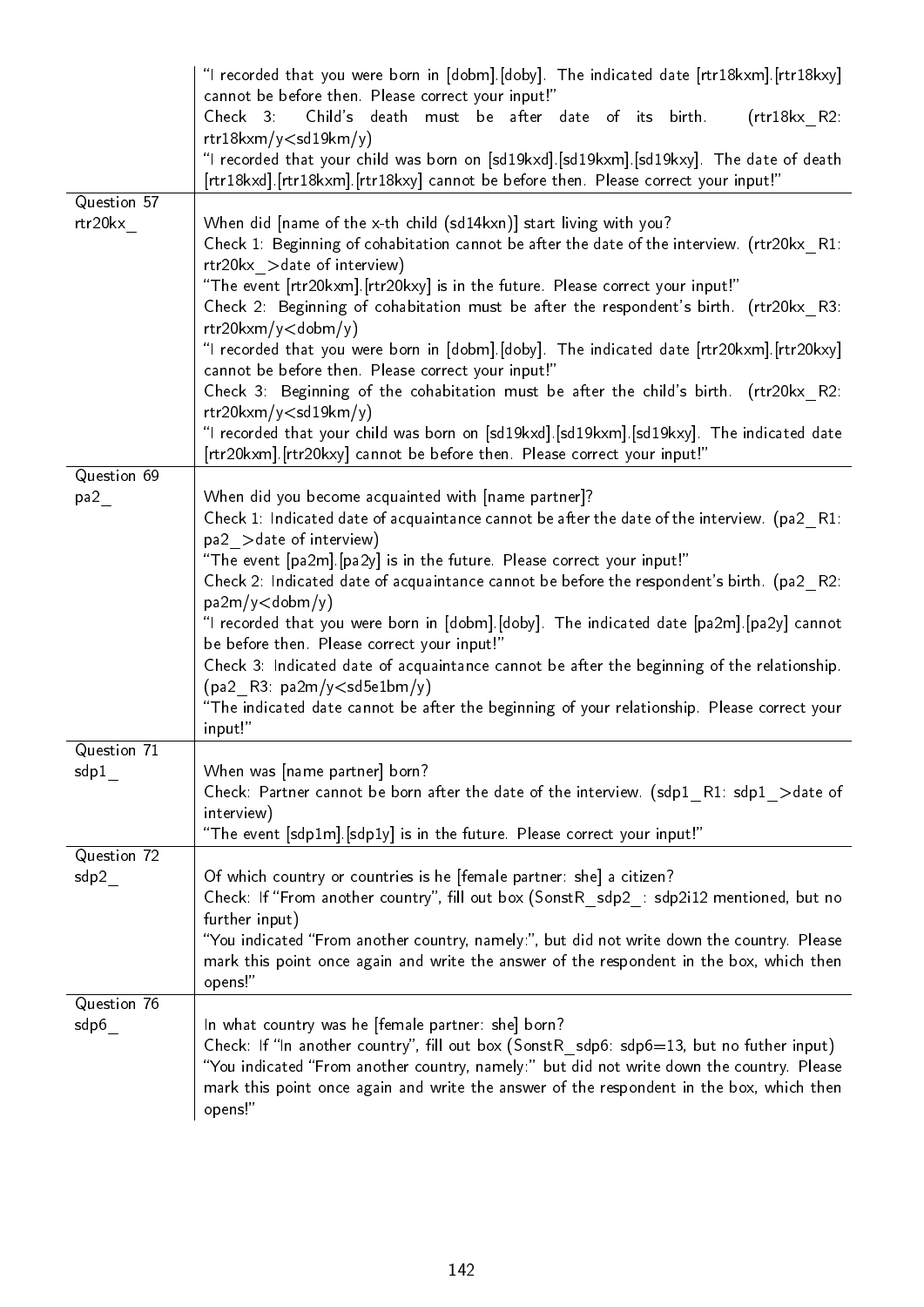| | |
|---|---|
| | "I recorded that you were born in [dobm].[doby]. The indicated date [rtr18kxm].[rtr18kxy] cannot be before then. Please correct your input!"<br>Check 3: Child's death must be after date of its birth. (rtr18kx_R2: rtr18kxm/y<sd19km/y)<br>"I recorded that your child was born on [sd19kxd].[sd19kxm].[sd19kxy]. The date of death [rtr18kxd].[rtr18kxm].[rtr18kxy] cannot be before then. Please correct your input!" |
| Question 57<br>rtr20kx_ | When did [name of the x-th child (sd14kxn)] start living with you?<br>Check 1: Beginning of cohabitation cannot be after the date of the interview. (rtr20kx_R1: rtr20kx_>date of interview)<br>"The event [rtr20kxm].[rtr20kxy] is in the future. Please correct your input!"<br>Check 2: Beginning of cohabitation must be after the respondent's birth. (rtr20kx_R3: rtr20kxm/y<dobm/y)<br>"I recorded that you were born in [dobm].[doby]. The indicated date [rtr20kxm].[rtr20kxy] cannot be before then. Please correct your input!"<br>Check 3: Beginning of the cohabitation must be after the child's birth. (rtr20kx_R2: rtr20kxm/y<sd19km/y)<br>"I recorded that your child was born on [sd19kxd].[sd19kxm].[sd19kxy]. The indicated date [rtr20kxm].[rtr20kxy] cannot be before then. Please correct your input!" |
| Question 69<br>pa2_ | When did you become acquainted with [name partner]?<br>Check 1: Indicated date of acquaintance cannot be after the date of the interview. (pa2_R1: pa2_>date of interview)<br>"The event [pa2m].[pa2y] is in the future. Please correct your input!"<br>Check 2: Indicated date of acquaintance cannot be before the respondent's birth. (pa2_R2: pa2m/y<dobm/y)<br>"I recorded that you were born in [dobm].[doby]. The indicated date [pa2m].[pa2y] cannot be before then. Please correct your input!"<br>Check 3: Indicated date of acquaintance cannot be after the beginning of the relationship. (pa2_R3: pa2m/y<sd5e1bm/y)<br>"The indicated date cannot be after the beginning of your relationship. Please correct your input!" |
| Question 71<br>sdp1_ | When was [name partner] born?<br>Check: Partner cannot be born after the date of the interview. (sdp1_R1: sdp1_>date of interview)<br>"The event [sdp1m].[sdp1y] is in the future. Please correct your input!" |
| Question 72<br>sdp2_ | Of which country or countries is he [female partner: she] a citizen?<br>Check: If "From another country", fill out box (SonstR_sdp2_: sdp2i12 mentioned, but no further input)<br>"You indicated "From another country, namely:", but did not write down the country. Please mark this point once again and write the answer of the respondent in the box, which then opens!" |
| Question 76<br>sdp6_ | In what country was he [female partner: she] born?<br>Check: If "In another country", fill out box (SonstR_sdp6: sdp6=13, but no futher input)<br>"You indicated "From another country, namely:" but did not write down the country. Please mark this point once again and write the answer of the respondent in the box, which then opens!" |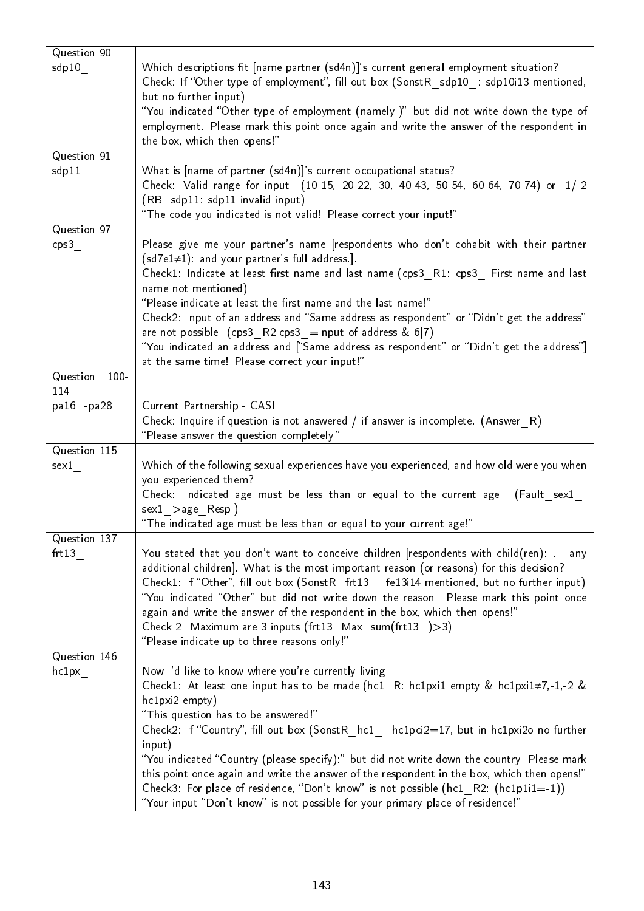| | |
|---|---|
| Question 90<br>sdp10_ | Which descriptions fit [name partner (sd4n)]'s current general employment situation?<br>Check: If "Other type of employment", fill out box (SonstR_sdp10_: sdp10i13 mentioned, but no further input)<br>"You indicated "Other type of employment (namely:)" but did not write down the type of employment. Please mark this point once again and write the answer of the respondent in the box, which then opens!" |
| Question 91<br>sdp11_ | What is [name of partner (sd4n)]'s current occupational status?<br>Check: Valid range for input: (10-15, 20-22, 30, 40-43, 50-54, 60-64, 70-74) or -1/-2 (RB_sdp11: sdp11 invalid input)<br>"The code you indicated is not valid! Please correct your input!" |
| Question 97<br>cps3_ | Please give me your partner's name [respondents who don't cohabit with their partner (sd7e1≠1): and your partner's full address.].<br>Check1: Indicate at least first name and last name (cps3_R1: cps3_ First name and last name not mentioned)<br>"Please indicate at least the first name and the last name!"<br>Check2: Input of an address and "Same address as respondent" or "Didn't get the address" are not possible. (cps3_R2:cps3_=Input of address & 6\|7)<br>"You indicated an address and ["Same address as respondent" or "Didn't get the address"] at the same time! Please correct your input!" |
| Question 100-114<br>pa16_-pa28 | Current Partnership - CASI<br>Check: Inquire if question is not answered / if answer is incomplete. (Answer_R)<br>"Please answer the question completely." |
| Question 115<br>sex1_ | Which of the following sexual experiences have you experienced, and how old were you when you experienced them?<br>Check: Indicated age must be less than or equal to the current age. (Fault_sex1_: sex1_>age_Resp.)<br>"The indicated age must be less than or equal to your current age!" |
| Question 137<br>frt13_ | You stated that you don't want to conceive children [respondents with child(ren): ... any additional children]. What is the most important reason (or reasons) for this decision?<br>Check1: If "Other", fill out box (SonstR_frt13_: fe13i14 mentioned, but no further input)<br>"You indicated "Other" but did not write down the reason. Please mark this point once again and write the answer of the respondent in the box, which then opens!"<br>Check 2: Maximum are 3 inputs (frt13_Max: sum(frt13_)>3)<br>"Please indicate up to three reasons only!" |
| Question 146<br>hc1px_ | Now I'd like to know where you're currently living.<br>Check1: At least one input has to be made.(hc1_R: hc1pxi1 empty & hc1pxi1≠7,-1,-2 & hc1pxi2 empty)<br>"This question has to be answered!"<br>Check2: If "Country", fill out box (SonstR_hc1_: hc1pci2=17, but in hc1pxi2o no further input)<br>"You indicated "Country (please specify):" but did not write down the country. Please mark this point once again and write the answer of the respondent in the box, which then opens!"<br>Check3: For place of residence, "Don't know" is not possible (hc1_R2: (hc1p1i1=-1))<br>"Your input "Don't know" is not possible for your primary place of residence!" |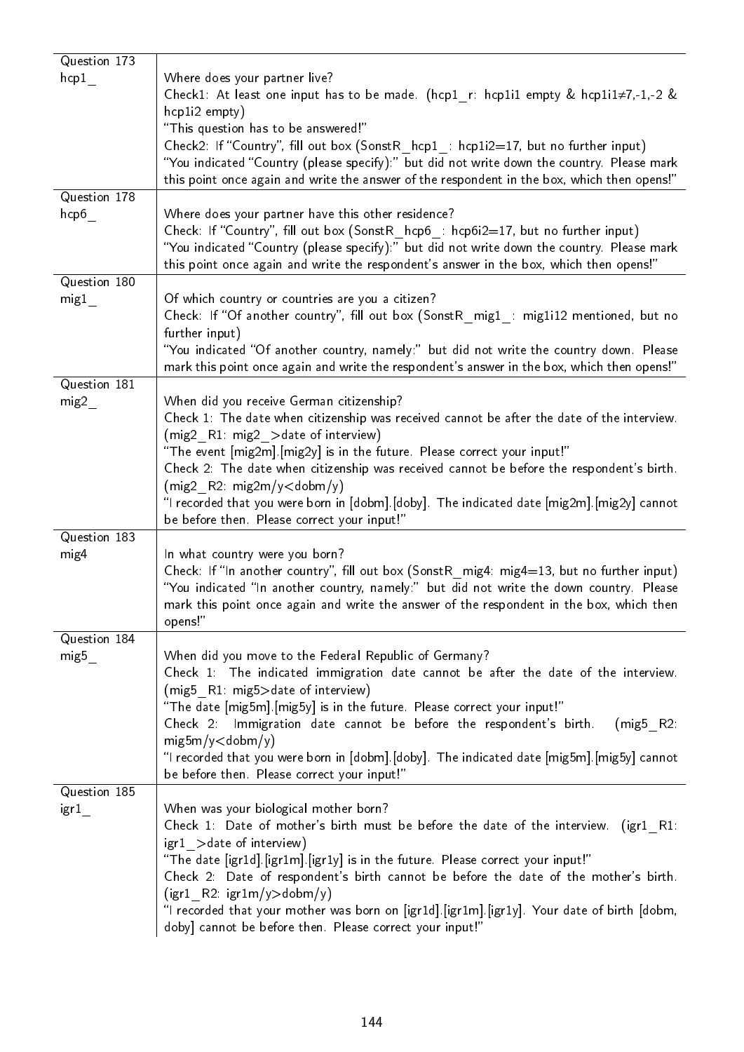| | |
|---|---|
| Question 173<br>hcp1_ | Where does your partner live?<br>Check1: At least one input has to be made. (hcp1_r: hcp1i1 empty & hcp1i1≠7,-1,-2 & hcp1i2 empty)<br>"This question has to be answered!"<br>Check2: If "Country", fill out box (SonstR_hcp1_: hcp1i2=17, but no further input)<br>"You indicated "Country (please specify):" but did not write down the country. Please mark this point once again and write the answer of the respondent in the box, which then opens!" |
| Question 178<br>hcp6_ | Where does your partner have this other residence?<br>Check: If "Country", fill out box (SonstR_hcp6_: hcp6i2=17, but no further input)<br>"You indicated "Country (please specify):" but did not write down the country. Please mark this point once again and write the respondent's answer in the box, which then opens!" |
| Question 180<br>mig1_ | Of which country or countries are you a citizen?<br>Check: If "Of another country", fill out box (SonstR_mig1_: mig1i12 mentioned, but no further input)<br>"You indicated "Of another country, namely:" but did not write the country down. Please mark this point once again and write the respondent's answer in the box, which then opens!" |
| Question 181<br>mig2_ | When did you receive German citizenship?<br>Check 1: The date when citizenship was received cannot be after the date of the interview. (mig2_R1: mig2_>date of interview)<br>"The event [mig2m].[mig2y] is in the future. Please correct your input!"<br>Check 2: The date when citizenship was received cannot be before the respondent's birth. (mig2_R2: mig2m/y<dobm/y)<br>"I recorded that you were born in [dobm].[doby]. The indicated date [mig2m].[mig2y] cannot be before then. Please correct your input!" |
| Question 183<br>mig4 | In what country were you born?<br>Check: If "In another country", fill out box (SonstR_mig4: mig4=13, but no further input)<br>"You indicated "In another country, namely:" but did not write the down country. Please mark this point once again and write the answer of the respondent in the box, which then opens!" |
| Question 184<br>mig5_ | When did you move to the Federal Republic of Germany?<br>Check 1: The indicated immigration date cannot be after the date of the interview. (mig5_R1: mig5>date of interview)<br>"The date [mig5m].[mig5y] is in the future. Please correct your input!"<br>Check 2: Immigration date cannot be before the respondent's birth. (mig5_R2: mig5m/y<dobm/y)<br>"I recorded that you were born in [dobm].[doby]. The indicated date [mig5m].[mig5y] cannot be before then. Please correct your input!" |
| Question 185<br>igr1_ | When was your biological mother born?<br>Check 1: Date of mother's birth must be before the date of the interview. (igr1_R1: igr1_>date of interview)<br>"The date [igr1d].[igr1m].[igr1y] is in the future. Please correct your input!"<br>Check 2: Date of respondent's birth cannot be before the date of the mother's birth. (igr1_R2: igr1m/y>dobm/y)<br>"I recorded that your mother was born on [igr1d].[igr1m].[igr1y]. Your date of birth [dobm, doby] cannot be before then. Please correct your input!" |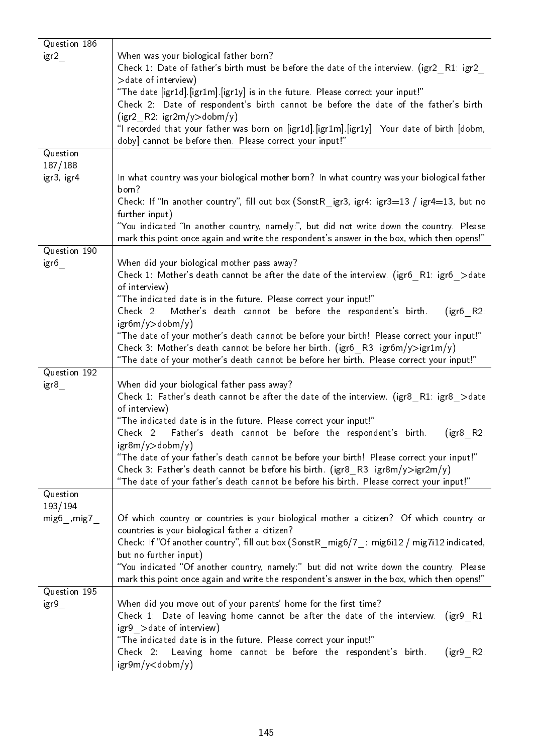| | |
|---|---|
| Question 186<br>igr2_ | When was your biological father born?<br>Check 1: Date of father's birth must be before the date of the interview. (igr2_R1: igr2_ >date of interview)<br>"The date [igr1d].[igr1m].[igr1y] is in the future. Please correct your input!"<br>Check 2: Date of respondent's birth cannot be before the date of the father's birth. (igr2_R2: igr2m/y>dobm/y)<br>"I recorded that your father was born on [igr1d].[igr1m].[igr1y]. Your date of birth [dobm, doby] cannot be before then. Please correct your input!" |
| Question 187/188<br>igr3, igr4 | In what country was your biological mother born? In what country was your biological father born?<br>Check: If "In another country", fill out box (SonstR_igr3, igr4: igr3=13 / igr4=13, but no further input)<br>"You indicated "In another country, namely:", but did not write down the country. Please mark this point once again and write the respondent's answer in the box, which then opens!" |
| Question 190<br>igr6_ | When did your biological mother pass away?<br>Check 1: Mother's death cannot be after the date of the interview. (igr6_R1: igr6_>date of interview)<br>"The indicated date is in the future. Please correct your input!"<br>Check 2: Mother's death cannot be before the respondent's birth. (igr6_R2: igr6m/y>dobm/y)<br>"The date of your mother's death cannot be before your birth! Please correct your input!"<br>Check 3: Mother's death cannot be before her birth. (igr6_R3: igr6m/y>igr1m/y)<br>"The date of your mother's death cannot be before her birth. Please correct your input!" |
| Question 192<br>igr8_ | When did your biological father pass away?<br>Check 1: Father's death cannot be after the date of the interview. (igr8_R1: igr8_>date of interview)<br>"The indicated date is in the future. Please correct your input!"<br>Check 2: Father's death cannot be before the respondent's birth. (igr8_R2: igr8m/y>dobm/y)<br>"The date of your father's death cannot be before your birth! Please correct your input!"<br>Check 3: Father's death cannot be before his birth. (igr8_R3: igr8m/y>igr2m/y)<br>"The date of your father's death cannot be before his birth. Please correct your input!" |
| Question 193/194<br>mig6_,mig7_ | Of which country or countries is your biological mother a citizen? Of which country or countries is your biological father a citizen?<br>Check: If "Of another country", fill out box (SonstR_mig6/7_: mig6i12 / mig7i12 indicated, but no further input)<br>"You indicated "Of another country, namely:" but did not write down the country. Please mark this point once again and write the respondent's answer in the box, which then opens!" |
| Question 195<br>igr9_ | When did you move out of your parents' home for the first time?<br>Check 1: Date of leaving home cannot be after the date of the interview. (igr9_R1: igr9_>date of interview)<br>"The indicated date is in the future. Please correct your input!"<br>Check 2: Leaving home cannot be before the respondent's birth. (igr9_R2: igr9m/y<dobm/y) |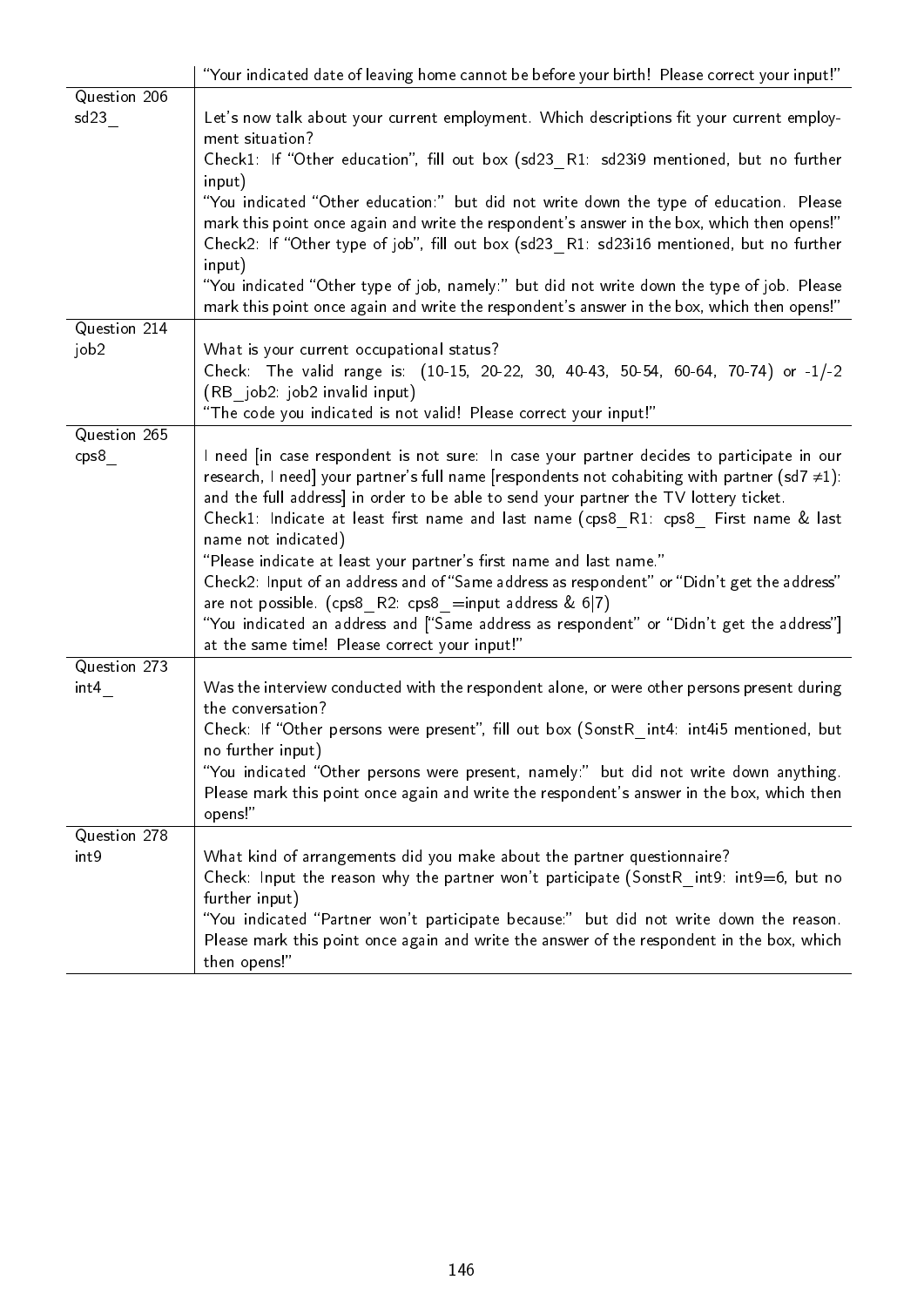| | |
|---|---|
| | "Your indicated date of leaving home cannot be before your birth! Please correct your input!" |
| Question 206<br>sd23_ | Let's now talk about your current employment. Which descriptions fit your current employment situation?<br>Check1: If "Other education", fill out box (sd23_R1: sd23i9 mentioned, but no further input)<br>"You indicated "Other education:" but did not write down the type of education. Please mark this point once again and write the respondent's answer in the box, which then opens!"<br>Check2: If "Other type of job", fill out box (sd23_R1: sd23i16 mentioned, but no further input)<br>"You indicated "Other type of job, namely:" but did not write down the type of job. Please mark this point once again and write the respondent's answer in the box, which then opens!" |
| Question 214<br>job2 | What is your current occupational status?<br>Check: The valid range is: (10-15, 20-22, 30, 40-43, 50-54, 60-64, 70-74) or -1/-2 (RB_job2: job2 invalid input)<br>"The code you indicated is not valid! Please correct your input!" |
| Question 265<br>cps8_ | I need [in case respondent is not sure: In case your partner decides to participate in our research, I need] your partner's full name [respondents not cohabiting with partner (sd7 $\neq$1): and the full address] in order to be able to send your partner the TV lottery ticket.<br>Check1: Indicate at least first name and last name (cps8_R1: cps8_ First name & last name not indicated)<br>"Please indicate at least your partner's first name and last name."<br>Check2: Input of an address and of "Same address as respondent" or "Didn't get the address" are not possible. (cps8_R2: cps8_=input address & 6\|7)<br>"You indicated an address and ["Same address as respondent" or "Didn't get the address"] at the same time! Please correct your input!" |
| Question 273<br>int4_ | Was the interview conducted with the respondent alone, or were other persons present during the conversation?<br>Check: If "Other persons were present", fill out box (SonstR_int4: int4i5 mentioned, but no further input)<br>"You indicated "Other persons were present, namely:" but did not write down anything. Please mark this point once again and write the respondent's answer in the box, which then opens!" |
| Question 278<br>int9 | What kind of arrangements did you make about the partner questionnaire?<br>Check: Input the reason why the partner won't participate (SonstR_int9: int9=6, but no further input)<br>"You indicated "Partner won't participate because:" but did not write down the reason. Please mark this point once again and write the answer of the respondent in the box, which then opens!" |